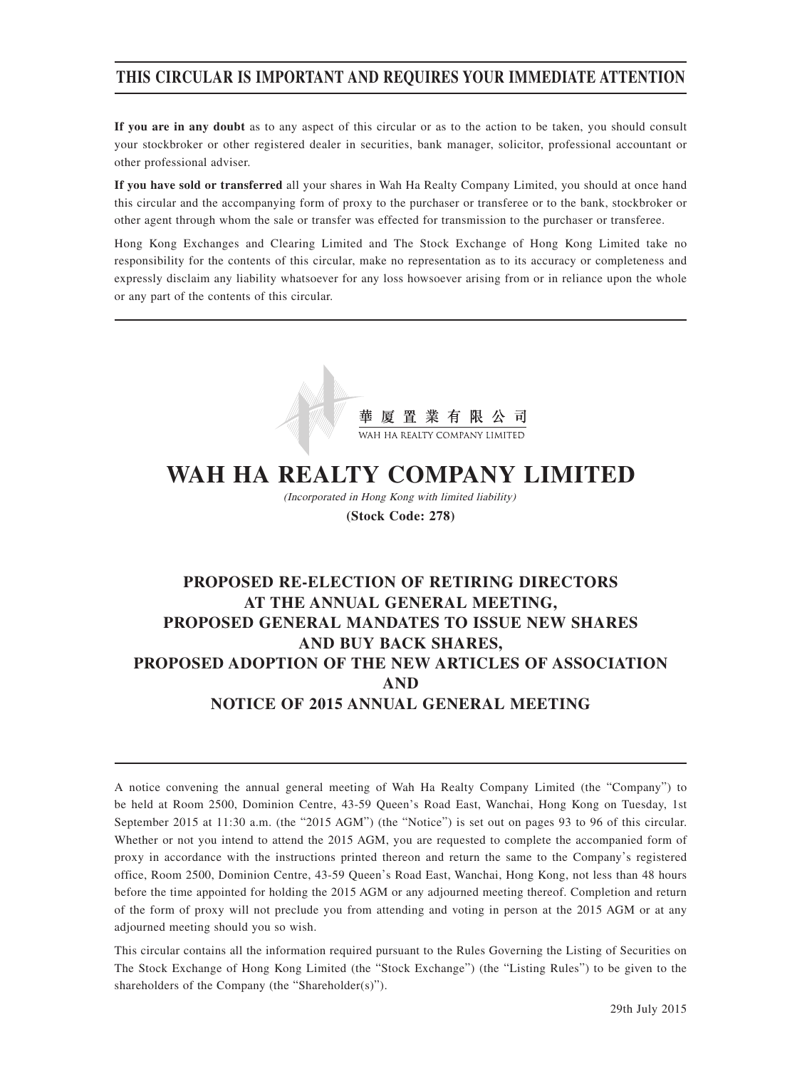# THIS CIRCULAR IS IMPORTANT AND REQUIRES YOUR IMMEDIATE ATTENTION

**If you are in any doubt** as to any aspect of this circular or as to the action to be taken, you should consult your stockbroker or other registered dealer in securities, bank manager, solicitor, professional accountant or other professional adviser.

**If you have sold or transferred** all your shares in Wah Ha Realty Company Limited, you should at once hand this circular and the accompanying form of proxy to the purchaser or transferee or to the bank, stockbroker or other agent through whom the sale or transfer was effected for transmission to the purchaser or transferee.

Hong Kong Exchanges and Clearing Limited and The Stock Exchange of Hong Kong Limited take no responsibility for the contents of this circular, make no representation as to its accuracy or completeness and expressly disclaim any liability whatsoever for any loss howsoever arising from or in reliance upon the whole or any part of the contents of this circular.

華厦置業有限公司
WAH HA REALTY COMPANY LIMITED

# WAH HA REALTY COMPANY LIMITED

*(Incorporated in Hong Kong with limited liability)*

**(Stock Code: 278)**

## PROPOSED RE-ELECTION OF RETIRING DIRECTORS AT THE ANNUAL GENERAL MEETING, PROPOSED GENERAL MANDATES TO ISSUE NEW SHARES AND BUY BACK SHARES, PROPOSED ADOPTION OF THE NEW ARTICLES OF ASSOCIATION AND NOTICE OF 2015 ANNUAL GENERAL MEETING

A notice convening the annual general meeting of Wah Ha Realty Company Limited (the "Company") to be held at Room 2500, Dominion Centre, 43-59 Queen's Road East, Wanchai, Hong Kong on Tuesday, 1st September 2015 at 11:30 a.m. (the "2015 AGM") (the "Notice") is set out on pages 93 to 96 of this circular. Whether or not you intend to attend the 2015 AGM, you are requested to complete the accompanied form of proxy in accordance with the instructions printed thereon and return the same to the Company's registered office, Room 2500, Dominion Centre, 43-59 Queen's Road East, Wanchai, Hong Kong, not less than 48 hours before the time appointed for holding the 2015 AGM or any adjourned meeting thereof. Completion and return of the form of proxy will not preclude you from attending and voting in person at the 2015 AGM or at any adjourned meeting should you so wish.

This circular contains all the information required pursuant to the Rules Governing the Listing of Securities on The Stock Exchange of Hong Kong Limited (the "Stock Exchange") (the "Listing Rules") to be given to the shareholders of the Company (the "Shareholder(s)").

29th July 2015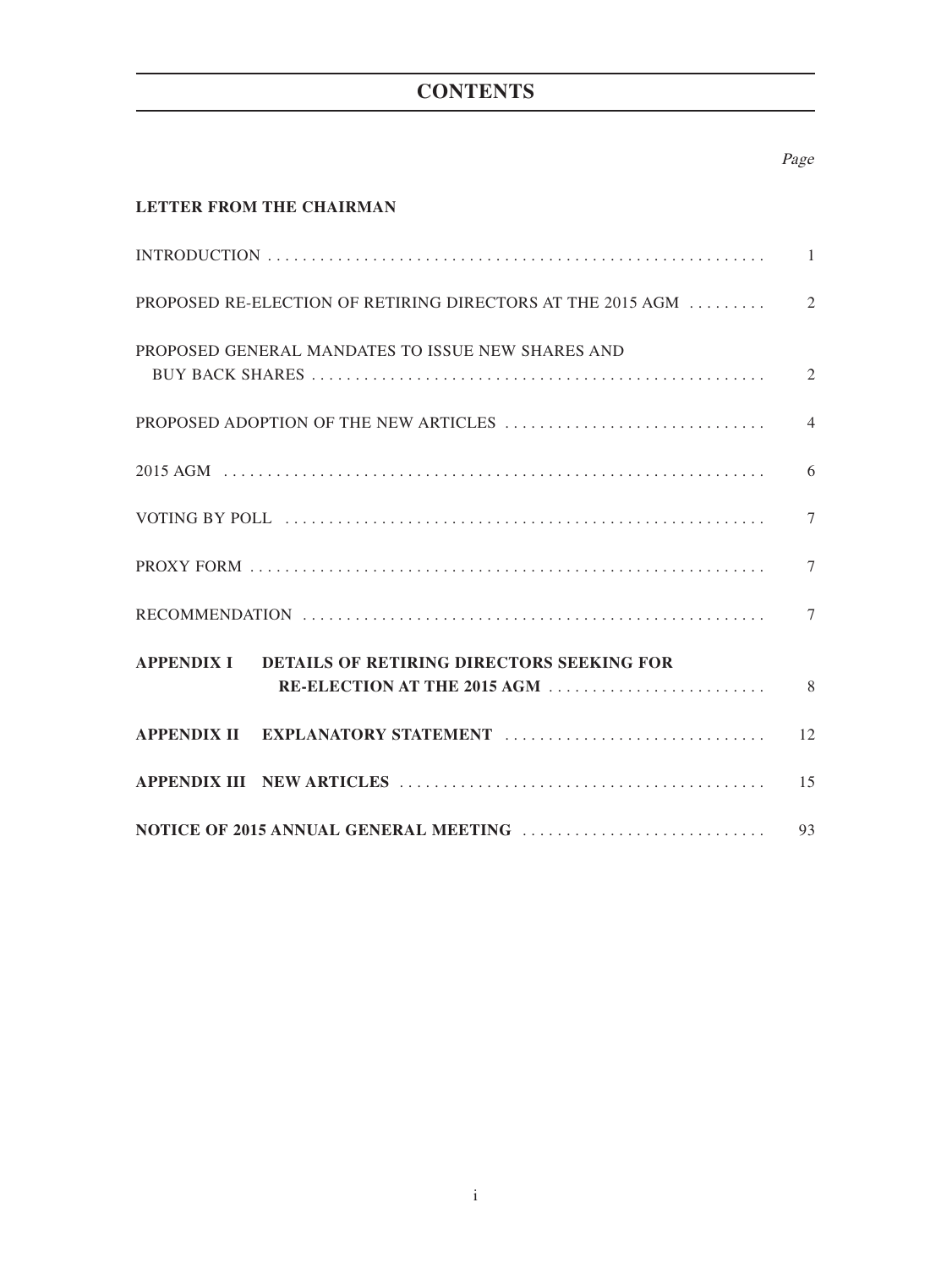# CONTENTS

| | Page |
|---|---|
| **LETTER FROM THE CHAIRMAN** | |
| INTRODUCTION | 1 |
| PROPOSED RE-ELECTION OF RETIRING DIRECTORS AT THE 2015 AGM | 2 |
| PROPOSED GENERAL MANDATES TO ISSUE NEW SHARES AND BUY BACK SHARES | 2 |
| PROPOSED ADOPTION OF THE NEW ARTICLES | 4 |
| 2015 AGM | 6 |
| VOTING BY POLL | 7 |
| PROXY FORM | 7 |
| RECOMMENDATION | 7 |
| **APPENDIX I DETAILS OF RETIRING DIRECTORS SEEKING FOR RE-ELECTION AT THE 2015 AGM** | 8 |
| **APPENDIX II EXPLANATORY STATEMENT** | 12 |
| **APPENDIX III NEW ARTICLES** | 15 |
| **NOTICE OF 2015 ANNUAL GENERAL MEETING** | 93 |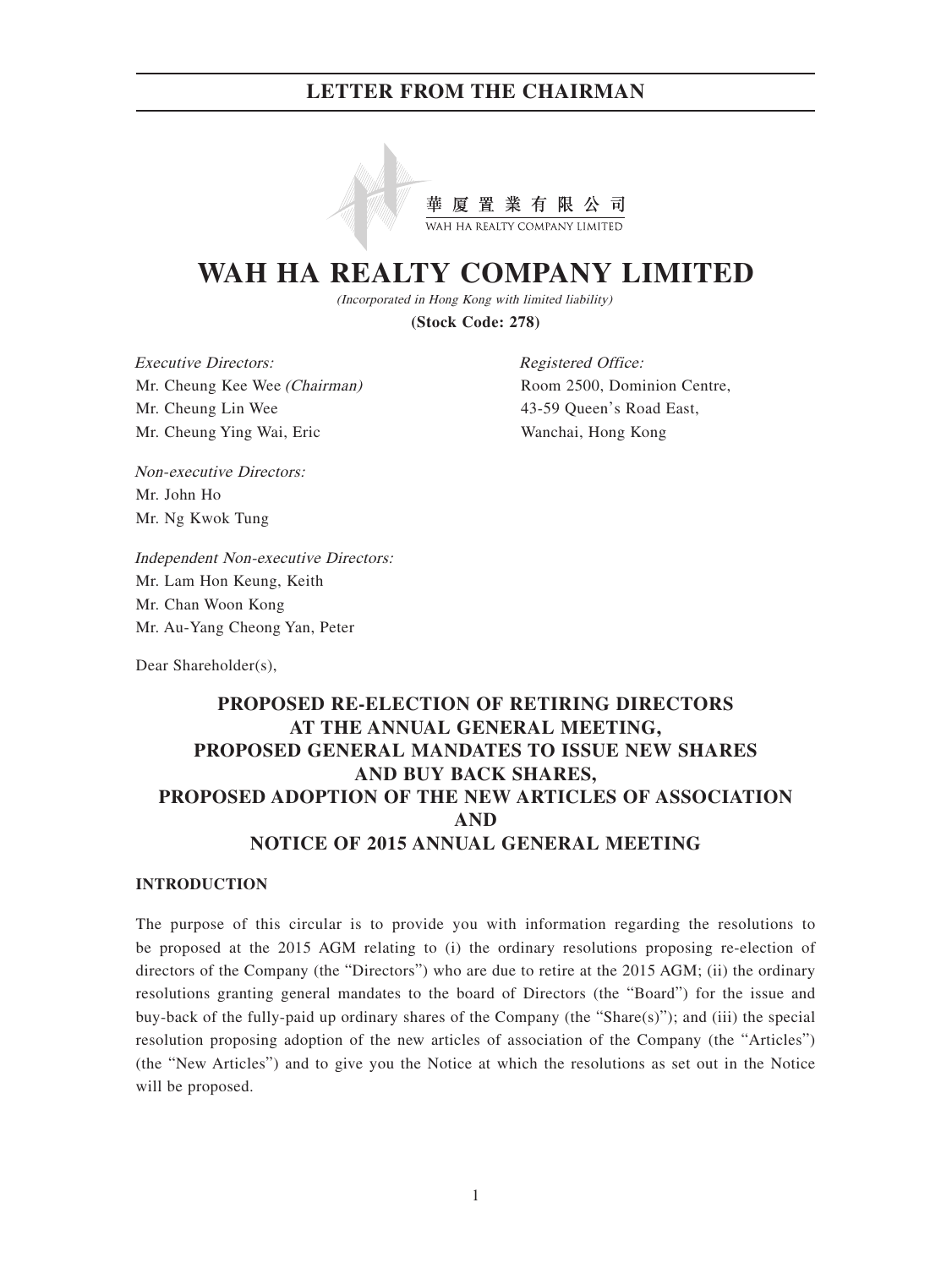# LETTER FROM THE CHAIRMAN

華厦置業有限公司
WAH HA REALTY COMPANY LIMITED

# WAH HA REALTY COMPANY LIMITED

*(Incorporated in Hong Kong with limited liability)*

**(Stock Code: 278)**

*Executive Directors:*
Mr. Cheung Kee Wee *(Chairman)*
Mr. Cheung Lin Wee
Mr. Cheung Ying Wai, Eric

*Non-executive Directors:*
Mr. John Ho
Mr. Ng Kwok Tung

*Independent Non-executive Directors:*
Mr. Lam Hon Keung, Keith
Mr. Chan Woon Kong
Mr. Au-Yang Cheong Yan, Peter

*Registered Office:*
Room 2500, Dominion Centre,
43-59 Queen's Road East,
Wanchai, Hong Kong

Dear Shareholder(s),

## PROPOSED RE-ELECTION OF RETIRING DIRECTORS AT THE ANNUAL GENERAL MEETING, PROPOSED GENERAL MANDATES TO ISSUE NEW SHARES AND BUY BACK SHARES, PROPOSED ADOPTION OF THE NEW ARTICLES OF ASSOCIATION AND NOTICE OF 2015 ANNUAL GENERAL MEETING

### INTRODUCTION

The purpose of this circular is to provide you with information regarding the resolutions to be proposed at the 2015 AGM relating to (i) the ordinary resolutions proposing re-election of directors of the Company (the "Directors") who are due to retire at the 2015 AGM; (ii) the ordinary resolutions granting general mandates to the board of Directors (the "Board") for the issue and buy-back of the fully-paid up ordinary shares of the Company (the "Share(s)"); and (iii) the special resolution proposing adoption of the new articles of association of the Company (the "Articles") (the "New Articles") and to give you the Notice at which the resolutions as set out in the Notice will be proposed.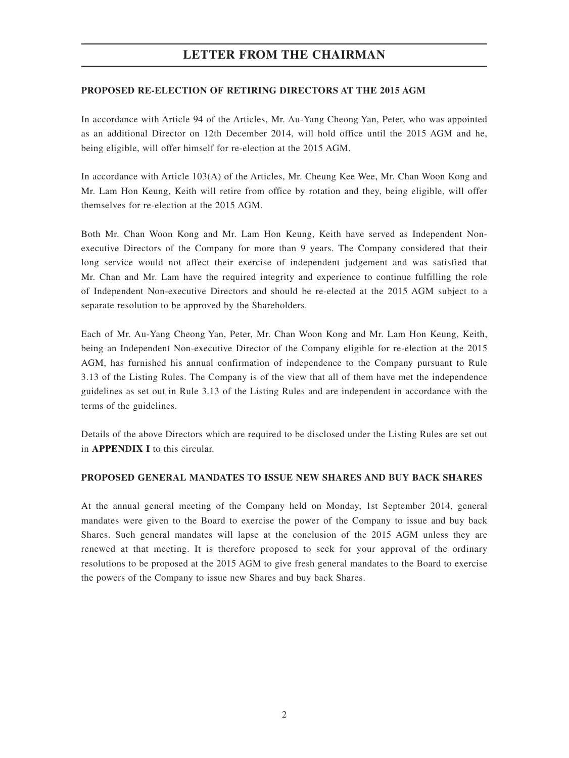## LETTER FROM THE CHAIRMAN

**PROPOSED RE-ELECTION OF RETIRING DIRECTORS AT THE 2015 AGM**

In accordance with Article 94 of the Articles, Mr. Au-Yang Cheong Yan, Peter, who was appointed as an additional Director on 12th December 2014, will hold office until the 2015 AGM and he, being eligible, will offer himself for re-election at the 2015 AGM.

In accordance with Article 103(A) of the Articles, Mr. Cheung Kee Wee, Mr. Chan Woon Kong and Mr. Lam Hon Keung, Keith will retire from office by rotation and they, being eligible, will offer themselves for re-election at the 2015 AGM.

Both Mr. Chan Woon Kong and Mr. Lam Hon Keung, Keith have served as Independent Non-executive Directors of the Company for more than 9 years. The Company considered that their long service would not affect their exercise of independent judgement and was satisfied that Mr. Chan and Mr. Lam have the required integrity and experience to continue fulfilling the role of Independent Non-executive Directors and should be re-elected at the 2015 AGM subject to a separate resolution to be approved by the Shareholders.

Each of Mr. Au-Yang Cheong Yan, Peter, Mr. Chan Woon Kong and Mr. Lam Hon Keung, Keith, being an Independent Non-executive Director of the Company eligible for re-election at the 2015 AGM, has furnished his annual confirmation of independence to the Company pursuant to Rule 3.13 of the Listing Rules. The Company is of the view that all of them have met the independence guidelines as set out in Rule 3.13 of the Listing Rules and are independent in accordance with the terms of the guidelines.

Details of the above Directors which are required to be disclosed under the Listing Rules are set out in **APPENDIX I** to this circular.

**PROPOSED GENERAL MANDATES TO ISSUE NEW SHARES AND BUY BACK SHARES**

At the annual general meeting of the Company held on Monday, 1st September 2014, general mandates were given to the Board to exercise the power of the Company to issue and buy back Shares. Such general mandates will lapse at the conclusion of the 2015 AGM unless they are renewed at that meeting. It is therefore proposed to seek for your approval of the ordinary resolutions to be proposed at the 2015 AGM to give fresh general mandates to the Board to exercise the powers of the Company to issue new Shares and buy back Shares.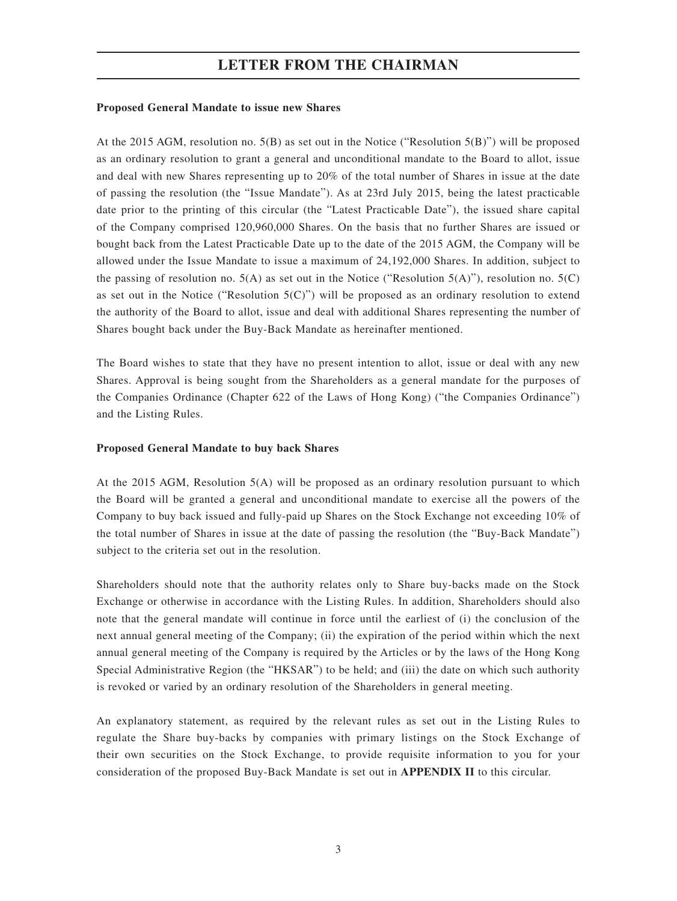# LETTER FROM THE CHAIRMAN

**Proposed General Mandate to issue new Shares**

At the 2015 AGM, resolution no. 5(B) as set out in the Notice ("Resolution 5(B)") will be proposed as an ordinary resolution to grant a general and unconditional mandate to the Board to allot, issue and deal with new Shares representing up to 20% of the total number of Shares in issue at the date of passing the resolution (the "Issue Mandate"). As at 23rd July 2015, being the latest practicable date prior to the printing of this circular (the "Latest Practicable Date"), the issued share capital of the Company comprised 120,960,000 Shares. On the basis that no further Shares are issued or bought back from the Latest Practicable Date up to the date of the 2015 AGM, the Company will be allowed under the Issue Mandate to issue a maximum of 24,192,000 Shares. In addition, subject to the passing of resolution no. 5(A) as set out in the Notice ("Resolution 5(A)"), resolution no. 5(C) as set out in the Notice ("Resolution 5(C)") will be proposed as an ordinary resolution to extend the authority of the Board to allot, issue and deal with additional Shares representing the number of Shares bought back under the Buy-Back Mandate as hereinafter mentioned.

The Board wishes to state that they have no present intention to allot, issue or deal with any new Shares. Approval is being sought from the Shareholders as a general mandate for the purposes of the Companies Ordinance (Chapter 622 of the Laws of Hong Kong) ("the Companies Ordinance") and the Listing Rules.

**Proposed General Mandate to buy back Shares**

At the 2015 AGM, Resolution 5(A) will be proposed as an ordinary resolution pursuant to which the Board will be granted a general and unconditional mandate to exercise all the powers of the Company to buy back issued and fully-paid up Shares on the Stock Exchange not exceeding 10% of the total number of Shares in issue at the date of passing the resolution (the "Buy-Back Mandate") subject to the criteria set out in the resolution.

Shareholders should note that the authority relates only to Share buy-backs made on the Stock Exchange or otherwise in accordance with the Listing Rules. In addition, Shareholders should also note that the general mandate will continue in force until the earliest of (i) the conclusion of the next annual general meeting of the Company; (ii) the expiration of the period within which the next annual general meeting of the Company is required by the Articles or by the laws of the Hong Kong Special Administrative Region (the "HKSAR") to be held; and (iii) the date on which such authority is revoked or varied by an ordinary resolution of the Shareholders in general meeting.

An explanatory statement, as required by the relevant rules as set out in the Listing Rules to regulate the Share buy-backs by companies with primary listings on the Stock Exchange of their own securities on the Stock Exchange, to provide requisite information to you for your consideration of the proposed Buy-Back Mandate is set out in **APPENDIX II** to this circular.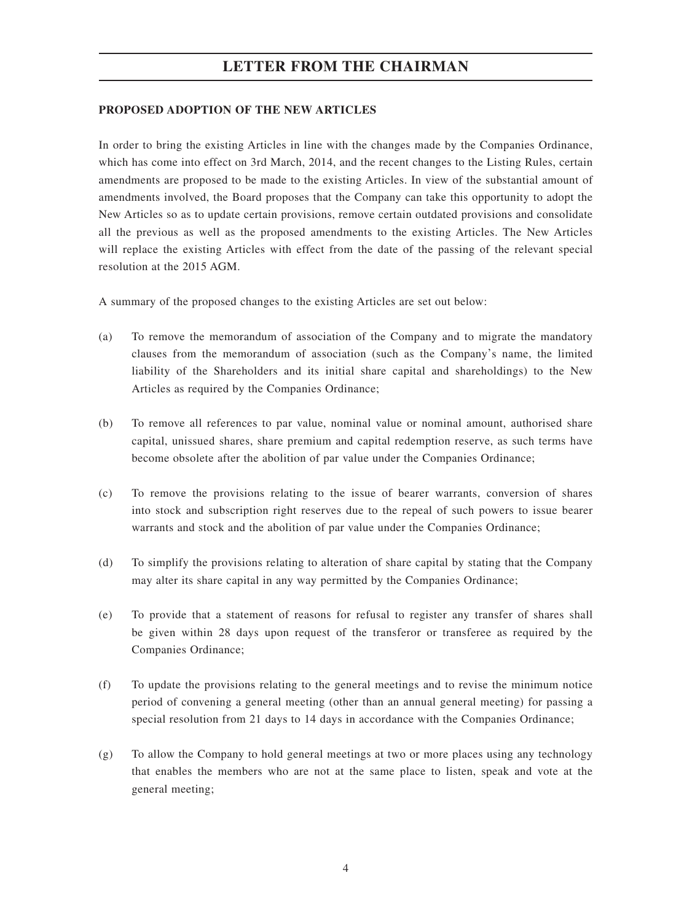# LETTER FROM THE CHAIRMAN

**PROPOSED ADOPTION OF THE NEW ARTICLES**

In order to bring the existing Articles in line with the changes made by the Companies Ordinance, which has come into effect on 3rd March, 2014, and the recent changes to the Listing Rules, certain amendments are proposed to be made to the existing Articles. In view of the substantial amount of amendments involved, the Board proposes that the Company can take this opportunity to adopt the New Articles so as to update certain provisions, remove certain outdated provisions and consolidate all the previous as well as the proposed amendments to the existing Articles. The New Articles will replace the existing Articles with effect from the date of the passing of the relevant special resolution at the 2015 AGM.

A summary of the proposed changes to the existing Articles are set out below:

(a) To remove the memorandum of association of the Company and to migrate the mandatory clauses from the memorandum of association (such as the Company's name, the limited liability of the Shareholders and its initial share capital and shareholdings) to the New Articles as required by the Companies Ordinance;

(b) To remove all references to par value, nominal value or nominal amount, authorised share capital, unissued shares, share premium and capital redemption reserve, as such terms have become obsolete after the abolition of par value under the Companies Ordinance;

(c) To remove the provisions relating to the issue of bearer warrants, conversion of shares into stock and subscription right reserves due to the repeal of such powers to issue bearer warrants and stock and the abolition of par value under the Companies Ordinance;

(d) To simplify the provisions relating to alteration of share capital by stating that the Company may alter its share capital in any way permitted by the Companies Ordinance;

(e) To provide that a statement of reasons for refusal to register any transfer of shares shall be given within 28 days upon request of the transferor or transferee as required by the Companies Ordinance;

(f) To update the provisions relating to the general meetings and to revise the minimum notice period of convening a general meeting (other than an annual general meeting) for passing a special resolution from 21 days to 14 days in accordance with the Companies Ordinance;

(g) To allow the Company to hold general meetings at two or more places using any technology that enables the members who are not at the same place to listen, speak and vote at the general meeting;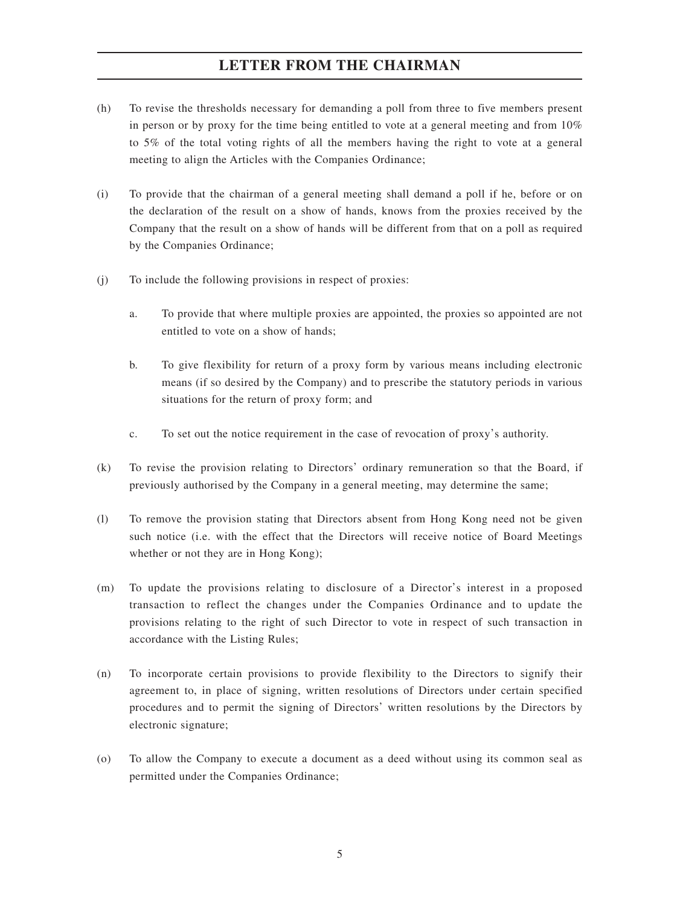(h) To revise the thresholds necessary for demanding a poll from three to five members present in person or by proxy for the time being entitled to vote at a general meeting and from 10% to 5% of the total voting rights of all the members having the right to vote at a general meeting to align the Articles with the Companies Ordinance;

(i) To provide that the chairman of a general meeting shall demand a poll if he, before or on the declaration of the result on a show of hands, knows from the proxies received by the Company that the result on a show of hands will be different from that on a poll as required by the Companies Ordinance;

(j) To include the following provisions in respect of proxies:

  a. To provide that where multiple proxies are appointed, the proxies so appointed are not entitled to vote on a show of hands;

  b. To give flexibility for return of a proxy form by various means including electronic means (if so desired by the Company) and to prescribe the statutory periods in various situations for the return of proxy form; and

  c. To set out the notice requirement in the case of revocation of proxy's authority.

(k) To revise the provision relating to Directors' ordinary remuneration so that the Board, if previously authorised by the Company in a general meeting, may determine the same;

(l) To remove the provision stating that Directors absent from Hong Kong need not be given such notice (i.e. with the effect that the Directors will receive notice of Board Meetings whether or not they are in Hong Kong);

(m) To update the provisions relating to disclosure of a Director's interest in a proposed transaction to reflect the changes under the Companies Ordinance and to update the provisions relating to the right of such Director to vote in respect of such transaction in accordance with the Listing Rules;

(n) To incorporate certain provisions to provide flexibility to the Directors to signify their agreement to, in place of signing, written resolutions of Directors under certain specified procedures and to permit the signing of Directors' written resolutions by the Directors by electronic signature;

(o) To allow the Company to execute a document as a deed without using its common seal as permitted under the Companies Ordinance;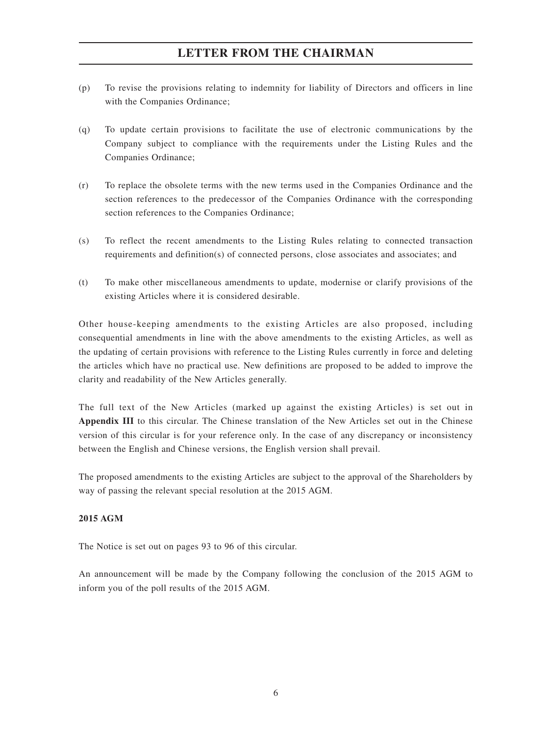(p) To revise the provisions relating to indemnity for liability of Directors and officers in line with the Companies Ordinance;

(q) To update certain provisions to facilitate the use of electronic communications by the Company subject to compliance with the requirements under the Listing Rules and the Companies Ordinance;

(r) To replace the obsolete terms with the new terms used in the Companies Ordinance and the section references to the predecessor of the Companies Ordinance with the corresponding section references to the Companies Ordinance;

(s) To reflect the recent amendments to the Listing Rules relating to connected transaction requirements and definition(s) of connected persons, close associates and associates; and

(t) To make other miscellaneous amendments to update, modernise or clarify provisions of the existing Articles where it is considered desirable.

Other house-keeping amendments to the existing Articles are also proposed, including consequential amendments in line with the above amendments to the existing Articles, as well as the updating of certain provisions with reference to the Listing Rules currently in force and deleting the articles which have no practical use. New definitions are proposed to be added to improve the clarity and readability of the New Articles generally.

The full text of the New Articles (marked up against the existing Articles) is set out in **Appendix III** to this circular. The Chinese translation of the New Articles set out in the Chinese version of this circular is for your reference only. In the case of any discrepancy or inconsistency between the English and Chinese versions, the English version shall prevail.

The proposed amendments to the existing Articles are subject to the approval of the Shareholders by way of passing the relevant special resolution at the 2015 AGM.

**2015 AGM**

The Notice is set out on pages 93 to 96 of this circular.

An announcement will be made by the Company following the conclusion of the 2015 AGM to inform you of the poll results of the 2015 AGM.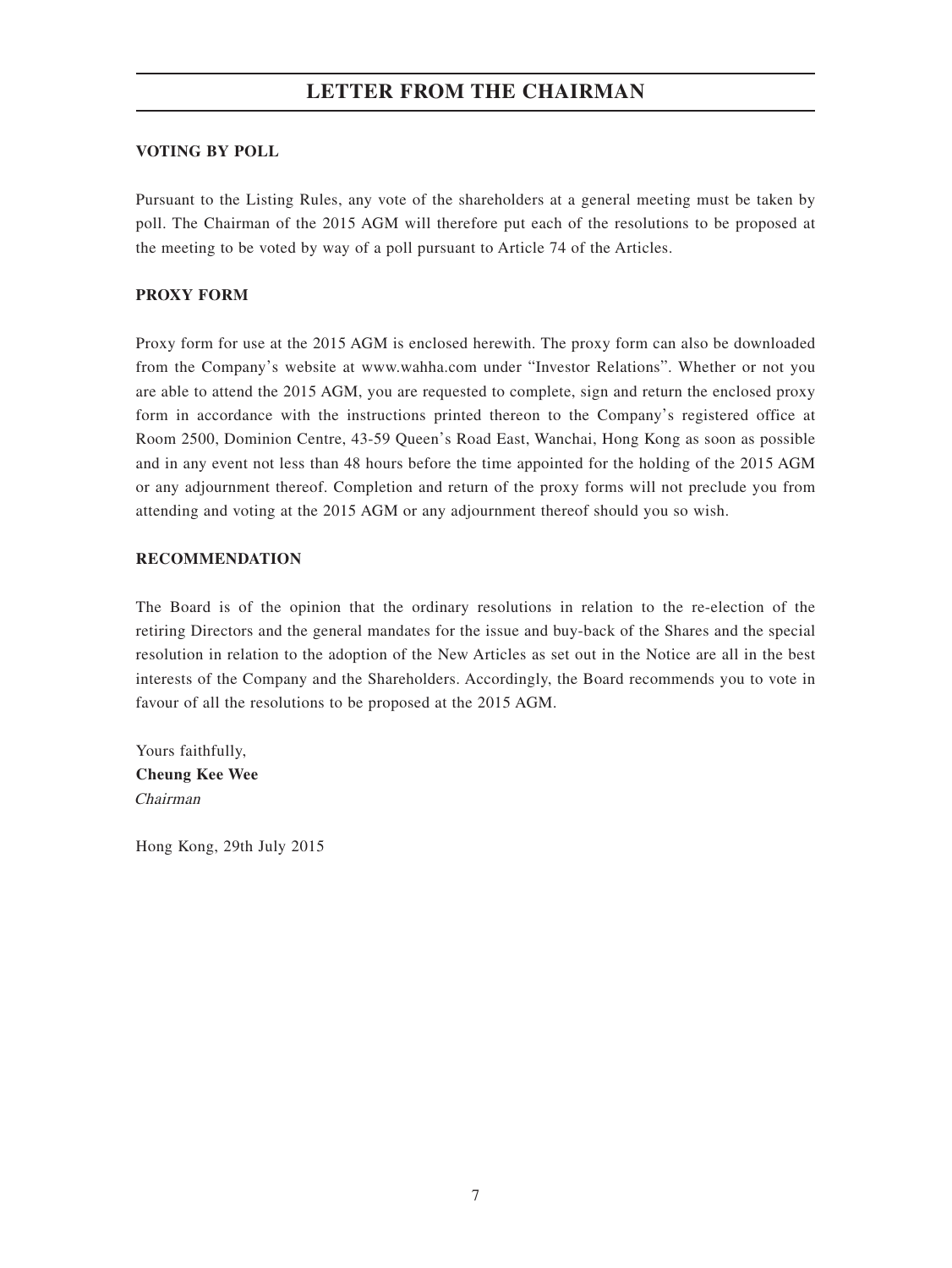## LETTER FROM THE CHAIRMAN

### VOTING BY POLL

Pursuant to the Listing Rules, any vote of the shareholders at a general meeting must be taken by poll. The Chairman of the 2015 AGM will therefore put each of the resolutions to be proposed at the meeting to be voted by way of a poll pursuant to Article 74 of the Articles.

### PROXY FORM

Proxy form for use at the 2015 AGM is enclosed herewith. The proxy form can also be downloaded from the Company's website at www.wahha.com under "Investor Relations". Whether or not you are able to attend the 2015 AGM, you are requested to complete, sign and return the enclosed proxy form in accordance with the instructions printed thereon to the Company's registered office at Room 2500, Dominion Centre, 43-59 Queen's Road East, Wanchai, Hong Kong as soon as possible and in any event not less than 48 hours before the time appointed for the holding of the 2015 AGM or any adjournment thereof. Completion and return of the proxy forms will not preclude you from attending and voting at the 2015 AGM or any adjournment thereof should you so wish.

### RECOMMENDATION

The Board is of the opinion that the ordinary resolutions in relation to the re-election of the retiring Directors and the general mandates for the issue and buy-back of the Shares and the special resolution in relation to the adoption of the New Articles as set out in the Notice are all in the best interests of the Company and the Shareholders. Accordingly, the Board recommends you to vote in favour of all the resolutions to be proposed at the 2015 AGM.

Yours faithfully,
**Cheung Kee Wee**
*Chairman*

Hong Kong, 29th July 2015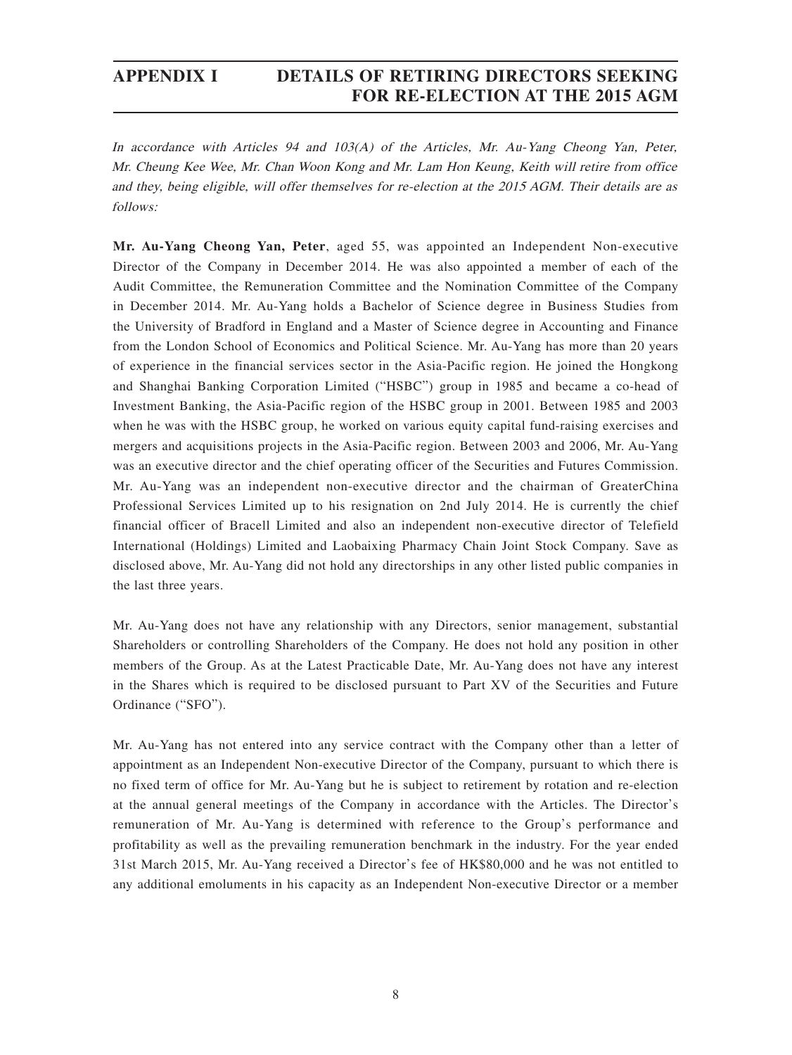# APPENDIX I DETAILS OF RETIRING DIRECTORS SEEKING FOR RE-ELECTION AT THE 2015 AGM

*In accordance with Articles 94 and 103(A) of the Articles, Mr. Au-Yang Cheong Yan, Peter, Mr. Cheung Kee Wee, Mr. Chan Woon Kong and Mr. Lam Hon Keung, Keith will retire from office and they, being eligible, will offer themselves for re-election at the 2015 AGM. Their details are as follows:*

**Mr. Au-Yang Cheong Yan, Peter**, aged 55, was appointed an Independent Non-executive Director of the Company in December 2014. He was also appointed a member of each of the Audit Committee, the Remuneration Committee and the Nomination Committee of the Company in December 2014. Mr. Au-Yang holds a Bachelor of Science degree in Business Studies from the University of Bradford in England and a Master of Science degree in Accounting and Finance from the London School of Economics and Political Science. Mr. Au-Yang has more than 20 years of experience in the financial services sector in the Asia-Pacific region. He joined the Hongkong and Shanghai Banking Corporation Limited ("HSBC") group in 1985 and became a co-head of Investment Banking, the Asia-Pacific region of the HSBC group in 2001. Between 1985 and 2003 when he was with the HSBC group, he worked on various equity capital fund-raising exercises and mergers and acquisitions projects in the Asia-Pacific region. Between 2003 and 2006, Mr. Au-Yang was an executive director and the chief operating officer of the Securities and Futures Commission. Mr. Au-Yang was an independent non-executive director and the chairman of GreaterChina Professional Services Limited up to his resignation on 2nd July 2014. He is currently the chief financial officer of Bracell Limited and also an independent non-executive director of Telefield International (Holdings) Limited and Laobaixing Pharmacy Chain Joint Stock Company. Save as disclosed above, Mr. Au-Yang did not hold any directorships in any other listed public companies in the last three years.

Mr. Au-Yang does not have any relationship with any Directors, senior management, substantial Shareholders or controlling Shareholders of the Company. He does not hold any position in other members of the Group. As at the Latest Practicable Date, Mr. Au-Yang does not have any interest in the Shares which is required to be disclosed pursuant to Part XV of the Securities and Future Ordinance ("SFO").

Mr. Au-Yang has not entered into any service contract with the Company other than a letter of appointment as an Independent Non-executive Director of the Company, pursuant to which there is no fixed term of office for Mr. Au-Yang but he is subject to retirement by rotation and re-election at the annual general meetings of the Company in accordance with the Articles. The Director's remuneration of Mr. Au-Yang is determined with reference to the Group's performance and profitability as well as the prevailing remuneration benchmark in the industry. For the year ended 31st March 2015, Mr. Au-Yang received a Director's fee of HK$80,000 and he was not entitled to any additional emoluments in his capacity as an Independent Non-executive Director or a member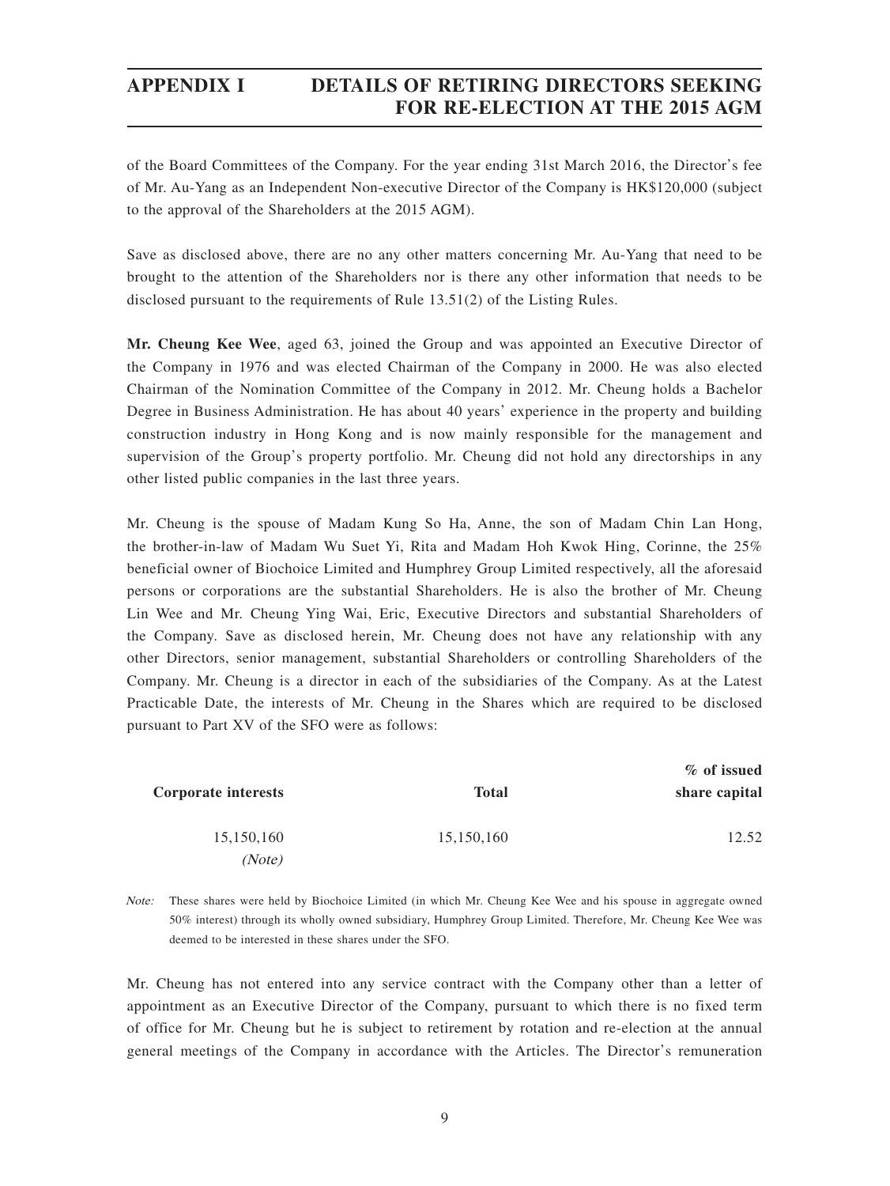of the Board Committees of the Company. For the year ending 31st March 2016, the Director's fee of Mr. Au-Yang as an Independent Non-executive Director of the Company is HK$120,000 (subject to the approval of the Shareholders at the 2015 AGM).

Save as disclosed above, there are no any other matters concerning Mr. Au-Yang that need to be brought to the attention of the Shareholders nor is there any other information that needs to be disclosed pursuant to the requirements of Rule 13.51(2) of the Listing Rules.

**Mr. Cheung Kee Wee**, aged 63, joined the Group and was appointed an Executive Director of the Company in 1976 and was elected Chairman of the Company in 2000. He was also elected Chairman of the Nomination Committee of the Company in 2012. Mr. Cheung holds a Bachelor Degree in Business Administration. He has about 40 years' experience in the property and building construction industry in Hong Kong and is now mainly responsible for the management and supervision of the Group's property portfolio. Mr. Cheung did not hold any directorships in any other listed public companies in the last three years.

Mr. Cheung is the spouse of Madam Kung So Ha, Anne, the son of Madam Chin Lan Hong, the brother-in-law of Madam Wu Suet Yi, Rita and Madam Hoh Kwok Hing, Corinne, the 25% beneficial owner of Biochoice Limited and Humphrey Group Limited respectively, all the aforesaid persons or corporations are the substantial Shareholders. He is also the brother of Mr. Cheung Lin Wee and Mr. Cheung Ying Wai, Eric, Executive Directors and substantial Shareholders of the Company. Save as disclosed herein, Mr. Cheung does not have any relationship with any other Directors, senior management, substantial Shareholders or controlling Shareholders of the Company. Mr. Cheung is a director in each of the subsidiaries of the Company. As at the Latest Practicable Date, the interests of Mr. Cheung in the Shares which are required to be disclosed pursuant to Part XV of the SFO were as follows:

| Corporate interests | Total | % of issued share capital |
|---|---|---|
| 15,150,160 *(Note)* | 15,150,160 | 12.52 |

*Note:* These shares were held by Biochoice Limited (in which Mr. Cheung Kee Wee and his spouse in aggregate owned 50% interest) through its wholly owned subsidiary, Humphrey Group Limited. Therefore, Mr. Cheung Kee Wee was deemed to be interested in these shares under the SFO.

Mr. Cheung has not entered into any service contract with the Company other than a letter of appointment as an Executive Director of the Company, pursuant to which there is no fixed term of office for Mr. Cheung but he is subject to retirement by rotation and re-election at the annual general meetings of the Company in accordance with the Articles. The Director's remuneration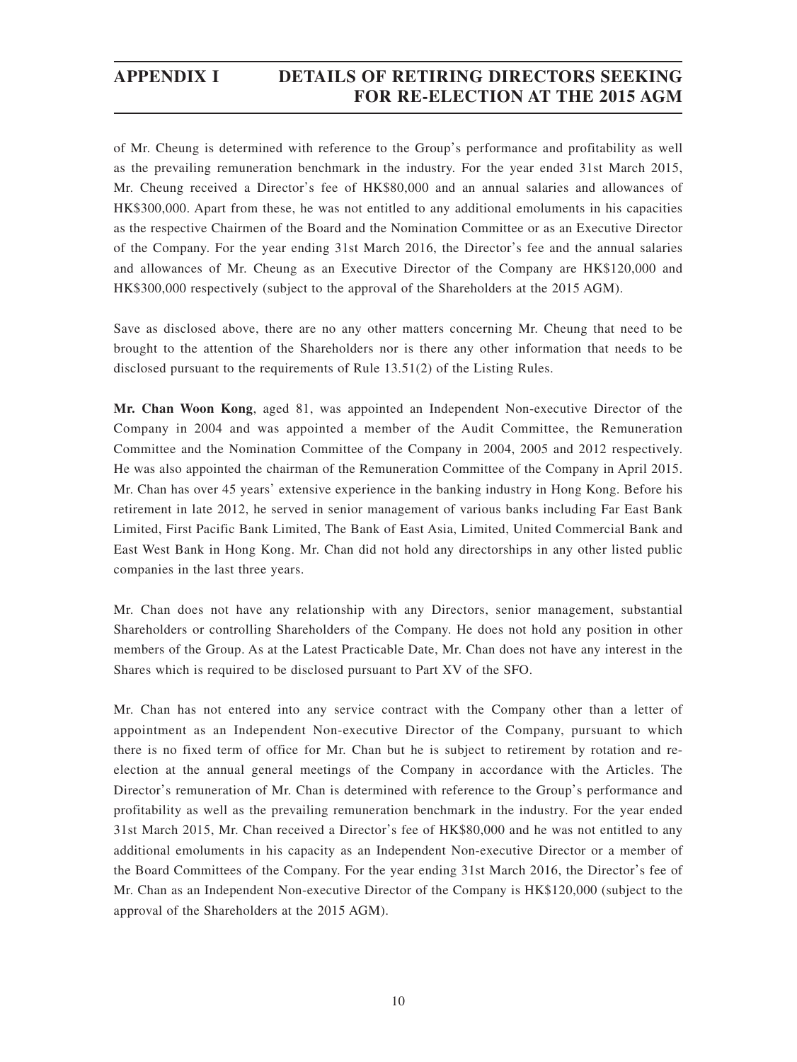of Mr. Cheung is determined with reference to the Group's performance and profitability as well as the prevailing remuneration benchmark in the industry. For the year ended 31st March 2015, Mr. Cheung received a Director's fee of HK$80,000 and an annual salaries and allowances of HK$300,000. Apart from these, he was not entitled to any additional emoluments in his capacities as the respective Chairmen of the Board and the Nomination Committee or as an Executive Director of the Company. For the year ending 31st March 2016, the Director's fee and the annual salaries and allowances of Mr. Cheung as an Executive Director of the Company are HK$120,000 and HK$300,000 respectively (subject to the approval of the Shareholders at the 2015 AGM).

Save as disclosed above, there are no any other matters concerning Mr. Cheung that need to be brought to the attention of the Shareholders nor is there any other information that needs to be disclosed pursuant to the requirements of Rule 13.51(2) of the Listing Rules.

**Mr. Chan Woon Kong**, aged 81, was appointed an Independent Non-executive Director of the Company in 2004 and was appointed a member of the Audit Committee, the Remuneration Committee and the Nomination Committee of the Company in 2004, 2005 and 2012 respectively. He was also appointed the chairman of the Remuneration Committee of the Company in April 2015. Mr. Chan has over 45 years' extensive experience in the banking industry in Hong Kong. Before his retirement in late 2012, he served in senior management of various banks including Far East Bank Limited, First Pacific Bank Limited, The Bank of East Asia, Limited, United Commercial Bank and East West Bank in Hong Kong. Mr. Chan did not hold any directorships in any other listed public companies in the last three years.

Mr. Chan does not have any relationship with any Directors, senior management, substantial Shareholders or controlling Shareholders of the Company. He does not hold any position in other members of the Group. As at the Latest Practicable Date, Mr. Chan does not have any interest in the Shares which is required to be disclosed pursuant to Part XV of the SFO.

Mr. Chan has not entered into any service contract with the Company other than a letter of appointment as an Independent Non-executive Director of the Company, pursuant to which there is no fixed term of office for Mr. Chan but he is subject to retirement by rotation and re-election at the annual general meetings of the Company in accordance with the Articles. The Director's remuneration of Mr. Chan is determined with reference to the Group's performance and profitability as well as the prevailing remuneration benchmark in the industry. For the year ended 31st March 2015, Mr. Chan received a Director's fee of HK$80,000 and he was not entitled to any additional emoluments in his capacity as an Independent Non-executive Director or a member of the Board Committees of the Company. For the year ending 31st March 2016, the Director's fee of Mr. Chan as an Independent Non-executive Director of the Company is HK$120,000 (subject to the approval of the Shareholders at the 2015 AGM).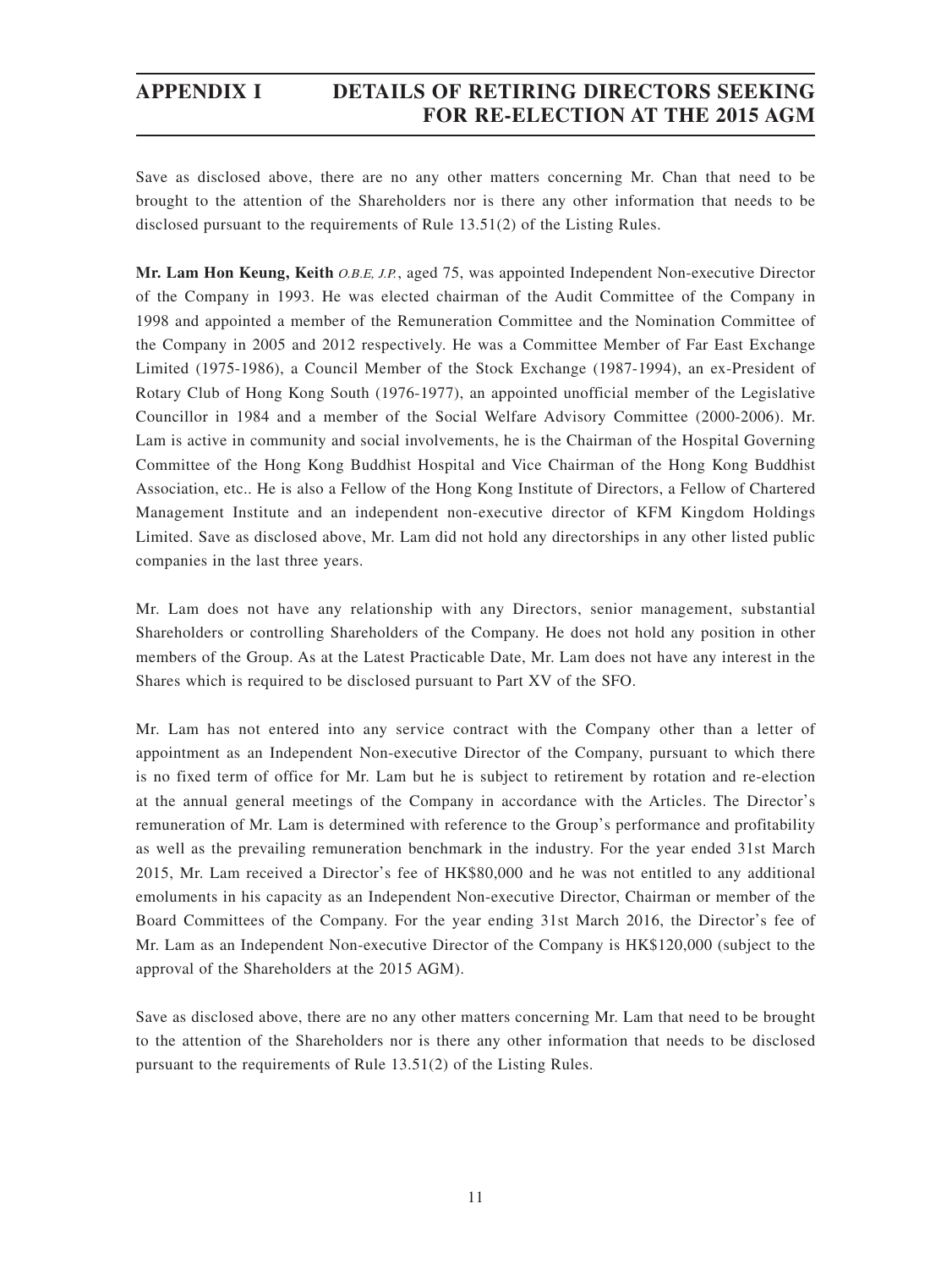Save as disclosed above, there are no any other matters concerning Mr. Chan that need to be brought to the attention of the Shareholders nor is there any other information that needs to be disclosed pursuant to the requirements of Rule 13.51(2) of the Listing Rules.

**Mr. Lam Hon Keung, Keith** *O.B.E, J.P.*, aged 75, was appointed Independent Non-executive Director of the Company in 1993. He was elected chairman of the Audit Committee of the Company in 1998 and appointed a member of the Remuneration Committee and the Nomination Committee of the Company in 2005 and 2012 respectively. He was a Committee Member of Far East Exchange Limited (1975-1986), a Council Member of the Stock Exchange (1987-1994), an ex-President of Rotary Club of Hong Kong South (1976-1977), an appointed unofficial member of the Legislative Councillor in 1984 and a member of the Social Welfare Advisory Committee (2000-2006). Mr. Lam is active in community and social involvements, he is the Chairman of the Hospital Governing Committee of the Hong Kong Buddhist Hospital and Vice Chairman of the Hong Kong Buddhist Association, etc.. He is also a Fellow of the Hong Kong Institute of Directors, a Fellow of Chartered Management Institute and an independent non-executive director of KFM Kingdom Holdings Limited. Save as disclosed above, Mr. Lam did not hold any directorships in any other listed public companies in the last three years.

Mr. Lam does not have any relationship with any Directors, senior management, substantial Shareholders or controlling Shareholders of the Company. He does not hold any position in other members of the Group. As at the Latest Practicable Date, Mr. Lam does not have any interest in the Shares which is required to be disclosed pursuant to Part XV of the SFO.

Mr. Lam has not entered into any service contract with the Company other than a letter of appointment as an Independent Non-executive Director of the Company, pursuant to which there is no fixed term of office for Mr. Lam but he is subject to retirement by rotation and re-election at the annual general meetings of the Company in accordance with the Articles. The Director's remuneration of Mr. Lam is determined with reference to the Group's performance and profitability as well as the prevailing remuneration benchmark in the industry. For the year ended 31st March 2015, Mr. Lam received a Director's fee of HK$80,000 and he was not entitled to any additional emoluments in his capacity as an Independent Non-executive Director, Chairman or member of the Board Committees of the Company. For the year ending 31st March 2016, the Director's fee of Mr. Lam as an Independent Non-executive Director of the Company is HK$120,000 (subject to the approval of the Shareholders at the 2015 AGM).

Save as disclosed above, there are no any other matters concerning Mr. Lam that need to be brought to the attention of the Shareholders nor is there any other information that needs to be disclosed pursuant to the requirements of Rule 13.51(2) of the Listing Rules.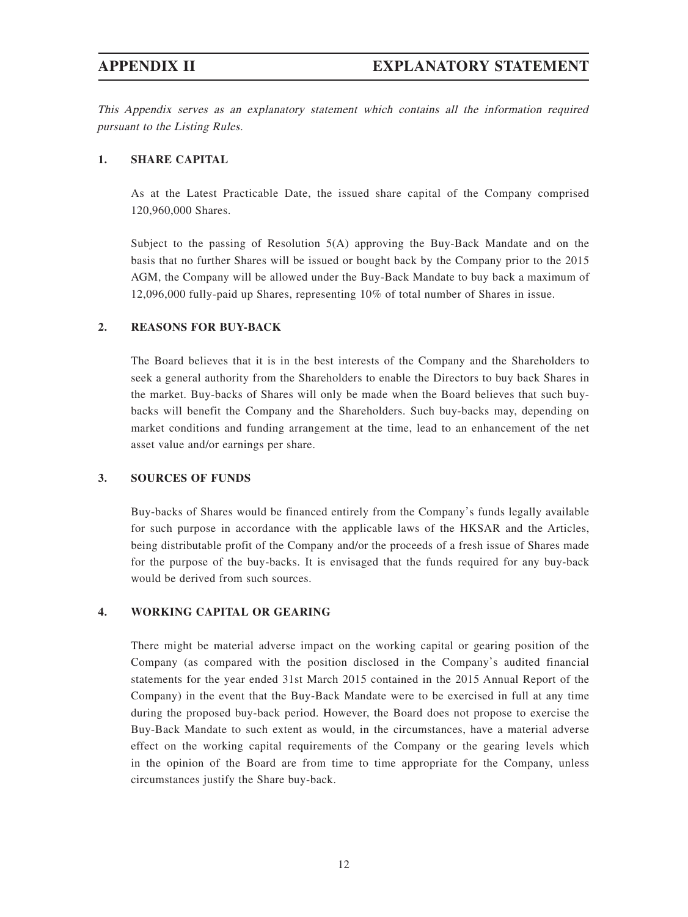# APPENDIX II EXPLANATORY STATEMENT

*This Appendix serves as an explanatory statement which contains all the information required pursuant to the Listing Rules.*

## 1. SHARE CAPITAL

As at the Latest Practicable Date, the issued share capital of the Company comprised 120,960,000 Shares.

Subject to the passing of Resolution 5(A) approving the Buy-Back Mandate and on the basis that no further Shares will be issued or bought back by the Company prior to the 2015 AGM, the Company will be allowed under the Buy-Back Mandate to buy back a maximum of 12,096,000 fully-paid up Shares, representing 10% of total number of Shares in issue.

## 2. REASONS FOR BUY-BACK

The Board believes that it is in the best interests of the Company and the Shareholders to seek a general authority from the Shareholders to enable the Directors to buy back Shares in the market. Buy-backs of Shares will only be made when the Board believes that such buy-backs will benefit the Company and the Shareholders. Such buy-backs may, depending on market conditions and funding arrangement at the time, lead to an enhancement of the net asset value and/or earnings per share.

## 3. SOURCES OF FUNDS

Buy-backs of Shares would be financed entirely from the Company's funds legally available for such purpose in accordance with the applicable laws of the HKSAR and the Articles, being distributable profit of the Company and/or the proceeds of a fresh issue of Shares made for the purpose of the buy-backs. It is envisaged that the funds required for any buy-back would be derived from such sources.

## 4. WORKING CAPITAL OR GEARING

There might be material adverse impact on the working capital or gearing position of the Company (as compared with the position disclosed in the Company's audited financial statements for the year ended 31st March 2015 contained in the 2015 Annual Report of the Company) in the event that the Buy-Back Mandate were to be exercised in full at any time during the proposed buy-back period. However, the Board does not propose to exercise the Buy-Back Mandate to such extent as would, in the circumstances, have a material adverse effect on the working capital requirements of the Company or the gearing levels which in the opinion of the Board are from time to time appropriate for the Company, unless circumstances justify the Share buy-back.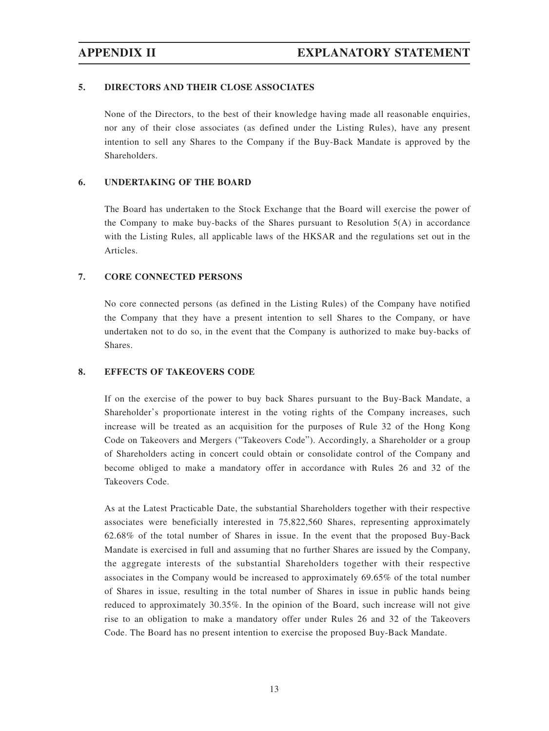## 5. DIRECTORS AND THEIR CLOSE ASSOCIATES

None of the Directors, to the best of their knowledge having made all reasonable enquiries, nor any of their close associates (as defined under the Listing Rules), have any present intention to sell any Shares to the Company if the Buy-Back Mandate is approved by the Shareholders.

## 6. UNDERTAKING OF THE BOARD

The Board has undertaken to the Stock Exchange that the Board will exercise the power of the Company to make buy-backs of the Shares pursuant to Resolution 5(A) in accordance with the Listing Rules, all applicable laws of the HKSAR and the regulations set out in the Articles.

## 7. CORE CONNECTED PERSONS

No core connected persons (as defined in the Listing Rules) of the Company have notified the Company that they have a present intention to sell Shares to the Company, or have undertaken not to do so, in the event that the Company is authorized to make buy-backs of Shares.

## 8. EFFECTS OF TAKEOVERS CODE

If on the exercise of the power to buy back Shares pursuant to the Buy-Back Mandate, a Shareholder's proportionate interest in the voting rights of the Company increases, such increase will be treated as an acquisition for the purposes of Rule 32 of the Hong Kong Code on Takeovers and Mergers ("Takeovers Code"). Accordingly, a Shareholder or a group of Shareholders acting in concert could obtain or consolidate control of the Company and become obliged to make a mandatory offer in accordance with Rules 26 and 32 of the Takeovers Code.

As at the Latest Practicable Date, the substantial Shareholders together with their respective associates were beneficially interested in 75,822,560 Shares, representing approximately 62.68% of the total number of Shares in issue. In the event that the proposed Buy-Back Mandate is exercised in full and assuming that no further Shares are issued by the Company, the aggregate interests of the substantial Shareholders together with their respective associates in the Company would be increased to approximately 69.65% of the total number of Shares in issue, resulting in the total number of Shares in issue in public hands being reduced to approximately 30.35%. In the opinion of the Board, such increase will not give rise to an obligation to make a mandatory offer under Rules 26 and 32 of the Takeovers Code. The Board has no present intention to exercise the proposed Buy-Back Mandate.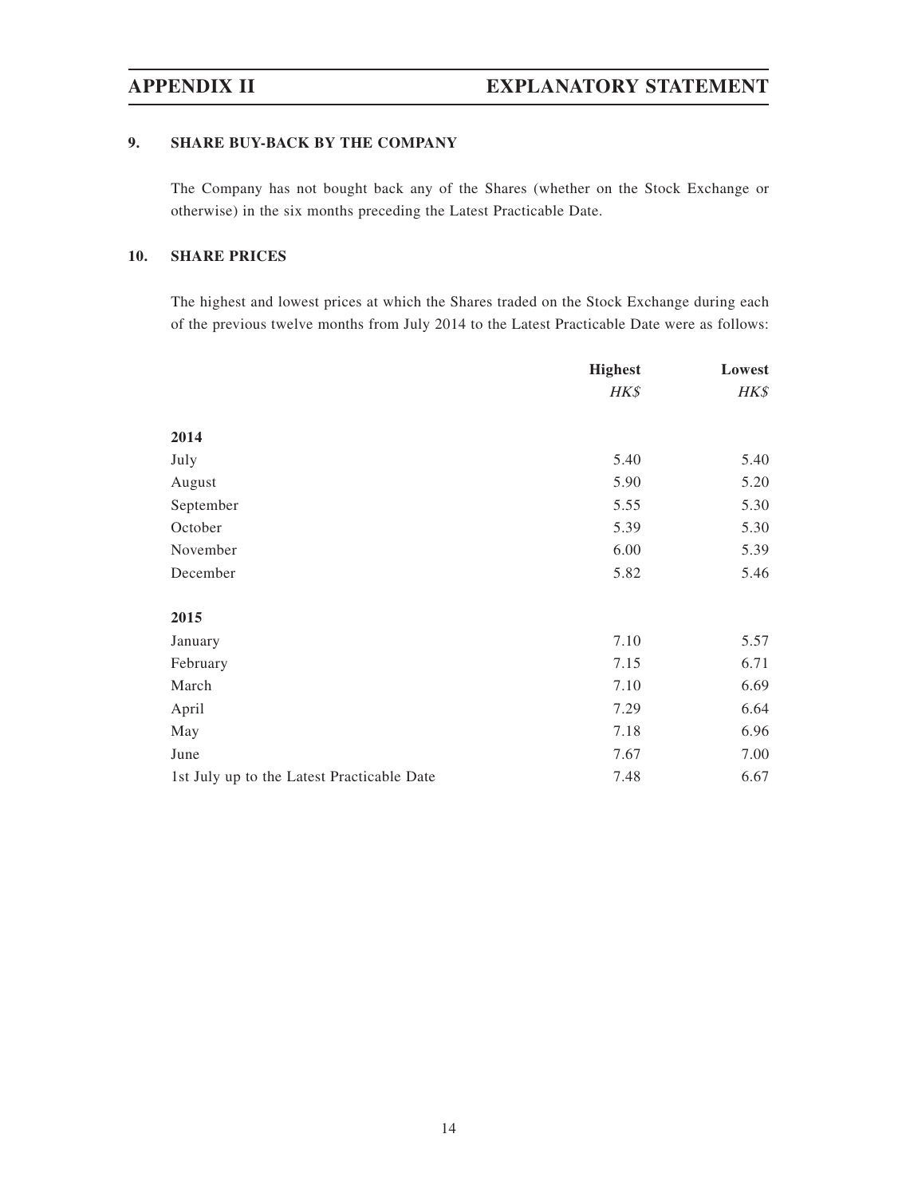## 9. SHARE BUY-BACK BY THE COMPANY

The Company has not bought back any of the Shares (whether on the Stock Exchange or otherwise) in the six months preceding the Latest Practicable Date.

## 10. SHARE PRICES

The highest and lowest prices at which the Shares traded on the Stock Exchange during each of the previous twelve months from July 2014 to the Latest Practicable Date were as follows:

| | **Highest** | **Lowest** |
|---|---|---|
| | *HK$* | *HK$* |
| **2014** | | |
| July | 5.40 | 5.40 |
| August | 5.90 | 5.20 |
| September | 5.55 | 5.30 |
| October | 5.39 | 5.30 |
| November | 6.00 | 5.39 |
| December | 5.82 | 5.46 |
| **2015** | | |
| January | 7.10 | 5.57 |
| February | 7.15 | 6.71 |
| March | 7.10 | 6.69 |
| April | 7.29 | 6.64 |
| May | 7.18 | 6.96 |
| June | 7.67 | 7.00 |
| 1st July up to the Latest Practicable Date | 7.48 | 6.67 |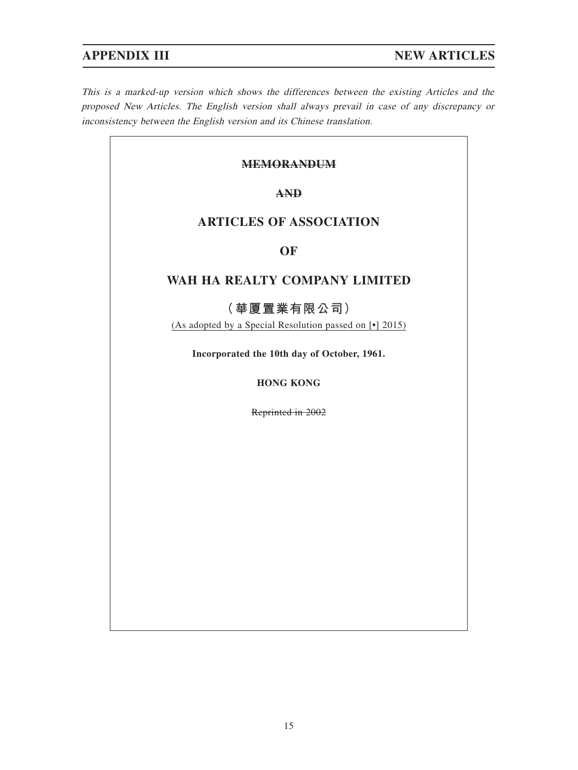This is a marked-up version which shows the differences between the existing Articles and the proposed New Articles. The English version shall always prevail in case of any discrepancy or inconsistency between the English version and its Chinese translation.

~~MEMORANDUM~~

~~AND~~

# ARTICLES OF ASSOCIATION

# OF

# WAH HA REALTY COMPANY LIMITED

# （華厦置業有限公司）

<u>(As adopted by a Special Resolution passed on [•] 2015)</u>

**Incorporated the 10th day of October, 1961.**

**HONG KONG**

~~Reprinted in 2002~~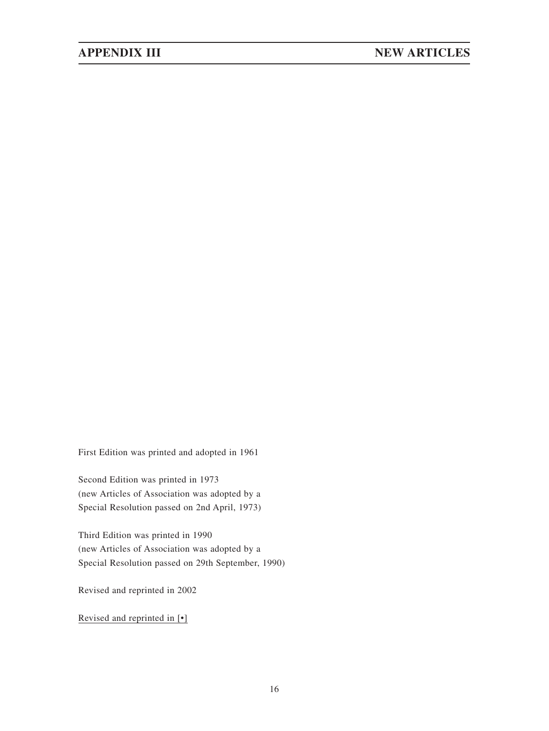First Edition was printed and adopted in 1961

Second Edition was printed in 1973
(new Articles of Association was adopted by a
Special Resolution passed on 2nd April, 1973)

Third Edition was printed in 1990
(new Articles of Association was adopted by a
Special Resolution passed on 29th September, 1990)

Revised and reprinted in 2002

Revised and reprinted in [•]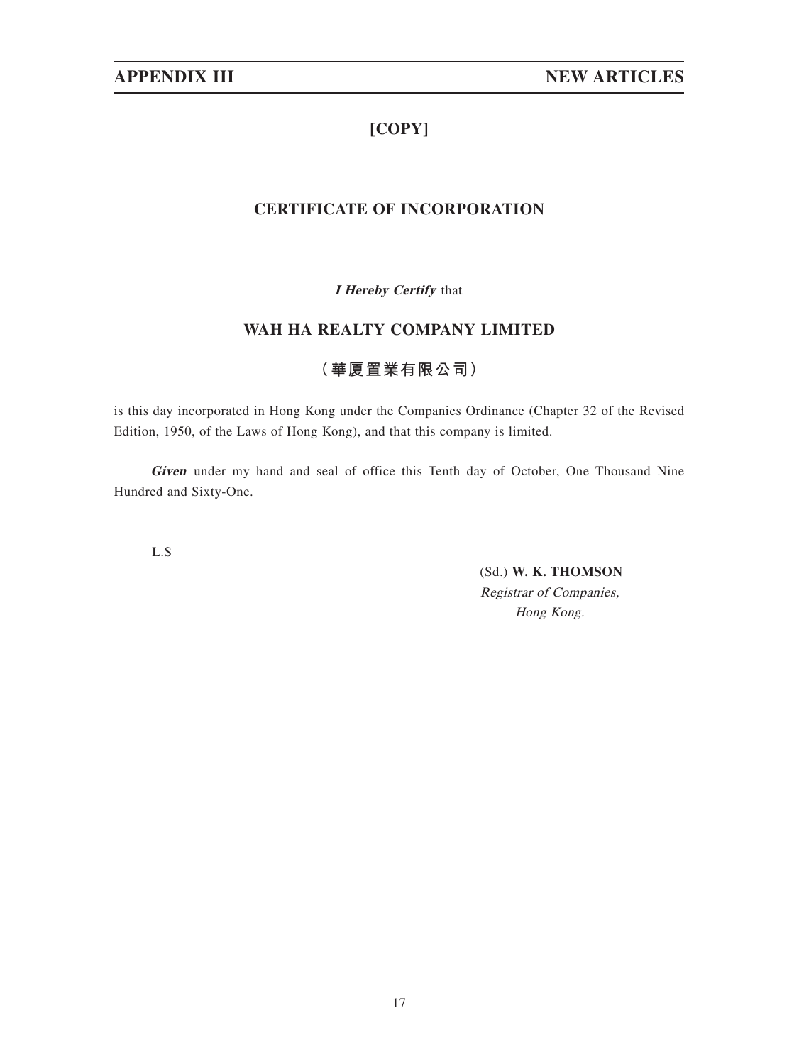**[COPY]**

## CERTIFICATE OF INCORPORATION

***I Hereby Certify*** that

**WAH HA REALTY COMPANY LIMITED**

**（華厦置業有限公司）**

is this day incorporated in Hong Kong under the Companies Ordinance (Chapter 32 of the Revised Edition, 1950, of the Laws of Hong Kong), and that this company is limited.

***Given*** under my hand and seal of office this Tenth day of October, One Thousand Nine Hundred and Sixty-One.

L.S

(Sd.) **W. K. THOMSON**
*Registrar of Companies,*
*Hong Kong.*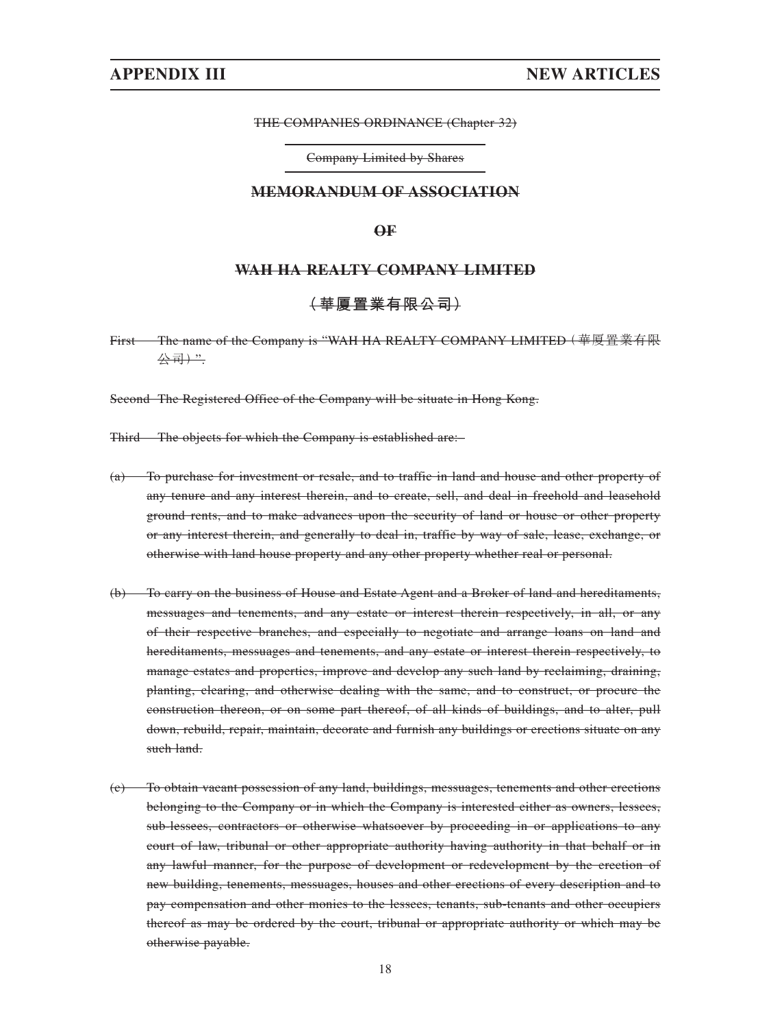~~THE COMPANIES ORDINANCE (Chapter 32)~~

~~Company Limited by Shares~~

## ~~MEMORANDUM OF ASSOCIATION~~

## ~~OF~~

## ~~WAH HA REALTY COMPANY LIMITED~~

## ~~（華廈置業有限公司）~~

~~First The name of the Company is "WAH HA REALTY COMPANY LIMITED（華厦置業有限公司）".~~

~~Second The Registered Office of the Company will be situate in Hong Kong.~~

~~Third The objects for which the Company is established are:-~~

~~(a) To purchase for investment or resale, and to traffic in land and house and other property of any tenure and any interest therein, and to create, sell, and deal in freehold and leasehold ground rents, and to make advances upon the security of land or house or other property or any interest therein, and generally to deal in, traffic by way of sale, lease, exchange, or otherwise with land house property and any other property whether real or personal.~~

~~(b) To carry on the business of House and Estate Agent and a Broker of land and hereditaments, messuages and tenements, and any estate or interest therein respectively, in all, or any of their respective branches, and especially to negotiate and arrange loans on land and hereditaments, messuages and tenements, and any estate or interest therein respectively, to manage estates and properties, improve and develop any such land by reclaiming, draining, planting, clearing, and otherwise dealing with the same, and to construct, or procure the construction thereon, or on some part thereof, of all kinds of buildings, and to alter, pull down, rebuild, repair, maintain, decorate and furnish any buildings or erections situate on any such land.~~

~~(c) To obtain vacant possession of any land, buildings, messuages, tenements and other erections belonging to the Company or in which the Company is interested either as owners, lessees, sub-lessees, contractors or otherwise whatsoever by proceeding in or applications to any court of law, tribunal or other appropriate authority having authority in that behalf or in any lawful manner, for the purpose of development or redevelopment by the erection of new building, tenements, messuages, houses and other erections of every description and to pay compensation and other monies to the lessees, tenants, sub-tenants and other occupiers thereof as may be ordered by the court, tribunal or appropriate authority or which may be otherwise payable.~~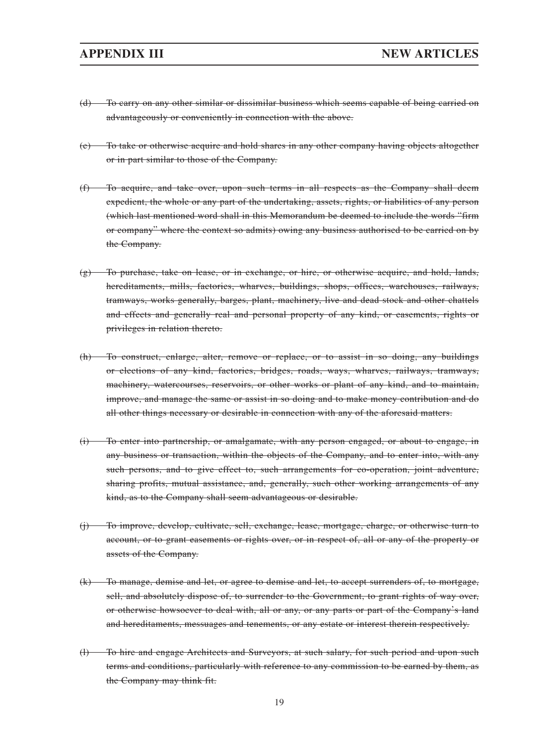~~(d) To carry on any other similar or dissimilar business which seems capable of being carried on advantageously or conveniently in connection with the above.~~

~~(e) To take or otherwise acquire and hold shares in any other company having objects altogether or in part similar to those of the Company.~~

~~(f) To acquire, and take over, upon such terms in all respects as the Company shall deem expedient, the whole or any part of the undertaking, assets, rights, or liabilities of any person (which last mentioned word shall in this Memorandum be deemed to include the words "firm or company" where the context so admits) owing any business authorised to be carried on by the Company.~~

~~(g) To purchase, take on lease, or in exchange, or hire, or otherwise acquire, and hold, lands, hereditaments, mills, factories, wharves, buildings, shops, offices, warehouses, railways, tramways, works generally, barges, plant, machinery, live and dead stock and other chattels and effects and generally real and personal property of any kind, or easements, rights or privileges in relation thereto.~~

~~(h) To construct, enlarge, alter, remove or replace, or to assist in so doing, any buildings or elections of any kind, factories, bridges, roads, ways, wharves, railways, tramways, machinery, watercourses, reservoirs, or other works or plant of any kind, and to maintain, improve, and manage the same or assist in so doing and to make money contribution and do all other things necessary or desirable in connection with any of the aforesaid matters.~~

~~(i) To enter into partnership, or amalgamate, with any person engaged, or about to engage, in any business or transaction, within the objects of the Company, and to enter into, with any such persons, and to give effect to, such arrangements for co-operation, joint adventure, sharing profits, mutual assistance, and, generally, such other working arrangements of any kind, as to the Company shall seem advantageous or desirable.~~

~~(j) To improve, develop, cultivate, sell, exchange, lease, mortgage, charge, or otherwise turn to account, or to grant easements or rights over, or in respect of, all or any of the property or assets of the Company.~~

~~(k) To manage, demise and let, or agree to demise and let, to accept surrenders of, to mortgage, sell, and absolutely dispose of, to surrender to the Government, to grant rights of way over, or otherwise howsoever to deal with, all or any, or any parts or part of the Company's land and hereditaments, messuages and tenements, or any estate or interest therein respectively.~~

~~(l) To hire and engage Architects and Surveyors, at such salary, for such period and upon such terms and conditions, particularly with reference to any commission to be earned by them, as the Company may think fit.~~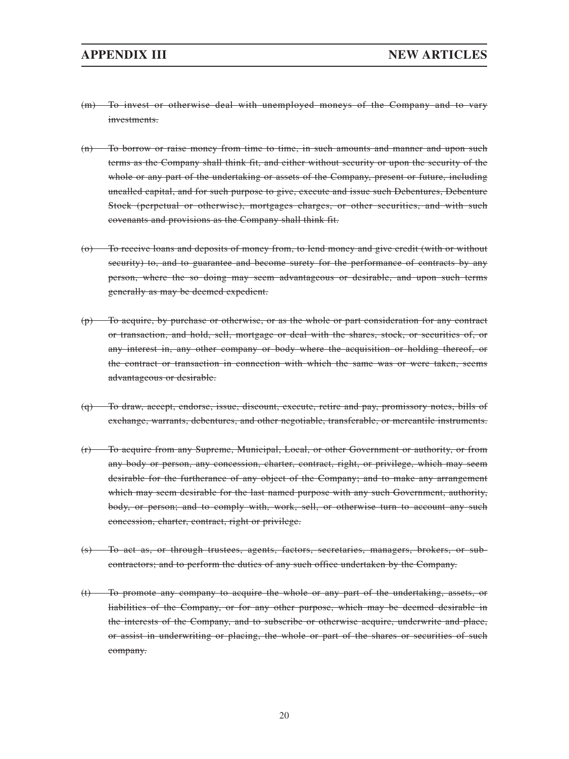~~(m) To invest or otherwise deal with unemployed moneys of the Company and to vary investments.~~

~~(n) To borrow or raise money from time to time, in such amounts and manner and upon such terms as the Company shall think fit, and either without security or upon the security of the whole or any part of the undertaking or assets of the Company, present or future, including uncalled capital, and for such purpose to give, execute and issue such Debentures, Debenture Stock (perpetual or otherwise), mortgages charges, or other securities, and with such covenants and provisions as the Company shall think fit.~~

~~(o) To receive loans and deposits of money from, to lend money and give credit (with or without security) to, and to guarantee and become surety for the performance of contracts by any person, where the so doing may seem advantageous or desirable, and upon such terms generally as may be deemed expedient.~~

~~(p) To acquire, by purchase or otherwise, or as the whole or part consideration for any contract or transaction, and hold, sell, mortgage or deal with the shares, stock, or securities of, or any interest in, any other company or body where the acquisition or holding thereof, or the contract or transaction in connection with which the same was or were taken, seems advantageous or desirable.~~

~~(q) To draw, accept, endorse, issue, discount, execute, retire and pay, promissory notes, bills of exchange, warrants, debentures, and other negotiable, transferable, or mercantile instruments.~~

~~(r) To acquire from any Supreme, Municipal, Local, or other Government or authority, or from any body or person, any concession, charter, contract, right, or privilege, which may seem desirable for the furtherance of any object of the Company; and to make any arrangement which may seem desirable for the last named purpose with any such Government, authority, body, or person; and to comply with, work, sell, or otherwise turn to account any such concession, charter, contract, right or privilege.~~

~~(s) To act as, or through trustees, agents, factors, secretaries, managers, brokers, or sub-contractors; and to perform the duties of any such office undertaken by the Company.~~

~~(t) To promote any company to acquire the whole or any part of the undertaking, assets, or liabilities of the Company, or for any other purpose, which may be deemed desirable in the interests of the Company, and to subscribe or otherwise acquire, underwrite and place, or assist in underwriting or placing, the whole or part of the shares or securities of such company.~~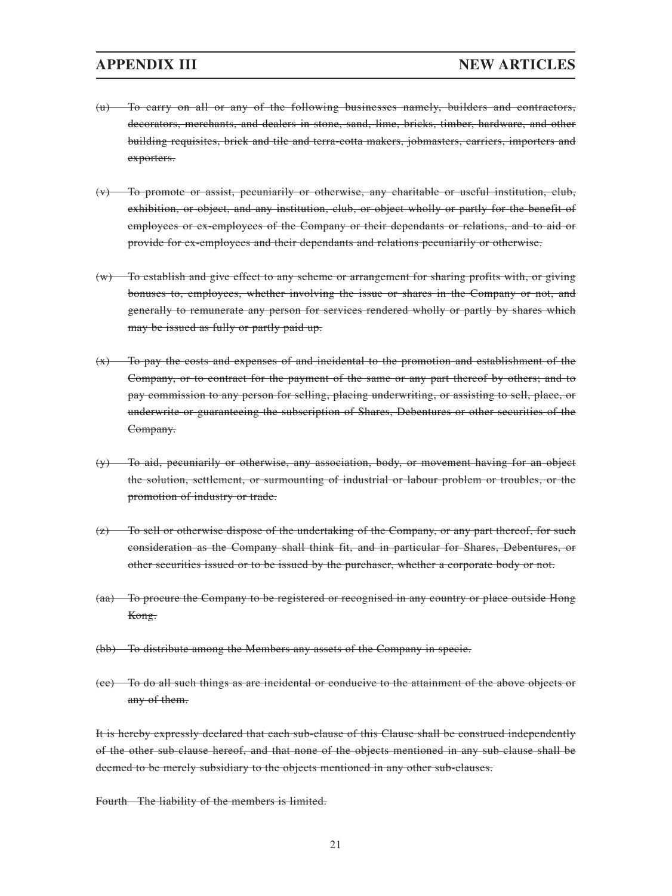~~(u) To carry on all or any of the following businesses namely, builders and contractors, decorators, merchants, and dealers in stone, sand, lime, bricks, timber, hardware, and other building requisites, brick and tile and terra-cotta makers, jobmasters, carriers, importers and exporters.~~

~~(v) To promote or assist, pecuniarily or otherwise, any charitable or useful institution, club, exhibition, or object, and any institution, club, or object wholly or partly for the benefit of employees or ex-employees of the Company or their dependants or relations, and to aid or provide for ex-employees and their dependants and relations pecuniarily or otherwise.~~

~~(w) To establish and give effect to any scheme or arrangement for sharing profits with, or giving bonuses to, employees, whether involving the issue or shares in the Company or not, and generally to remunerate any person for services rendered wholly or partly by shares which may be issued as fully or partly paid up.~~

~~(x) To pay the costs and expenses of and incidental to the promotion and establishment of the Company, or to contract for the payment of the same or any part thereof by others; and to pay commission to any person for selling, placing underwriting, or assisting to sell, place, or underwrite or guaranteeing the subscription of Shares, Debentures or other securities of the Company.~~

~~(y) To aid, pecuniarily or otherwise, any association, body, or movement having for an object the solution, settlement, or surmounting of industrial or labour problem or troubles, or the promotion of industry or trade.~~

~~(z) To sell or otherwise dispose of the undertaking of the Company, or any part thereof, for such consideration as the Company shall think fit, and in particular for Shares, Debentures, or other securities issued or to be issued by the purchaser, whether a corporate body or not.~~

~~(aa) To procure the Company to be registered or recognised in any country or place outside Hong Kong.~~

~~(bb) To distribute among the Members any assets of the Company in specie.~~

~~(cc) To do all such things as are incidental or conducive to the attainment of the above objects or any of them.~~

~~It is hereby expressly declared that each sub-clause of this Clause shall be construed independently of the other sub-clause hereof, and that none of the objects mentioned in any sub-clause shall be deemed to be merely subsidiary to the objects mentioned in any other sub-clauses.~~

~~Fourth – The liability of the members is limited.~~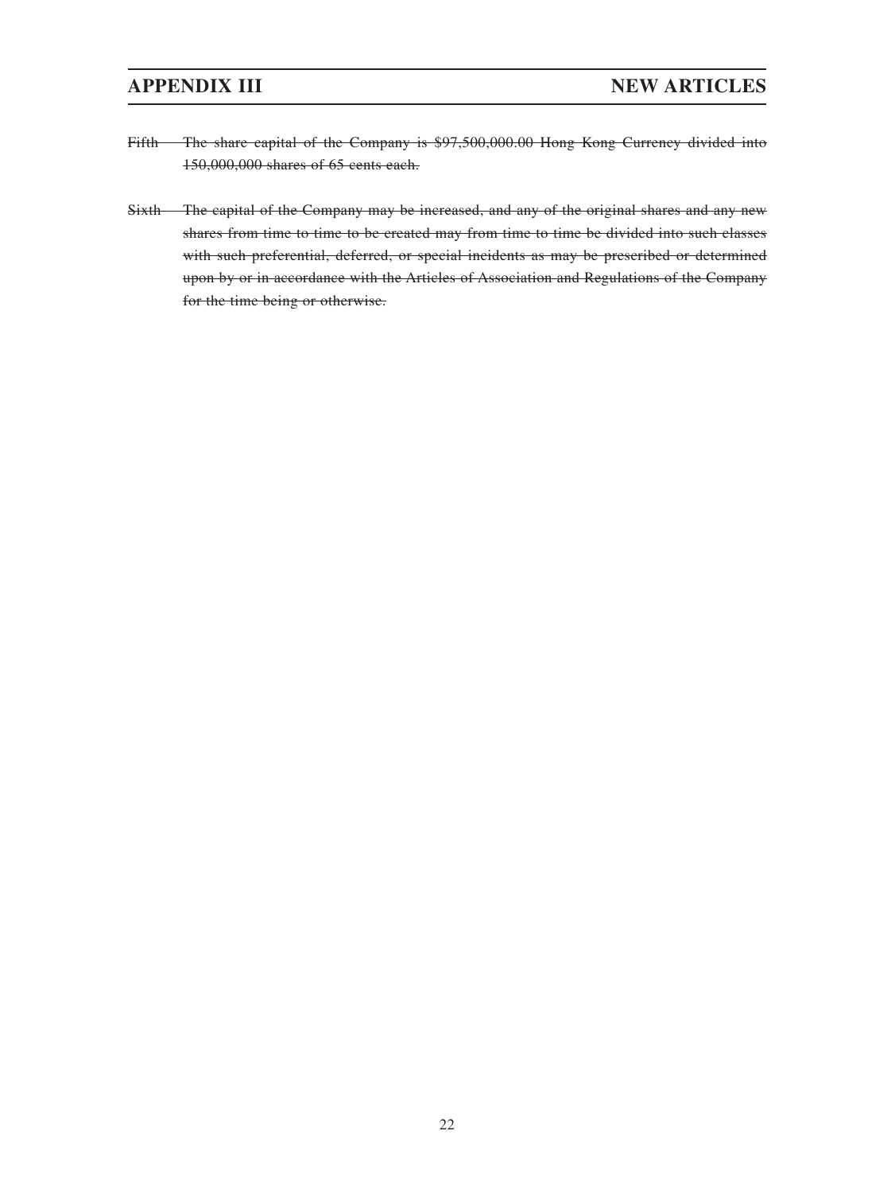~~Fifth The share capital of the Company is $97,500,000.00 Hong Kong Currency divided into 150,000,000 shares of 65 cents each.~~

~~Sixth The capital of the Company may be increased, and any of the original shares and any new shares from time to time to be created may from time to time be divided into such classes with such preferential, deferred, or special incidents as may be prescribed or determined upon by or in accordance with the Articles of Association and Regulations of the Company for the time being or otherwise.~~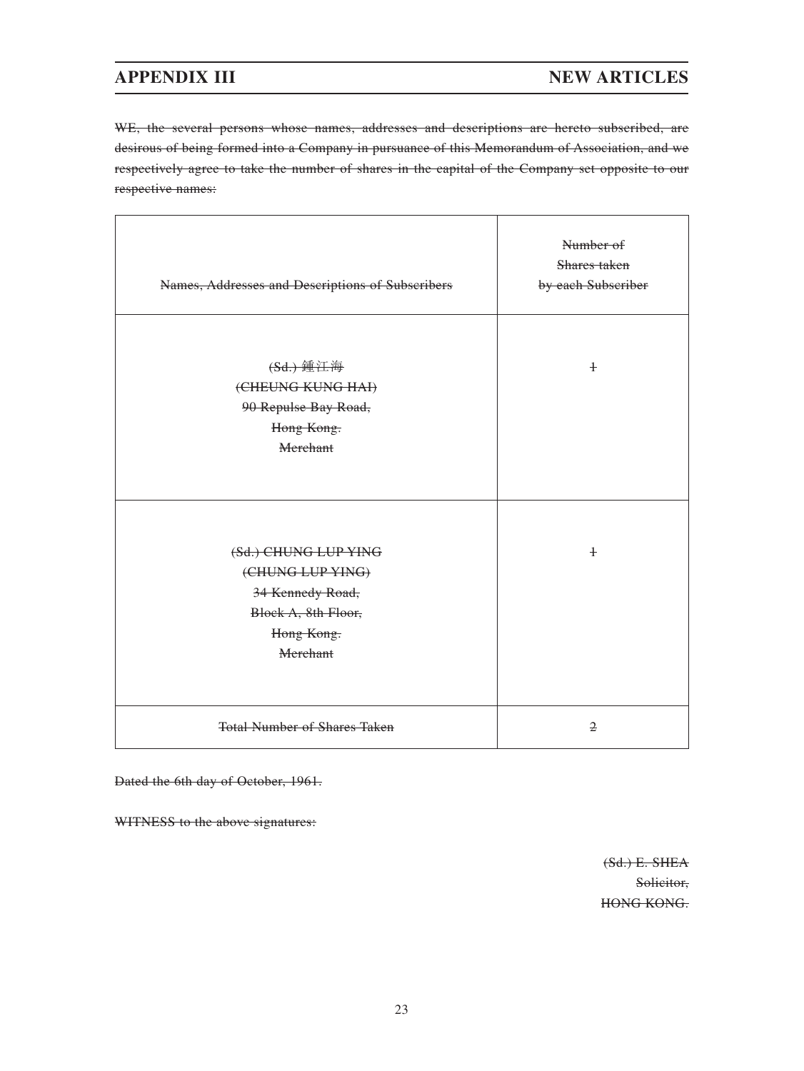~~WE, the several persons whose names, addresses and descriptions are hereto subscribed, are desirous of being formed into a Company in pursuance of this Memorandum of Association, and we respectively agree to take the number of shares in the capital of the Company set opposite to our respective names:~~

| ~~Names, Addresses and Descriptions of Subscribers~~ | ~~Number of Shares taken by each Subscriber~~ |
|---|---|
| ~~(Sd.) 鍾江海~~<br>~~(CHEUNG KUNG HAI)~~<br>~~90 Repulse Bay Road,~~<br>~~Hong Kong.~~<br>~~Merchant~~ | ~~1~~ |
| ~~(Sd.) CHUNG LUP YING~~<br>~~(CHUNG LUP YING)~~<br>~~34 Kennedy Road,~~<br>~~Block A, 8th Floor,~~<br>~~Hong Kong.~~<br>~~Merchant~~ | ~~1~~ |
| ~~Total Number of Shares Taken~~ | ~~2~~ |

~~Dated the 6th day of October, 1961.~~

~~WITNESS to the above signatures:~~

~~(Sd.) E. SHEA~~
~~Solicitor,~~
~~HONG KONG.~~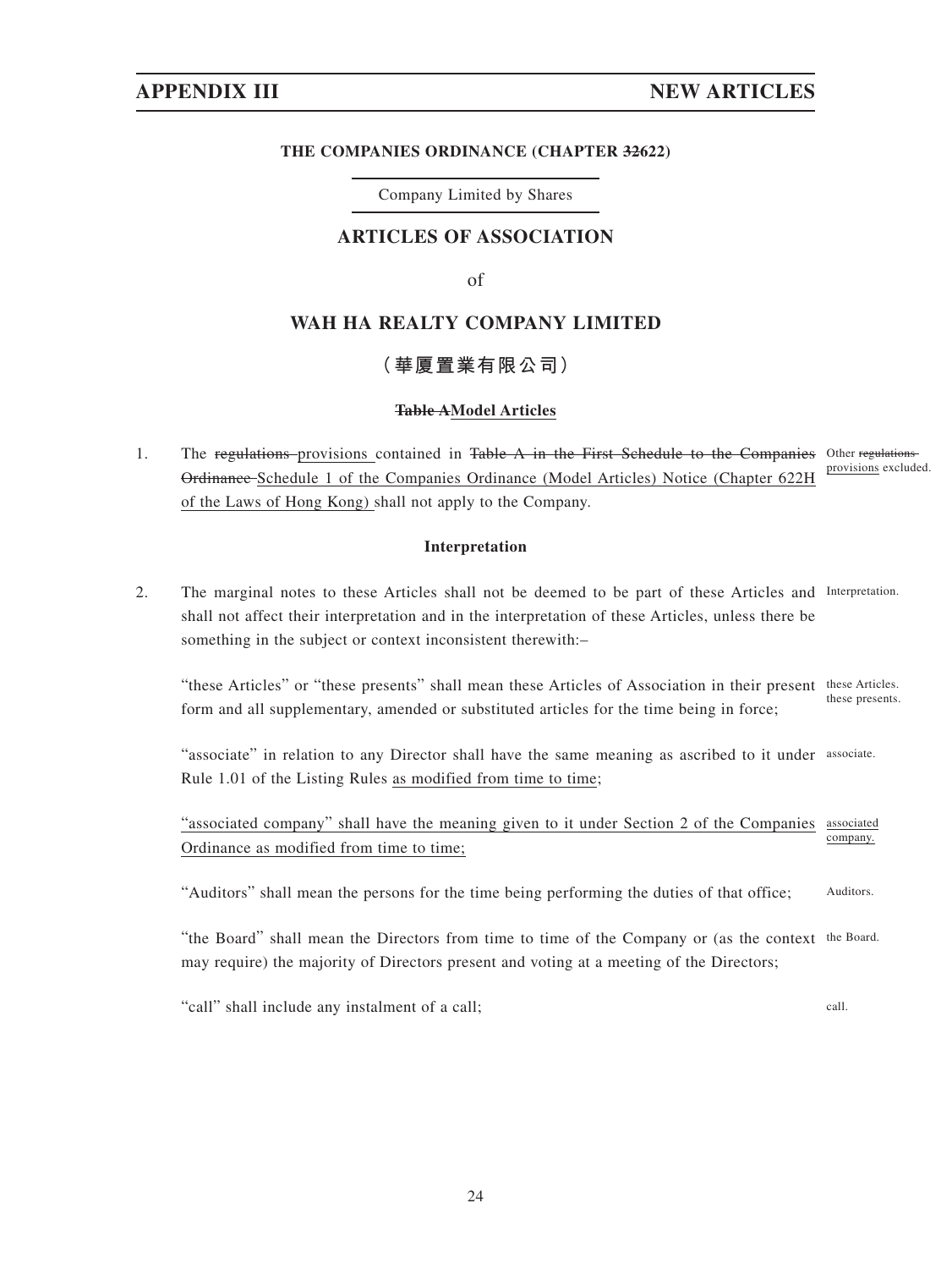# APPENDIX III NEW ARTICLES

**THE COMPANIES ORDINANCE (CHAPTER ~~32~~622)**

Company Limited by Shares

## ARTICLES OF ASSOCIATION

of

## WAH HA REALTY COMPANY LIMITED

## （華厦置業有限公司）

**~~Table A~~Model Articles**

1. The ~~regulations~~ provisions contained in ~~Table A in the First Schedule to the Companies Ordinance~~ Schedule 1 of the Companies Ordinance (Model Articles) Notice (Chapter 622H of the Laws of Hong Kong) shall not apply to the Company. *Other ~~regulations~~ provisions excluded.*

**Interpretation**

2. The marginal notes to these Articles shall not be deemed to be part of these Articles and shall not affect their interpretation and in the interpretation of these Articles, unless there be something in the subject or context inconsistent therewith:– *Interpretation.*

   "these Articles" or "these presents" shall mean these Articles of Association in their present form and all supplementary, amended or substituted articles for the time being in force; *these Articles. these presents.*

   "associate" in relation to any Director shall have the same meaning as ascribed to it under Rule 1.01 of the Listing Rules as modified from time to time; *associate.*

   "associated company" shall have the meaning given to it under Section 2 of the Companies Ordinance as modified from time to time; *associated company.*

   "Auditors" shall mean the persons for the time being performing the duties of that office; *Auditors.*

   "the Board" shall mean the Directors from time to time of the Company or (as the context may require) the majority of Directors present and voting at a meeting of the Directors; *the Board.*

   "call" shall include any instalment of a call; *call.*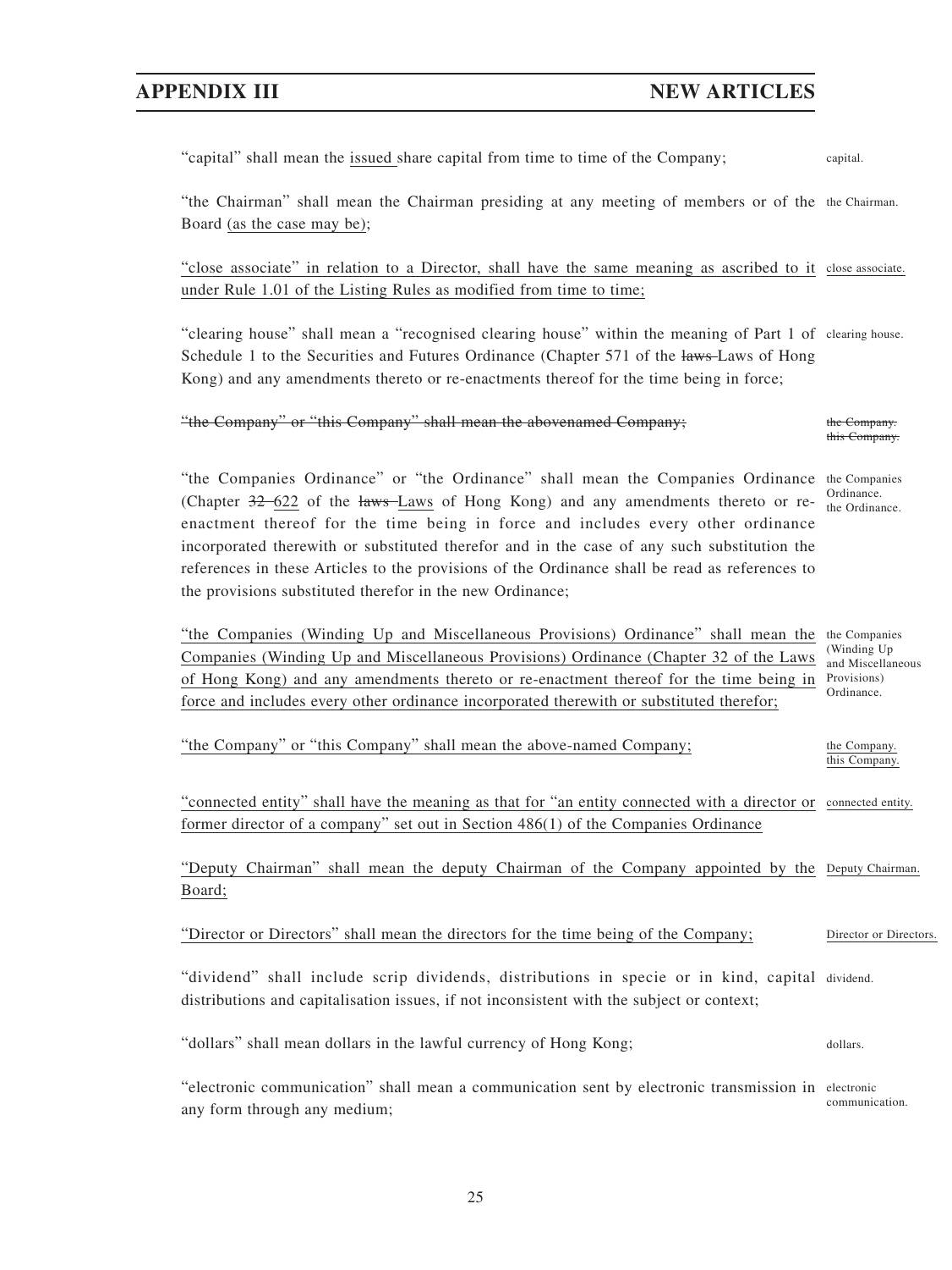"capital" shall mean the issued share capital from time to time of the Company; capital.

"the Chairman" shall mean the Chairman presiding at any meeting of members or of the Board (as the case may be); the Chairman.

"close associate" in relation to a Director, shall have the same meaning as ascribed to it under Rule 1.01 of the Listing Rules as modified from time to time; close associate.

"clearing house" shall mean a "recognised clearing house" within the meaning of Part 1 of Schedule 1 to the Securities and Futures Ordinance (Chapter 571 of the ~~laws~~ Laws of Hong Kong) and any amendments thereto or re-enactments thereof for the time being in force; clearing house.

~~"the Company" or "this Company" shall mean the abovenamed Company;~~ ~~the Company. this Company.~~

"the Companies Ordinance" or "the Ordinance" shall mean the Companies Ordinance (Chapter ~~32~~ 622 of the ~~laws~~ Laws of Hong Kong) and any amendments thereto or re-enactment thereof for the time being in force and includes every other ordinance incorporated therewith or substituted therefor and in the case of any such substitution the references in these Articles to the provisions of the Ordinance shall be read as references to the provisions substituted therefor in the new Ordinance; the Companies Ordinance. the Ordinance.

"the Companies (Winding Up and Miscellaneous Provisions) Ordinance" shall mean the Companies (Winding Up and Miscellaneous Provisions) Ordinance (Chapter 32 of the Laws of Hong Kong) and any amendments thereto or re-enactment thereof for the time being in force and includes every other ordinance incorporated therewith or substituted therefor; the Companies (Winding Up and Miscellaneous Provisions) Ordinance.

"the Company" or "this Company" shall mean the above-named Company; the Company. this Company.

"connected entity" shall have the meaning as that for "an entity connected with a director or former director of a company" set out in Section 486(1) of the Companies Ordinance connected entity.

"Deputy Chairman" shall mean the deputy Chairman of the Company appointed by the Board; Deputy Chairman.

"Director or Directors" shall mean the directors for the time being of the Company; Director or Directors.

"dividend" shall include scrip dividends, distributions in specie or in kind, capital distributions and capitalisation issues, if not inconsistent with the subject or context; dividend.

"dollars" shall mean dollars in the lawful currency of Hong Kong; dollars.

"electronic communication" shall mean a communication sent by electronic transmission in any form through any medium; electronic communication.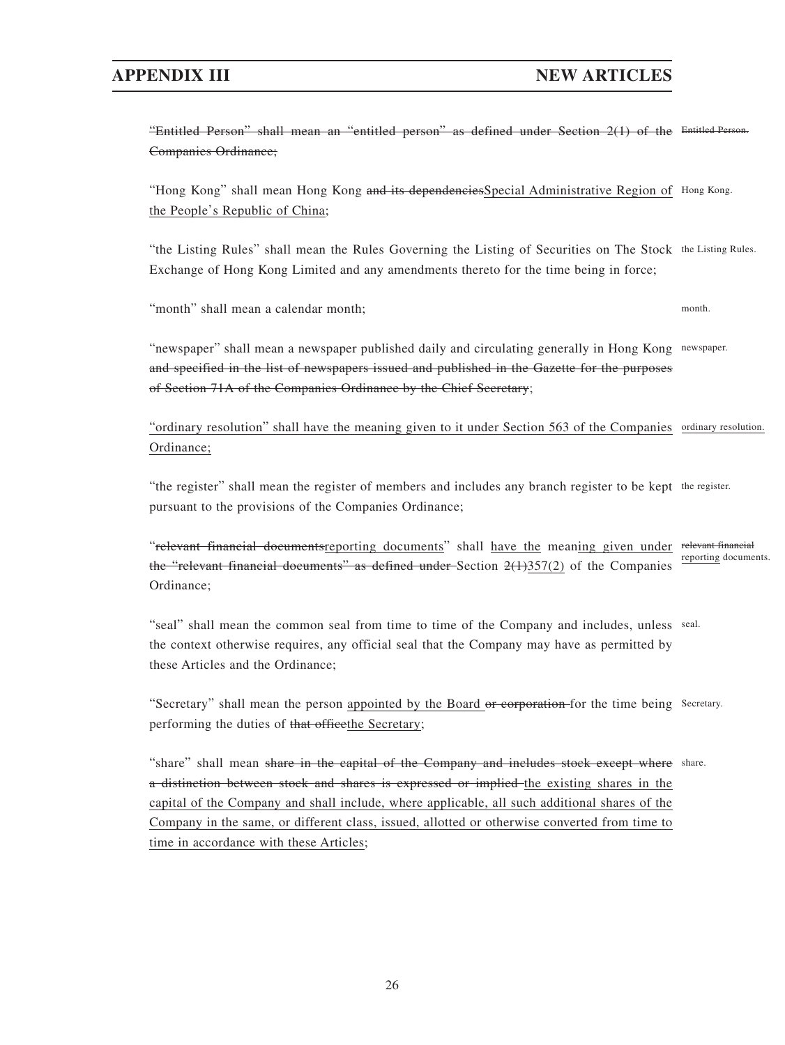~~"Entitled Person" shall mean an "entitled person" as defined under Section 2(1) of the Companies Ordinance;~~ ~~Entitled Person.~~

"Hong Kong" shall mean Hong Kong ~~and its dependencies~~Special Administrative Region of the People's Republic of China; Hong Kong.

"the Listing Rules" shall mean the Rules Governing the Listing of Securities on The Stock Exchange of Hong Kong Limited and any amendments thereto for the time being in force; the Listing Rules.

"month" shall mean a calendar month; month.

"newspaper" shall mean a newspaper published daily and circulating generally in Hong Kong ~~and specified in the list of newspapers issued and published in the Gazette for the purposes of Section 71A of the Companies Ordinance by the Chief Secretary~~; newspaper.

"ordinary resolution" shall have the meaning given to it under Section 563 of the Companies Ordinance; ordinary resolution.

"the register" shall mean the register of members and includes any branch register to be kept pursuant to the provisions of the Companies Ordinance; the register.

"~~relevant financial documents~~reporting documents" shall have the meaning given under ~~the "relevant financial documents" as defined under~~ Section ~~2(1)~~357(2) of the Companies Ordinance; ~~relevant financial~~ reporting documents.

"seal" shall mean the common seal from time to time of the Company and includes, unless the context otherwise requires, any official seal that the Company may have as permitted by these Articles and the Ordinance; seal.

"Secretary" shall mean the person appointed by the Board ~~or corporation~~ for the time being performing the duties of ~~that office~~the Secretary; Secretary.

"share" shall mean ~~share in the capital of the Company and includes stock except where a distinction between stock and shares is expressed or implied~~ the existing shares in the capital of the Company and shall include, where applicable, all such additional shares of the Company in the same, or different class, issued, allotted or otherwise converted from time to time in accordance with these Articles; share.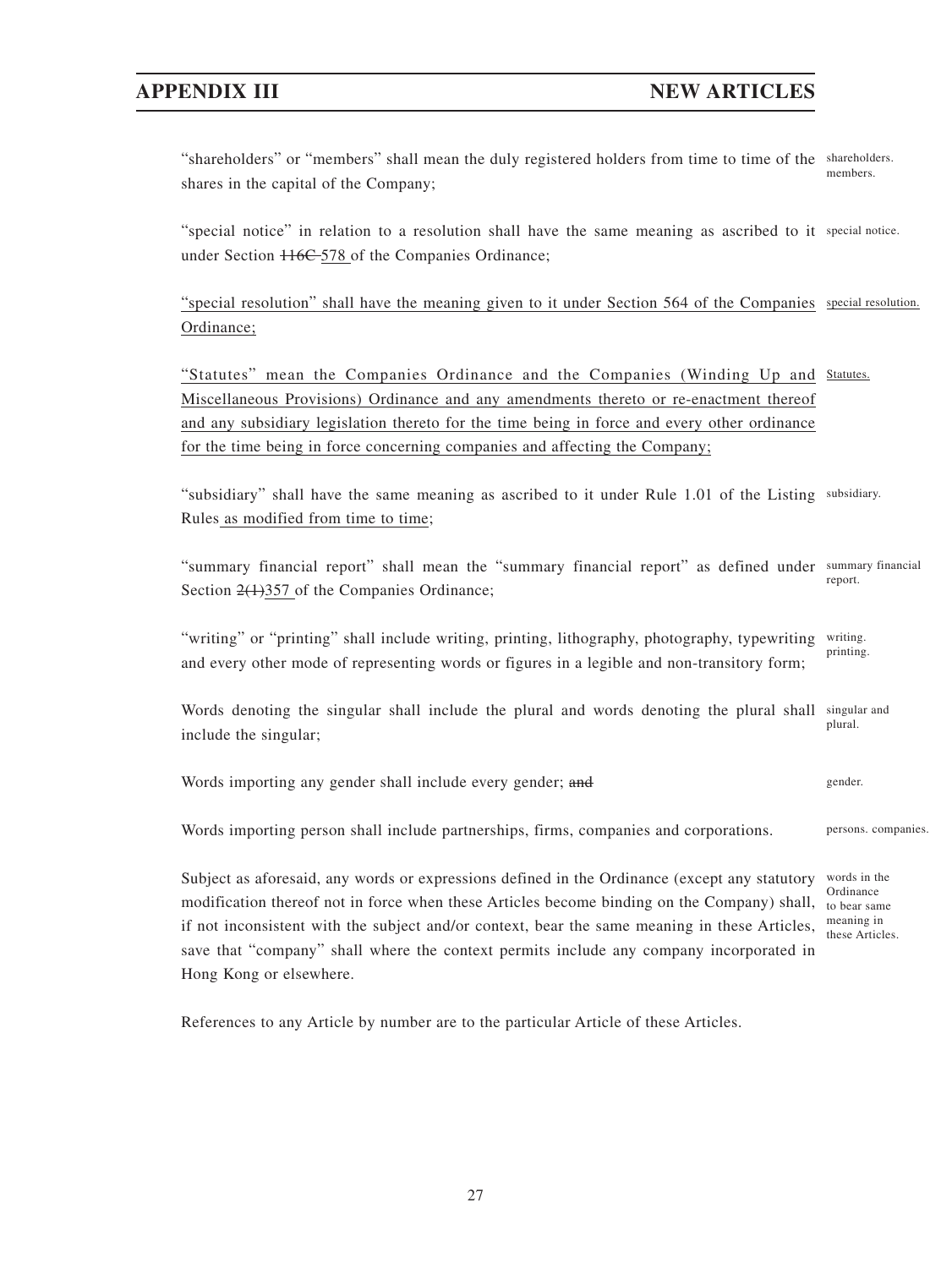"shareholders" or "members" shall mean the duly registered holders from time to time of the shares in the capital of the Company;

"special notice" in relation to a resolution shall have the same meaning as ascribed to it under Section ~~116C~~ 578 of the Companies Ordinance;

"special resolution" shall have the meaning given to it under Section 564 of the Companies Ordinance;

"Statutes" mean the Companies Ordinance and the Companies (Winding Up and Miscellaneous Provisions) Ordinance and any amendments thereto or re-enactment thereof and any subsidiary legislation thereto for the time being in force and every other ordinance for the time being in force concerning companies and affecting the Company;

"subsidiary" shall have the same meaning as ascribed to it under Rule 1.01 of the Listing Rules as modified from time to time;

"summary financial report" shall mean the "summary financial report" as defined under Section ~~2(1)~~357 of the Companies Ordinance;

"writing" or "printing" shall include writing, printing, lithography, photography, typewriting and every other mode of representing words or figures in a legible and non-transitory form;

Words denoting the singular shall include the plural and words denoting the plural shall include the singular;

Words importing any gender shall include every gender; ~~and~~

Words importing person shall include partnerships, firms, companies and corporations.

Subject as aforesaid, any words or expressions defined in the Ordinance (except any statutory modification thereof not in force when these Articles become binding on the Company) shall, if not inconsistent with the subject and/or context, bear the same meaning in these Articles, save that "company" shall where the context permits include any company incorporated in Hong Kong or elsewhere.

References to any Article by number are to the particular Article of these Articles.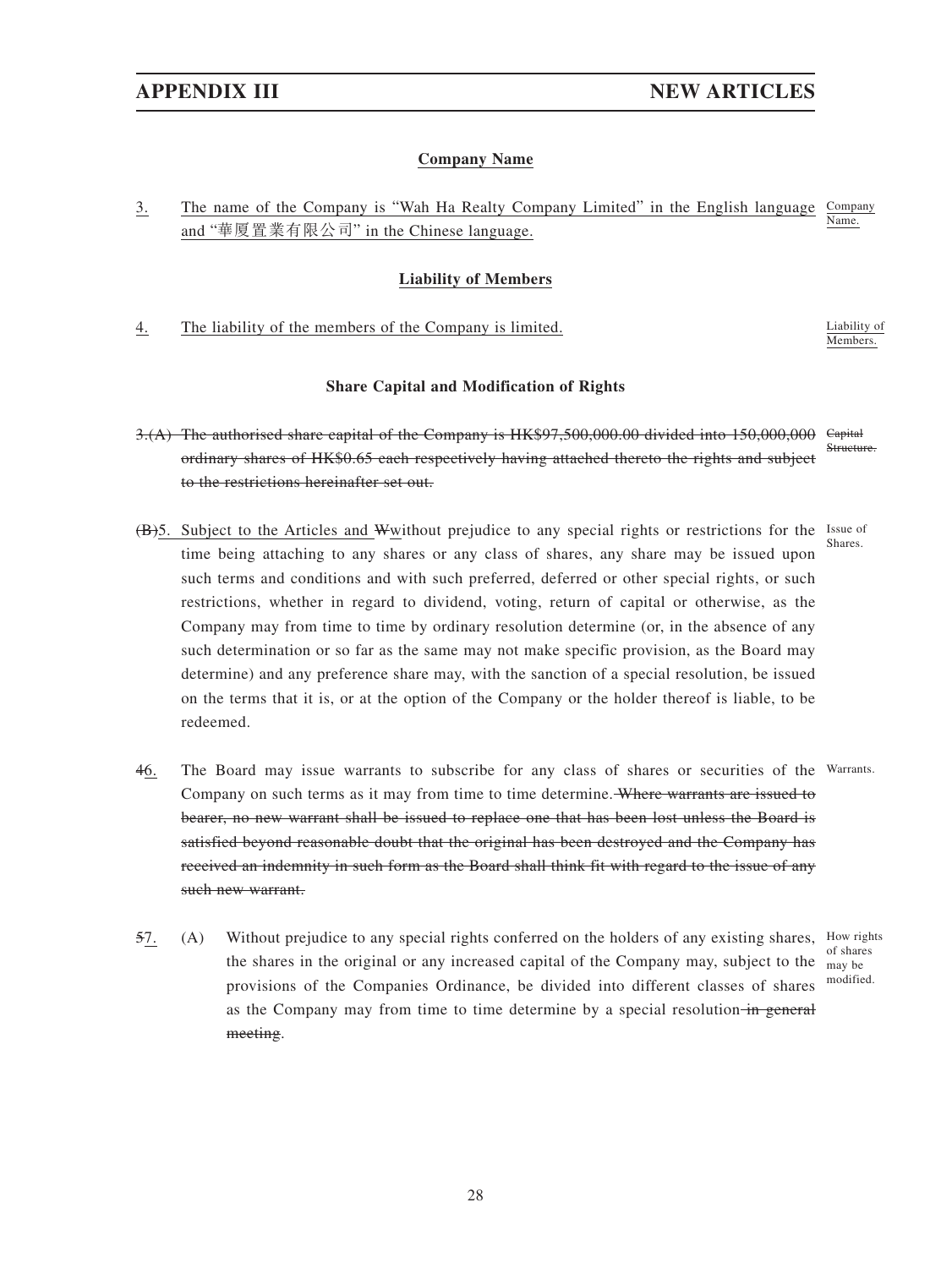### Company Name

<u>3.</u> <u>The name of the Company is "Wah Ha Realty Company Limited" in the English language and "華厦置業有限公司" in the Chinese language.</u> <u>Company Name.</u>

### Liability of Members

<u>4.</u> <u>The liability of the members of the Company is limited.</u> <u>Liability of Members.</u>

### Share Capital and Modification of Rights

~~3.(A) The authorised share capital of the Company is HK$97,500,000.00 divided into 150,000,000 ordinary shares of HK$0.65 each respectively having attached thereto the rights and subject to the restrictions hereinafter set out.~~ ~~Capital Structure.~~

~~(B)~~5. <u>Subject to the Articles and</u> ~~W~~<u>w</u>ithout prejudice to any special rights or restrictions for the time being attaching to any shares or any class of shares, any share may be issued upon such terms and conditions and with such preferred, deferred or other special rights, or such restrictions, whether in regard to dividend, voting, return of capital or otherwise, as the Company may from time to time by ordinary resolution determine (or, in the absence of any such determination or so far as the same may not make specific provision, as the Board may determine) and any preference share may, with the sanction of a special resolution, be issued on the terms that it is, or at the option of the Company or the holder thereof is liable, to be redeemed. Issue of Shares.

~~4~~<u>6.</u> The Board may issue warrants to subscribe for any class of shares or securities of the Company on such terms as it may from time to time determine. ~~Where warrants are issued to bearer, no new warrant shall be issued to replace one that has been lost unless the Board is satisfied beyond reasonable doubt that the original has been destroyed and the Company has received an indemnity in such form as the Board shall think fit with regard to the issue of any such new warrant.~~ Warrants.

~~5~~<u>7.</u> (A) Without prejudice to any special rights conferred on the holders of any existing shares, the shares in the original or any increased capital of the Company may, subject to the provisions of the Companies Ordinance, be divided into different classes of shares as the Company may from time to time determine by a special resolution ~~in general meeting~~. How rights of shares may be modified.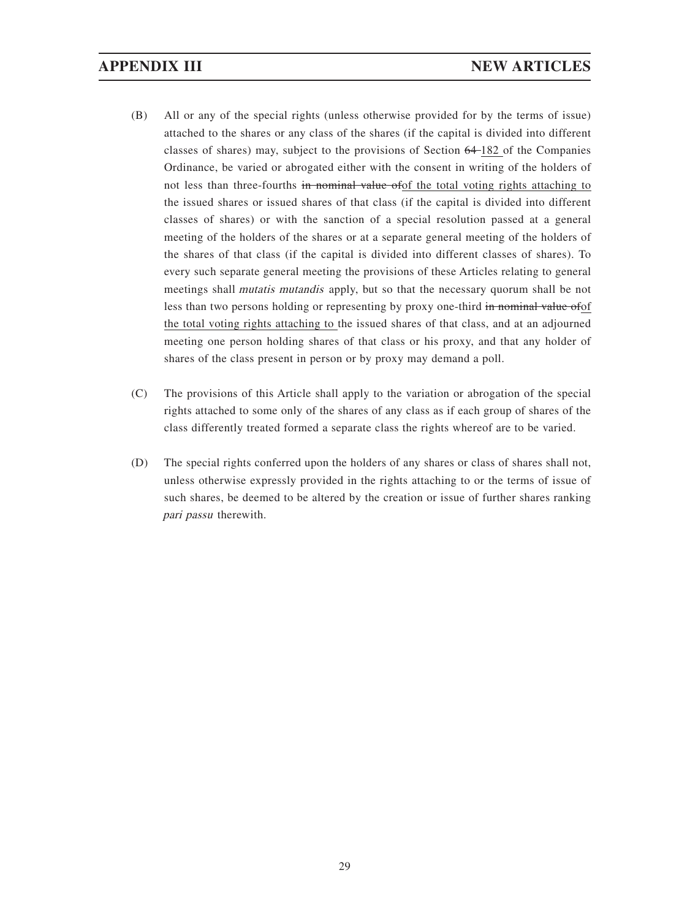(B) All or any of the special rights (unless otherwise provided for by the terms of issue) attached to the shares or any class of the shares (if the capital is divided into different classes of shares) may, subject to the provisions of Section ~~64~~ <u>182</u> of the Companies Ordinance, be varied or abrogated either with the consent in writing of the holders of not less than three-fourths ~~in nominal value of~~<u>of the total voting rights attaching to</u> the issued shares or issued shares of that class (if the capital is divided into different classes of shares) or with the sanction of a special resolution passed at a general meeting of the holders of the shares or at a separate general meeting of the holders of the shares of that class (if the capital is divided into different classes of shares). To every such separate general meeting the provisions of these Articles relating to general meetings shall *mutatis mutandis* apply, but so that the necessary quorum shall be not less than two persons holding or representing by proxy one-third ~~in nominal value of~~<u>of the total voting rights attaching to</u> the issued shares of that class, and at an adjourned meeting one person holding shares of that class or his proxy, and that any holder of shares of the class present in person or by proxy may demand a poll.

(C) The provisions of this Article shall apply to the variation or abrogation of the special rights attached to some only of the shares of any class as if each group of shares of the class differently treated formed a separate class the rights whereof are to be varied.

(D) The special rights conferred upon the holders of any shares or class of shares shall not, unless otherwise expressly provided in the rights attaching to or the terms of issue of such shares, be deemed to be altered by the creation or issue of further shares ranking *pari passu* therewith.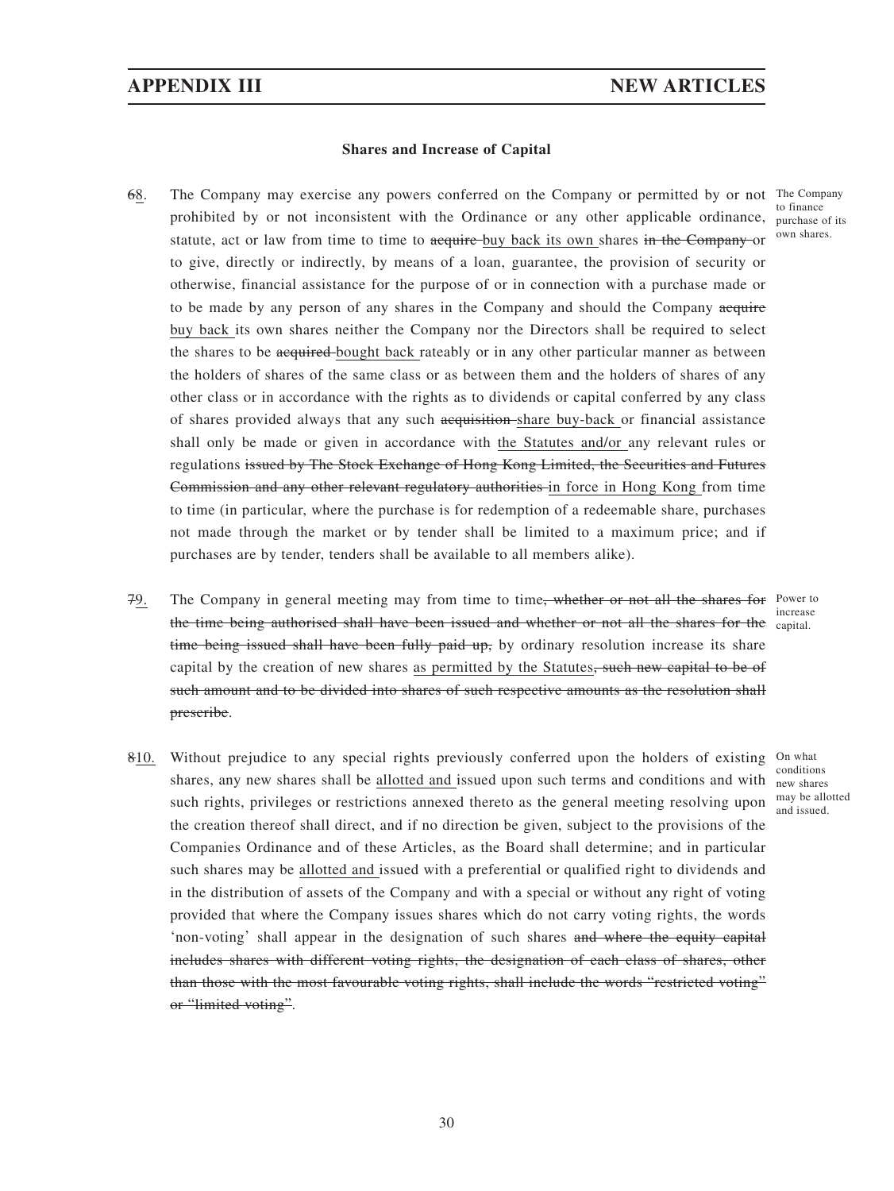### Shares and Increase of Capital

~~6~~<u>8</u>. The Company may exercise any powers conferred on the Company or permitted by or not prohibited by or not inconsistent with the Ordinance or any other applicable ordinance, statute, act or law from time to time to ~~acquire~~ <u>buy back its own</u> shares ~~in the Company~~ or to give, directly or indirectly, by means of a loan, guarantee, the provision of security or otherwise, financial assistance for the purpose of or in connection with a purchase made or to be made by any person of any shares in the Company and should the Company ~~acquire~~ <u>buy back</u> its own shares neither the Company nor the Directors shall be required to select the shares to be ~~acquired~~ <u>bought back</u> rateably or in any other particular manner as between the holders of shares of the same class or as between them and the holders of shares of any other class or in accordance with the rights as to dividends or capital conferred by any class of shares provided always that any such ~~acquisition~~ <u>share buy-back</u> or financial assistance shall only be made or given in accordance with <u>the Statutes and/or</u> any relevant rules or regulations ~~issued by The Stock Exchange of Hong Kong Limited, the Securities and Futures Commission and any other relevant regulatory authorities~~ <u>in force in Hong Kong</u> from time to time (in particular, where the purchase is for redemption of a redeemable share, purchases not made through the market or by tender shall be limited to a maximum price; and if purchases are by tender, tenders shall be available to all members alike).

*The Company to finance purchase of its own shares.*

~~7~~<u>9</u>. The Company in general meeting may from time to time~~, whether or not all the shares for the time being authorised shall have been issued and whether or not all the shares for the time being issued shall have been fully paid up,~~ by ordinary resolution increase its share capital by the creation of new shares <u>as permitted by the Statutes</u>~~, such new capital to be of such amount and to be divided into shares of such respective amounts as the resolution shall prescribe~~.

*Power to increase capital.*

~~8~~<u>10</u>. Without prejudice to any special rights previously conferred upon the holders of existing shares, any new shares shall be <u>allotted and</u> issued upon such terms and conditions and with such rights, privileges or restrictions annexed thereto as the general meeting resolving upon the creation thereof shall direct, and if no direction be given, subject to the provisions of the Companies Ordinance and of these Articles, as the Board shall determine; and in particular such shares may be <u>allotted and</u> issued with a preferential or qualified right to dividends and in the distribution of assets of the Company and with a special or without any right of voting provided that where the Company issues shares which do not carry voting rights, the words 'non-voting' shall appear in the designation of such shares ~~and where the equity capital includes shares with different voting rights, the designation of each class of shares, other than those with the most favourable voting rights, shall include the words "restricted voting" or "limited voting"~~.

*On what conditions new shares may be allotted and issued.*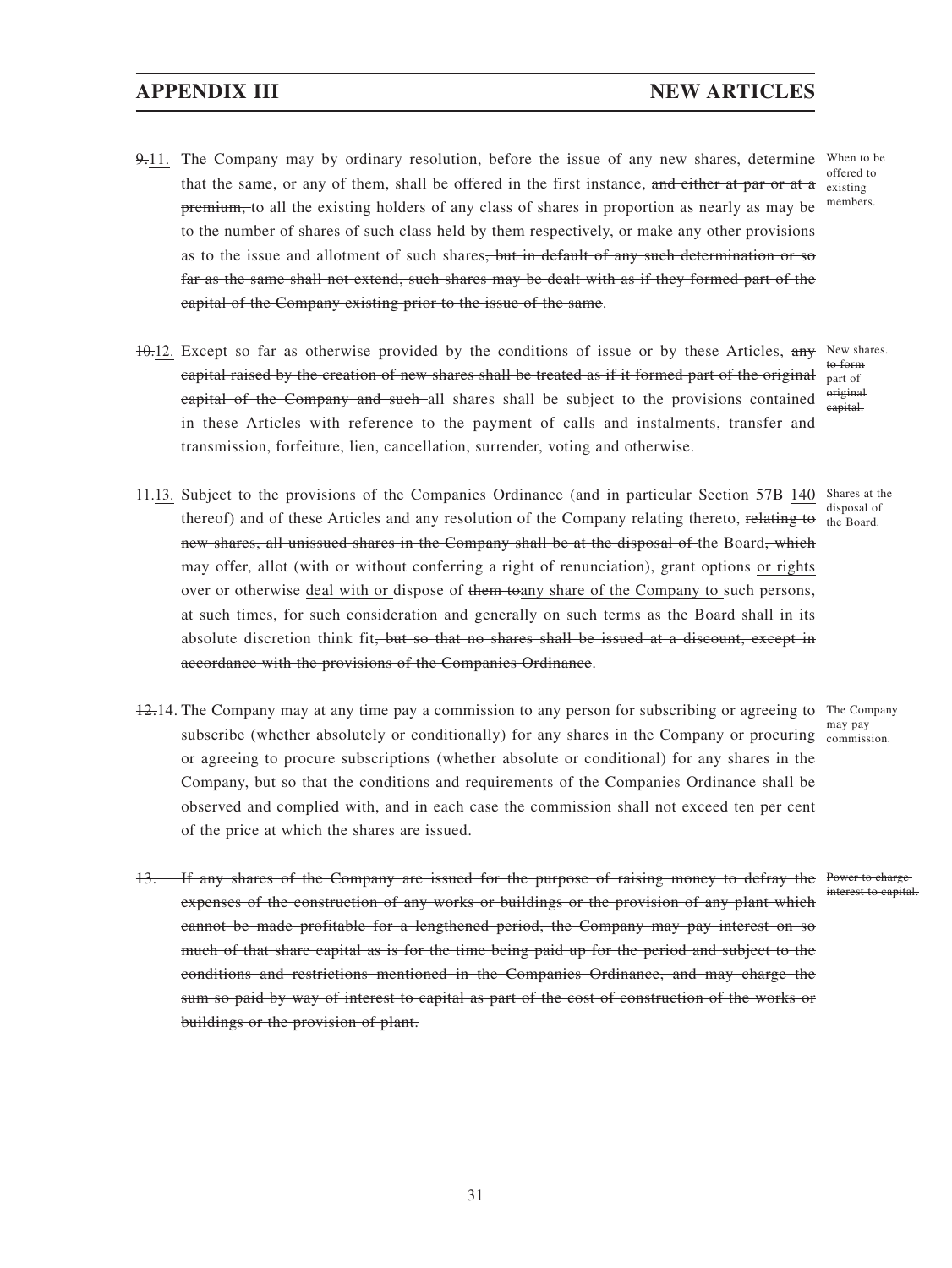9.11. The Company may by ordinary resolution, before the issue of any new shares, determine that the same, or any of them, shall be offered in the first instance, ~~and either at par or at a premium,~~ to all the existing holders of any class of shares in proportion as nearly as may be to the number of shares of such class held by them respectively, or make any other provisions as to the issue and allotment of such shares~~, but in default of any such determination or so far as the same shall not extend, such shares may be dealt with as if they formed part of the capital of the Company existing prior to the issue of the same~~.

*When to be offered to existing members.*

~~10.~~12. Except so far as otherwise provided by the conditions of issue or by these Articles, ~~any capital raised by the creation of new shares shall be treated as if it formed part of the original capital of the Company and such~~ all shares shall be subject to the provisions contained in these Articles with reference to the payment of calls and instalments, transfer and transmission, forfeiture, lien, cancellation, surrender, voting and otherwise.

*New shares. ~~to form part of original capital.~~*

~~11.~~13. Subject to the provisions of the Companies Ordinance (and in particular Section ~~57B~~ 140 thereof) and of these Articles and any resolution of the Company relating thereto, ~~relating to new shares, all unissued shares in the Company shall be at the disposal of~~ the Board~~, which~~ may offer, allot (with or without conferring a right of renunciation), grant options or rights over or otherwise deal with or dispose of ~~them to~~any share of the Company to such persons, at such times, for such consideration and generally on such terms as the Board shall in its absolute discretion think fit~~, but so that no shares shall be issued at a discount, except in accordance with the provisions of the Companies Ordinance~~.

*Shares at the disposal of the Board.*

~~12.~~14. The Company may at any time pay a commission to any person for subscribing or agreeing to subscribe (whether absolutely or conditionally) for any shares in the Company or procuring or agreeing to procure subscriptions (whether absolute or conditional) for any shares in the Company, but so that the conditions and requirements of the Companies Ordinance shall be observed and complied with, and in each case the commission shall not exceed ten per cent of the price at which the shares are issued.

*The Company may pay commission.*

~~13. If any shares of the Company are issued for the purpose of raising money to defray the expenses of the construction of any works or buildings or the provision of any plant which cannot be made profitable for a lengthened period, the Company may pay interest on so much of that share capital as is for the time being paid up for the period and subject to the conditions and restrictions mentioned in the Companies Ordinance, and may charge the sum so paid by way of interest to capital as part of the cost of construction of the works or buildings or the provision of plant.~~

*~~Power to charge interest to capital.~~*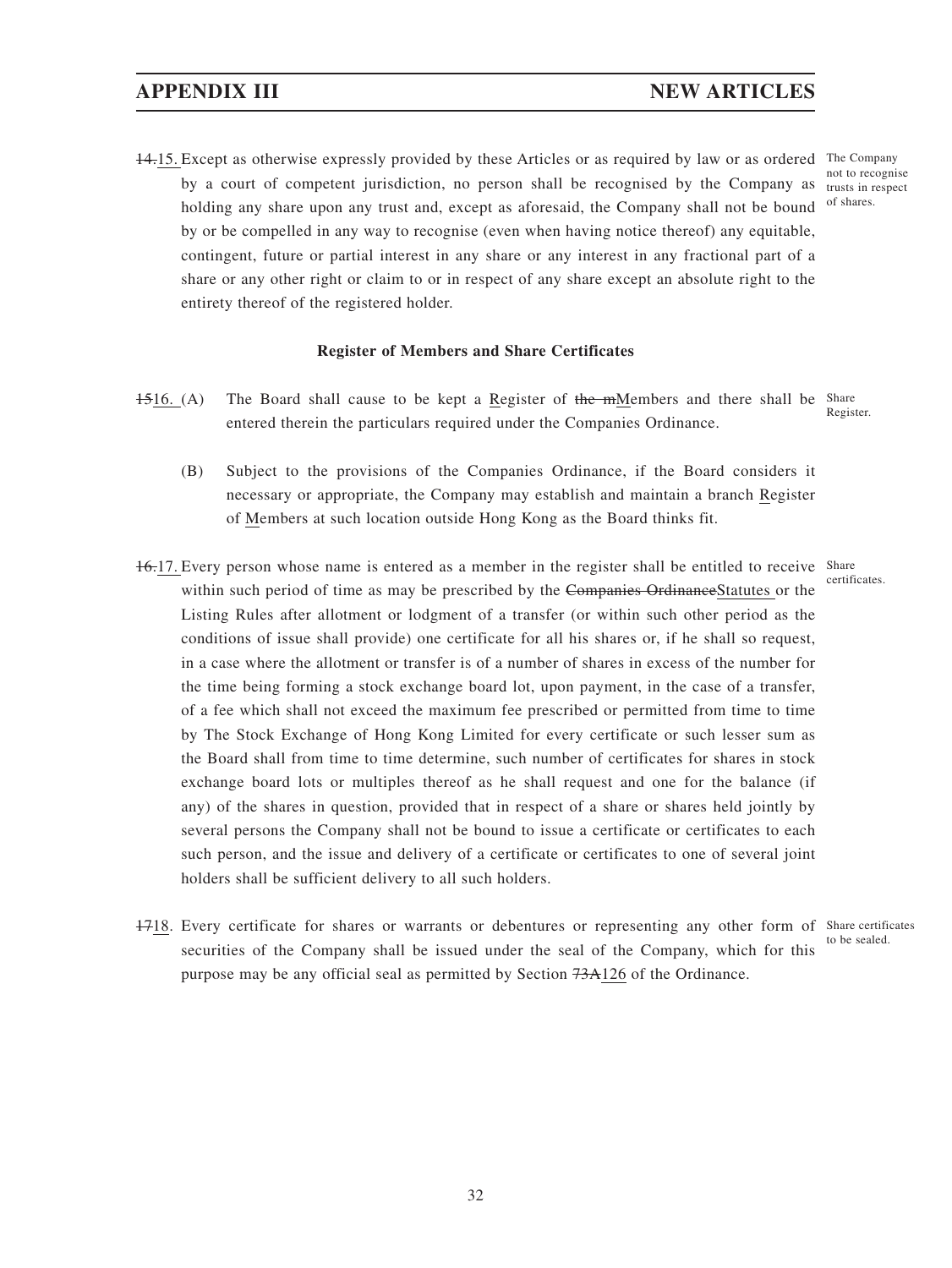~~14.~~15. Except as otherwise expressly provided by these Articles or as required by law or as ordered by a court of competent jurisdiction, no person shall be recognised by the Company as holding any share upon any trust and, except as aforesaid, the Company shall not be bound by or be compelled in any way to recognise (even when having notice thereof) any equitable, contingent, future or partial interest in any share or any interest in any fractional part of a share or any other right or claim to or in respect of any share except an absolute right to the entirety thereof of the registered holder.

*The Company not to recognise trusts in respect of shares.*

### Register of Members and Share Certificates

~~15~~16. (A) The Board shall cause to be kept a Register of ~~the m~~Members and there shall be entered therein the particulars required under the Companies Ordinance.

*Share Register.*

(B) Subject to the provisions of the Companies Ordinance, if the Board considers it necessary or appropriate, the Company may establish and maintain a branch Register of Members at such location outside Hong Kong as the Board thinks fit.

~~16.~~17. Every person whose name is entered as a member in the register shall be entitled to receive within such period of time as may be prescribed by the ~~Companies Ordinance~~Statutes or the Listing Rules after allotment or lodgment of a transfer (or within such other period as the conditions of issue shall provide) one certificate for all his shares or, if he shall so request, in a case where the allotment or transfer is of a number of shares in excess of the number for the time being forming a stock exchange board lot, upon payment, in the case of a transfer, of a fee which shall not exceed the maximum fee prescribed or permitted from time to time by The Stock Exchange of Hong Kong Limited for every certificate or such lesser sum as the Board shall from time to time determine, such number of certificates for shares in stock exchange board lots or multiples thereof as he shall request and one for the balance (if any) of the shares in question, provided that in respect of a share or shares held jointly by several persons the Company shall not be bound to issue a certificate or certificates to each such person, and the issue and delivery of a certificate or certificates to one of several joint holders shall be sufficient delivery to all such holders.

*Share certificates.*

~~17~~18. Every certificate for shares or warrants or debentures or representing any other form of securities of the Company shall be issued under the seal of the Company, which for this purpose may be any official seal as permitted by Section ~~73A~~126 of the Ordinance.

*Share certificates to be sealed.*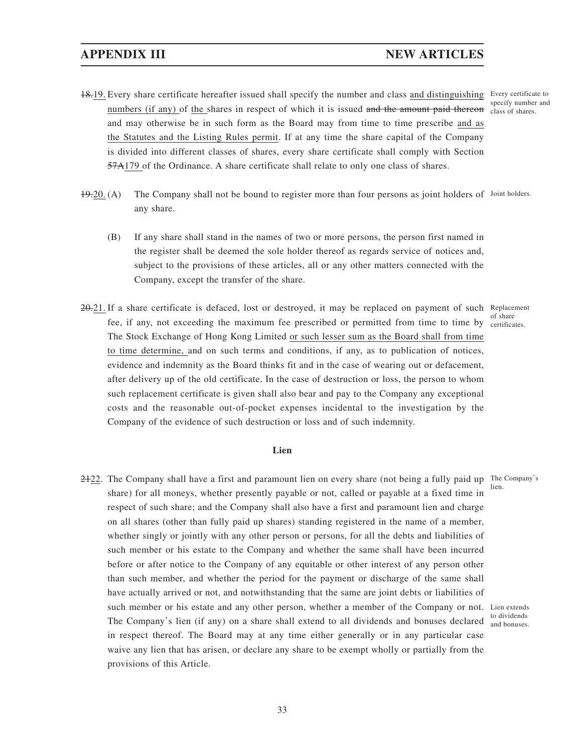18.19. Every share certificate hereafter issued shall specify the number and class and distinguishing numbers (if any) of the shares in respect of which it is issued and the amount paid thereon and may otherwise be in such form as the Board may from time to time prescribe and as the Statutes and the Listing Rules permit. If at any time the share capital of the Company is divided into different classes of shares, every share certificate shall comply with Section 57A179 of the Ordinance. A share certificate shall relate to only one class of shares.

*Every certificate to specify number and class of shares.*

19.20. (A) The Company shall not be bound to register more than four persons as joint holders of any share.

*Joint holders.*

(B) If any share shall stand in the names of two or more persons, the person first named in the register shall be deemed the sole holder thereof as regards service of notices and, subject to the provisions of these articles, all or any other matters connected with the Company, except the transfer of the share.

20.21. If a share certificate is defaced, lost or destroyed, it may be replaced on payment of such fee, if any, not exceeding the maximum fee prescribed or permitted from time to time by The Stock Exchange of Hong Kong Limited or such lesser sum as the Board shall from time to time determine, and on such terms and conditions, if any, as to publication of notices, evidence and indemnity as the Board thinks fit and in the case of wearing out or defacement, after delivery up of the old certificate. In the case of destruction or loss, the person to whom such replacement certificate is given shall also bear and pay to the Company any exceptional costs and the reasonable out-of-pocket expenses incidental to the investigation by the Company of the evidence of such destruction or loss and of such indemnity.

*Replacement of share certificates.*

## Lien

2122. The Company shall have a first and paramount lien on every share (not being a fully paid up share) for all moneys, whether presently payable or not, called or payable at a fixed time in respect of such share; and the Company shall also have a first and paramount lien and charge on all shares (other than fully paid up shares) standing registered in the name of a member, whether singly or jointly with any other person or persons, for all the debts and liabilities of such member or his estate to the Company and whether the same shall have been incurred before or after notice to the Company of any equitable or other interest of any person other than such member, and whether the period for the payment or discharge of the same shall have actually arrived or not, and notwithstanding that the same are joint debts or liabilities of such member or his estate and any other person, whether a member of the Company or not. The Company's lien (if any) on a share shall extend to all dividends and bonuses declared in respect thereof. The Board may at any time either generally or in any particular case waive any lien that has arisen, or declare any share to be exempt wholly or partially from the provisions of this Article.

*The Company's lien.*

*Lien extends to dividends and bonuses.*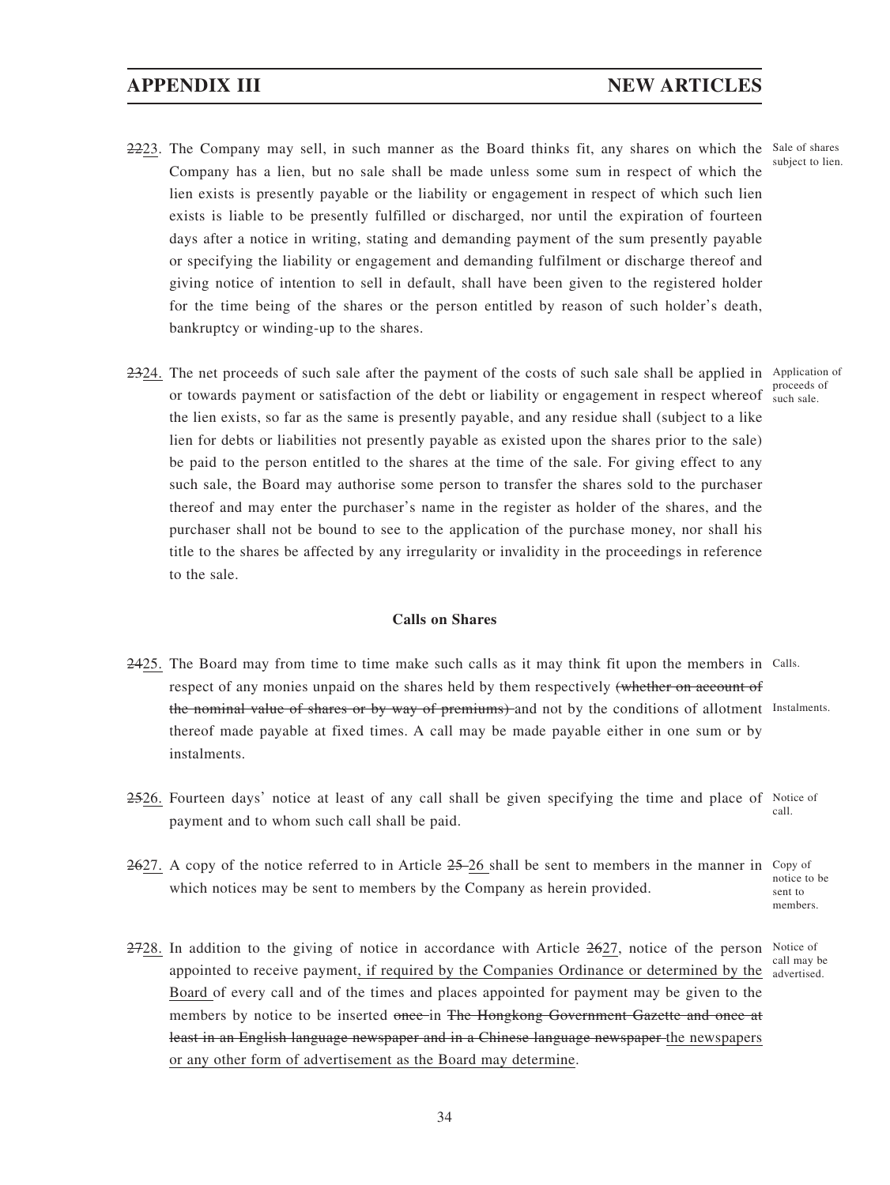~~22~~<u>23</u>. The Company may sell, in such manner as the Board thinks fit, any shares on which the Company has a lien, but no sale shall be made unless some sum in respect of which the lien exists is presently payable or the liability or engagement in respect of which such lien exists is liable to be presently fulfilled or discharged, nor until the expiration of fourteen days after a notice in writing, stating and demanding payment of the sum presently payable or specifying the liability or engagement and demanding fulfilment or discharge thereof and giving notice of intention to sell in default, shall have been given to the registered holder for the time being of the shares or the person entitled by reason of such holder's death, bankruptcy or winding-up to the shares.

*Sale of shares subject to lien.*

~~23~~<u>24.</u> The net proceeds of such sale after the payment of the costs of such sale shall be applied in or towards payment or satisfaction of the debt or liability or engagement in respect whereof the lien exists, so far as the same is presently payable, and any residue shall (subject to a like lien for debts or liabilities not presently payable as existed upon the shares prior to the sale) be paid to the person entitled to the shares at the time of the sale. For giving effect to any such sale, the Board may authorise some person to transfer the shares sold to the purchaser thereof and may enter the purchaser's name in the register as holder of the shares, and the purchaser shall not be bound to see to the application of the purchase money, nor shall his title to the shares be affected by any irregularity or invalidity in the proceedings in reference to the sale.

*Application of proceeds of such sale.*

### Calls on Shares

~~24~~<u>25.</u> The Board may from time to time make such calls as it may think fit upon the members in respect of any monies unpaid on the shares held by them respectively ~~(whether on account of the nominal value of shares or by way of premiums)~~ and not by the conditions of allotment thereof made payable at fixed times. A call may be made payable either in one sum or by instalments.

*Calls.*

*Instalments.*

~~25~~<u>26.</u> Fourteen days' notice at least of any call shall be given specifying the time and place of payment and to whom such call shall be paid.

*Notice of call.*

~~26~~<u>27.</u> A copy of the notice referred to in Article ~~25~~ <u>26</u> shall be sent to members in the manner in which notices may be sent to members by the Company as herein provided.

*Copy of notice to be sent to members.*

~~27~~<u>28.</u> In addition to the giving of notice in accordance with Article ~~26~~<u>27</u>, notice of the person appointed to receive payment<u>, if required by the Companies Ordinance or determined by the Board</u> of every call and of the times and places appointed for payment may be given to the members by notice to be inserted ~~once~~ in ~~The Hongkong Government Gazette and once at least in an English language newspaper and in a Chinese language newspaper~~ <u>the newspapers or any other form of advertisement as the Board may determine</u>.

*Notice of call may be advertised.*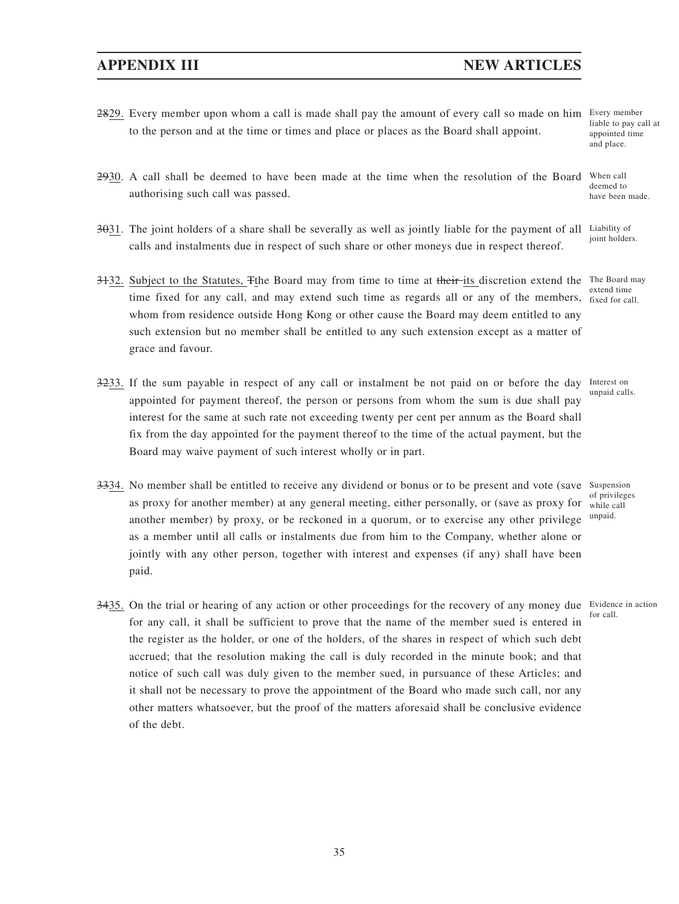~~28~~29. Every member upon whom a call is made shall pay the amount of every call so made on him to the person and at the time or times and place or places as the Board shall appoint.

*Every member liable to pay call at appointed time and place.*

~~29~~30. A call shall be deemed to have been made at the time when the resolution of the Board authorising such call was passed.

*When call deemed to have been made.*

~~30~~31. The joint holders of a share shall be severally as well as jointly liable for the payment of all calls and instalments due in respect of such share or other moneys due in respect thereof.

*Liability of joint holders.*

~~31~~32. Subject to the Statutes, ~~T~~the Board may from time to time at ~~their~~ its discretion extend the time fixed for any call, and may extend such time as regards all or any of the members, whom from residence outside Hong Kong or other cause the Board may deem entitled to any such extension but no member shall be entitled to any such extension except as a matter of grace and favour.

*The Board may extend time fixed for call.*

~~32~~33. If the sum payable in respect of any call or instalment be not paid on or before the day appointed for payment thereof, the person or persons from whom the sum is due shall pay interest for the same at such rate not exceeding twenty per cent per annum as the Board shall fix from the day appointed for the payment thereof to the time of the actual payment, but the Board may waive payment of such interest wholly or in part.

*Interest on unpaid calls.*

~~33~~34. No member shall be entitled to receive any dividend or bonus or to be present and vote (save as proxy for another member) at any general meeting, either personally, or (save as proxy for another member) by proxy, or be reckoned in a quorum, or to exercise any other privilege as a member until all calls or instalments due from him to the Company, whether alone or jointly with any other person, together with interest and expenses (if any) shall have been paid.

*Suspension of privileges while call unpaid.*

~~34~~35. On the trial or hearing of any action or other proceedings for the recovery of any money due for any call, it shall be sufficient to prove that the name of the member sued is entered in the register as the holder, or one of the holders, of the shares in respect of which such debt accrued; that the resolution making the call is duly recorded in the minute book; and that notice of such call was duly given to the member sued, in pursuance of these Articles; and it shall not be necessary to prove the appointment of the Board who made such call, nor any other matters whatsoever, but the proof of the matters aforesaid shall be conclusive evidence of the debt.

*Evidence in action for call.*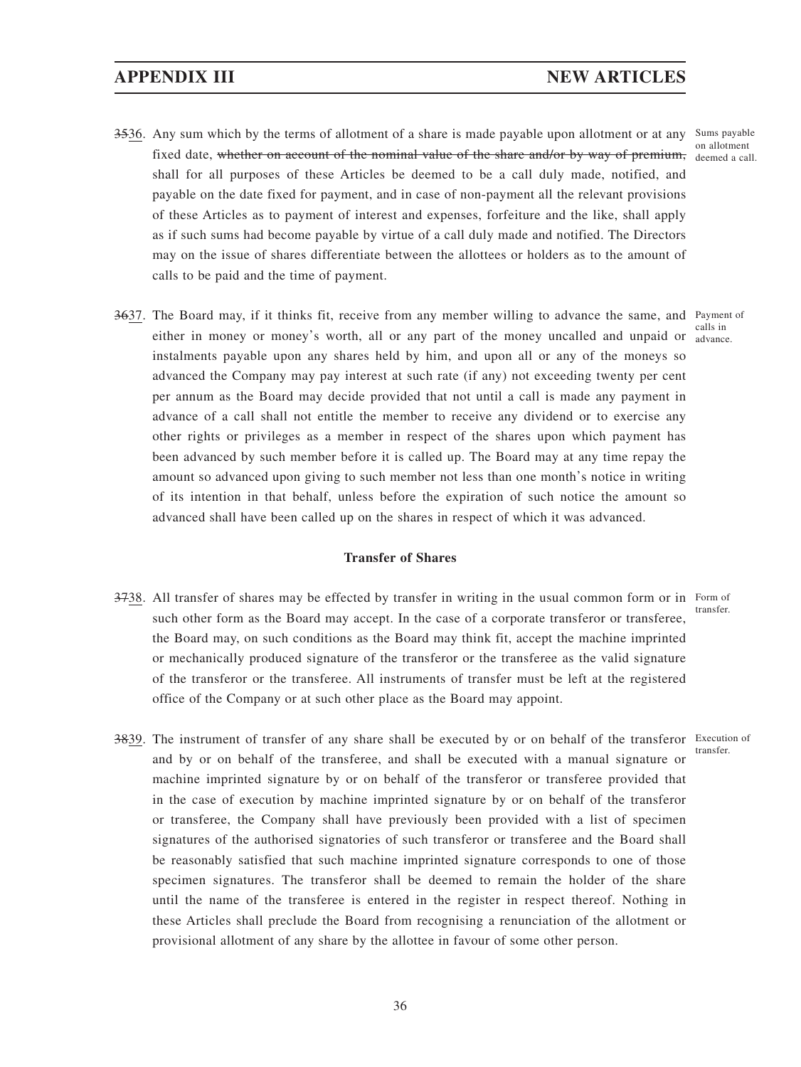~~35~~36. Any sum which by the terms of allotment of a share is made payable upon allotment or at any fixed date, ~~whether on account of the nominal value of the share and/or by way of premium,~~ shall for all purposes of these Articles be deemed to be a call duly made, notified, and payable on the date fixed for payment, and in case of non-payment all the relevant provisions of these Articles as to payment of interest and expenses, forfeiture and the like, shall apply as if such sums had become payable by virtue of a call duly made and notified. The Directors may on the issue of shares differentiate between the allottees or holders as to the amount of calls to be paid and the time of payment.

Sums payable on allotment deemed a call.

~~36~~37. The Board may, if it thinks fit, receive from any member willing to advance the same, and either in money or money's worth, all or any part of the money uncalled and unpaid or instalments payable upon any shares held by him, and upon all or any of the moneys so advanced the Company may pay interest at such rate (if any) not exceeding twenty per cent per annum as the Board may decide provided that not until a call is made any payment in advance of a call shall not entitle the member to receive any dividend or to exercise any other rights or privileges as a member in respect of the shares upon which payment has been advanced by such member before it is called up. The Board may at any time repay the amount so advanced upon giving to such member not less than one month's notice in writing of its intention in that behalf, unless before the expiration of such notice the amount so advanced shall have been called up on the shares in respect of which it was advanced.

Payment of calls in advance.

## Transfer of Shares

~~37~~38. All transfer of shares may be effected by transfer in writing in the usual common form or in such other form as the Board may accept. In the case of a corporate transferor or transferee, the Board may, on such conditions as the Board may think fit, accept the machine imprinted or mechanically produced signature of the transferor or the transferee as the valid signature of the transferor or the transferee. All instruments of transfer must be left at the registered office of the Company or at such other place as the Board may appoint.

Form of transfer.

~~38~~39. The instrument of transfer of any share shall be executed by or on behalf of the transferor and by or on behalf of the transferee, and shall be executed with a manual signature or machine imprinted signature by or on behalf of the transferor or transferee provided that in the case of execution by machine imprinted signature by or on behalf of the transferor or transferee, the Company shall have previously been provided with a list of specimen signatures of the authorised signatories of such transferor or transferee and the Board shall be reasonably satisfied that such machine imprinted signature corresponds to one of those specimen signatures. The transferor shall be deemed to remain the holder of the share until the name of the transferee is entered in the register in respect thereof. Nothing in these Articles shall preclude the Board from recognising a renunciation of the allotment or provisional allotment of any share by the allottee in favour of some other person.

Execution of transfer.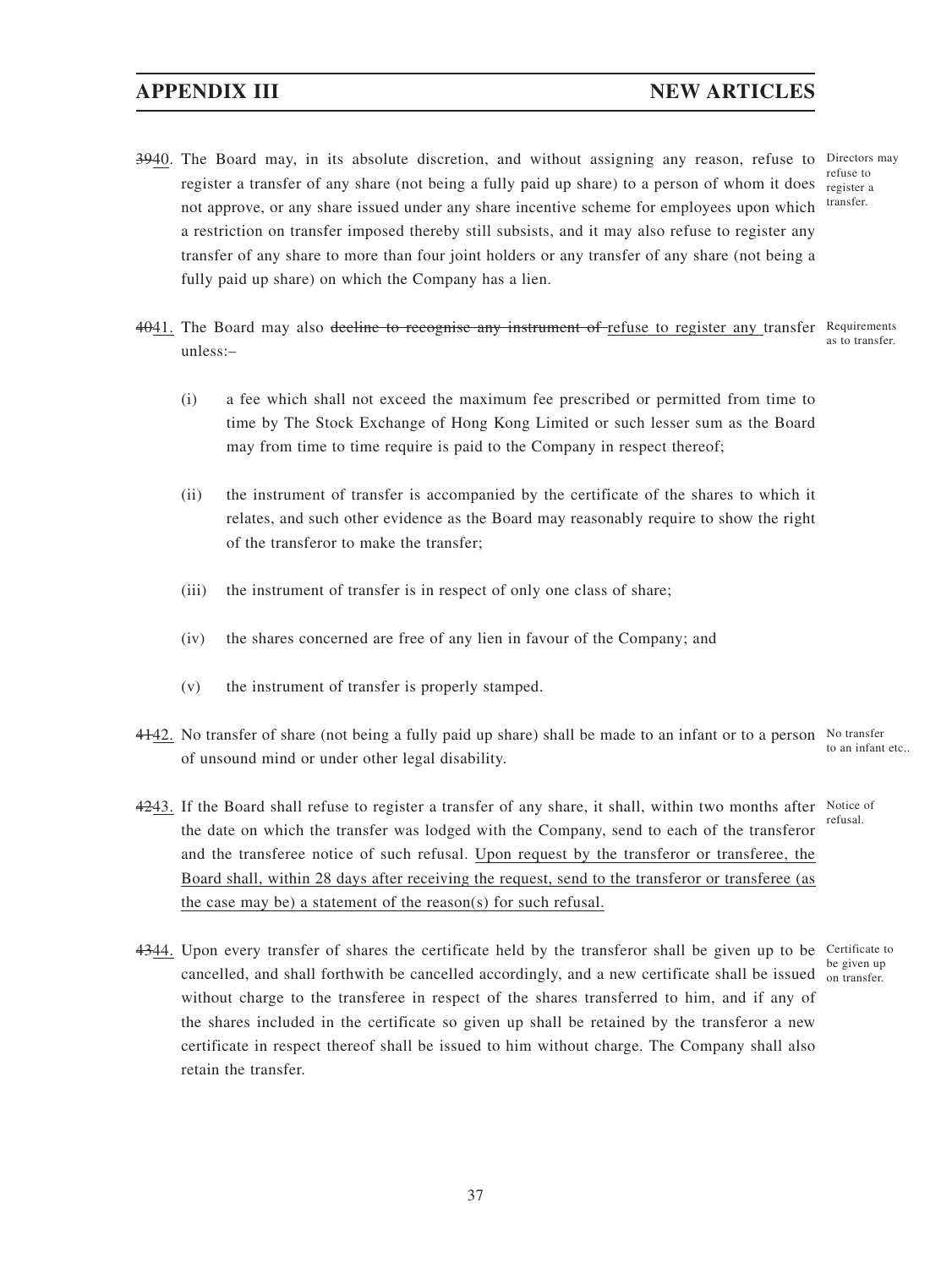39~~39~~40. The Board may, in its absolute discretion, and without assigning any reason, refuse to register a transfer of any share (not being a fully paid up share) to a person of whom it does not approve, or any share issued under any share incentive scheme for employees upon which a restriction on transfer imposed thereby still subsists, and it may also refuse to register any transfer of any share to more than four joint holders or any transfer of any share (not being a fully paid up share) on which the Company has a lien.

*Directors may refuse to register a transfer.*

~~40~~41. The Board may also ~~decline to recognise any instrument of~~ refuse to register any transfer unless:–

*Requirements as to transfer.*

(i) a fee which shall not exceed the maximum fee prescribed or permitted from time to time by The Stock Exchange of Hong Kong Limited or such lesser sum as the Board may from time to time require is paid to the Company in respect thereof;

(ii) the instrument of transfer is accompanied by the certificate of the shares to which it relates, and such other evidence as the Board may reasonably require to show the right of the transferor to make the transfer;

(iii) the instrument of transfer is in respect of only one class of share;

(iv) the shares concerned are free of any lien in favour of the Company; and

(v) the instrument of transfer is properly stamped.

~~41~~42. No transfer of share (not being a fully paid up share) shall be made to an infant or to a person of unsound mind or under other legal disability.

*No transfer to an infant etc..*

~~42~~43. If the Board shall refuse to register a transfer of any share, it shall, within two months after the date on which the transfer was lodged with the Company, send to each of the transferor and the transferee notice of such refusal. Upon request by the transferor or transferee, the Board shall, within 28 days after receiving the request, send to the transferor or transferee (as the case may be) a statement of the reason(s) for such refusal.

*Notice of refusal.*

~~43~~44. Upon every transfer of shares the certificate held by the transferor shall be given up to be cancelled, and shall forthwith be cancelled accordingly, and a new certificate shall be issued without charge to the transferee in respect of the shares transferred to him, and if any of the shares included in the certificate so given up shall be retained by the transferor a new certificate in respect thereof shall be issued to him without charge. The Company shall also retain the transfer.

*Certificate to be given up on transfer.*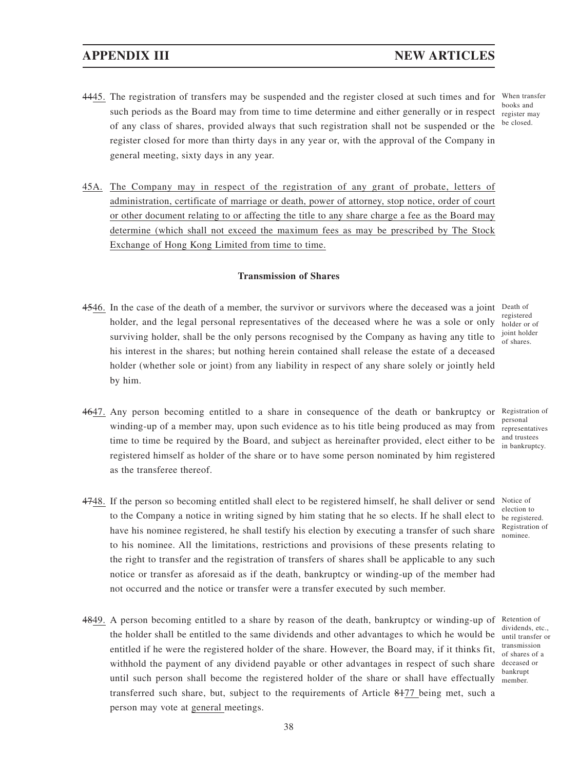4445. The registration of transfers may be suspended and the register closed at such times and for such periods as the Board may from time to time determine and either generally or in respect of any class of shares, provided always that such registration shall not be suspended or the register closed for more than thirty days in any year or, with the approval of the Company in general meeting, sixty days in any year.

*When transfer books and register may be closed.*

45A. The Company may in respect of the registration of any grant of probate, letters of administration, certificate of marriage or death, power of attorney, stop notice, order of court or other document relating to or affecting the title to any share charge a fee as the Board may determine (which shall not exceed the maximum fees as may be prescribed by The Stock Exchange of Hong Kong Limited from time to time.

**Transmission of Shares**

4546. In the case of the death of a member, the survivor or survivors where the deceased was a joint holder, and the legal personal representatives of the deceased where he was a sole or only surviving holder, shall be the only persons recognised by the Company as having any title to his interest in the shares; but nothing herein contained shall release the estate of a deceased holder (whether sole or joint) from any liability in respect of any share solely or jointly held by him.

*Death of registered holder or of joint holder of shares.*

4647. Any person becoming entitled to a share in consequence of the death or bankruptcy or winding-up of a member may, upon such evidence as to his title being produced as may from time to time be required by the Board, and subject as hereinafter provided, elect either to be registered himself as holder of the share or to have some person nominated by him registered as the transferee thereof.

*Registration of personal representatives and trustees in bankruptcy.*

4748. If the person so becoming entitled shall elect to be registered himself, he shall deliver or send to the Company a notice in writing signed by him stating that he so elects. If he shall elect to have his nominee registered, he shall testify his election by executing a transfer of such share to his nominee. All the limitations, restrictions and provisions of these presents relating to the right to transfer and the registration of transfers of shares shall be applicable to any such notice or transfer as aforesaid as if the death, bankruptcy or winding-up of the member had not occurred and the notice or transfer were a transfer executed by such member.

*Notice of election to be registered. Registration of nominee.*

4849. A person becoming entitled to a share by reason of the death, bankruptcy or winding-up of the holder shall be entitled to the same dividends and other advantages to which he would be entitled if he were the registered holder of the share. However, the Board may, if it thinks fit, withhold the payment of any dividend payable or other advantages in respect of such share until such person shall become the registered holder of the share or shall have effectually transferred such share, but, subject to the requirements of Article 8177 being met, such a person may vote at general meetings.

*Retention of dividends, etc., until transfer or transmission of shares of a deceased or bankrupt member.*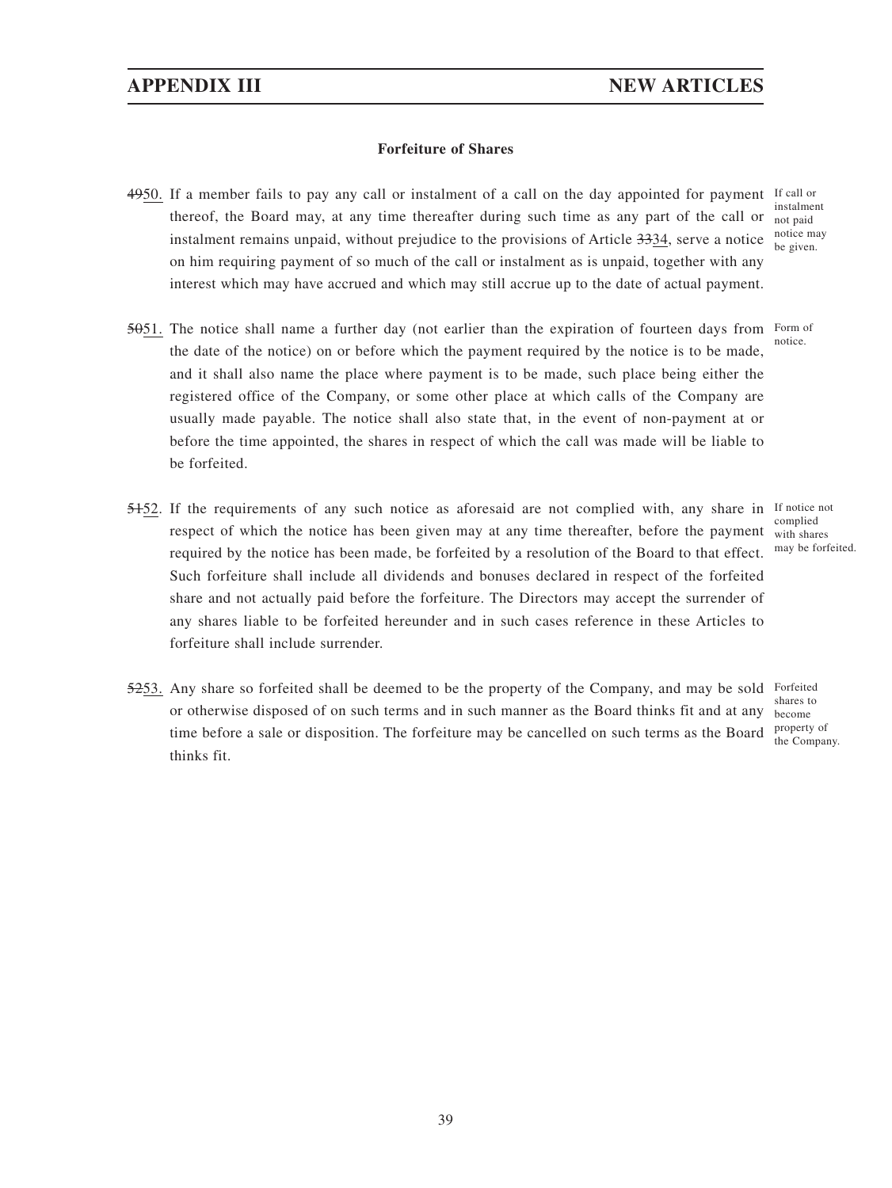### Forfeiture of Shares

~~49~~50. If a member fails to pay any call or instalment of a call on the day appointed for payment thereof, the Board may, at any time thereafter during such time as any part of the call or instalment remains unpaid, without prejudice to the provisions of Article ~~33~~34, serve a notice on him requiring payment of so much of the call or instalment as is unpaid, together with any interest which may have accrued and which may still accrue up to the date of actual payment.

*If call or instalment not paid notice may be given.*

~~50~~51. The notice shall name a further day (not earlier than the expiration of fourteen days from the date of the notice) on or before which the payment required by the notice is to be made, and it shall also name the place where payment is to be made, such place being either the registered office of the Company, or some other place at which calls of the Company are usually made payable. The notice shall also state that, in the event of non-payment at or before the time appointed, the shares in respect of which the call was made will be liable to be forfeited.

*Form of notice.*

~~51~~52. If the requirements of any such notice as aforesaid are not complied with, any share in respect of which the notice has been given may at any time thereafter, before the payment required by the notice has been made, be forfeited by a resolution of the Board to that effect. Such forfeiture shall include all dividends and bonuses declared in respect of the forfeited share and not actually paid before the forfeiture. The Directors may accept the surrender of any shares liable to be forfeited hereunder and in such cases reference in these Articles to forfeiture shall include surrender.

*If notice not complied with shares may be forfeited.*

~~52~~53. Any share so forfeited shall be deemed to be the property of the Company, and may be sold or otherwise disposed of on such terms and in such manner as the Board thinks fit and at any time before a sale or disposition. The forfeiture may be cancelled on such terms as the Board thinks fit.

*Forfeited shares to become property of the Company.*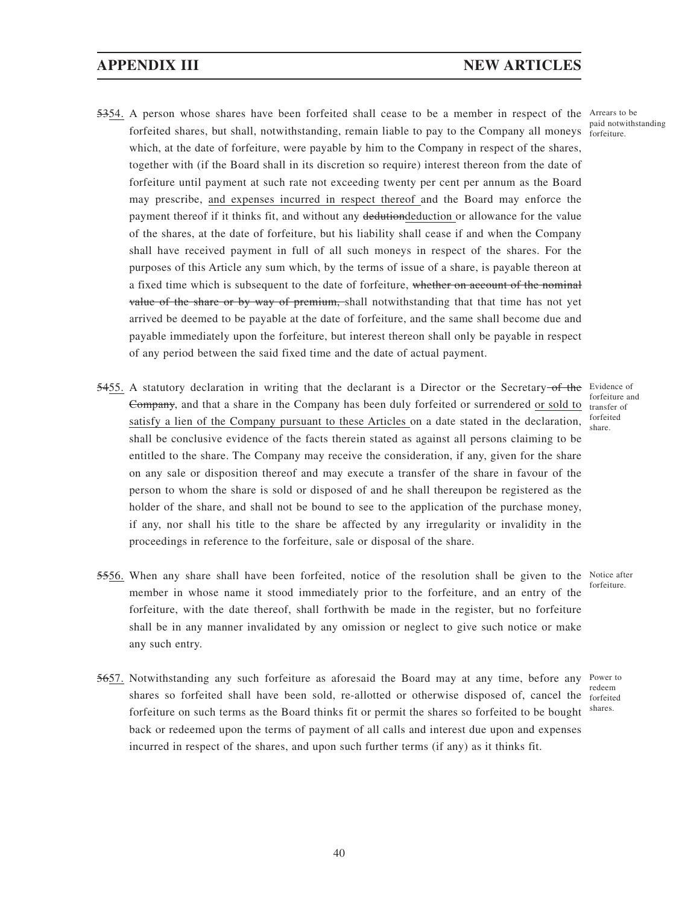5354. A person whose shares have been forfeited shall cease to be a member in respect of the forfeited shares, but shall, notwithstanding, remain liable to pay to the Company all moneys which, at the date of forfeiture, were payable by him to the Company in respect of the shares, together with (if the Board shall in its discretion so require) interest thereon from the date of forfeiture until payment at such rate not exceeding twenty per cent per annum as the Board may prescribe, and expenses incurred in respect thereof and the Board may enforce the payment thereof if it thinks fit, and without any dedutiondeduction or allowance for the value of the shares, at the date of forfeiture, but his liability shall cease if and when the Company shall have received payment in full of all such moneys in respect of the shares. For the purposes of this Article any sum which, by the terms of issue of a share, is payable thereon at a fixed time which is subsequent to the date of forfeiture, ~~whether on account of the nominal value of the share or by way of premium,~~ shall notwithstanding that that time has not yet arrived be deemed to be payable at the date of forfeiture, and the same shall become due and payable immediately upon the forfeiture, but interest thereon shall only be payable in respect of any period between the said fixed time and the date of actual payment.

*Arrears to be paid notwithstanding forfeiture.*

5455. A statutory declaration in writing that the declarant is a Director or the Secretary~~ of the Company~~, and that a share in the Company has been duly forfeited or surrendered or sold to satisfy a lien of the Company pursuant to these Articles on a date stated in the declaration, shall be conclusive evidence of the facts therein stated as against all persons claiming to be entitled to the share. The Company may receive the consideration, if any, given for the share on any sale or disposition thereof and may execute a transfer of the share in favour of the person to whom the share is sold or disposed of and he shall thereupon be registered as the holder of the share, and shall not be bound to see to the application of the purchase money, if any, nor shall his title to the share be affected by any irregularity or invalidity in the proceedings in reference to the forfeiture, sale or disposal of the share.

*Evidence of forfeiture and transfer of forfeited share.*

5556. When any share shall have been forfeited, notice of the resolution shall be given to the member in whose name it stood immediately prior to the forfeiture, and an entry of the forfeiture, with the date thereof, shall forthwith be made in the register, but no forfeiture shall be in any manner invalidated by any omission or neglect to give such notice or make any such entry.

*Notice after forfeiture.*

5657. Notwithstanding any such forfeiture as aforesaid the Board may at any time, before any shares so forfeited shall have been sold, re-allotted or otherwise disposed of, cancel the forfeiture on such terms as the Board thinks fit or permit the shares so forfeited to be bought back or redeemed upon the terms of payment of all calls and interest due upon and expenses incurred in respect of the shares, and upon such further terms (if any) as it thinks fit.

*Power to redeem forfeited shares.*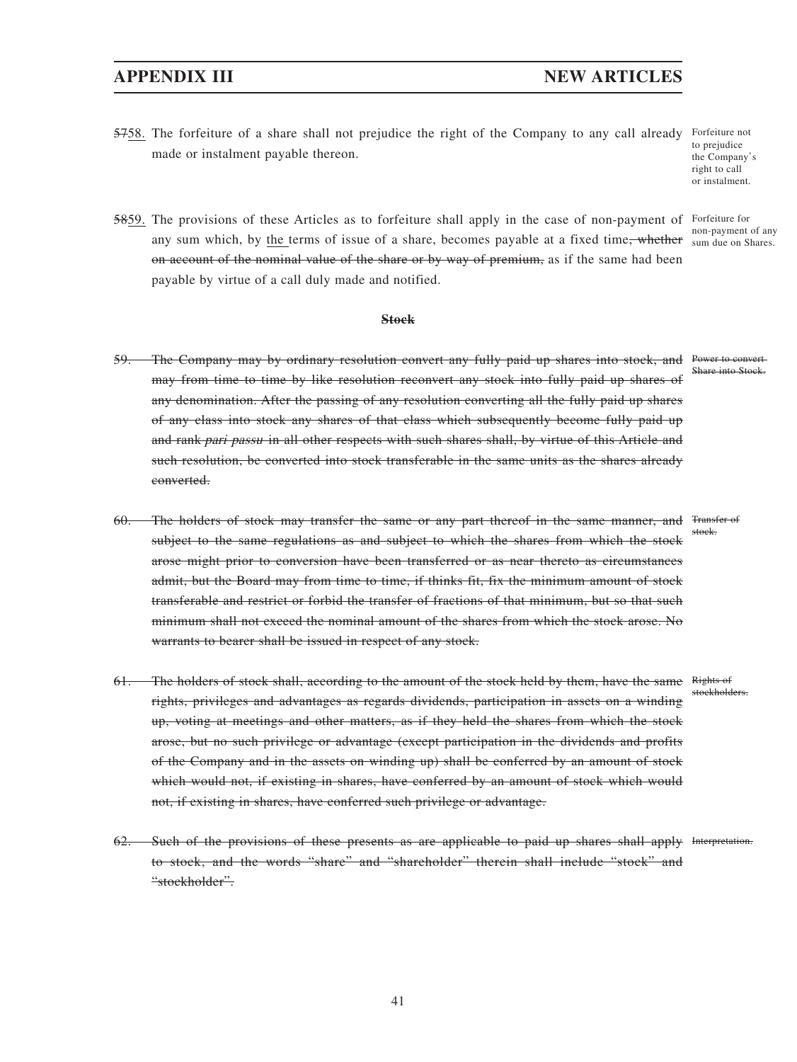~~57~~<u>58.</u> The forfeiture of a share shall not prejudice the right of the Company to any call already made or instalment payable thereon.

Forfeiture not to prejudice the Company's right to call or instalment.

~~58~~<u>59.</u> The provisions of these Articles as to forfeiture shall apply in the case of non-payment of any sum which, by <u>the</u> terms of issue of a share, becomes payable at a fixed time~~, whether on account of the nominal value of the share or by way of premium,~~ as if the same had been payable by virtue of a call duly made and notified.

Forfeiture for non-payment of any sum due on Shares.

~~**Stock**~~

~~59. The Company may by ordinary resolution convert any fully paid up shares into stock, and may from time to time by like resolution reconvert any stock into fully paid up shares of any denomination. After the passing of any resolution converting all the fully paid up shares of any class into stock any shares of that class which subsequently become fully paid up and rank *pari passu* in all other respects with such shares shall, by virtue of this Article and such resolution, be converted into stock transferable in the same units as the shares already converted.~~

~~Power to convert Share into Stock.~~

~~60. The holders of stock may transfer the same or any part thereof in the same manner, and subject to the same regulations as and subject to which the shares from which the stock arose might prior to conversion have been transferred or as near thereto as circumstances admit, but the Board may from time to time, if thinks fit, fix the minimum amount of stock transferable and restrict or forbid the transfer of fractions of that minimum, but so that such minimum shall not exceed the nominal amount of the shares from which the stock arose. No warrants to bearer shall be issued in respect of any stock.~~

~~Transfer of stock.~~

~~61. The holders of stock shall, according to the amount of the stock held by them, have the same rights, privileges and advantages as regards dividends, participation in assets on a winding up, voting at meetings and other matters, as if they held the shares from which the stock arose, but no such privilege or advantage (except participation in the dividends and profits of the Company and in the assets on winding up) shall be conferred by an amount of stock which would not, if existing in shares, have conferred by an amount of stock which would not, if existing in shares, have conferred such privilege or advantage.~~

~~Rights of stockholders.~~

~~62. Such of the provisions of these presents as are applicable to paid up shares shall apply to stock, and the words "share" and "shareholder" therein shall include "stock" and "stockholder".~~

~~Interpretation.~~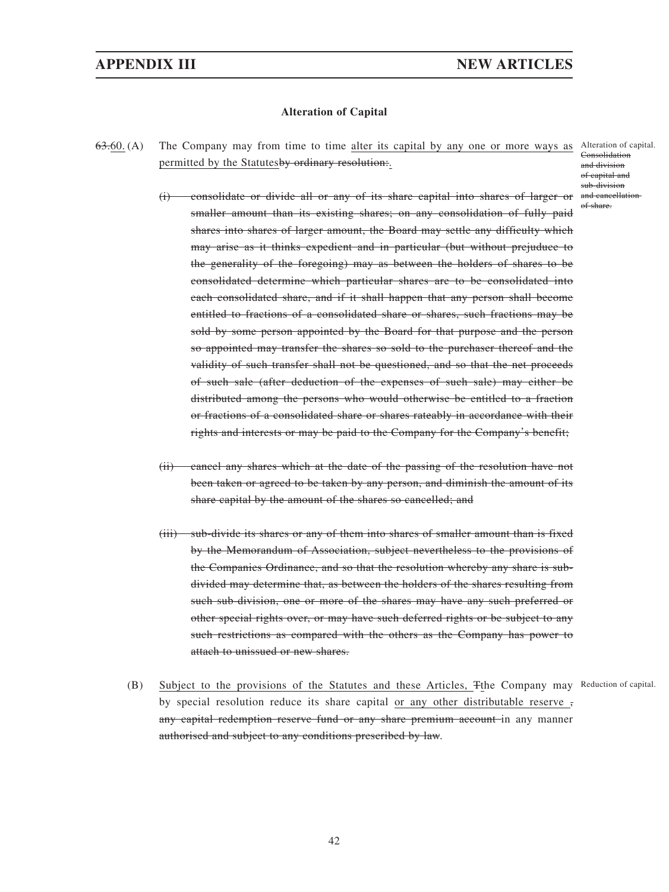## APPENDIX III NEW ARTICLES

### Alteration of Capital

~~63.~~60. (A) The Company may from time to time <u>alter its capital by any one or more ways as permitted by the Statutes</u>~~by ordinary resolution:~~.

Alteration of capital. ~~Consolidation and division of capital and sub-division and cancellation of share.~~

~~(i) consolidate or divide all or any of its share capital into shares of larger or smaller amount than its existing shares; on any consolidation of fully paid shares into shares of larger amount, the Board may settle any difficulty which may arise as it thinks expedient and in particular (but without prejudice to the generality of the foregoing) may as between the holders of shares to be consolidated determine which particular shares are to be consolidated into each consolidated share, and if it shall happen that any person shall become entitled to fractions of a consolidated share or shares, such fractions may be sold by some person appointed by the Board for that purpose and the person so appointed may transfer the shares so sold to the purchaser thereof and the validity of such transfer shall not be questioned, and so that the net proceeds of such sale (after deduction of the expenses of such sale) may either be distributed among the persons who would otherwise be entitled to a fraction or fractions of a consolidated share or shares rateably in accordance with their rights and interests or may be paid to the Company for the Company's benefit;~~

~~(ii) cancel any shares which at the date of the passing of the resolution have not been taken or agreed to be taken by any person, and diminish the amount of its share capital by the amount of the shares so cancelled; and~~

~~(iii) sub-divide its shares or any of them into shares of smaller amount than is fixed by the Memorandum of Association, subject nevertheless to the provisions of the Companies Ordinance, and so that the resolution whereby any share is sub-divided may determine that, as between the holders of the shares resulting from such sub-division, one or more of the shares may have any such preferred or other special rights over, or may have such deferred rights or be subject to any such restrictions as compared with the others as the Company has power to attach to unissued or new shares.~~

(B) <u>Subject to the provisions of the Statutes and these Articles, </u>~~T~~the Company may by special resolution reduce its share capital <u>or any other distributable reserve </u>~~, any capital redemption reserve fund or any share premium account~~ in any manner ~~authorised and subject to any conditions prescribed by law~~.

Reduction of capital.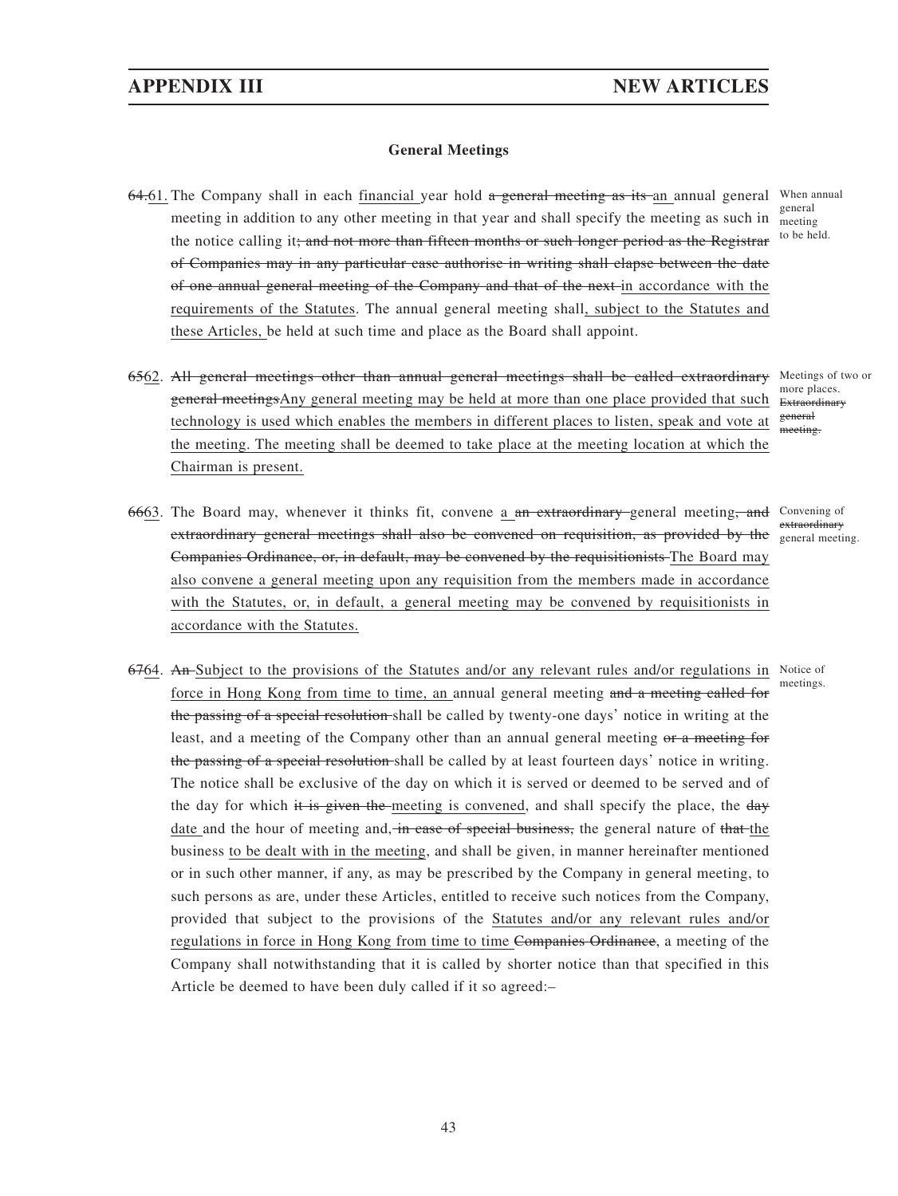## General Meetings

~~64.~~61. The Company shall in each financial year hold ~~a general meeting as its~~ an annual general meeting in addition to any other meeting in that year and shall specify the meeting as such in the notice calling it~~; and not more than fifteen months or such longer period as the Registrar of Companies may in any particular case authorise in writing shall elapse between the date of one annual general meeting of the Company and that of the next~~ in accordance with the requirements of the Statutes. The annual general meeting shall, subject to the Statutes and these Articles, be held at such time and place as the Board shall appoint.

*When annual general meeting to be held.*

~~65~~62. ~~All general meetings other than annual general meetings shall be called extraordinary general meetings~~Any general meeting may be held at more than one place provided that such technology is used which enables the members in different places to listen, speak and vote at the meeting. The meeting shall be deemed to take place at the meeting location at which the Chairman is present.

*Meetings of two or more places. ~~Extraordinary general meeting.~~*

~~66~~63. The Board may, whenever it thinks fit, convene a ~~an extraordinary~~ general meeting~~, and extraordinary general meetings shall also be convened on requisition, as provided by the Companies Ordinance, or, in default, may be convened by the requisitionists~~ The Board may also convene a general meeting upon any requisition from the members made in accordance with the Statutes, or, in default, a general meeting may be convened by requisitionists in accordance with the Statutes.

*Convening of ~~extraordinary~~ general meeting.*

~~67~~64. ~~An~~ Subject to the provisions of the Statutes and/or any relevant rules and/or regulations in force in Hong Kong from time to time, an annual general meeting ~~and a meeting called for the passing of a special resolution~~ shall be called by twenty-one days' notice in writing at the least, and a meeting of the Company other than an annual general meeting ~~or a meeting for the passing of a special resolution~~ shall be called by at least fourteen days' notice in writing. The notice shall be exclusive of the day on which it is served or deemed to be served and of the day for which ~~it is given the~~ meeting is convened, and shall specify the place, the ~~day~~ date and the hour of meeting and~~, in case of special business,~~ the general nature of ~~that~~ the business to be dealt with in the meeting, and shall be given, in manner hereinafter mentioned or in such other manner, if any, as may be prescribed by the Company in general meeting, to such persons as are, under these Articles, entitled to receive such notices from the Company, provided that subject to the provisions of the Statutes and/or any relevant rules and/or regulations in force in Hong Kong from time to time ~~Companies Ordinance~~, a meeting of the Company shall notwithstanding that it is called by shorter notice than that specified in this Article be deemed to have been duly called if it so agreed:–

*Notice of meetings.*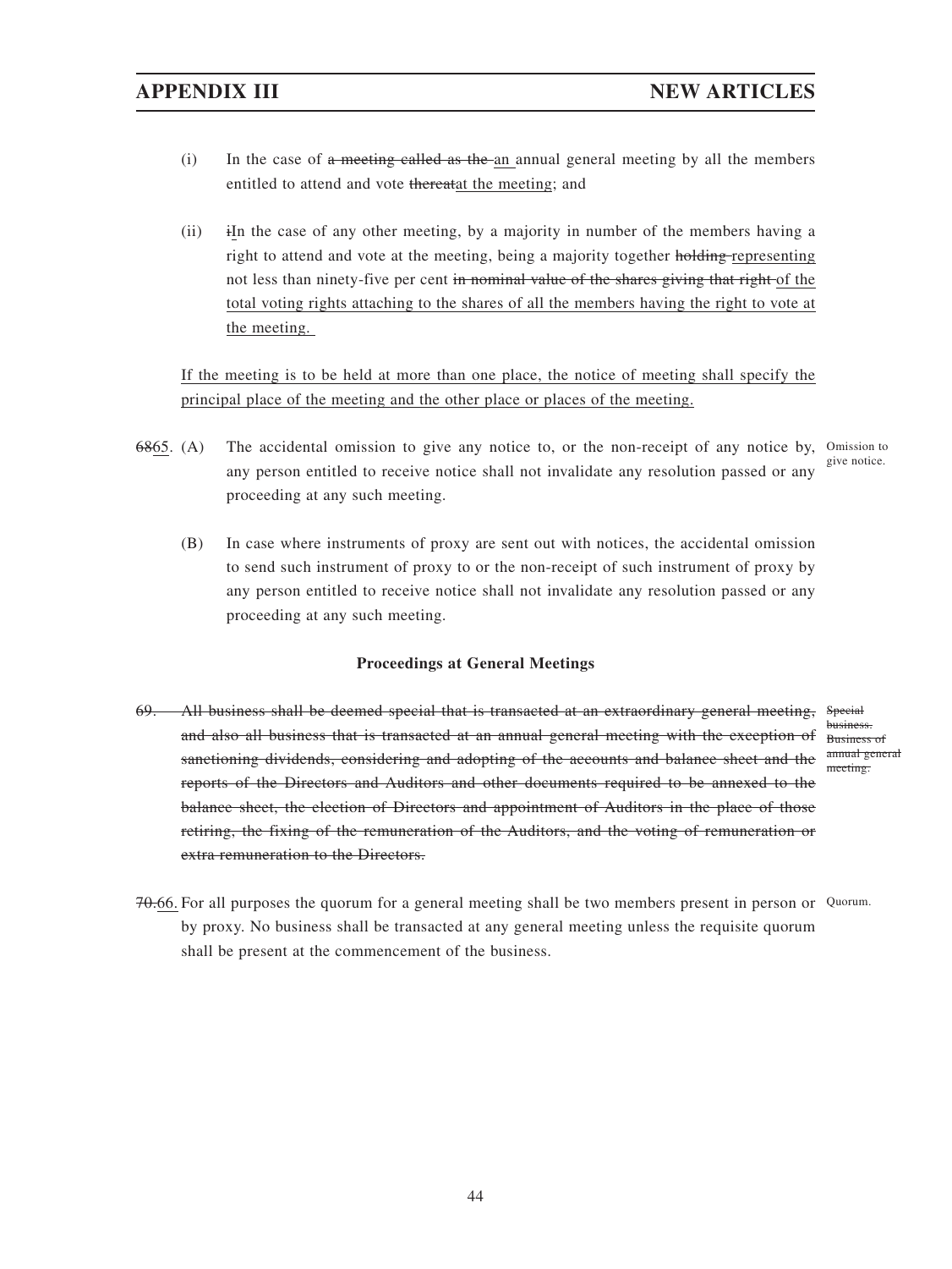(i) In the case of ~~a meeting called as the~~ an annual general meeting by all the members entitled to attend and vote ~~thereat~~at the meeting; and

(ii) ~~i~~In the case of any other meeting, by a majority in number of the members having a right to attend and vote at the meeting, being a majority together ~~holding~~ representing not less than ninety-five per cent ~~in nominal value of the shares giving that right~~ of the total voting rights attaching to the shares of all the members having the right to vote at the meeting.

If the meeting is to be held at more than one place, the notice of meeting shall specify the principal place of the meeting and the other place or places of the meeting.

~~68~~65. (A) The accidental omission to give any notice to, or the non-receipt of any notice by, any person entitled to receive notice shall not invalidate any resolution passed or any proceeding at any such meeting. *Omission to give notice.*

(B) In case where instruments of proxy are sent out with notices, the accidental omission to send such instrument of proxy to or the non-receipt of such instrument of proxy by any person entitled to receive notice shall not invalidate any resolution passed or any proceeding at any such meeting.

**Proceedings at General Meetings**

~~69. All business shall be deemed special that is transacted at an extraordinary general meeting, and also all business that is transacted at an annual general meeting with the exception of sanctioning dividends, considering and adopting of the accounts and balance sheet and the reports of the Directors and Auditors and other documents required to be annexed to the balance sheet, the election of Directors and appointment of Auditors in the place of those retiring, the fixing of the remuneration of the Auditors, and the voting of remuneration or extra remuneration to the Directors.~~ ~~*Special business. Business of annual general meeting.*~~

~~70.~~66. For all purposes the quorum for a general meeting shall be two members present in person or by proxy. No business shall be transacted at any general meeting unless the requisite quorum shall be present at the commencement of the business. *Quorum.*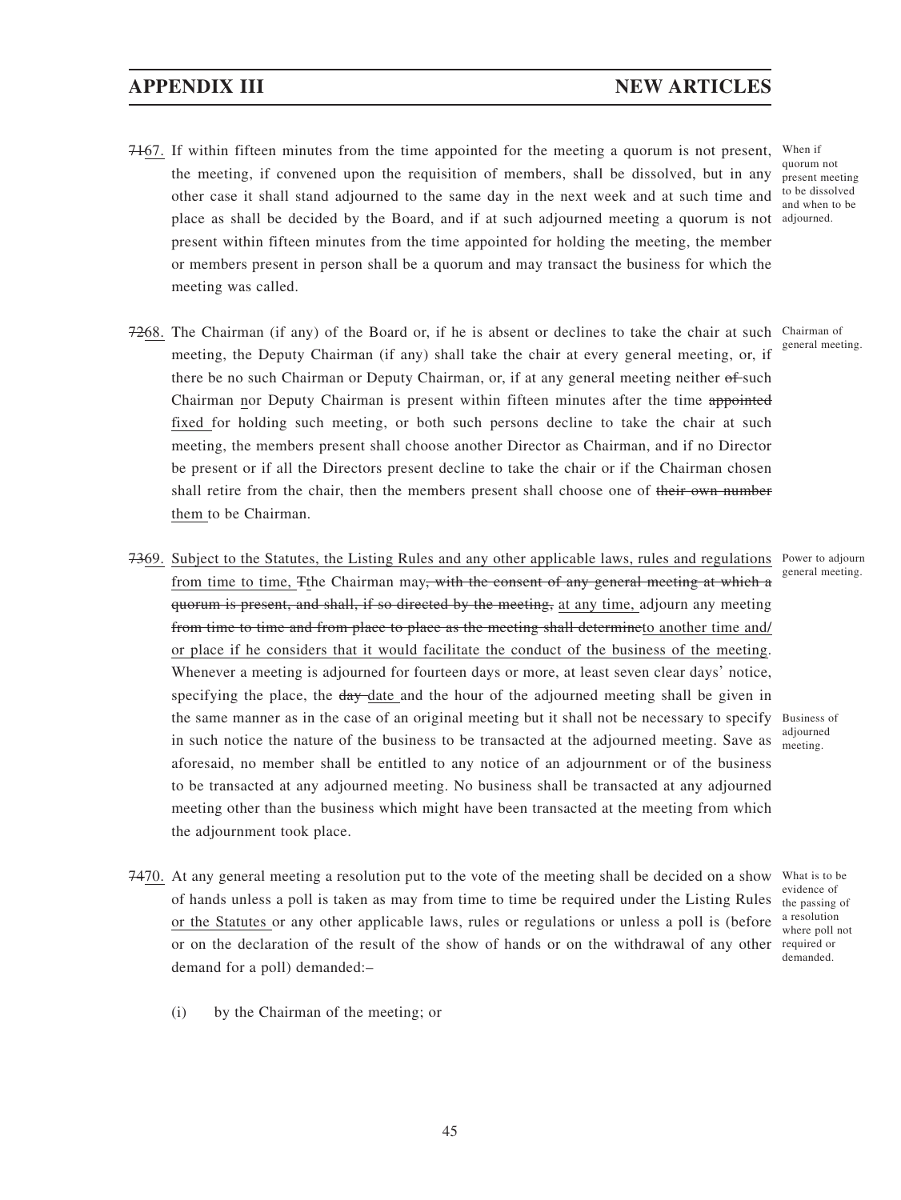~~71~~67. If within fifteen minutes from the time appointed for the meeting a quorum is not present, the meeting, if convened upon the requisition of members, shall be dissolved, but in any other case it shall stand adjourned to the same day in the next week and at such time and place as shall be decided by the Board, and if at such adjourned meeting a quorum is not present within fifteen minutes from the time appointed for holding the meeting, the member or members present in person shall be a quorum and may transact the business for which the meeting was called.

*When if quorum not present meeting to be dissolved and when to be adjourned.*

~~72~~68. The Chairman (if any) of the Board or, if he is absent or declines to take the chair at such meeting, the Deputy Chairman (if any) shall take the chair at every general meeting, or, if there be no such Chairman or Deputy Chairman, or, if at any general meeting neither ~~of~~ such Chairman nor Deputy Chairman is present within fifteen minutes after the time ~~appointed~~ fixed for holding such meeting, or both such persons decline to take the chair at such meeting, the members present shall choose another Director as Chairman, and if no Director be present or if all the Directors present decline to take the chair or if the Chairman chosen shall retire from the chair, then the members present shall choose one of ~~their own number~~ them to be Chairman.

*Chairman of general meeting.*

~~73~~69. Subject to the Statutes, the Listing Rules and any other applicable laws, rules and regulations from time to time, ~~T~~the Chairman may~~, with the consent of any general meeting at which a quorum is present, and shall, if so directed by the meeting,~~ at any time, adjourn any meeting ~~from time to time and from place to place as the meeting shall determine~~to another time and/or place if he considers that it would facilitate the conduct of the business of the meeting. Whenever a meeting is adjourned for fourteen days or more, at least seven clear days' notice, specifying the place, the ~~day~~ date and the hour of the adjourned meeting shall be given in the same manner as in the case of an original meeting but it shall not be necessary to specify in such notice the nature of the business to be transacted at the adjourned meeting. Save as aforesaid, no member shall be entitled to any notice of an adjournment or of the business to be transacted at any adjourned meeting. No business shall be transacted at any adjourned meeting other than the business which might have been transacted at the meeting from which the adjournment took place.

*Power to adjourn general meeting.*

*Business of adjourned meeting.*

~~74~~70. At any general meeting a resolution put to the vote of the meeting shall be decided on a show of hands unless a poll is taken as may from time to time be required under the Listing Rules or the Statutes or any other applicable laws, rules or regulations or unless a poll is (before or on the declaration of the result of the show of hands or on the withdrawal of any other demand for a poll) demanded:–

*What is to be evidence of the passing of a resolution where poll not required or demanded.*

(i) by the Chairman of the meeting; or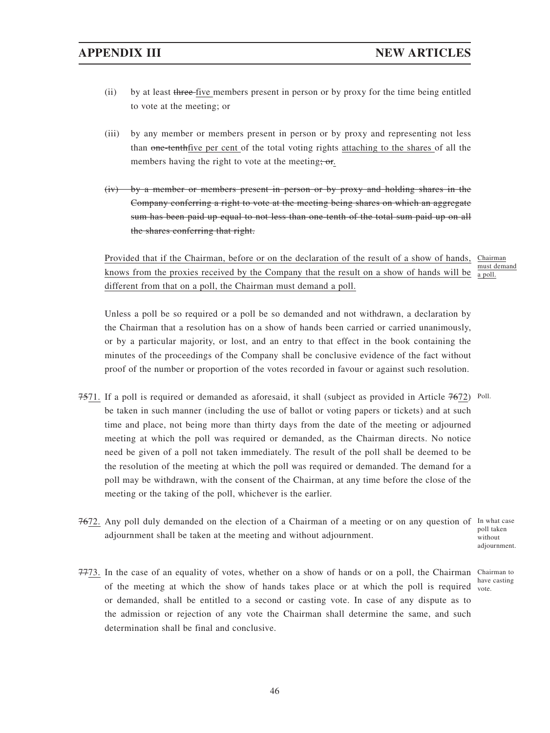(ii) by at least ~~three~~ <u>five</u> members present in person or by proxy for the time being entitled to vote at the meeting; or

(iii) by any member or members present in person or by proxy and representing not less than ~~one-tenth~~<u>five per cent</u> of the total voting rights <u>attaching to the shares</u> of all the members having the right to vote at the meeting~~; or~~<u>.</u>

~~(iv) by a member or members present in person or by proxy and holding shares in the Company conferring a right to vote at the meeting being shares on which an aggregate sum has been paid up equal to not less than one-tenth of the total sum paid up on all the shares conferring that right.~~

<u>Provided that if the Chairman, before or on the declaration of the result of a show of hands, knows from the proxies received by the Company that the result on a show of hands will be different from that on a poll, the Chairman must demand a poll.</u> <u>Chairman must demand a poll.</u>

Unless a poll be so required or a poll be so demanded and not withdrawn, a declaration by the Chairman that a resolution has on a show of hands been carried or carried unanimously, or by a particular majority, or lost, and an entry to that effect in the book containing the minutes of the proceedings of the Company shall be conclusive evidence of the fact without proof of the number or proportion of the votes recorded in favour or against such resolution.

~~75~~<u>71.</u> If a poll is required or demanded as aforesaid, it shall (subject as provided in Article ~~76~~<u>72</u>) be taken in such manner (including the use of ballot or voting papers or tickets) and at such time and place, not being more than thirty days from the date of the meeting or adjourned meeting at which the poll was required or demanded, as the Chairman directs. No notice need be given of a poll not taken immediately. The result of the poll shall be deemed to be the resolution of the meeting at which the poll was required or demanded. The demand for a poll may be withdrawn, with the consent of the Chairman, at any time before the close of the meeting or the taking of the poll, whichever is the earlier. Poll.

~~76~~<u>72.</u> Any poll duly demanded on the election of a Chairman of a meeting or on any question of adjournment shall be taken at the meeting and without adjournment. In what case poll taken without adjournment.

~~77~~<u>73.</u> In the case of an equality of votes, whether on a show of hands or on a poll, the Chairman of the meeting at which the show of hands takes place or at which the poll is required or demanded, shall be entitled to a second or casting vote. In case of any dispute as to the admission or rejection of any vote the Chairman shall determine the same, and such determination shall be final and conclusive. Chairman to have casting vote.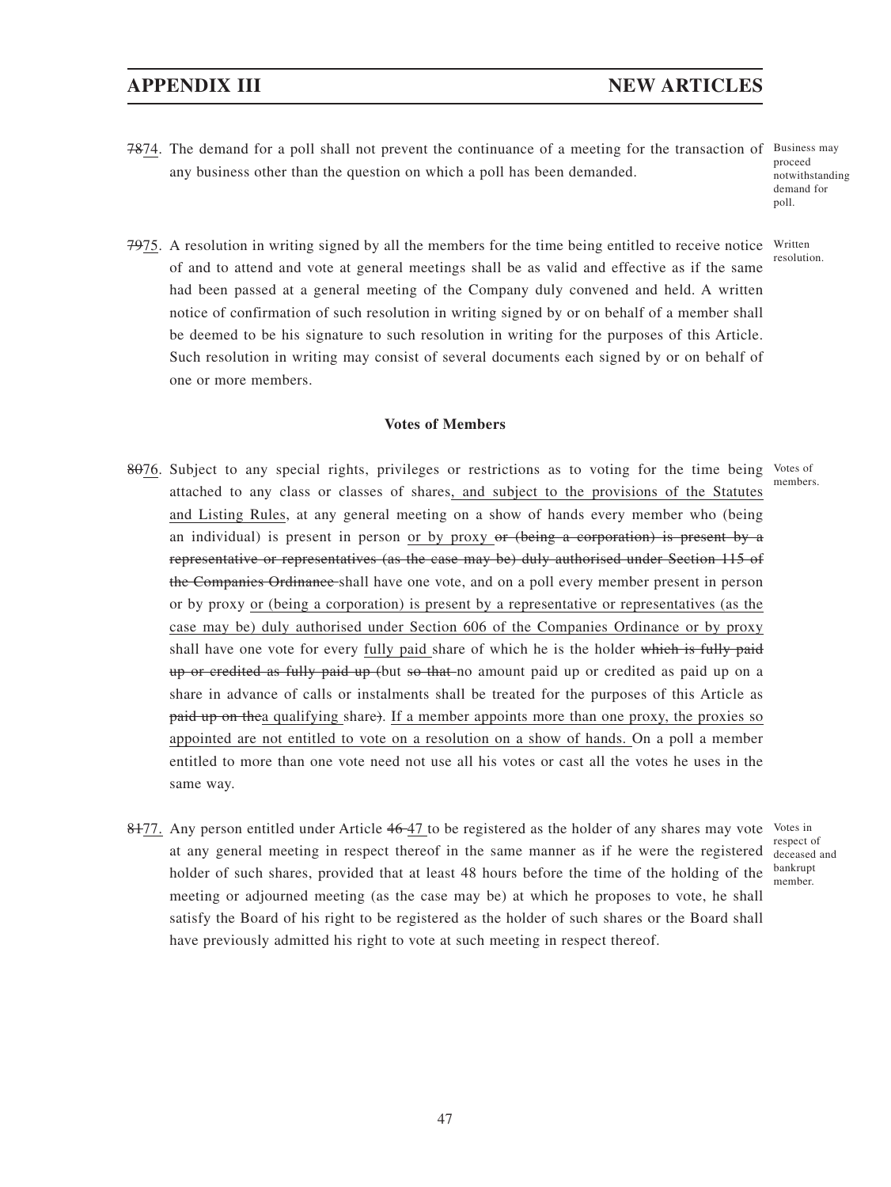~~78~~74. The demand for a poll shall not prevent the continuance of a meeting for the transaction of any business other than the question on which a poll has been demanded.

Business may proceed notwithstanding demand for poll.

~~79~~75. A resolution in writing signed by all the members for the time being entitled to receive notice of and to attend and vote at general meetings shall be as valid and effective as if the same had been passed at a general meeting of the Company duly convened and held. A written notice of confirmation of such resolution in writing signed by or on behalf of a member shall be deemed to be his signature to such resolution in writing for the purposes of this Article. Such resolution in writing may consist of several documents each signed by or on behalf of one or more members.

Written resolution.

**Votes of Members**

~~80~~76. Subject to any special rights, privileges or restrictions as to voting for the time being attached to any class or classes of shares<u>, and subject to the provisions of the Statutes and Listing Rules</u>, at any general meeting on a show of hands every member who (being an individual) is present in person <u>or by proxy</u> ~~or (being a corporation) is present by a representative or representatives (as the case may be) duly authorised under Section 115 of the Companies Ordinance~~ shall have one vote, and on a poll every member present in person or by proxy <u>or (being a corporation) is present by a representative or representatives (as the case may be) duly authorised under Section 606 of the Companies Ordinance or by proxy</u> shall have one vote for every <u>fully paid</u> share of which he is the holder ~~which is fully paid up or credited as fully paid up (~~but ~~so that~~ no amount paid up or credited as paid up on a share in advance of calls or instalments shall be treated for the purposes of this Article as ~~paid up on the~~<u>a qualifying</u> share~~)~~. <u>If a member appoints more than one proxy, the proxies so appointed are not entitled to vote on a resolution on a show of hands.</u> On a poll a member entitled to more than one vote need not use all his votes or cast all the votes he uses in the same way.

Votes of members.

~~81~~<u>77.</u> Any person entitled under Article ~~46~~ <u>47</u> to be registered as the holder of any shares may vote at any general meeting in respect thereof in the same manner as if he were the registered holder of such shares, provided that at least 48 hours before the time of the holding of the meeting or adjourned meeting (as the case may be) at which he proposes to vote, he shall satisfy the Board of his right to be registered as the holder of such shares or the Board shall have previously admitted his right to vote at such meeting in respect thereof.

Votes in respect of deceased and bankrupt member.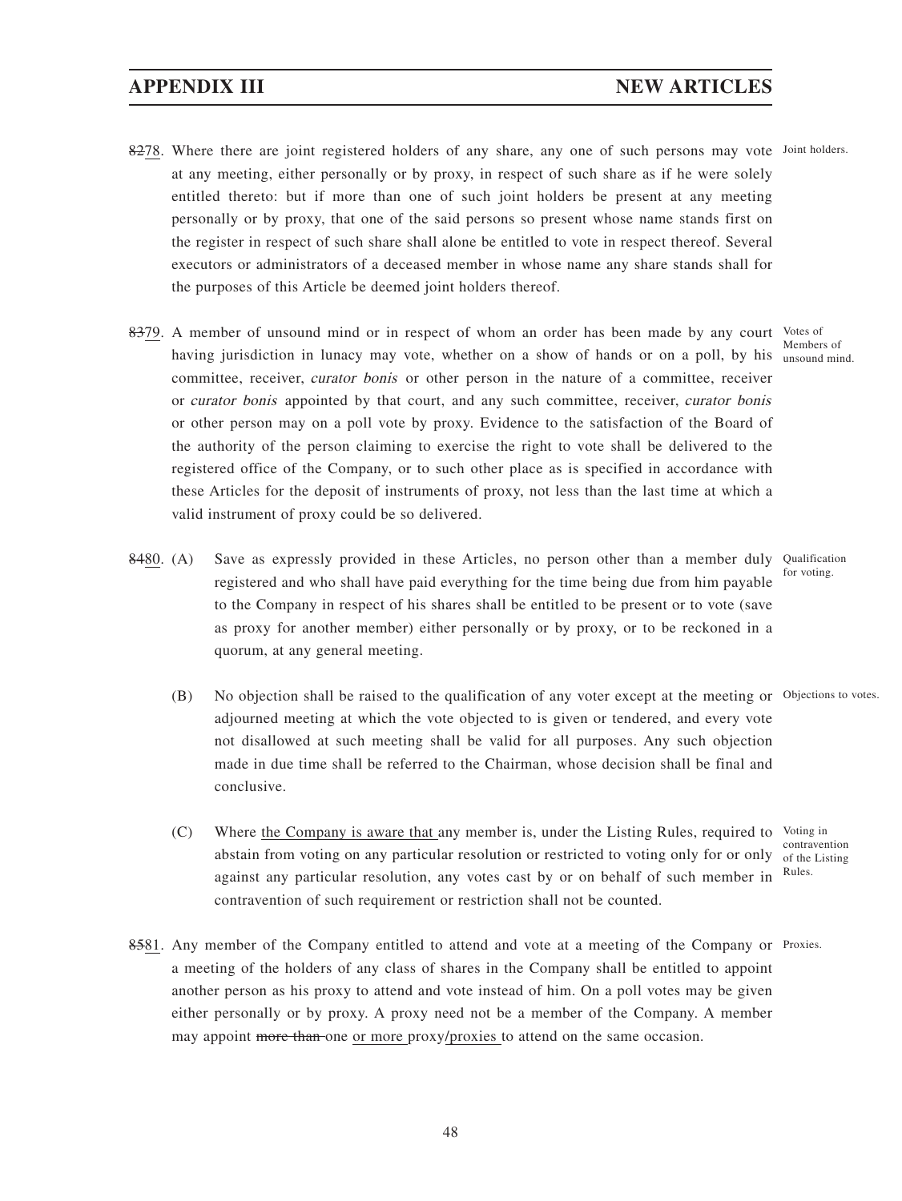~~82~~78. Where there are joint registered holders of any share, any one of such persons may vote at any meeting, either personally or by proxy, in respect of such share as if he were solely entitled thereto: but if more than one of such joint holders be present at any meeting personally or by proxy, that one of the said persons so present whose name stands first on the register in respect of such share shall alone be entitled to vote in respect thereof. Several executors or administrators of a deceased member in whose name any share stands shall for the purposes of this Article be deemed joint holders thereof. *Joint holders.*

~~83~~79. A member of unsound mind or in respect of whom an order has been made by any court having jurisdiction in lunacy may vote, whether on a show of hands or on a poll, by his committee, receiver, *curator bonis* or other person in the nature of a committee, receiver or *curator bonis* appointed by that court, and any such committee, receiver, *curator bonis* or other person may on a poll vote by proxy. Evidence to the satisfaction of the Board of the authority of the person claiming to exercise the right to vote shall be delivered to the registered office of the Company, or to such other place as is specified in accordance with these Articles for the deposit of instruments of proxy, not less than the last time at which a valid instrument of proxy could be so delivered. *Votes of Members of unsound mind.*

~~84~~80. (A) Save as expressly provided in these Articles, no person other than a member duly registered and who shall have paid everything for the time being due from him payable to the Company in respect of his shares shall be entitled to be present or to vote (save as proxy for another member) either personally or by proxy, or to be reckoned in a quorum, at any general meeting. *Qualification for voting.*

(B) No objection shall be raised to the qualification of any voter except at the meeting or adjourned meeting at which the vote objected to is given or tendered, and every vote not disallowed at such meeting shall be valid for all purposes. Any such objection made in due time shall be referred to the Chairman, whose decision shall be final and conclusive. *Objections to votes.*

(C) Where the Company is aware that any member is, under the Listing Rules, required to abstain from voting on any particular resolution or restricted to voting only for or only against any particular resolution, any votes cast by or on behalf of such member in contravention of such requirement or restriction shall not be counted. *Voting in contravention of the Listing Rules.*

~~85~~81. Any member of the Company entitled to attend and vote at a meeting of the Company or a meeting of the holders of any class of shares in the Company shall be entitled to appoint another person as his proxy to attend and vote instead of him. On a poll votes may be given either personally or by proxy. A proxy need not be a member of the Company. A member may appoint ~~more than~~ one or more proxy/proxies to attend on the same occasion. *Proxies.*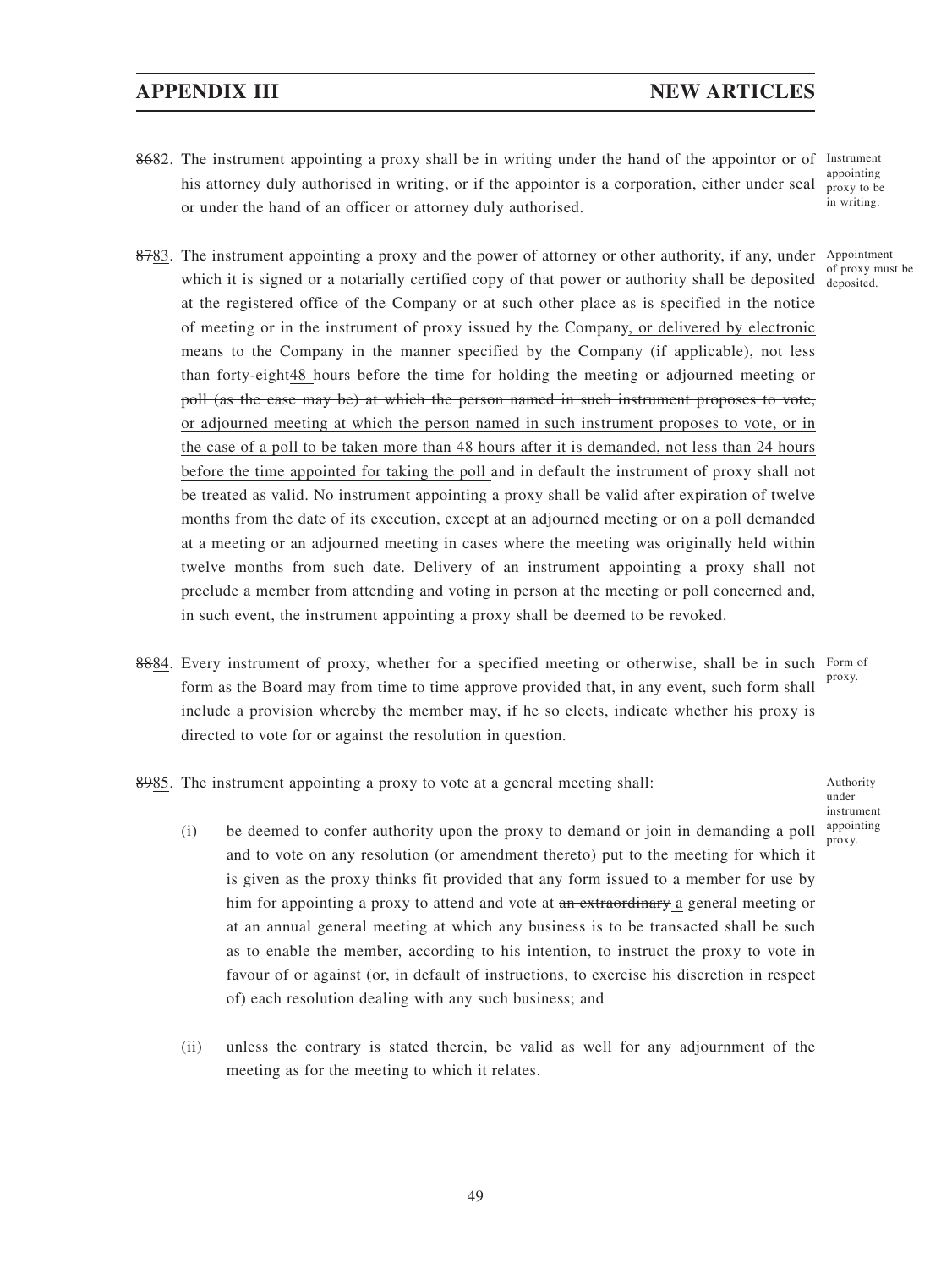~~86~~82. The instrument appointing a proxy shall be in writing under the hand of the appointor or of his attorney duly authorised in writing, or if the appointor is a corporation, either under seal or under the hand of an officer or attorney duly authorised.

*Instrument appointing proxy to be in writing.*

~~87~~83. The instrument appointing a proxy and the power of attorney or other authority, if any, under which it is signed or a notarially certified copy of that power or authority shall be deposited at the registered office of the Company or at such other place as is specified in the notice of meeting or in the instrument of proxy issued by the Company<u>, or delivered by electronic means to the Company in the manner specified by the Company (if applicable), </u>not less than ~~forty-eight~~<u>48 </u>hours before the time for holding the meeting ~~or adjourned meeting or poll (as the case may be) at which the person named in such instrument proposes to vote,~~ <u>or adjourned meeting at which the person named in such instrument proposes to vote, or in the case of a poll to be taken more than 48 hours after it is demanded, not less than 24 hours before the time appointed for taking the poll </u>and in default the instrument of proxy shall not be treated as valid. No instrument appointing a proxy shall be valid after expiration of twelve months from the date of its execution, except at an adjourned meeting or on a poll demanded at a meeting or an adjourned meeting in cases where the meeting was originally held within twelve months from such date. Delivery of an instrument appointing a proxy shall not preclude a member from attending and voting in person at the meeting or poll concerned and, in such event, the instrument appointing a proxy shall be deemed to be revoked.

*Appointment of proxy must be deposited.*

~~88~~84. Every instrument of proxy, whether for a specified meeting or otherwise, shall be in such form as the Board may from time to time approve provided that, in any event, such form shall include a provision whereby the member may, if he so elects, indicate whether his proxy is directed to vote for or against the resolution in question.

*Form of proxy.*

~~89~~85. The instrument appointing a proxy to vote at a general meeting shall:

*Authority under instrument appointing proxy.*

(i) be deemed to confer authority upon the proxy to demand or join in demanding a poll and to vote on any resolution (or amendment thereto) put to the meeting for which it is given as the proxy thinks fit provided that any form issued to a member for use by him for appointing a proxy to attend and vote at ~~an extraordinary~~ <u>a</u> general meeting or at an annual general meeting at which any business is to be transacted shall be such as to enable the member, according to his intention, to instruct the proxy to vote in favour of or against (or, in default of instructions, to exercise his discretion in respect of) each resolution dealing with any such business; and

(ii) unless the contrary is stated therein, be valid as well for any adjournment of the meeting as for the meeting to which it relates.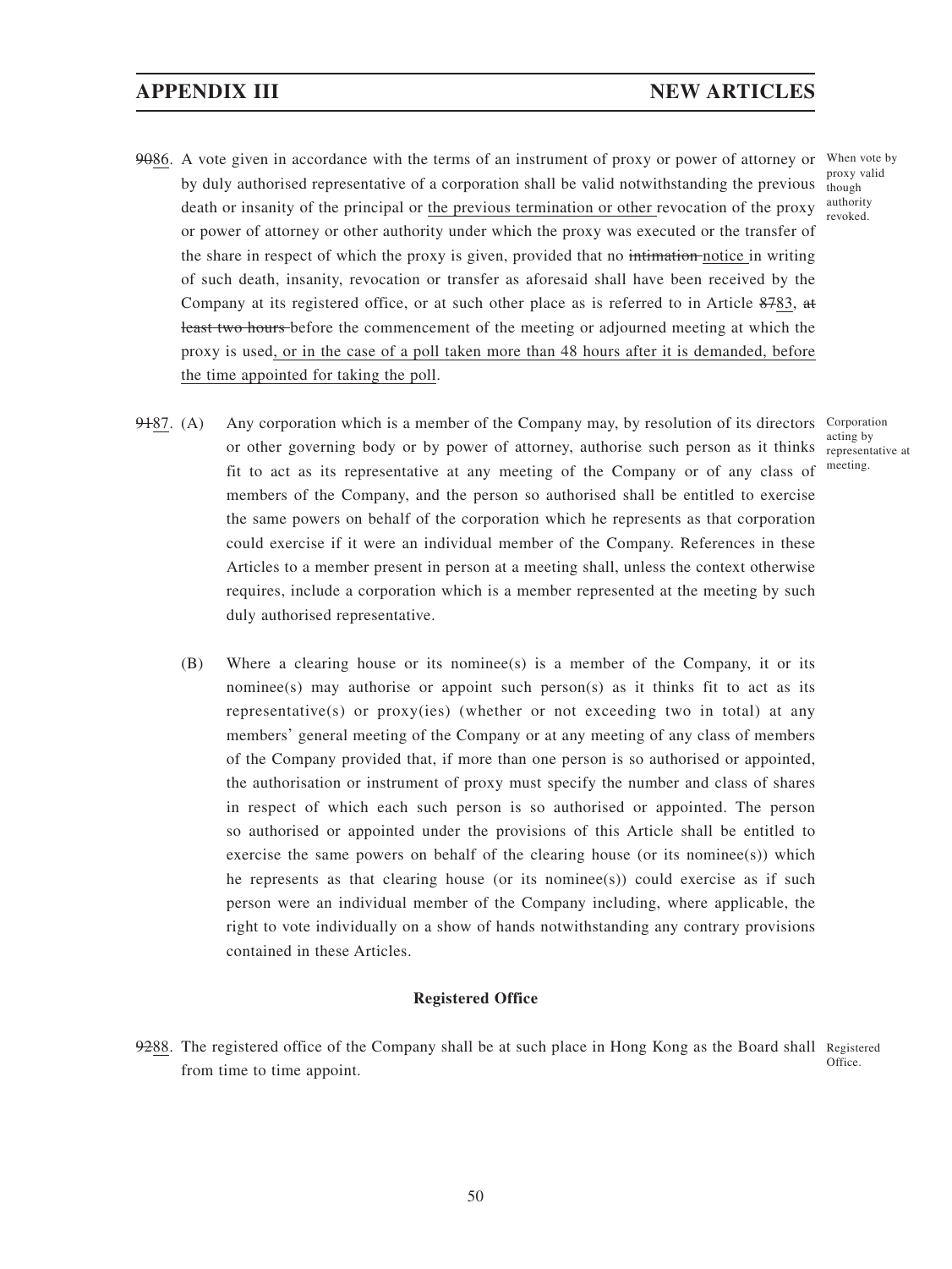~~90~~86. A vote given in accordance with the terms of an instrument of proxy or power of attorney or by duly authorised representative of a corporation shall be valid notwithstanding the previous death or insanity of the principal or <u>the previous termination or other</u> revocation of the proxy or power of attorney or other authority under which the proxy was executed or the transfer of the share in respect of which the proxy is given, provided that no ~~intimation~~ <u>notice</u> in writing of such death, insanity, revocation or transfer as aforesaid shall have been received by the Company at its registered office, or at such other place as is referred to in Article ~~87~~<u>83</u>, ~~at least two hours~~ before the commencement of the meeting or adjourned meeting at which the proxy is used<u>, or in the case of a poll taken more than 48 hours after it is demanded, before the time appointed for taking the poll</u>.

*When vote by proxy valid though authority revoked.*

~~91~~<u>87</u>. (A) Any corporation which is a member of the Company may, by resolution of its directors or other governing body or by power of attorney, authorise such person as it thinks fit to act as its representative at any meeting of the Company or of any class of members of the Company, and the person so authorised shall be entitled to exercise the same powers on behalf of the corporation which he represents as that corporation could exercise if it were an individual member of the Company. References in these Articles to a member present in person at a meeting shall, unless the context otherwise requires, include a corporation which is a member represented at the meeting by such duly authorised representative.

*Corporation acting by representative at meeting.*

(B) Where a clearing house or its nominee(s) is a member of the Company, it or its nominee(s) may authorise or appoint such person(s) as it thinks fit to act as its representative(s) or proxy(ies) (whether or not exceeding two in total) at any members' general meeting of the Company or at any meeting of any class of members of the Company provided that, if more than one person is so authorised or appointed, the authorisation or instrument of proxy must specify the number and class of shares in respect of which each such person is so authorised or appointed. The person so authorised or appointed under the provisions of this Article shall be entitled to exercise the same powers on behalf of the clearing house (or its nominee(s)) which he represents as that clearing house (or its nominee(s)) could exercise as if such person were an individual member of the Company including, where applicable, the right to vote individually on a show of hands notwithstanding any contrary provisions contained in these Articles.

**Registered Office**

~~92~~<u>88</u>. The registered office of the Company shall be at such place in Hong Kong as the Board shall from time to time appoint.

*Registered Office.*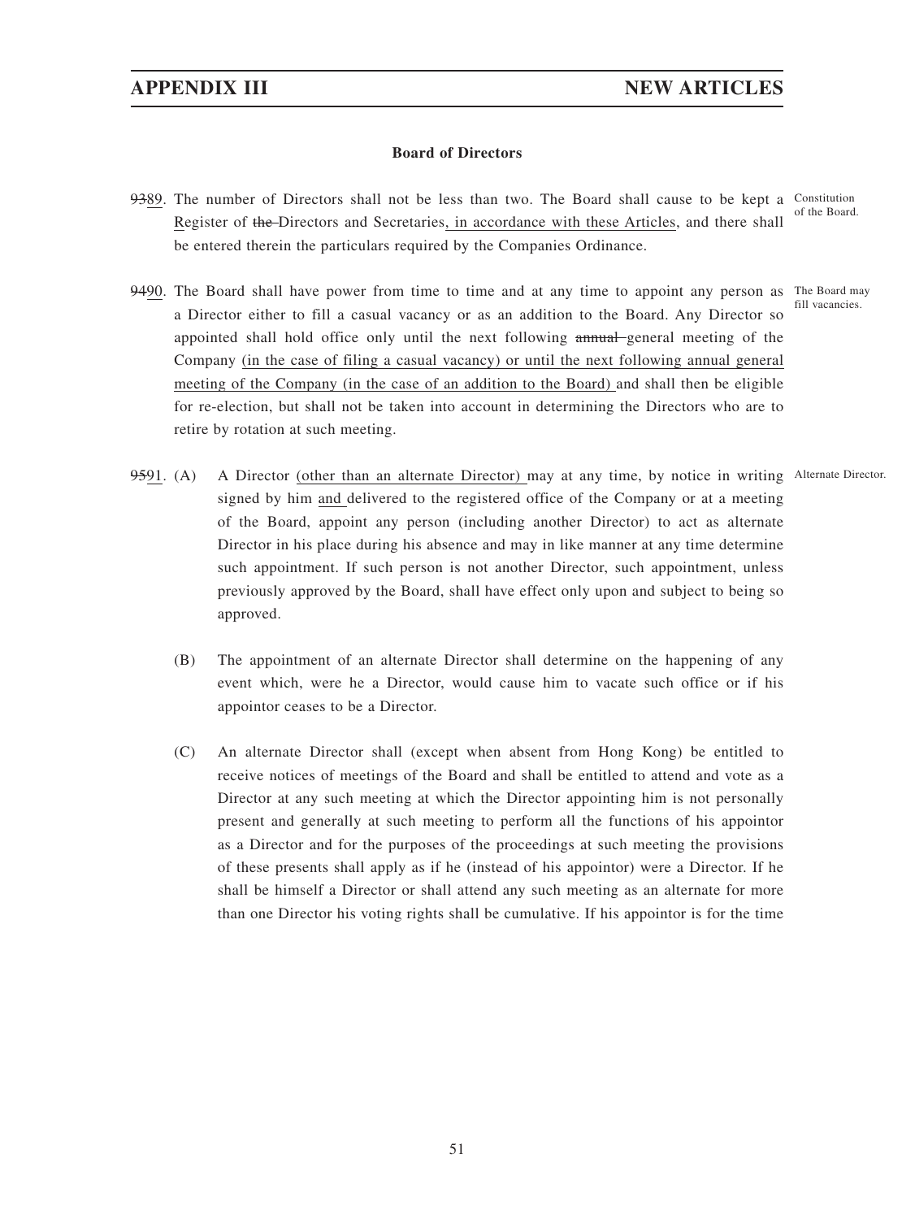**Board of Directors**

~~93~~89. The number of Directors shall not be less than two. The Board shall cause to be kept a Register of ~~the~~ Directors and Secretaries, in accordance with these Articles, and there shall be entered therein the particulars required by the Companies Ordinance. *Constitution of the Board.*

~~94~~90. The Board shall have power from time to time and at any time to appoint any person as a Director either to fill a casual vacancy or as an addition to the Board. Any Director so appointed shall hold office only until the next following ~~annual~~ general meeting of the Company (in the case of filing a casual vacancy) or until the next following annual general meeting of the Company (in the case of an addition to the Board) and shall then be eligible for re-election, but shall not be taken into account in determining the Directors who are to retire by rotation at such meeting. *The Board may fill vacancies.*

~~95~~91. (A) A Director (other than an alternate Director) may at any time, by notice in writing signed by him and delivered to the registered office of the Company or at a meeting of the Board, appoint any person (including another Director) to act as alternate Director in his place during his absence and may in like manner at any time determine such appointment. If such person is not another Director, such appointment, unless previously approved by the Board, shall have effect only upon and subject to being so approved. *Alternate Director.*

(B) The appointment of an alternate Director shall determine on the happening of any event which, were he a Director, would cause him to vacate such office or if his appointor ceases to be a Director.

(C) An alternate Director shall (except when absent from Hong Kong) be entitled to receive notices of meetings of the Board and shall be entitled to attend and vote as a Director at any such meeting at which the Director appointing him is not personally present and generally at such meeting to perform all the functions of his appointor as a Director and for the purposes of the proceedings at such meeting the provisions of these presents shall apply as if he (instead of his appointor) were a Director. If he shall be himself a Director or shall attend any such meeting as an alternate for more than one Director his voting rights shall be cumulative. If his appointor is for the time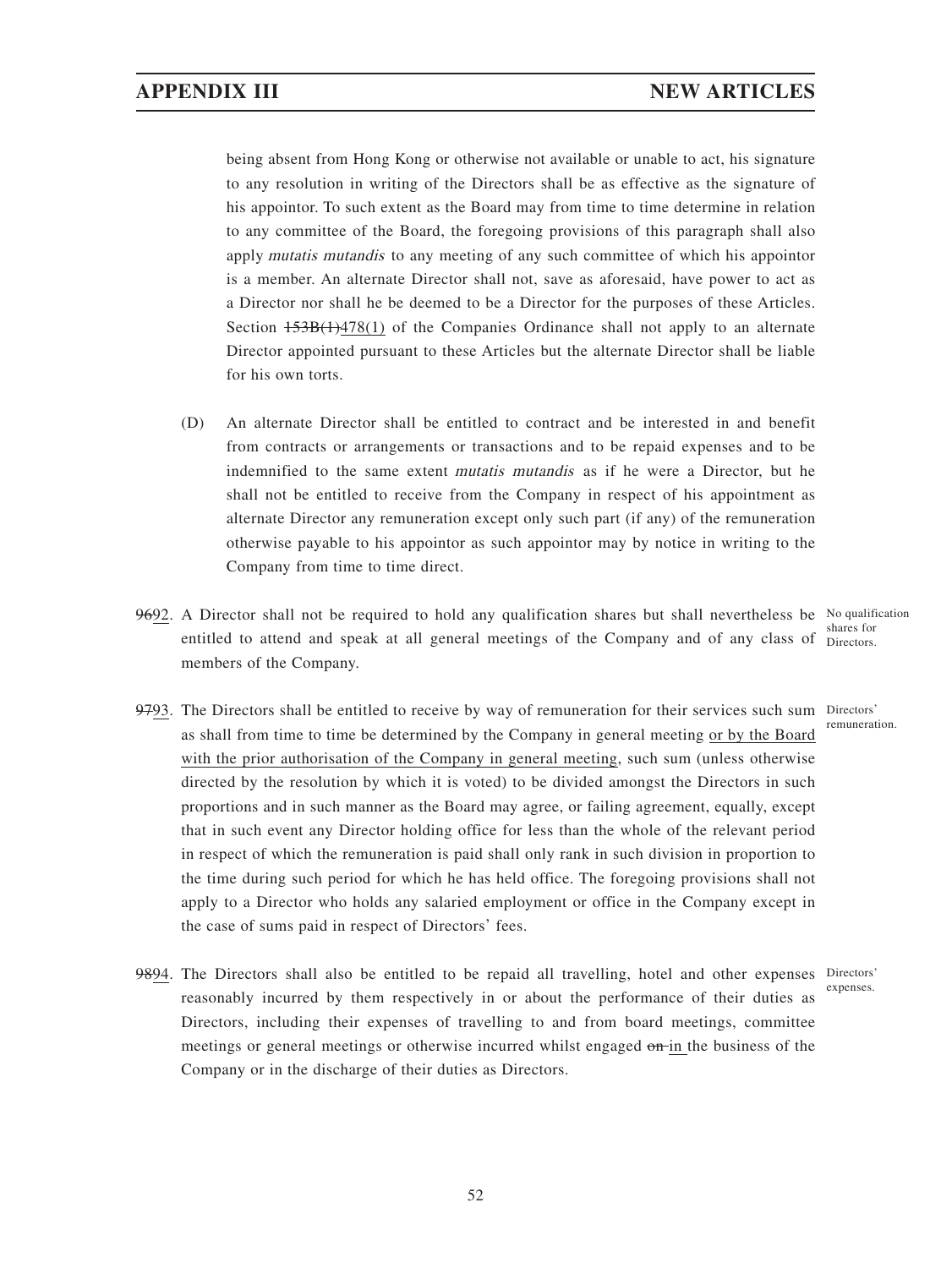being absent from Hong Kong or otherwise not available or unable to act, his signature to any resolution in writing of the Directors shall be as effective as the signature of his appointor. To such extent as the Board may from time to time determine in relation to any committee of the Board, the foregoing provisions of this paragraph shall also apply *mutatis mutandis* to any meeting of any such committee of which his appointor is a member. An alternate Director shall not, save as aforesaid, have power to act as a Director nor shall he be deemed to be a Director for the purposes of these Articles. Section ~~153B(1)~~478(1) of the Companies Ordinance shall not apply to an alternate Director appointed pursuant to these Articles but the alternate Director shall be liable for his own torts.

(D) An alternate Director shall be entitled to contract and be interested in and benefit from contracts or arrangements or transactions and to be repaid expenses and to be indemnified to the same extent *mutatis mutandis* as if he were a Director, but he shall not be entitled to receive from the Company in respect of his appointment as alternate Director any remuneration except only such part (if any) of the remuneration otherwise payable to his appointor as such appointor may by notice in writing to the Company from time to time direct.

~~96~~92. A Director shall not be required to hold any qualification shares but shall nevertheless be entitled to attend and speak at all general meetings of the Company and of any class of members of the Company.

*No qualification shares for Directors.*

~~97~~93. The Directors shall be entitled to receive by way of remuneration for their services such sum as shall from time to time be determined by the Company in general meeting <u>or by the Board with the prior authorisation of the Company in general meeting</u>, such sum (unless otherwise directed by the resolution by which it is voted) to be divided amongst the Directors in such proportions and in such manner as the Board may agree, or failing agreement, equally, except that in such event any Director holding office for less than the whole of the relevant period in respect of which the remuneration is paid shall only rank in such division in proportion to the time during such period for which he has held office. The foregoing provisions shall not apply to a Director who holds any salaried employment or office in the Company except in the case of sums paid in respect of Directors' fees.

*Directors' remuneration.*

~~98~~94. The Directors shall also be entitled to be repaid all travelling, hotel and other expenses reasonably incurred by them respectively in or about the performance of their duties as Directors, including their expenses of travelling to and from board meetings, committee meetings or general meetings or otherwise incurred whilst engaged ~~on~~ <u>in</u> the business of the Company or in the discharge of their duties as Directors.

*Directors' expenses.*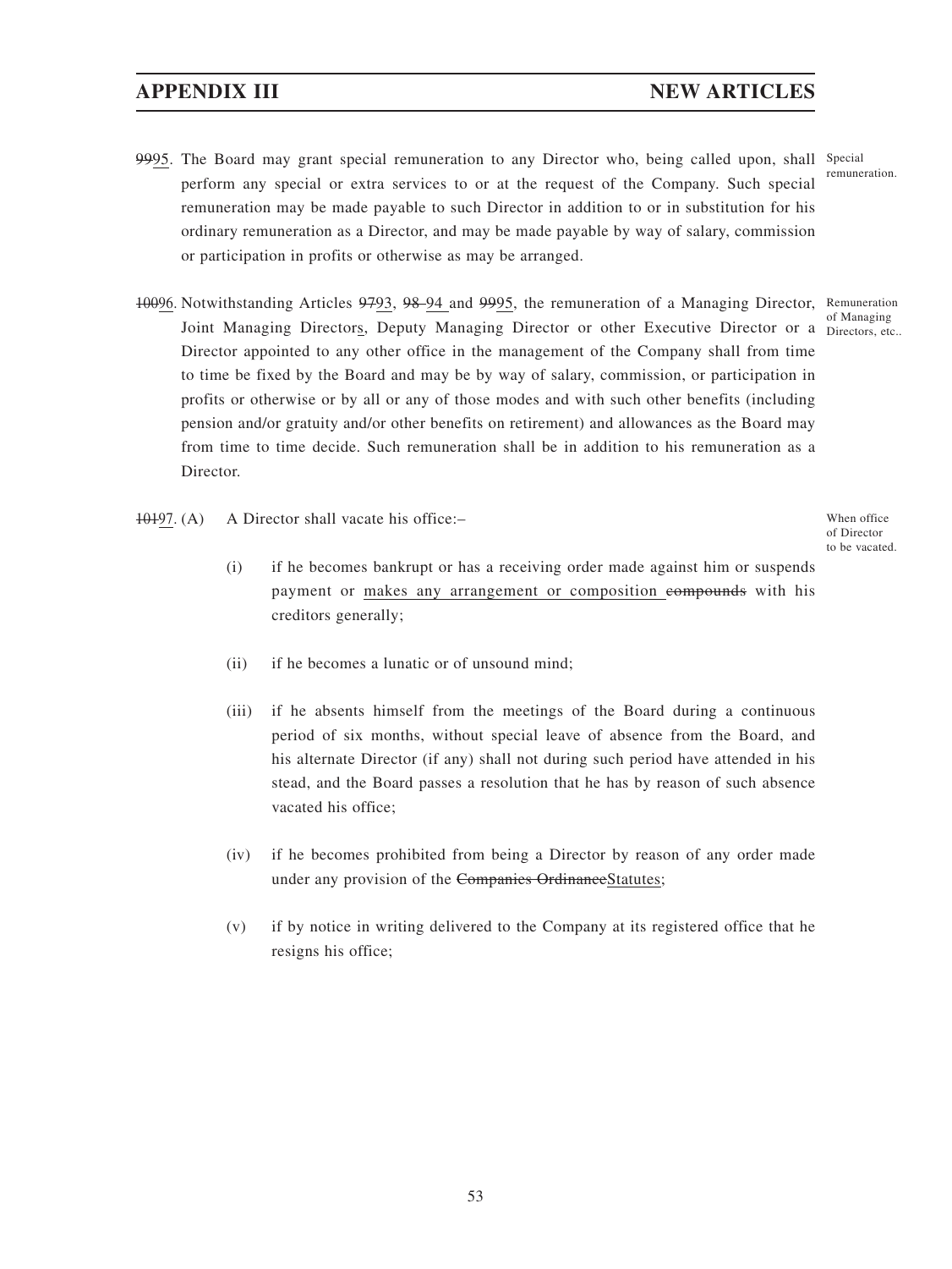~~99~~95. The Board may grant special remuneration to any Director who, being called upon, shall perform any special or extra services to or at the request of the Company. Such special remuneration may be made payable to such Director in addition to or in substitution for his ordinary remuneration as a Director, and may be made payable by way of salary, commission or participation in profits or otherwise as may be arranged.

Special remuneration.

~~100~~96. Notwithstanding Articles ~~97~~93, ~~98~~ 94 and ~~99~~95, the remuneration of a Managing Director, Joint Managing Directors, Deputy Managing Director or other Executive Director or a Director appointed to any other office in the management of the Company shall from time to time be fixed by the Board and may be by way of salary, commission, or participation in profits or otherwise or by all or any of those modes and with such other benefits (including pension and/or gratuity and/or other benefits on retirement) and allowances as the Board may from time to time decide. Such remuneration shall be in addition to his remuneration as a Director.

Remuneration of Managing Directors, etc..

~~101~~97. (A) A Director shall vacate his office:–

When office of Director to be vacated.

(i) if he becomes bankrupt or has a receiving order made against him or suspends payment or makes any arrangement or composition ~~compounds~~ with his creditors generally;

(ii) if he becomes a lunatic or of unsound mind;

(iii) if he absents himself from the meetings of the Board during a continuous period of six months, without special leave of absence from the Board, and his alternate Director (if any) shall not during such period have attended in his stead, and the Board passes a resolution that he has by reason of such absence vacated his office;

(iv) if he becomes prohibited from being a Director by reason of any order made under any provision of the ~~Companies Ordinance~~Statutes;

(v) if by notice in writing delivered to the Company at its registered office that he resigns his office;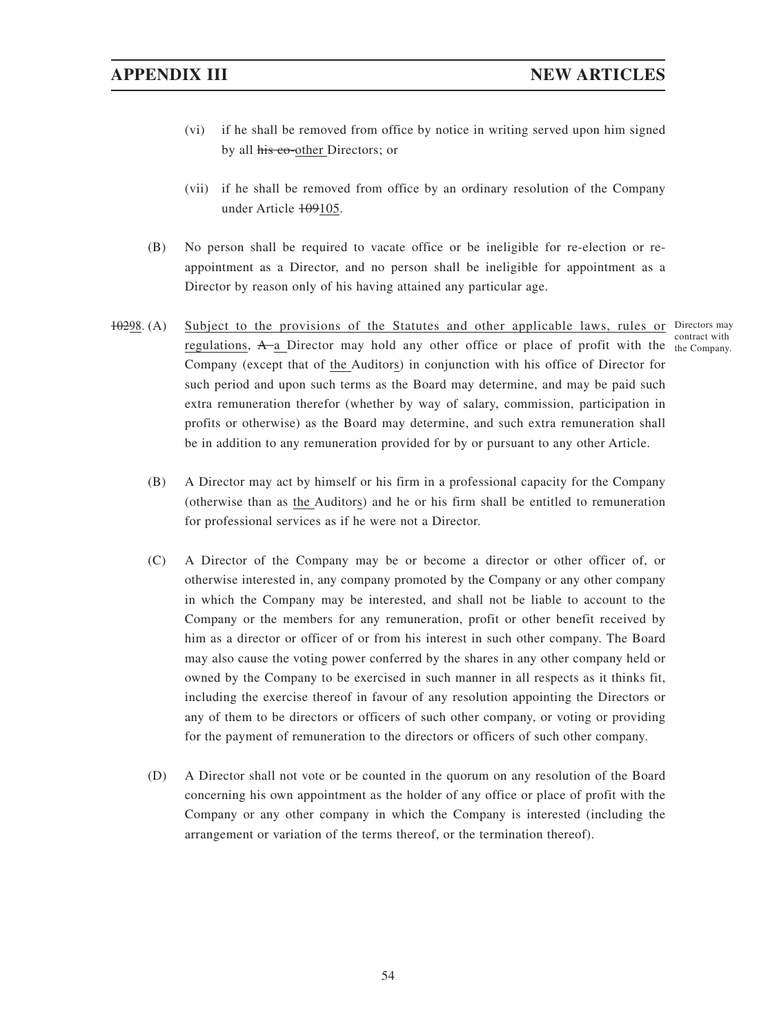(vi) if he shall be removed from office by notice in writing served upon him signed by all ~~his co-~~other Directors; or

(vii) if he shall be removed from office by an ordinary resolution of the Company under Article ~~109~~105.

(B) No person shall be required to vacate office or be ineligible for re-election or re-appointment as a Director, and no person shall be ineligible for appointment as a Director by reason only of his having attained any particular age.

~~102~~98. (A) Subject to the provisions of the Statutes and other applicable laws, rules or regulations, ~~A~~ a Director may hold any other office or place of profit with the Company (except that of the Auditors) in conjunction with his office of Director for such period and upon such terms as the Board may determine, and may be paid such extra remuneration therefor (whether by way of salary, commission, participation in profits or otherwise) as the Board may determine, and such extra remuneration shall be in addition to any remuneration provided for by or pursuant to any other Article.

Directors may contract with the Company.

(B) A Director may act by himself or his firm in a professional capacity for the Company (otherwise than as the Auditors) and he or his firm shall be entitled to remuneration for professional services as if he were not a Director.

(C) A Director of the Company may be or become a director or other officer of, or otherwise interested in, any company promoted by the Company or any other company in which the Company may be interested, and shall not be liable to account to the Company or the members for any remuneration, profit or other benefit received by him as a director or officer of or from his interest in such other company. The Board may also cause the voting power conferred by the shares in any other company held or owned by the Company to be exercised in such manner in all respects as it thinks fit, including the exercise thereof in favour of any resolution appointing the Directors or any of them to be directors or officers of such other company, or voting or providing for the payment of remuneration to the directors or officers of such other company.

(D) A Director shall not vote or be counted in the quorum on any resolution of the Board concerning his own appointment as the holder of any office or place of profit with the Company or any other company in which the Company is interested (including the arrangement or variation of the terms thereof, or the termination thereof).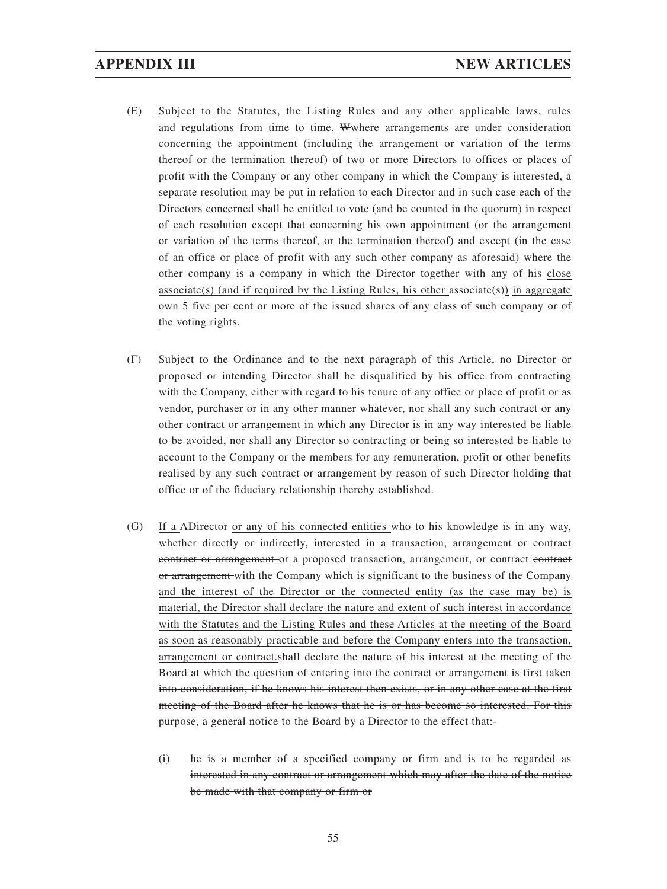(E) Subject to the Statutes, the Listing Rules and any other applicable laws, rules and regulations from time to time, Wwhere arrangements are under consideration concerning the appointment (including the arrangement or variation of the terms thereof or the termination thereof) of two or more Directors to offices or places of profit with the Company or any other company in which the Company is interested, a separate resolution may be put in relation to each Director and in such case each of the Directors concerned shall be entitled to vote (and be counted in the quorum) in respect of each resolution except that concerning his own appointment (or the arrangement or variation of the terms thereof, or the termination thereof) and except (in the case of an office or place of profit with any such other company as aforesaid) where the other company is a company in which the Director together with any of his close associate(s) (and if required by the Listing Rules, his other associate(s)) in aggregate own 5 five per cent or more of the issued shares of any class of such company or of the voting rights.

(F) Subject to the Ordinance and to the next paragraph of this Article, no Director or proposed or intending Director shall be disqualified by his office from contracting with the Company, either with regard to his tenure of any office or place of profit or as vendor, purchaser or in any other manner whatever, nor shall any such contract or any other contract or arrangement in which any Director is in any way interested be liable to be avoided, nor shall any Director so contracting or being so interested be liable to account to the Company or the members for any remuneration, profit or other benefits realised by any such contract or arrangement by reason of such Director holding that office or of the fiduciary relationship thereby established.

(G) If a ADirector or any of his connected entities ~~who to his knowledge~~ is in any way, whether directly or indirectly, interested in a transaction, arrangement or contract ~~contract or arrangement~~ or a proposed transaction, arrangement, or contract ~~contract or arrangement~~ with the Company which is significant to the business of the Company and the interest of the Director or the connected entity (as the case may be) is material, the Director shall declare the nature and extent of such interest in accordance with the Statutes and the Listing Rules and these Articles at the meeting of the Board as soon as reasonably practicable and before the Company enters into the transaction, arrangement or contract.~~shall declare the nature of his interest at the meeting of the Board at which the question of entering into the contract or arrangement is first taken into consideration, if he knows his interest then exists, or in any other case at the first meeting of the Board after he knows that he is or has become so interested. For this purpose, a general notice to the Board by a Director to the effect that:~~

~~(i) he is a member of a specified company or firm and is to be regarded as interested in any contract or arrangement which may after the date of the notice be made with that company or firm or~~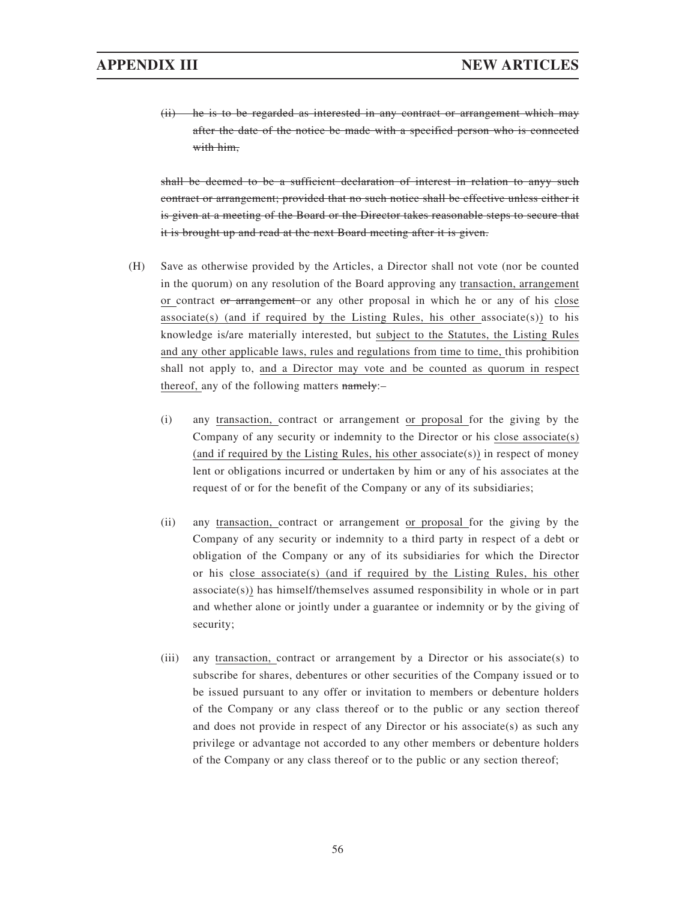~~(ii) he is to be regarded as interested in any contract or arrangement which may after the date of the notice be made with a specified person who is connected with him,~~

~~shall be deemed to be a sufficient declaration of interest in relation to anyy such contract or arrangement; provided that no such notice shall be effective unless either it is given at a meeting of the Board or the Director takes reasonable steps to secure that it is brought up and read at the next Board meeting after it is given.~~

(H) Save as otherwise provided by the Articles, a Director shall not vote (nor be counted in the quorum) on any resolution of the Board approving any <u>transaction, arrangement or</u> contract ~~or arrangement~~ or any other proposal in which he or any of his <u>close associate(s) (and if required by the Listing Rules, his other</u> associate(s)<u>)</u> to his knowledge is/are materially interested, but <u>subject to the Statutes, the Listing Rules and any other applicable laws, rules and regulations from time to time,</u> this prohibition shall not apply to, <u>and a Director may vote and be counted as quorum in respect thereof,</u> any of the following matters ~~namely~~:–

(i) any <u>transaction,</u> contract or arrangement <u>or proposal</u> for the giving by the Company of any security or indemnity to the Director or his <u>close associate(s) (and if required by the Listing Rules, his other</u> associate(s)<u>)</u> in respect of money lent or obligations incurred or undertaken by him or any of his associates at the request of or for the benefit of the Company or any of its subsidiaries;

(ii) any <u>transaction,</u> contract or arrangement <u>or proposal</u> for the giving by the Company of any security or indemnity to a third party in respect of a debt or obligation of the Company or any of its subsidiaries for which the Director or his <u>close associate(s) (and if required by the Listing Rules, his other</u> associate(s)<u>)</u> has himself/themselves assumed responsibility in whole or in part and whether alone or jointly under a guarantee or indemnity or by the giving of security;

(iii) any <u>transaction,</u> contract or arrangement by a Director or his associate(s) to subscribe for shares, debentures or other securities of the Company issued or to be issued pursuant to any offer or invitation to members or debenture holders of the Company or any class thereof or to the public or any section thereof and does not provide in respect of any Director or his associate(s) as such any privilege or advantage not accorded to any other members or debenture holders of the Company or any class thereof or to the public or any section thereof;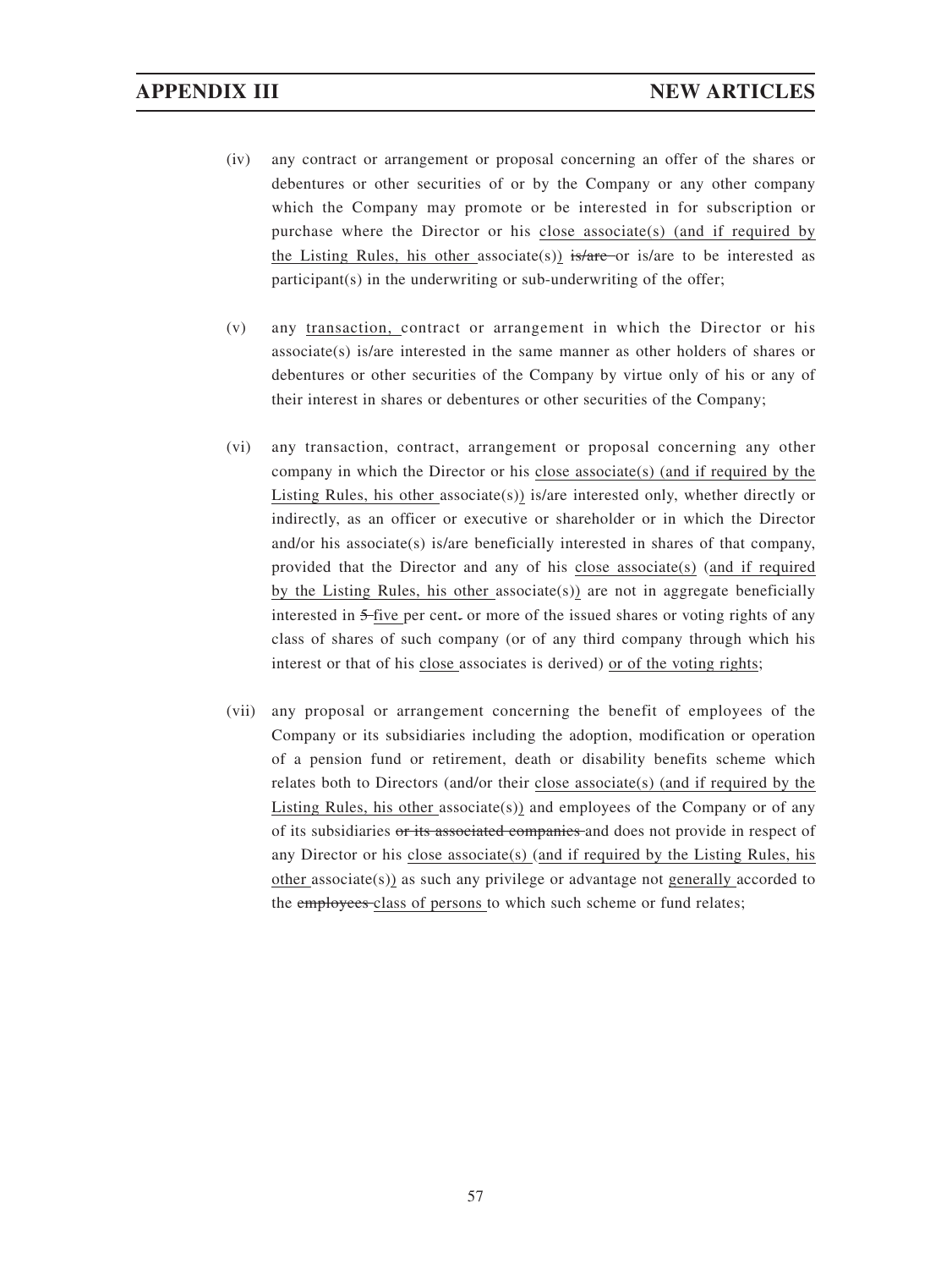(iv) any contract or arrangement or proposal concerning an offer of the shares or debentures or other securities of or by the Company or any other company which the Company may promote or be interested in for subscription or purchase where the Director or his close associate(s) (and if required by the Listing Rules, his other associate(s)) ~~is/are~~ or is/are to be interested as participant(s) in the underwriting or sub-underwriting of the offer;

(v) any transaction, contract or arrangement in which the Director or his associate(s) is/are interested in the same manner as other holders of shares or debentures or other securities of the Company by virtue only of his or any of their interest in shares or debentures or other securities of the Company;

(vi) any transaction, contract, arrangement or proposal concerning any other company in which the Director or his close associate(s) (and if required by the Listing Rules, his other associate(s)) is/are interested only, whether directly or indirectly, as an officer or executive or shareholder or in which the Director and/or his associate(s) is/are beneficially interested in shares of that company, provided that the Director and any of his close associate(s) (and if required by the Listing Rules, his other associate(s)) are not in aggregate beneficially interested in ~~5~~ five per cent~~.~~ or more of the issued shares or voting rights of any class of shares of such company (or of any third company through which his interest or that of his close associates is derived) or of the voting rights;

(vii) any proposal or arrangement concerning the benefit of employees of the Company or its subsidiaries including the adoption, modification or operation of a pension fund or retirement, death or disability benefits scheme which relates both to Directors (and/or their close associate(s) (and if required by the Listing Rules, his other associate(s)) and employees of the Company or of any of its subsidiaries ~~or its associated companies~~ and does not provide in respect of any Director or his close associate(s) (and if required by the Listing Rules, his other associate(s)) as such any privilege or advantage not generally accorded to the ~~employees~~ class of persons to which such scheme or fund relates;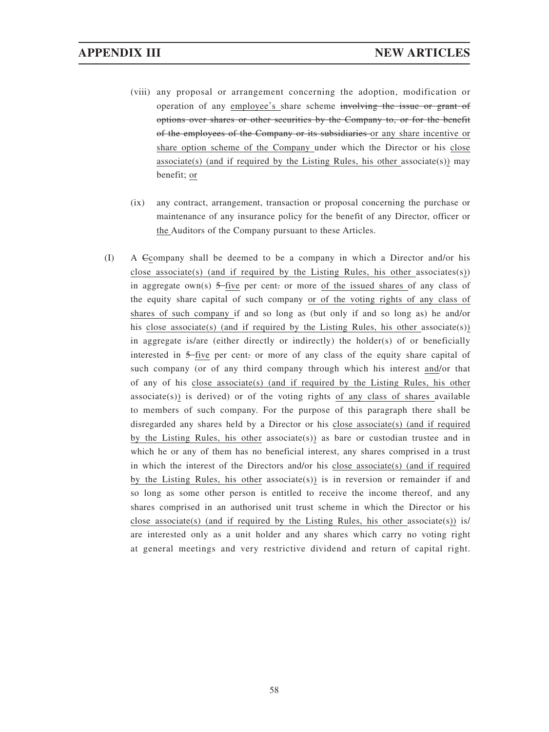(viii) any proposal or arrangement concerning the adoption, modification or operation of any employee's share scheme ~~involving the issue or grant of options over shares or other securities by the Company to, or for the benefit of the employees of the Company or its subsidiaries~~ or any share incentive or share option scheme of the Company under which the Director or his close associate(s) (and if required by the Listing Rules, his other associate(s)) may benefit; or

(ix) any contract, arrangement, transaction or proposal concerning the purchase or maintenance of any insurance policy for the benefit of any Director, officer or the Auditors of the Company pursuant to these Articles.

(I) A ~~C~~company shall be deemed to be a company in which a Director and/or his close associate(s) (and if required by the Listing Rules, his other associates(s)) in aggregate own(s) ~~5~~ five per cent~~.~~ or more of the issued shares of any class of the equity share capital of such company or of the voting rights of any class of shares of such company if and so long as (but only if and so long as) he and/or his close associate(s) (and if required by the Listing Rules, his other associate(s)) in aggregate is/are (either directly or indirectly) the holder(s) of or beneficially interested in ~~5~~ five per cent~~.~~ or more of any class of the equity share capital of such company (or of any third company through which his interest and/or that of any of his close associate(s) (and if required by the Listing Rules, his other associate(s)) is derived) or of the voting rights of any class of shares available to members of such company. For the purpose of this paragraph there shall be disregarded any shares held by a Director or his close associate(s) (and if required by the Listing Rules, his other associate(s)) as bare or custodian trustee and in which he or any of them has no beneficial interest, any shares comprised in a trust in which the interest of the Directors and/or his close associate(s) (and if required by the Listing Rules, his other associate(s)) is in reversion or remainder if and so long as some other person is entitled to receive the income thereof, and any shares comprised in an authorised unit trust scheme in which the Director or his close associate(s) (and if required by the Listing Rules, his other associate(s)) is/are interested only as a unit holder and any shares which carry no voting right at general meetings and very restrictive dividend and return of capital right.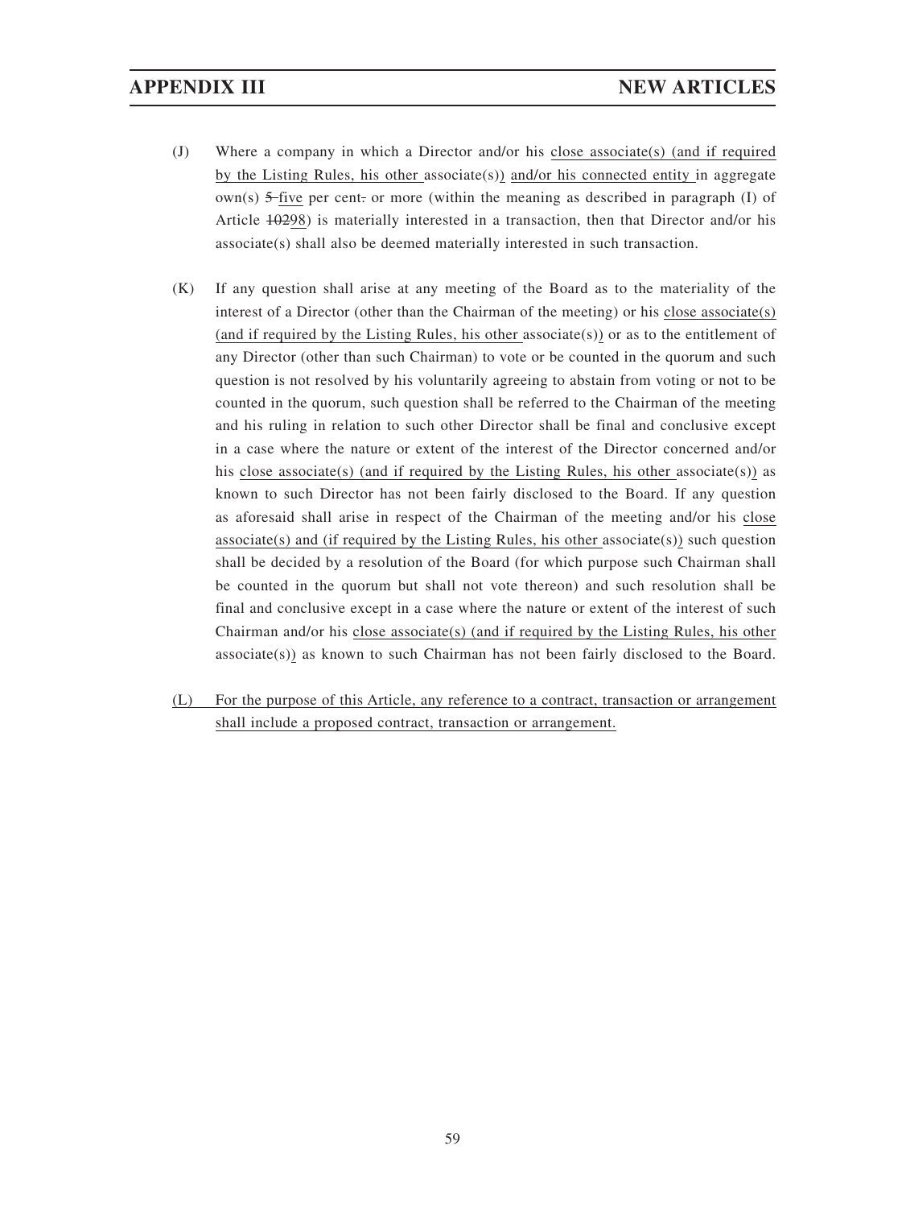(J) Where a company in which a Director and/or his close associate(s) (and if required by the Listing Rules, his other associate(s)) and/or his connected entity in aggregate own(s) 5 five per cent. or more (within the meaning as described in paragraph (I) of Article 10298) is materially interested in a transaction, then that Director and/or his associate(s) shall also be deemed materially interested in such transaction.

(K) If any question shall arise at any meeting of the Board as to the materiality of the interest of a Director (other than the Chairman of the meeting) or his close associate(s) (and if required by the Listing Rules, his other associate(s)) or as to the entitlement of any Director (other than such Chairman) to vote or be counted in the quorum and such question is not resolved by his voluntarily agreeing to abstain from voting or not to be counted in the quorum, such question shall be referred to the Chairman of the meeting and his ruling in relation to such other Director shall be final and conclusive except in a case where the nature or extent of the interest of the Director concerned and/or his close associate(s) (and if required by the Listing Rules, his other associate(s)) as known to such Director has not been fairly disclosed to the Board. If any question as aforesaid shall arise in respect of the Chairman of the meeting and/or his close associate(s) and (if required by the Listing Rules, his other associate(s)) such question shall be decided by a resolution of the Board (for which purpose such Chairman shall be counted in the quorum but shall not vote thereon) and such resolution shall be final and conclusive except in a case where the nature or extent of the interest of such Chairman and/or his close associate(s) (and if required by the Listing Rules, his other associate(s)) as known to such Chairman has not been fairly disclosed to the Board.

(L) For the purpose of this Article, any reference to a contract, transaction or arrangement shall include a proposed contract, transaction or arrangement.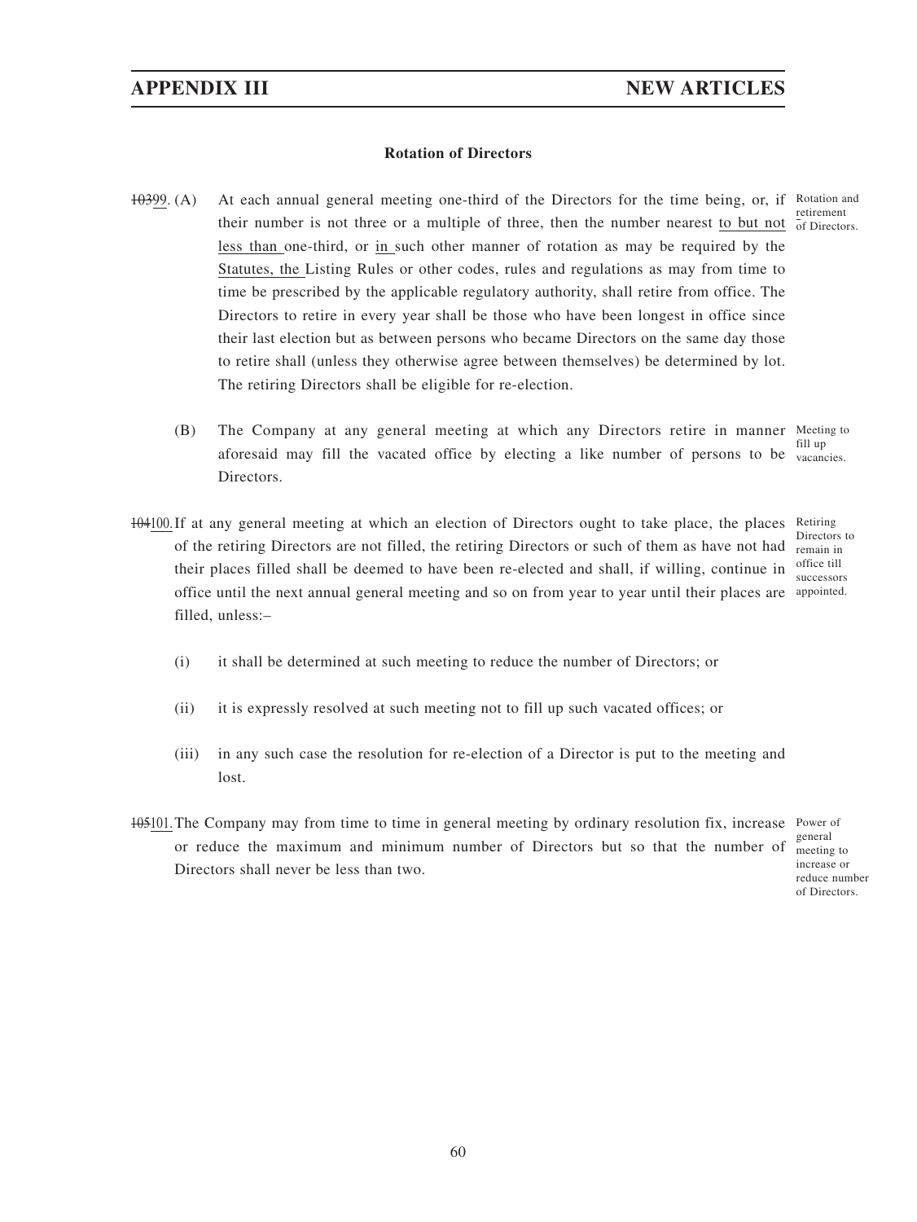### Rotation of Directors

~~103~~99. (A) At each annual general meeting one-third of the Directors for the time being, or, if their number is not three or a multiple of three, then the number nearest to but not less than one-third, or in such other manner of rotation as may be required by the Statutes, the Listing Rules or other codes, rules and regulations as may from time to time be prescribed by the applicable regulatory authority, shall retire from office. The Directors to retire in every year shall be those who have been longest in office since their last election but as between persons who became Directors on the same day those to retire shall (unless they otherwise agree between themselves) be determined by lot. The retiring Directors shall be eligible for re-election.

*Rotation and retirement of Directors.*

(B) The Company at any general meeting at which any Directors retire in manner aforesaid may fill the vacated office by electing a like number of persons to be Directors.

*Meeting to fill up vacancies.*

~~104~~100. If at any general meeting at which an election of Directors ought to take place, the places of the retiring Directors are not filled, the retiring Directors or such of them as have not had their places filled shall be deemed to have been re-elected and shall, if willing, continue in office until the next annual general meeting and so on from year to year until their places are filled, unless:–

*Retiring Directors to remain in office till successors appointed.*

(i) it shall be determined at such meeting to reduce the number of Directors; or

(ii) it is expressly resolved at such meeting not to fill up such vacated offices; or

(iii) in any such case the resolution for re-election of a Director is put to the meeting and lost.

~~105~~101. The Company may from time to time in general meeting by ordinary resolution fix, increase or reduce the maximum and minimum number of Directors but so that the number of Directors shall never be less than two.

*Power of general meeting to increase or reduce number of Directors.*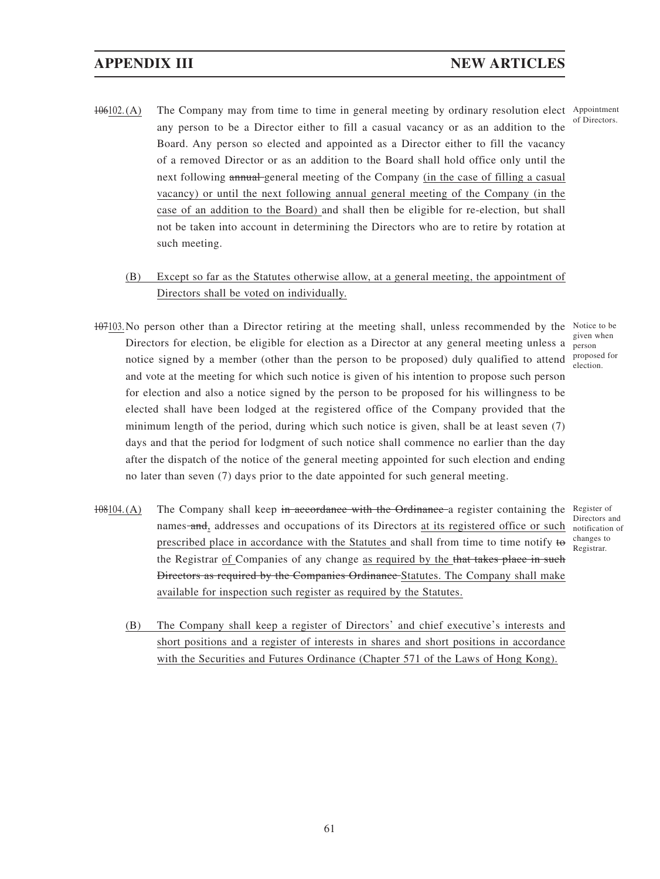106102.(A) The Company may from time to time in general meeting by ordinary resolution elect any person to be a Director either to fill a casual vacancy or as an addition to the Board. Any person so elected and appointed as a Director either to fill the vacancy of a removed Director or as an addition to the Board shall hold office only until the next following ~~annual~~ general meeting of the Company (in the case of filling a casual vacancy) or until the next following annual general meeting of the Company (in the case of an addition to the Board) and shall then be eligible for re-election, but shall not be taken into account in determining the Directors who are to retire by rotation at such meeting.

Appointment of Directors.

(B) Except so far as the Statutes otherwise allow, at a general meeting, the appointment of Directors shall be voted on individually.

107103. No person other than a Director retiring at the meeting shall, unless recommended by the Directors for election, be eligible for election as a Director at any general meeting unless a notice signed by a member (other than the person to be proposed) duly qualified to attend and vote at the meeting for which such notice is given of his intention to propose such person for election and also a notice signed by the person to be proposed for his willingness to be elected shall have been lodged at the registered office of the Company provided that the minimum length of the period, during which such notice is given, shall be at least seven (7) days and that the period for lodgment of such notice shall commence no earlier than the day after the dispatch of the notice of the general meeting appointed for such election and ending no later than seven (7) days prior to the date appointed for such general meeting.

Notice to be given when person proposed for election.

108104.(A) The Company shall keep ~~in accordance with the Ordinance~~ a register containing the names ~~and~~, addresses and occupations of its Directors at its registered office or such prescribed place in accordance with the Statutes and shall from time to time notify ~~to~~ the Registrar of Companies of any change as required by the ~~that takes place in such Directors as required by the Companies Ordinance~~ Statutes. The Company shall make available for inspection such register as required by the Statutes.

Register of Directors and notification of changes to Registrar.

(B) The Company shall keep a register of Directors' and chief executive's interests and short positions and a register of interests in shares and short positions in accordance with the Securities and Futures Ordinance (Chapter 571 of the Laws of Hong Kong).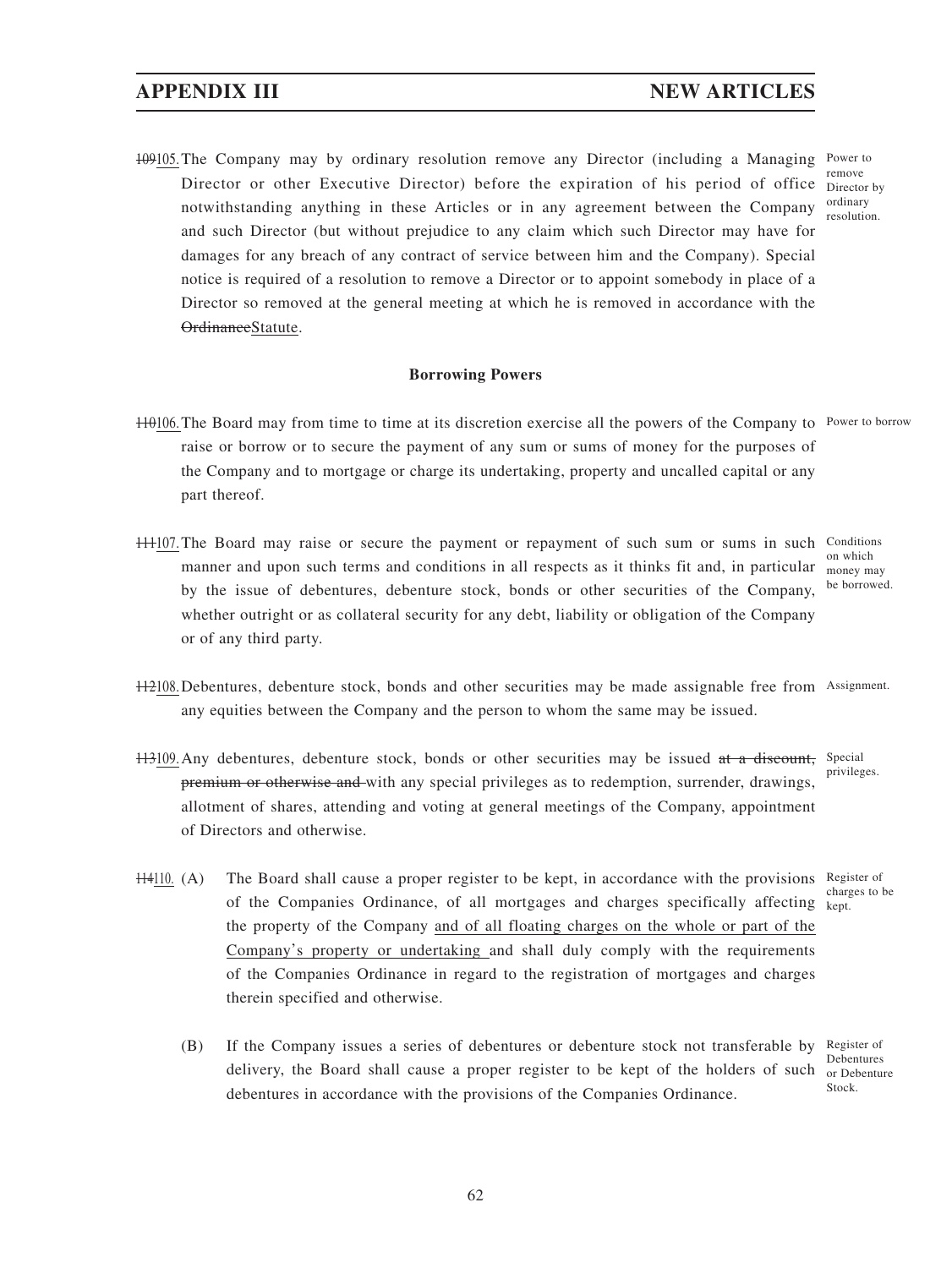~~109~~105. The Company may by ordinary resolution remove any Director (including a Managing Director or other Executive Director) before the expiration of his period of office notwithstanding anything in these Articles or in any agreement between the Company and such Director (but without prejudice to any claim which such Director may have for damages for any breach of any contract of service between him and the Company). Special notice is required of a resolution to remove a Director or to appoint somebody in place of a Director so removed at the general meeting at which he is removed in accordance with the ~~Ordinance~~Statute.

*Power to remove Director by ordinary resolution.*

**Borrowing Powers**

~~110~~106. The Board may from time to time at its discretion exercise all the powers of the Company to raise or borrow or to secure the payment of any sum or sums of money for the purposes of the Company and to mortgage or charge its undertaking, property and uncalled capital or any part thereof.

*Power to borrow*

~~111~~107. The Board may raise or secure the payment or repayment of such sum or sums in such manner and upon such terms and conditions in all respects as it thinks fit and, in particular by the issue of debentures, debenture stock, bonds or other securities of the Company, whether outright or as collateral security for any debt, liability or obligation of the Company or of any third party.

*Conditions on which money may be borrowed.*

~~112~~108. Debentures, debenture stock, bonds and other securities may be made assignable free from any equities between the Company and the person to whom the same may be issued.

*Assignment.*

~~113~~109. Any debentures, debenture stock, bonds or other securities may be issued ~~at a discount, premium or otherwise and~~ with any special privileges as to redemption, surrender, drawings, allotment of shares, attending and voting at general meetings of the Company, appointment of Directors and otherwise.

*Special privileges.*

~~114~~110. (A) The Board shall cause a proper register to be kept, in accordance with the provisions of the Companies Ordinance, of all mortgages and charges specifically affecting the property of the Company <u>and of all floating charges on the whole or part of the Company's property or undertaking</u> and shall duly comply with the requirements of the Companies Ordinance in regard to the registration of mortgages and charges therein specified and otherwise.

*Register of charges to be kept.*

(B) If the Company issues a series of debentures or debenture stock not transferable by delivery, the Board shall cause a proper register to be kept of the holders of such debentures in accordance with the provisions of the Companies Ordinance.

*Register of Debentures or Debenture Stock.*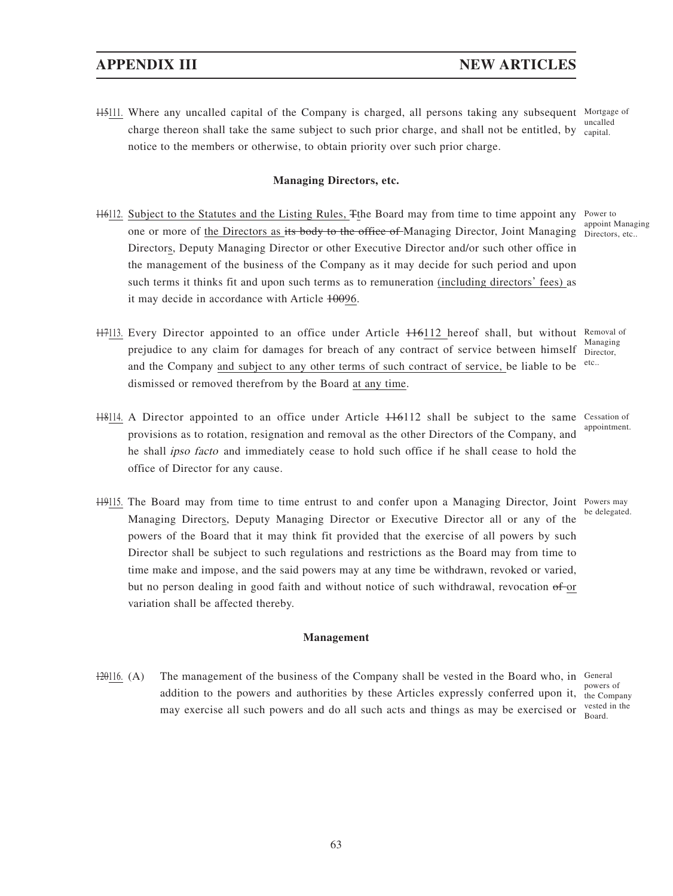115111. Where any uncalled capital of the Company is charged, all persons taking any subsequent charge thereon shall take the same subject to such prior charge, and shall not be entitled, by notice to the members or otherwise, to obtain priority over such prior charge.

Mortgage of uncalled capital.

### Managing Directors, etc.

116112. Subject to the Statutes and the Listing Rules, Tthe Board may from time to time appoint any one or more of the Directors as its body to the office of Managing Director, Joint Managing Directors, Deputy Managing Director or other Executive Director and/or such other office in the management of the business of the Company as it may decide for such period and upon such terms it thinks fit and upon such terms as to remuneration (including directors' fees) as it may decide in accordance with Article 10096.

Power to appoint Managing Directors, etc..

117113. Every Director appointed to an office under Article 116112 hereof shall, but without prejudice to any claim for damages for breach of any contract of service between himself and the Company and subject to any other terms of such contract of service, be liable to be dismissed or removed therefrom by the Board at any time.

Removal of Managing Director, etc..

118114. A Director appointed to an office under Article 116112 shall be subject to the same provisions as to rotation, resignation and removal as the other Directors of the Company, and he shall *ipso facto* and immediately cease to hold such office if he shall cease to hold the office of Director for any cause.

Cessation of appointment.

119115. The Board may from time to time entrust to and confer upon a Managing Director, Joint Managing Directors, Deputy Managing Director or Executive Director all or any of the powers of the Board that it may think fit provided that the exercise of all powers by such Director shall be subject to such regulations and restrictions as the Board may from time to time make and impose, and the said powers may at any time be withdrawn, revoked or varied, but no person dealing in good faith and without notice of such withdrawal, revocation of or variation shall be affected thereby.

Powers may be delegated.

### Management

120116. (A) The management of the business of the Company shall be vested in the Board who, in addition to the powers and authorities by these Articles expressly conferred upon it, may exercise all such powers and do all such acts and things as may be exercised or

General powers of the Company vested in the Board.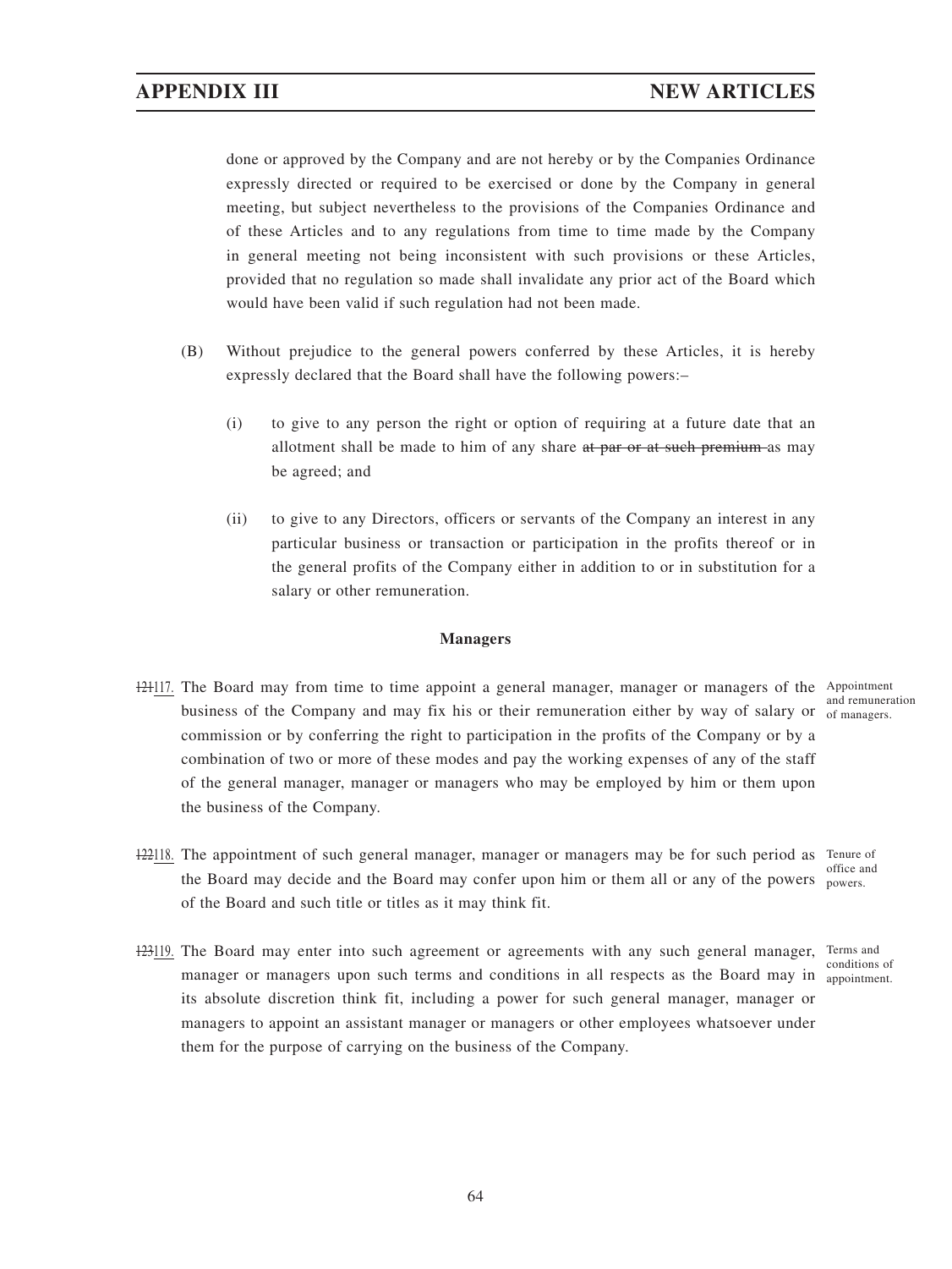done or approved by the Company and are not hereby or by the Companies Ordinance expressly directed or required to be exercised or done by the Company in general meeting, but subject nevertheless to the provisions of the Companies Ordinance and of these Articles and to any regulations from time to time made by the Company in general meeting not being inconsistent with such provisions or these Articles, provided that no regulation so made shall invalidate any prior act of the Board which would have been valid if such regulation had not been made.

(B) Without prejudice to the general powers conferred by these Articles, it is hereby expressly declared that the Board shall have the following powers:–

(i) to give to any person the right or option of requiring at a future date that an allotment shall be made to him of any share ~~at par or at such premium~~ as may be agreed; and

(ii) to give to any Directors, officers or servants of the Company an interest in any particular business or transaction or participation in the profits thereof or in the general profits of the Company either in addition to or in substitution for a salary or other remuneration.

**Managers**

~~121~~117. The Board may from time to time appoint a general manager, manager or managers of the business of the Company and may fix his or their remuneration either by way of salary or commission or by conferring the right to participation in the profits of the Company or by a combination of two or more of these modes and pay the working expenses of any of the staff of the general manager, manager or managers who may be employed by him or them upon the business of the Company.

*Appointment and remuneration of managers.*

~~122~~118. The appointment of such general manager, manager or managers may be for such period as the Board may decide and the Board may confer upon him or them all or any of the powers of the Board and such title or titles as it may think fit.

*Tenure of office and powers.*

~~123~~119. The Board may enter into such agreement or agreements with any such general manager, manager or managers upon such terms and conditions in all respects as the Board may in its absolute discretion think fit, including a power for such general manager, manager or managers to appoint an assistant manager or managers or other employees whatsoever under them for the purpose of carrying on the business of the Company.

*Terms and conditions of appointment.*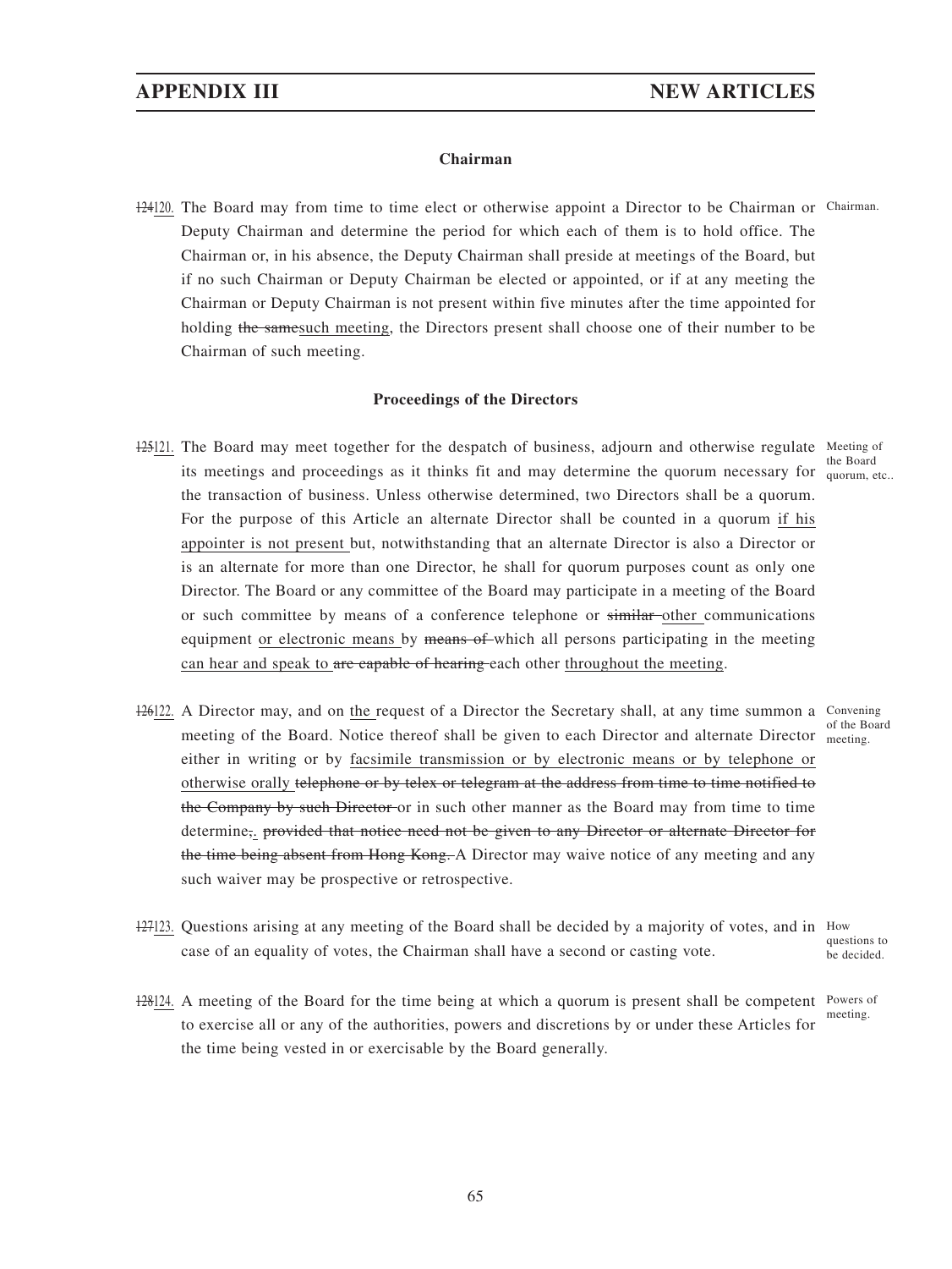## Chairman

~~124~~120. The Board may from time to time elect or otherwise appoint a Director to be Chairman or Deputy Chairman and determine the period for which each of them is to hold office. The Chairman or, in his absence, the Deputy Chairman shall preside at meetings of the Board, but if no such Chairman or Deputy Chairman be elected or appointed, or if at any meeting the Chairman or Deputy Chairman is not present within five minutes after the time appointed for holding ~~the same~~such meeting, the Directors present shall choose one of their number to be Chairman of such meeting. *Chairman.*

## Proceedings of the Directors

~~125~~121. The Board may meet together for the despatch of business, adjourn and otherwise regulate its meetings and proceedings as it thinks fit and may determine the quorum necessary for the transaction of business. Unless otherwise determined, two Directors shall be a quorum. For the purpose of this Article an alternate Director shall be counted in a quorum if his appointer is not present but, notwithstanding that an alternate Director is also a Director or is an alternate for more than one Director, he shall for quorum purposes count as only one Director. The Board or any committee of the Board may participate in a meeting of the Board or such committee by means of a conference telephone or ~~similar~~ other communications equipment or electronic means by ~~means of~~ which all persons participating in the meeting can hear and speak to ~~are capable of hearing~~ each other throughout the meeting. *Meeting of the Board quorum, etc..*

~~126~~122. A Director may, and on the request of a Director the Secretary shall, at any time summon a meeting of the Board. Notice thereof shall be given to each Director and alternate Director either in writing or by facsimile transmission or by electronic means or by telephone or otherwise orally ~~telephone or by telex or telegram at the address from time to time notified to the Company by such Director~~ or in such other manner as the Board may from time to time determine~~,~~. ~~provided that notice need not be given to any Director or alternate Director for the time being absent from Hong Kong.~~ A Director may waive notice of any meeting and any such waiver may be prospective or retrospective. *Convening of the Board meeting.*

~~127~~123. Questions arising at any meeting of the Board shall be decided by a majority of votes, and in case of an equality of votes, the Chairman shall have a second or casting vote. *How questions to be decided.*

~~128~~124. A meeting of the Board for the time being at which a quorum is present shall be competent to exercise all or any of the authorities, powers and discretions by or under these Articles for the time being vested in or exercisable by the Board generally. *Powers of meeting.*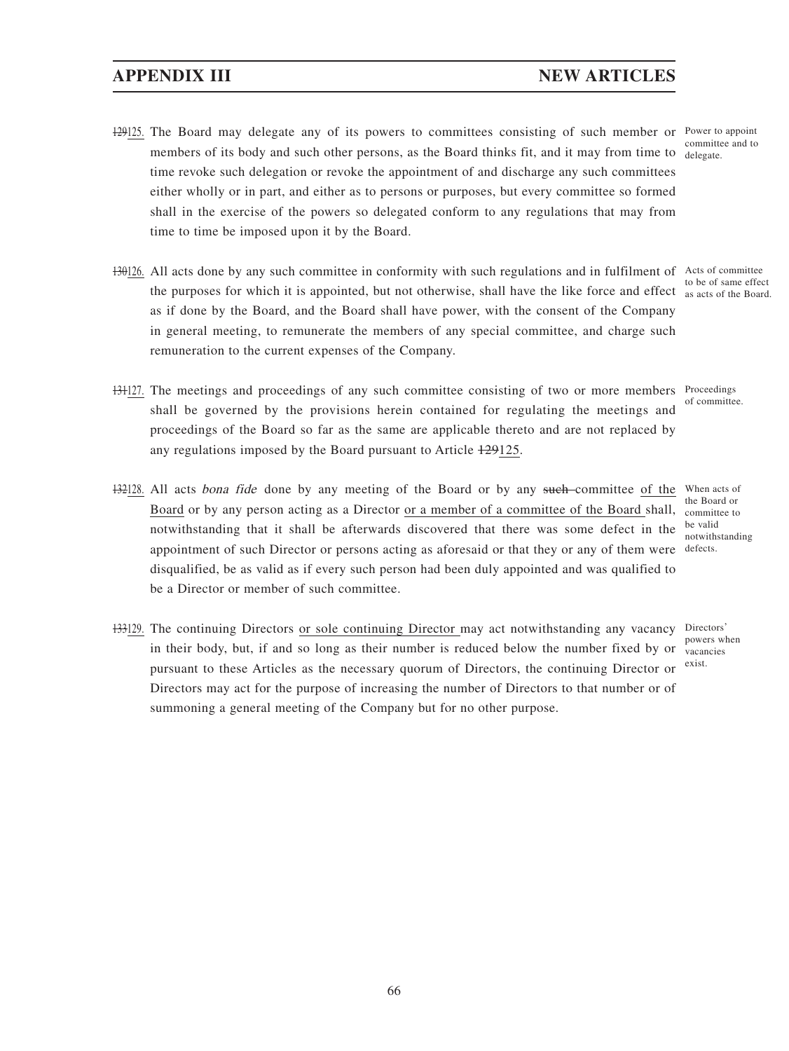~~129~~125. The Board may delegate any of its powers to committees consisting of such member or members of its body and such other persons, as the Board thinks fit, and it may from time to time revoke such delegation or revoke the appointment of and discharge any such committees either wholly or in part, and either as to persons or purposes, but every committee so formed shall in the exercise of the powers so delegated conform to any regulations that may from time to time be imposed upon it by the Board.

*Power to appoint committee and to delegate.*

~~130~~126. All acts done by any such committee in conformity with such regulations and in fulfilment of the purposes for which it is appointed, but not otherwise, shall have the like force and effect as if done by the Board, and the Board shall have power, with the consent of the Company in general meeting, to remunerate the members of any special committee, and charge such remuneration to the current expenses of the Company.

*Acts of committee to be of same effect as acts of the Board.*

~~131~~127. The meetings and proceedings of any such committee consisting of two or more members shall be governed by the provisions herein contained for regulating the meetings and proceedings of the Board so far as the same are applicable thereto and are not replaced by any regulations imposed by the Board pursuant to Article ~~129~~125.

*Proceedings of committee.*

~~132~~128. All acts *bona fide* done by any meeting of the Board or by any ~~such~~ committee of the Board or by any person acting as a Director or a member of a committee of the Board shall, notwithstanding that it shall be afterwards discovered that there was some defect in the appointment of such Director or persons acting as aforesaid or that they or any of them were disqualified, be as valid as if every such person had been duly appointed and was qualified to be a Director or member of such committee.

*When acts of the Board or committee to be valid notwithstanding defects.*

~~133~~129. The continuing Directors or sole continuing Director may act notwithstanding any vacancy in their body, but, if and so long as their number is reduced below the number fixed by or pursuant to these Articles as the necessary quorum of Directors, the continuing Director or Directors may act for the purpose of increasing the number of Directors to that number or of summoning a general meeting of the Company but for no other purpose.

*Directors' powers when vacancies exist.*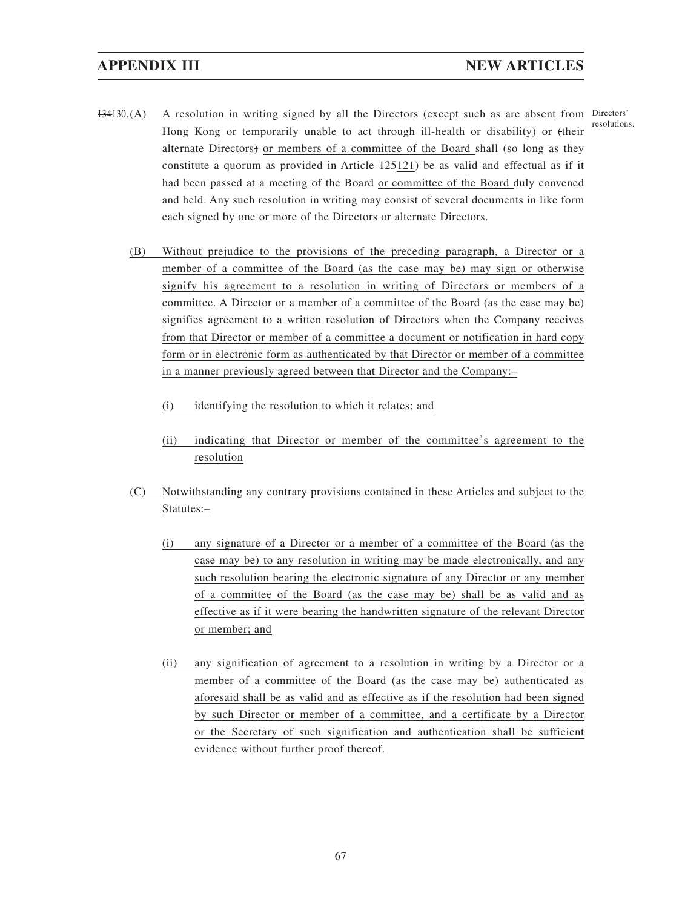## APPENDIX III NEW ARTICLES

~~134~~130.(A) A resolution in writing signed by all the Directors (except such as are absent from Hong Kong or temporarily unable to act through ill-health or disability) or ~~(~~their alternate Directors~~)~~ or members of a committee of the Board shall (so long as they constitute a quorum as provided in Article ~~125~~121) be as valid and effectual as if it had been passed at a meeting of the Board or committee of the Board duly convened and held. Any such resolution in writing may consist of several documents in like form each signed by one or more of the Directors or alternate Directors.

Directors' resolutions.

(B) Without prejudice to the provisions of the preceding paragraph, a Director or a member of a committee of the Board (as the case may be) may sign or otherwise signify his agreement to a resolution in writing of Directors or members of a committee. A Director or a member of a committee of the Board (as the case may be) signifies agreement to a written resolution of Directors when the Company receives from that Director or member of a committee a document or notification in hard copy form or in electronic form as authenticated by that Director or member of a committee in a manner previously agreed between that Director and the Company:–

(i) identifying the resolution to which it relates; and

(ii) indicating that Director or member of the committee's agreement to the resolution

(C) Notwithstanding any contrary provisions contained in these Articles and subject to the Statutes:–

(i) any signature of a Director or a member of a committee of the Board (as the case may be) to any resolution in writing may be made electronically, and any such resolution bearing the electronic signature of any Director or any member of a committee of the Board (as the case may be) shall be as valid and as effective as if it were bearing the handwritten signature of the relevant Director or member; and

(ii) any signification of agreement to a resolution in writing by a Director or a member of a committee of the Board (as the case may be) authenticated as aforesaid shall be as valid and as effective as if the resolution had been signed by such Director or member of a committee, and a certificate by a Director or the Secretary of such signification and authentication shall be sufficient evidence without further proof thereof.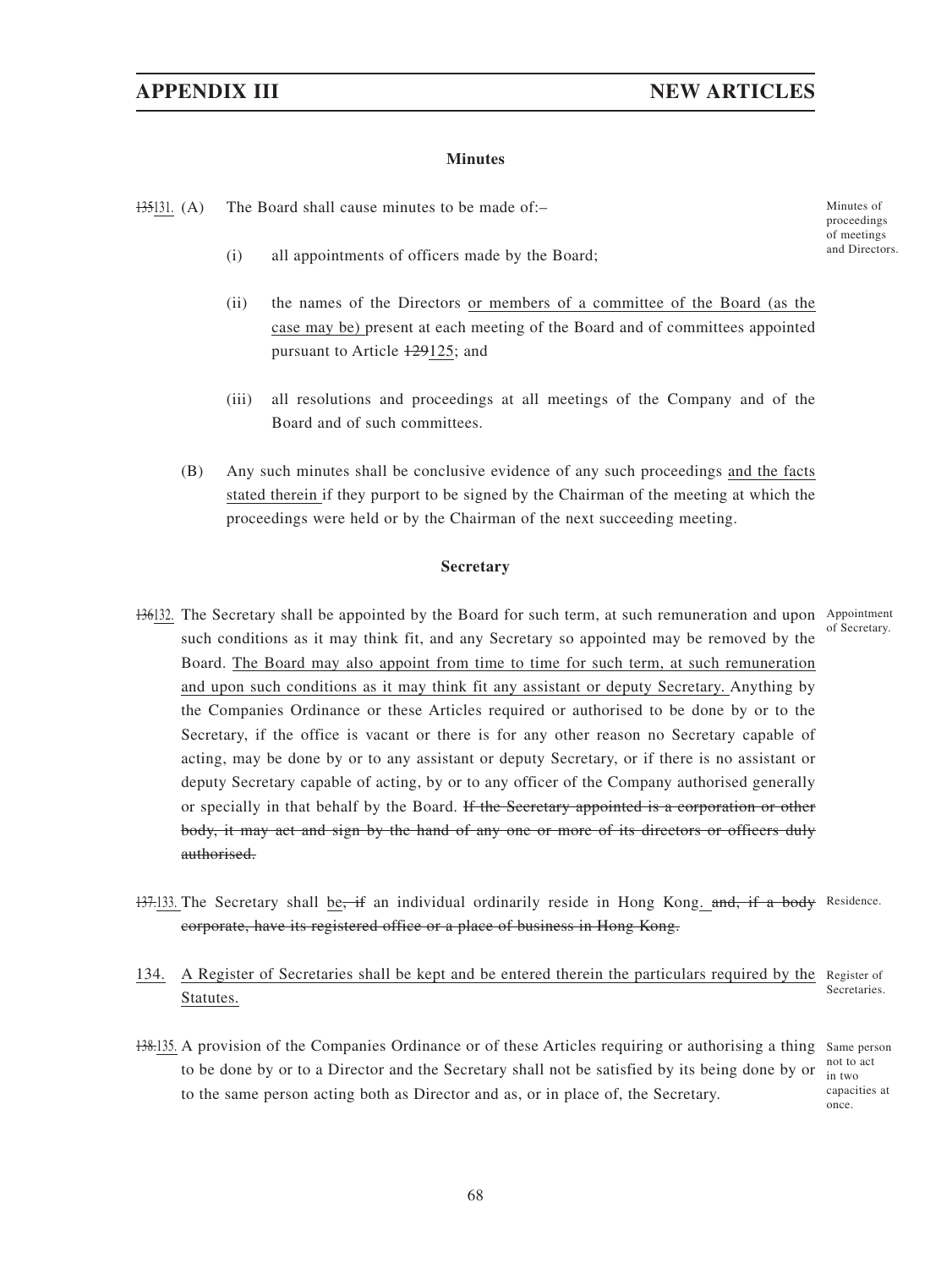### Minutes

~~135~~131. (A) The Board shall cause minutes to be made of:–

Minutes of proceedings of meetings and Directors.

(i) all appointments of officers made by the Board;

(ii) the names of the Directors or members of a committee of the Board (as the case may be) present at each meeting of the Board and of committees appointed pursuant to Article ~~129~~125; and

(iii) all resolutions and proceedings at all meetings of the Company and of the Board and of such committees.

(B) Any such minutes shall be conclusive evidence of any such proceedings and the facts stated therein if they purport to be signed by the Chairman of the meeting at which the proceedings were held or by the Chairman of the next succeeding meeting.

### Secretary

~~136~~132. The Secretary shall be appointed by the Board for such term, at such remuneration and upon such conditions as it may think fit, and any Secretary so appointed may be removed by the Board. The Board may also appoint from time to time for such term, at such remuneration and upon such conditions as it may think fit any assistant or deputy Secretary. Anything by the Companies Ordinance or these Articles required or authorised to be done by or to the Secretary, if the office is vacant or there is for any other reason no Secretary capable of acting, may be done by or to any assistant or deputy Secretary, or if there is no assistant or deputy Secretary capable of acting, by or to any officer of the Company authorised generally or specially in that behalf by the Board. ~~If the Secretary appointed is a corporation or other body, it may act and sign by the hand of any one or more of its directors or officers duly authorised.~~

Appointment of Secretary.

~~137.~~133. The Secretary shall be~~, if~~ an individual ordinarily reside in Hong Kong. ~~and, if a body corporate, have its registered office or a place of business in Hong Kong.~~

Residence.

134. A Register of Secretaries shall be kept and be entered therein the particulars required by the Statutes.

Register of Secretaries.

~~138.~~135. A provision of the Companies Ordinance or of these Articles requiring or authorising a thing to be done by or to a Director and the Secretary shall not be satisfied by its being done by or to the same person acting both as Director and as, or in place of, the Secretary.

Same person not to act in two capacities at once.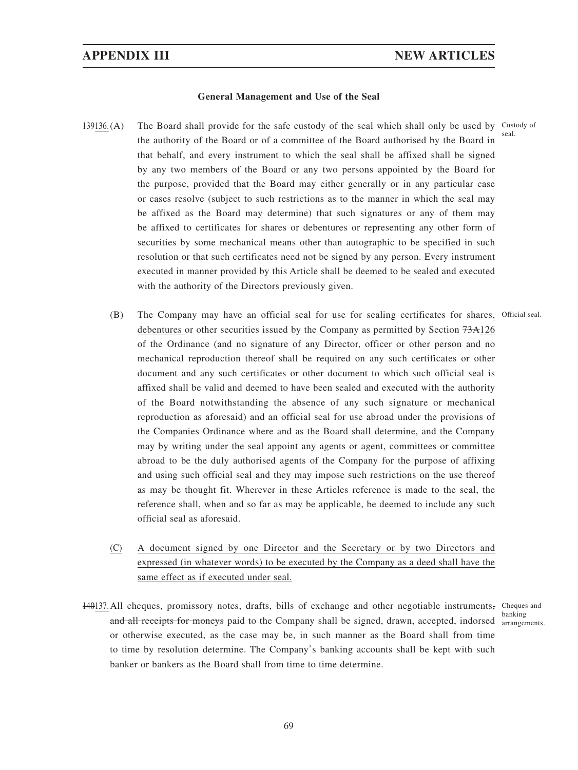### General Management and Use of the Seal

~~139~~136. (A) The Board shall provide for the safe custody of the seal which shall only be used by the authority of the Board or of a committee of the Board authorised by the Board in that behalf, and every instrument to which the seal shall be affixed shall be signed by any two members of the Board or any two persons appointed by the Board for the purpose, provided that the Board may either generally or in any particular case or cases resolve (subject to such restrictions as to the manner in which the seal may be affixed as the Board may determine) that such signatures or any of them may be affixed to certificates for shares or debentures or representing any other form of securities by some mechanical means other than autographic to be specified in such resolution or that such certificates need not be signed by any person. Every instrument executed in manner provided by this Article shall be deemed to be sealed and executed with the authority of the Directors previously given.

Custody of seal.

(B) The Company may have an official seal for use for sealing certificates for shares, debentures or other securities issued by the Company as permitted by Section ~~73A~~126 of the Ordinance (and no signature of any Director, officer or other person and no mechanical reproduction thereof shall be required on any such certificates or other document and any such certificates or other document to which such official seal is affixed shall be valid and deemed to have been sealed and executed with the authority of the Board notwithstanding the absence of any such signature or mechanical reproduction as aforesaid) and an official seal for use abroad under the provisions of the ~~Companies~~ Ordinance where and as the Board shall determine, and the Company may by writing under the seal appoint any agents or agent, committees or committee abroad to be the duly authorised agents of the Company for the purpose of affixing and using such official seal and they may impose such restrictions on the use thereof as may be thought fit. Wherever in these Articles reference is made to the seal, the reference shall, when and so far as may be applicable, be deemed to include any such official seal as aforesaid.

Official seal.

(C) A document signed by one Director and the Secretary or by two Directors and expressed (in whatever words) to be executed by the Company as a deed shall have the same effect as if executed under seal.

~~140~~137. All cheques, promissory notes, drafts, bills of exchange and other negotiable instruments~~, and all receipts for moneys~~ paid to the Company shall be signed, drawn, accepted, indorsed or otherwise executed, as the case may be, in such manner as the Board shall from time to time by resolution determine. The Company's banking accounts shall be kept with such banker or bankers as the Board shall from time to time determine.

Cheques and banking arrangements.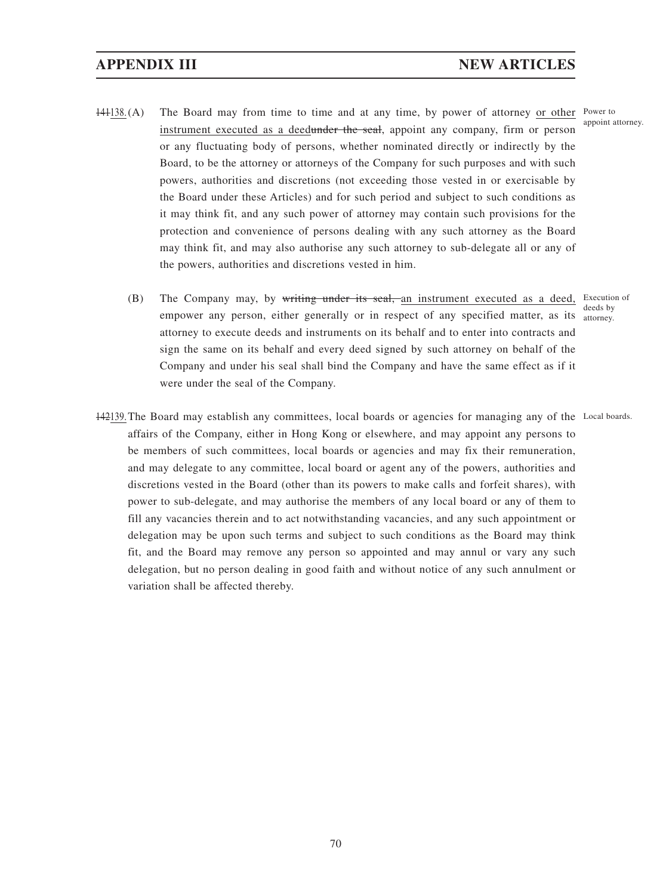141138. (A) The Board may from time to time and at any time, by power of attorney or other instrument executed as a deedunder the seal, appoint any company, firm or person or any fluctuating body of persons, whether nominated directly or indirectly by the Board, to be the attorney or attorneys of the Company for such purposes and with such powers, authorities and discretions (not exceeding those vested in or exercisable by the Board under these Articles) and for such period and subject to such conditions as it may think fit, and any such power of attorney may contain such provisions for the protection and convenience of persons dealing with any such attorney as the Board may think fit, and may also authorise any such attorney to sub-delegate all or any of the powers, authorities and discretions vested in him.

*Power to appoint attorney.*

(B) The Company may, by writing under its seal, an instrument executed as a deed, empower any person, either generally or in respect of any specified matter, as its attorney to execute deeds and instruments on its behalf and to enter into contracts and sign the same on its behalf and every deed signed by such attorney on behalf of the Company and under his seal shall bind the Company and have the same effect as if it were under the seal of the Company.

*Execution of deeds by attorney.*

142139. The Board may establish any committees, local boards or agencies for managing any of the affairs of the Company, either in Hong Kong or elsewhere, and may appoint any persons to be members of such committees, local boards or agencies and may fix their remuneration, and may delegate to any committee, local board or agent any of the powers, authorities and discretions vested in the Board (other than its powers to make calls and forfeit shares), with power to sub-delegate, and may authorise the members of any local board or any of them to fill any vacancies therein and to act notwithstanding vacancies, and any such appointment or delegation may be upon such terms and subject to such conditions as the Board may think fit, and the Board may remove any person so appointed and may annul or vary any such delegation, but no person dealing in good faith and without notice of any such annulment or variation shall be affected thereby.

*Local boards.*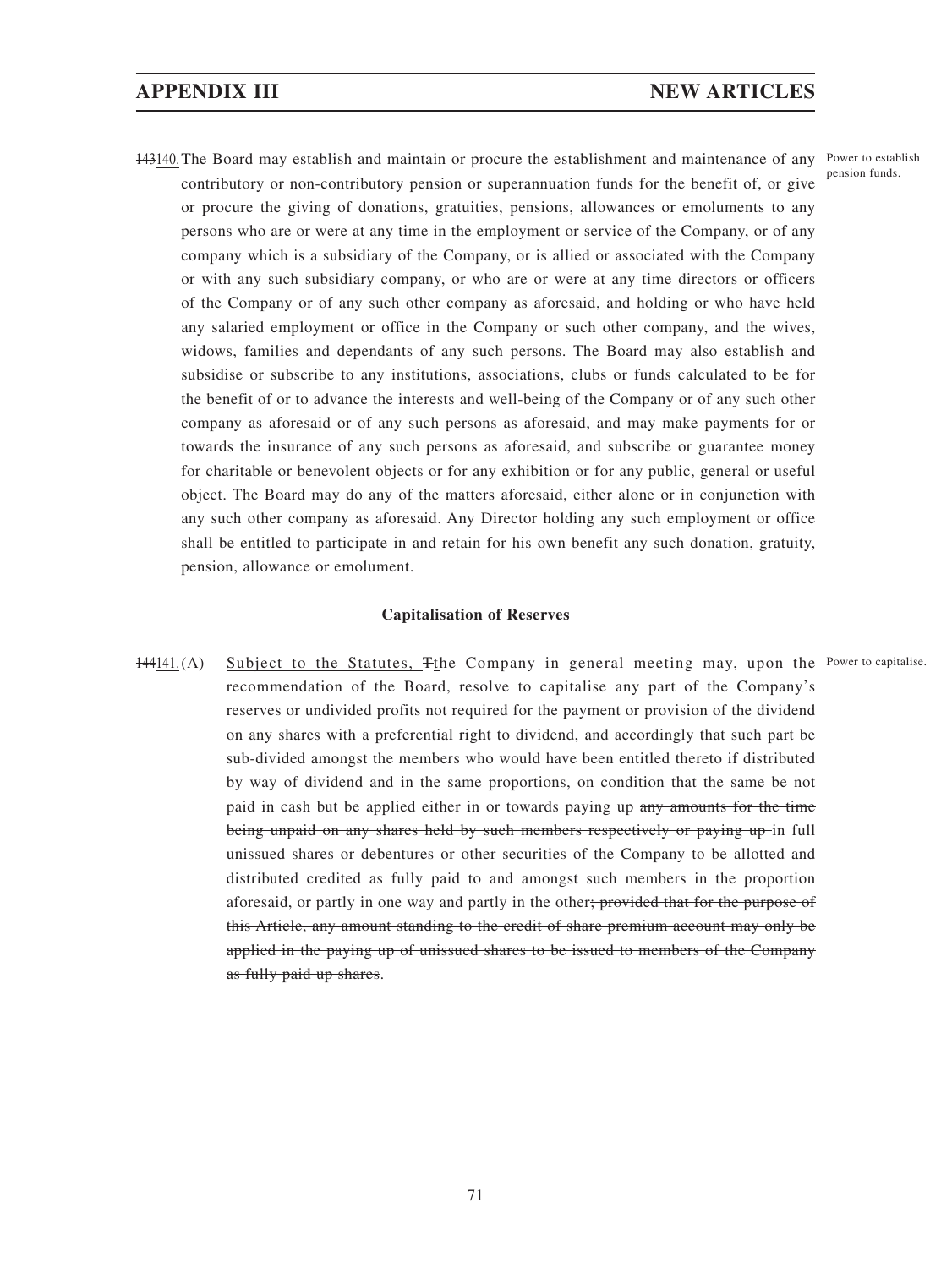~~143~~140. The Board may establish and maintain or procure the establishment and maintenance of any contributory or non-contributory pension or superannuation funds for the benefit of, or give or procure the giving of donations, gratuities, pensions, allowances or emoluments to any persons who are or were at any time in the employment or service of the Company, or of any company which is a subsidiary of the Company, or is allied or associated with the Company or with any such subsidiary company, or who are or were at any time directors or officers of the Company or of any such other company as aforesaid, and holding or who have held any salaried employment or office in the Company or such other company, and the wives, widows, families and dependants of any such persons. The Board may also establish and subsidise or subscribe to any institutions, associations, clubs or funds calculated to be for the benefit of or to advance the interests and well-being of the Company or of any such other company as aforesaid or of any such persons as aforesaid, and may make payments for or towards the insurance of any such persons as aforesaid, and subscribe or guarantee money for charitable or benevolent objects or for any exhibition or for any public, general or useful object. The Board may do any of the matters aforesaid, either alone or in conjunction with any such other company as aforesaid. Any Director holding any such employment or office shall be entitled to participate in and retain for his own benefit any such donation, gratuity, pension, allowance or emolument.

*Power to establish pension funds.*

### Capitalisation of Reserves

~~144~~141. (A) Subject to the Statutes, ~~T~~the Company in general meeting may, upon the recommendation of the Board, resolve to capitalise any part of the Company's reserves or undivided profits not required for the payment or provision of the dividend on any shares with a preferential right to dividend, and accordingly that such part be sub-divided amongst the members who would have been entitled thereto if distributed by way of dividend and in the same proportions, on condition that the same be not paid in cash but be applied either in or towards paying up ~~any amounts for the time being unpaid on any shares held by such members respectively or paying up~~ in full ~~unissued~~ shares or debentures or other securities of the Company to be allotted and distributed credited as fully paid to and amongst such members in the proportion aforesaid, or partly in one way and partly in the other~~; provided that for the purpose of this Article, any amount standing to the credit of share premium account may only be applied in the paying up of unissued shares to be issued to members of the Company as fully paid up shares~~.

*Power to capitalise.*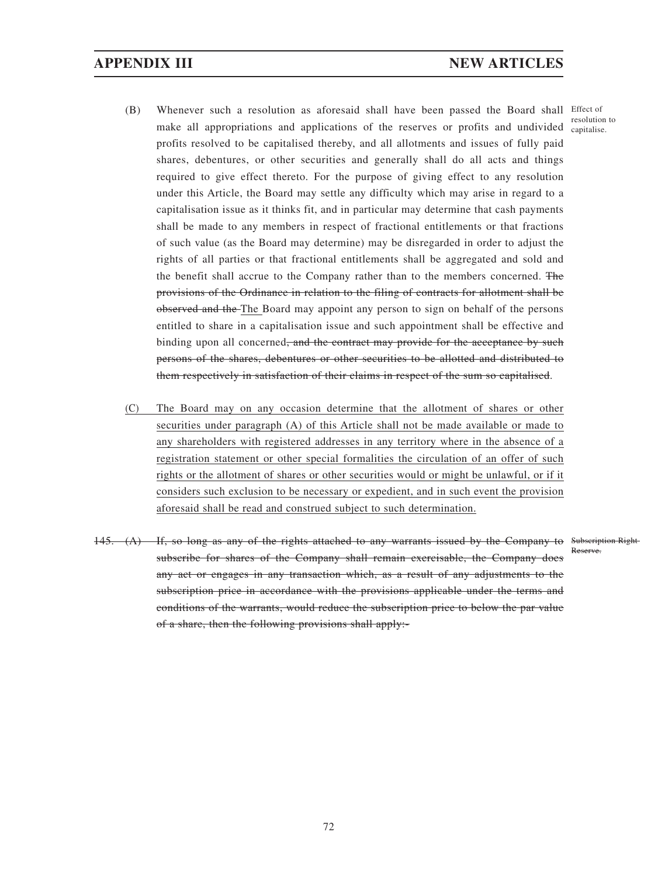(B) Whenever such a resolution as aforesaid shall have been passed the Board shall make all appropriations and applications of the reserves or profits and undivided profits resolved to be capitalised thereby, and all allotments and issues of fully paid shares, debentures, or other securities and generally shall do all acts and things required to give effect thereto. For the purpose of giving effect to any resolution under this Article, the Board may settle any difficulty which may arise in regard to a capitalisation issue as it thinks fit, and in particular may determine that cash payments shall be made to any members in respect of fractional entitlements or that fractions of such value (as the Board may determine) may be disregarded in order to adjust the rights of all parties or that fractional entitlements shall be aggregated and sold and the benefit shall accrue to the Company rather than to the members concerned. ~~The provisions of the Ordinance in relation to the filing of contracts for allotment shall be observed and the~~ The Board may appoint any person to sign on behalf of the persons entitled to share in a capitalisation issue and such appointment shall be effective and binding upon all concerned~~, and the contract may provide for the acceptance by such persons of the shares, debentures or other securities to be allotted and distributed to them respectively in satisfaction of their claims in respect of the sum so capitalised~~.

Effect of resolution to capitalise.

(C) The Board may on any occasion determine that the allotment of shares or other securities under paragraph (A) of this Article shall not be made available or made to any shareholders with registered addresses in any territory where in the absence of a registration statement or other special formalities the circulation of an offer of such rights or the allotment of shares or other securities would or might be unlawful, or if it considers such exclusion to be necessary or expedient, and in such event the provision aforesaid shall be read and construed subject to such determination.

~~145. (A) If, so long as any of the rights attached to any warrants issued by the Company to subscribe for shares of the Company shall remain exercisable, the Company does any act or engages in any transaction which, as a result of any adjustments to the subscription price in accordance with the provisions applicable under the terms and conditions of the warrants, would reduce the subscription price to below the par value of a share, then the following provisions shall apply:-~~

~~Subscription Right Reserve.~~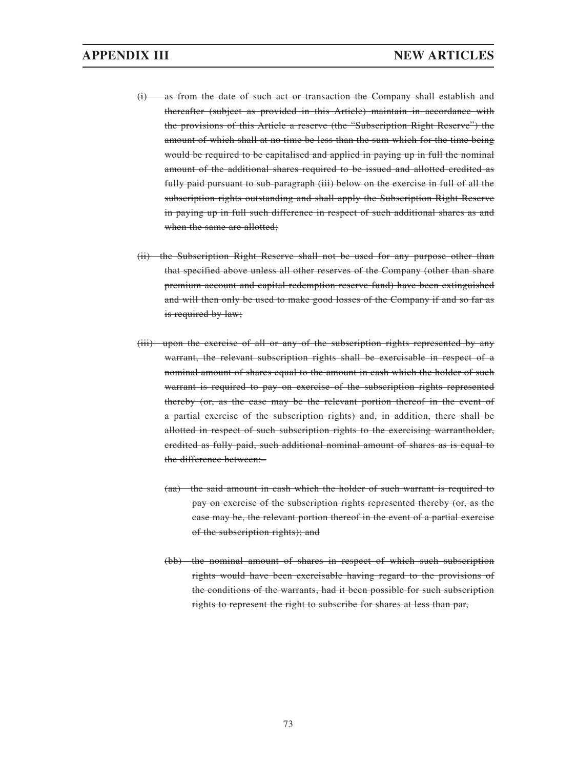~~(i) as from the date of such act or transaction the Company shall establish and thereafter (subject as provided in this Article) maintain in accordance with the provisions of this Article a reserve (the "Subscription Right Reserve") the amount of which shall at no time be less than the sum which for the time being would be required to be capitalised and applied in paying up in full the nominal amount of the additional shares required to be issued and allotted credited as fully paid pursuant to sub-paragraph (iii) below on the exercise in full of all the subscription rights outstanding and shall apply the Subscription Right Reserve in paying up in full such difference in respect of such additional shares as and when the same are allotted;~~

~~(ii) the Subscription Right Reserve shall not be used for any purpose other than that specified above unless all other reserves of the Company (other than share premium account and capital redemption reserve fund) have been extinguished and will then only be used to make good losses of the Company if and so far as is required by law;~~

~~(iii) upon the exercise of all or any of the subscription rights represented by any warrant, the relevant subscription rights shall be exercisable in respect of a nominal amount of shares equal to the amount in cash which the holder of such warrant is required to pay on exercise of the subscription rights represented thereby (or, as the case may be the relevant portion thereof in the event of a partial exercise of the subscription rights) and, in addition, there shall be allotted in respect of such subscription rights to the exercising warrantholder, credited as fully paid, such additional nominal amount of shares as is equal to the difference between:–~~

~~(aa) the said amount in cash which the holder of such warrant is required to pay on exercise of the subscription rights represented thereby (or, as the case may be, the relevant portion thereof in the event of a partial exercise of the subscription rights); and~~

~~(bb) the nominal amount of shares in respect of which such subscription rights would have been exercisable having regard to the provisions of the conditions of the warrants, had it been possible for such subscription rights to represent the right to subscribe for shares at less than par,~~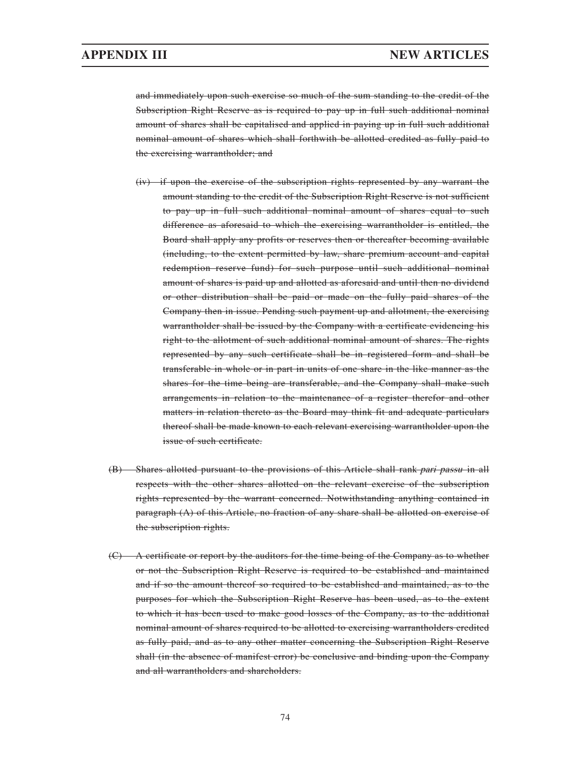~~and immediately upon such exercise so much of the sum standing to the credit of the Subscription Right Reserve as is required to pay up in full such additional nominal amount of shares shall be capitalised and applied in paying up in full such additional nominal amount of shares which shall forthwith be allotted credited as fully paid to the exercising warrantholder; and~~

~~(iv) if upon the exercise of the subscription rights represented by any warrant the amount standing to the credit of the Subscription Right Reserve is not sufficient to pay up in full such additional nominal amount of shares equal to such difference as aforesaid to which the exercising warrantholder is entitled, the Board shall apply any profits or reserves then or thereafter becoming available (including, to the extent permitted by law, share premium account and capital redemption reserve fund) for such purpose until such additional nominal amount of shares is paid up and allotted as aforesaid and until then no dividend or other distribution shall be paid or made on the fully paid shares of the Company then in issue. Pending such payment up and allotment, the exercising warrantholder shall be issued by the Company with a certificate evidencing his right to the allotment of such additional nominal amount of shares. The rights represented by any such certificate shall be in registered form and shall be transferable in whole or in part in units of one share in the like manner as the shares for the time being are transferable, and the Company shall make such arrangements in relation to the maintenance of a register therefor and other matters in relation thereto as the Board may think fit and adequate particulars thereof shall be made known to each relevant exercising warrantholder upon the issue of such certificate.~~

~~(B) Shares allotted pursuant to the provisions of this Article shall rank *pari passu* in all respects with the other shares allotted on the relevant exercise of the subscription rights represented by the warrant concerned. Notwithstanding anything contained in paragraph (A) of this Article, no fraction of any share shall be allotted on exercise of the subscription rights.~~

~~(C) A certificate or report by the auditors for the time being of the Company as to whether or not the Subscription Right Reserve is required to be established and maintained and if so the amount thereof so required to be established and maintained, as to the purposes for which the Subscription Right Reserve has been used, as to the extent to which it has been used to make good losses of the Company, as to the additional nominal amount of shares required to be allotted to exercising warrantholders credited as fully paid, and as to any other matter concerning the Subscription Right Reserve shall (in the absence of manifest error) be conclusive and binding upon the Company and all warrantholders and shareholders.~~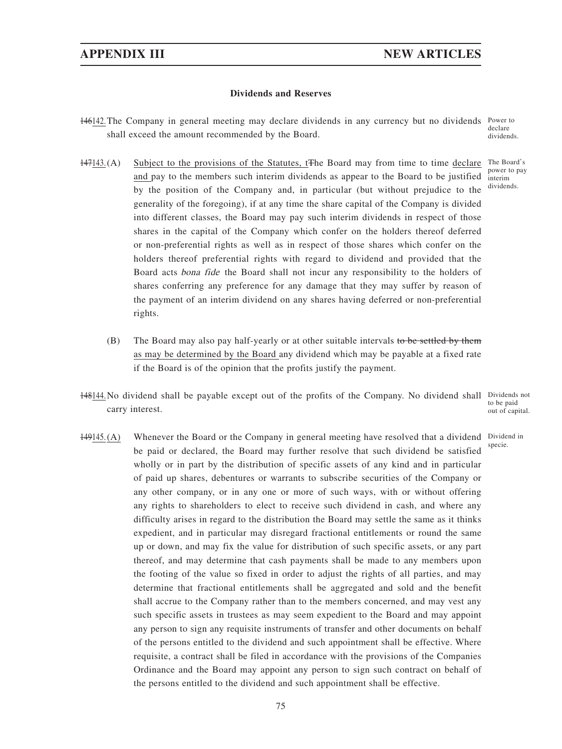## APPENDIX III — NEW ARTICLES

### Dividends and Reserves

~~146~~142. The Company in general meeting may declare dividends in any currency but no dividends shall exceed the amount recommended by the Board. *Power to declare dividends.*

~~147~~143. (A) Subject to the provisions of the Statutes, t~~T~~he Board may from time to time declare and pay to the members such interim dividends as appear to the Board to be justified by the position of the Company and, in particular (but without prejudice to the generality of the foregoing), if at any time the share capital of the Company is divided into different classes, the Board may pay such interim dividends in respect of those shares in the capital of the Company which confer on the holders thereof deferred or non-preferential rights as well as in respect of those shares which confer on the holders thereof preferential rights with regard to dividend and provided that the Board acts *bona fide* the Board shall not incur any responsibility to the holders of shares conferring any preference for any damage that they may suffer by reason of the payment of an interim dividend on any shares having deferred or non-preferential rights. *The Board's power to pay interim dividends.*

(B) The Board may also pay half-yearly or at other suitable intervals ~~to be settled by them~~ as may be determined by the Board any dividend which may be payable at a fixed rate if the Board is of the opinion that the profits justify the payment.

~~148~~144. No dividend shall be payable except out of the profits of the Company. No dividend shall carry interest. *Dividends not to be paid out of capital.*

~~149~~145. (A) Whenever the Board or the Company in general meeting have resolved that a dividend be paid or declared, the Board may further resolve that such dividend be satisfied wholly or in part by the distribution of specific assets of any kind and in particular of paid up shares, debentures or warrants to subscribe securities of the Company or any other company, or in any one or more of such ways, with or without offering any rights to shareholders to elect to receive such dividend in cash, and where any difficulty arises in regard to the distribution the Board may settle the same as it thinks expedient, and in particular may disregard fractional entitlements or round the same up or down, and may fix the value for distribution of such specific assets, or any part thereof, and may determine that cash payments shall be made to any members upon the footing of the value so fixed in order to adjust the rights of all parties, and may determine that fractional entitlements shall be aggregated and sold and the benefit shall accrue to the Company rather than to the members concerned, and may vest any such specific assets in trustees as may seem expedient to the Board and may appoint any person to sign any requisite instruments of transfer and other documents on behalf of the persons entitled to the dividend and such appointment shall be effective. Where requisite, a contract shall be filed in accordance with the provisions of the Companies Ordinance and the Board may appoint any person to sign such contract on behalf of the persons entitled to the dividend and such appointment shall be effective. *Dividend in specie.*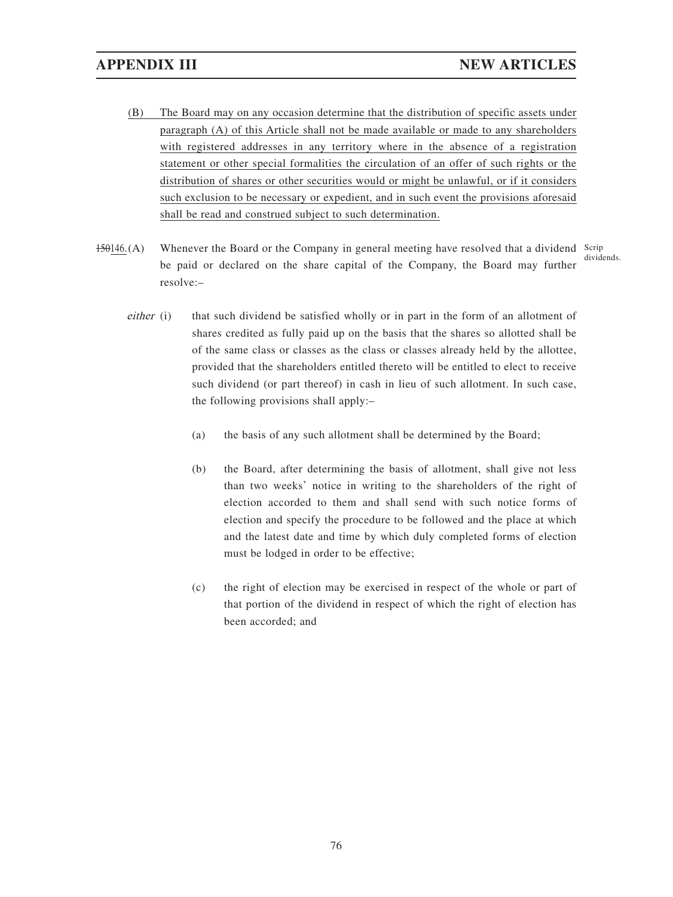(B) The Board may on any occasion determine that the distribution of specific assets under paragraph (A) of this Article shall not be made available or made to any shareholders with registered addresses in any territory where in the absence of a registration statement or other special formalities the circulation of an offer of such rights or the distribution of shares or other securities would or might be unlawful, or if it considers such exclusion to be necessary or expedient, and in such event the provisions aforesaid shall be read and construed subject to such determination.

~~150~~146. (A) Whenever the Board or the Company in general meeting have resolved that a dividend be paid or declared on the share capital of the Company, the Board may further resolve:–

Scrip dividends.

*either* (i) that such dividend be satisfied wholly or in part in the form of an allotment of shares credited as fully paid up on the basis that the shares so allotted shall be of the same class or classes as the class or classes already held by the allottee, provided that the shareholders entitled thereto will be entitled to elect to receive such dividend (or part thereof) in cash in lieu of such allotment. In such case, the following provisions shall apply:–

(a) the basis of any such allotment shall be determined by the Board;

(b) the Board, after determining the basis of allotment, shall give not less than two weeks' notice in writing to the shareholders of the right of election accorded to them and shall send with such notice forms of election and specify the procedure to be followed and the place at which and the latest date and time by which duly completed forms of election must be lodged in order to be effective;

(c) the right of election may be exercised in respect of the whole or part of that portion of the dividend in respect of which the right of election has been accorded; and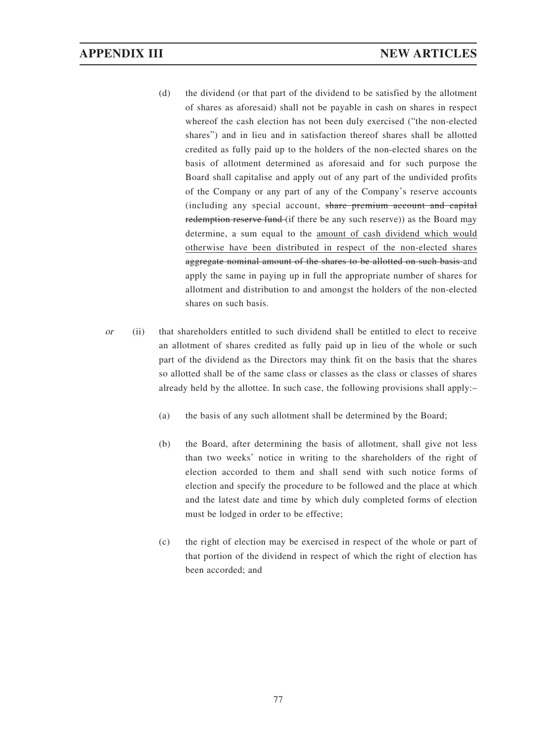(d) the dividend (or that part of the dividend to be satisfied by the allotment of shares as aforesaid) shall not be payable in cash on shares in respect whereof the cash election has not been duly exercised ("the non-elected shares") and in lieu and in satisfaction thereof shares shall be allotted credited as fully paid up to the holders of the non-elected shares on the basis of allotment determined as aforesaid and for such purpose the Board shall capitalise and apply out of any part of the undivided profits of the Company or any part of any of the Company's reserve accounts (including any special account, ~~share premium account and capital redemption reserve fund~~ (if there be any such reserve)) as the Board may determine, a sum equal to the <u>amount of cash dividend which would otherwise have been distributed in respect of the non-elected shares</u> ~~aggregate nominal amount of the shares to be allotted on such basis~~ and apply the same in paying up in full the appropriate number of shares for allotment and distribution to and amongst the holders of the non-elected shares on such basis.

*or* (ii) that shareholders entitled to such dividend shall be entitled to elect to receive an allotment of shares credited as fully paid up in lieu of the whole or such part of the dividend as the Directors may think fit on the basis that the shares so allotted shall be of the same class or classes as the class or classes of shares already held by the allottee. In such case, the following provisions shall apply:–

(a) the basis of any such allotment shall be determined by the Board;

(b) the Board, after determining the basis of allotment, shall give not less than two weeks' notice in writing to the shareholders of the right of election accorded to them and shall send with such notice forms of election and specify the procedure to be followed and the place at which and the latest date and time by which duly completed forms of election must be lodged in order to be effective;

(c) the right of election may be exercised in respect of the whole or part of that portion of the dividend in respect of which the right of election has been accorded; and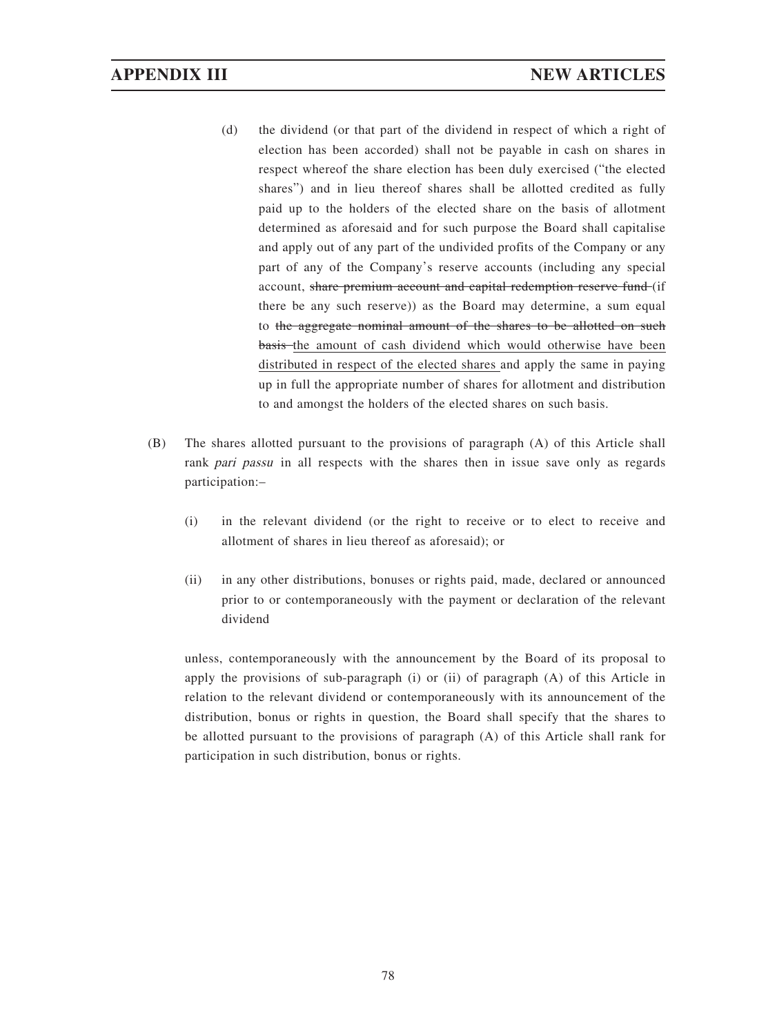(d) the dividend (or that part of the dividend in respect of which a right of election has been accorded) shall not be payable in cash on shares in respect whereof the share election has been duly exercised ("the elected shares") and in lieu thereof shares shall be allotted credited as fully paid up to the holders of the elected share on the basis of allotment determined as aforesaid and for such purpose the Board shall capitalise and apply out of any part of the undivided profits of the Company or any part of any of the Company's reserve accounts (including any special account, ~~share premium account and capital redemption reserve fund~~ (if there be any such reserve)) as the Board may determine, a sum equal to ~~the aggregate nominal amount of the shares to be allotted on such basis~~ <u>the amount of cash dividend which would otherwise have been distributed in respect of the elected shares</u> and apply the same in paying up in full the appropriate number of shares for allotment and distribution to and amongst the holders of the elected shares on such basis.

(B) The shares allotted pursuant to the provisions of paragraph (A) of this Article shall rank *pari passu* in all respects with the shares then in issue save only as regards participation:–

(i) in the relevant dividend (or the right to receive or to elect to receive and allotment of shares in lieu thereof as aforesaid); or

(ii) in any other distributions, bonuses or rights paid, made, declared or announced prior to or contemporaneously with the payment or declaration of the relevant dividend

unless, contemporaneously with the announcement by the Board of its proposal to apply the provisions of sub-paragraph (i) or (ii) of paragraph (A) of this Article in relation to the relevant dividend or contemporaneously with its announcement of the distribution, bonus or rights in question, the Board shall specify that the shares to be allotted pursuant to the provisions of paragraph (A) of this Article shall rank for participation in such distribution, bonus or rights.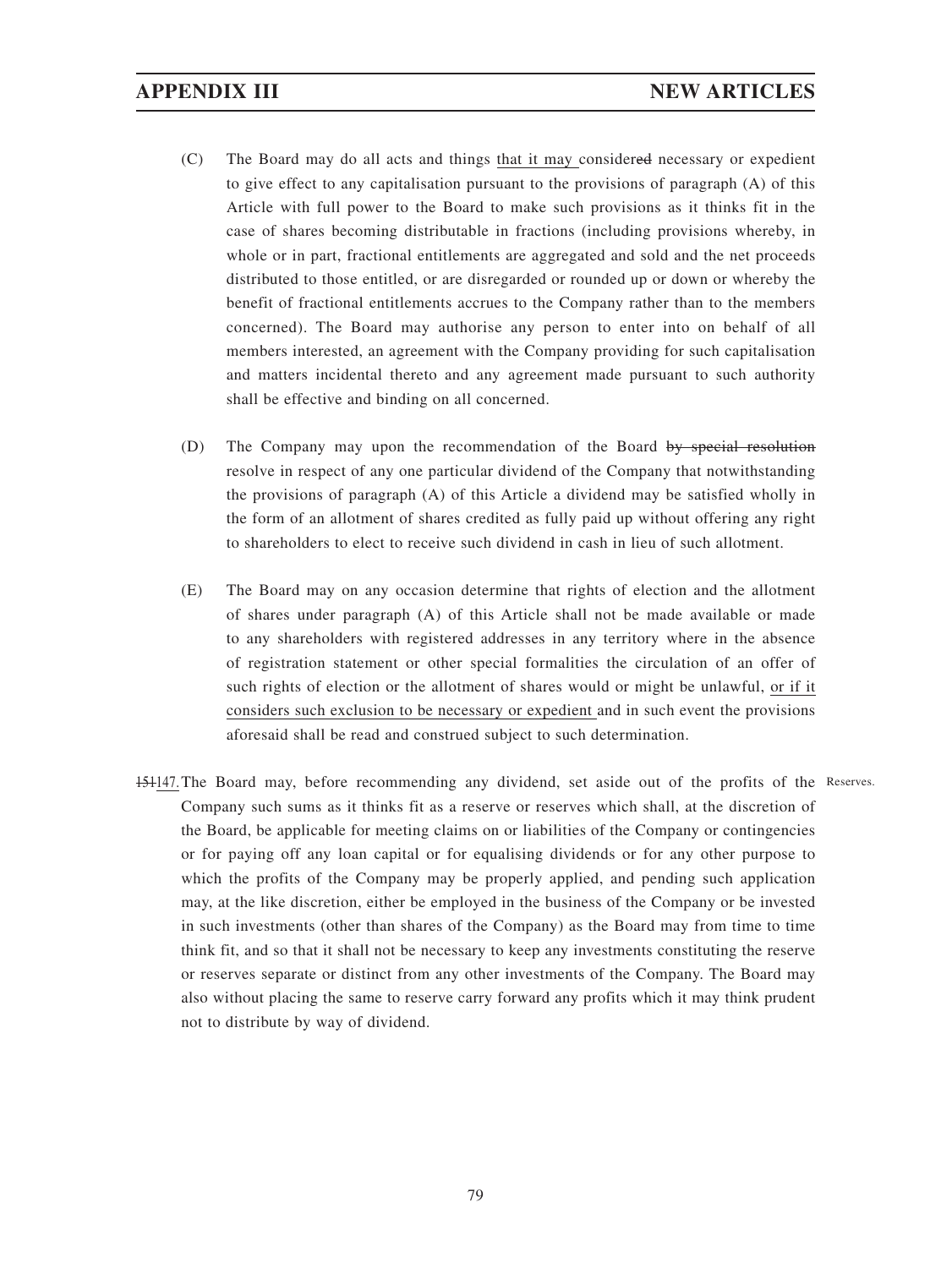(C) The Board may do all acts and things <u>that it may</u> considere~~d~~ necessary or expedient to give effect to any capitalisation pursuant to the provisions of paragraph (A) of this Article with full power to the Board to make such provisions as it thinks fit in the case of shares becoming distributable in fractions (including provisions whereby, in whole or in part, fractional entitlements are aggregated and sold and the net proceeds distributed to those entitled, or are disregarded or rounded up or down or whereby the benefit of fractional entitlements accrues to the Company rather than to the members concerned). The Board may authorise any person to enter into on behalf of all members interested, an agreement with the Company providing for such capitalisation and matters incidental thereto and any agreement made pursuant to such authority shall be effective and binding on all concerned.

(D) The Company may upon the recommendation of the Board ~~by special resolution~~ resolve in respect of any one particular dividend of the Company that notwithstanding the provisions of paragraph (A) of this Article a dividend may be satisfied wholly in the form of an allotment of shares credited as fully paid up without offering any right to shareholders to elect to receive such dividend in cash in lieu of such allotment.

(E) The Board may on any occasion determine that rights of election and the allotment of shares under paragraph (A) of this Article shall not be made available or made to any shareholders with registered addresses in any territory where in the absence of registration statement or other special formalities the circulation of an offer of such rights of election or the allotment of shares would or might be unlawful, <u>or if it considers such exclusion to be necessary or expedient</u> and in such event the provisions aforesaid shall be read and construed subject to such determination.

~~151~~<u>147.</u> The Board may, before recommending any dividend, set aside out of the profits of the Company such sums as it thinks fit as a reserve or reserves which shall, at the discretion of the Board, be applicable for meeting claims on or liabilities of the Company or contingencies or for paying off any loan capital or for equalising dividends or for any other purpose to which the profits of the Company may be properly applied, and pending such application may, at the like discretion, either be employed in the business of the Company or be invested in such investments (other than shares of the Company) as the Board may from time to time think fit, and so that it shall not be necessary to keep any investments constituting the reserve or reserves separate or distinct from any other investments of the Company. The Board may also without placing the same to reserve carry forward any profits which it may think prudent not to distribute by way of dividend.

Reserves.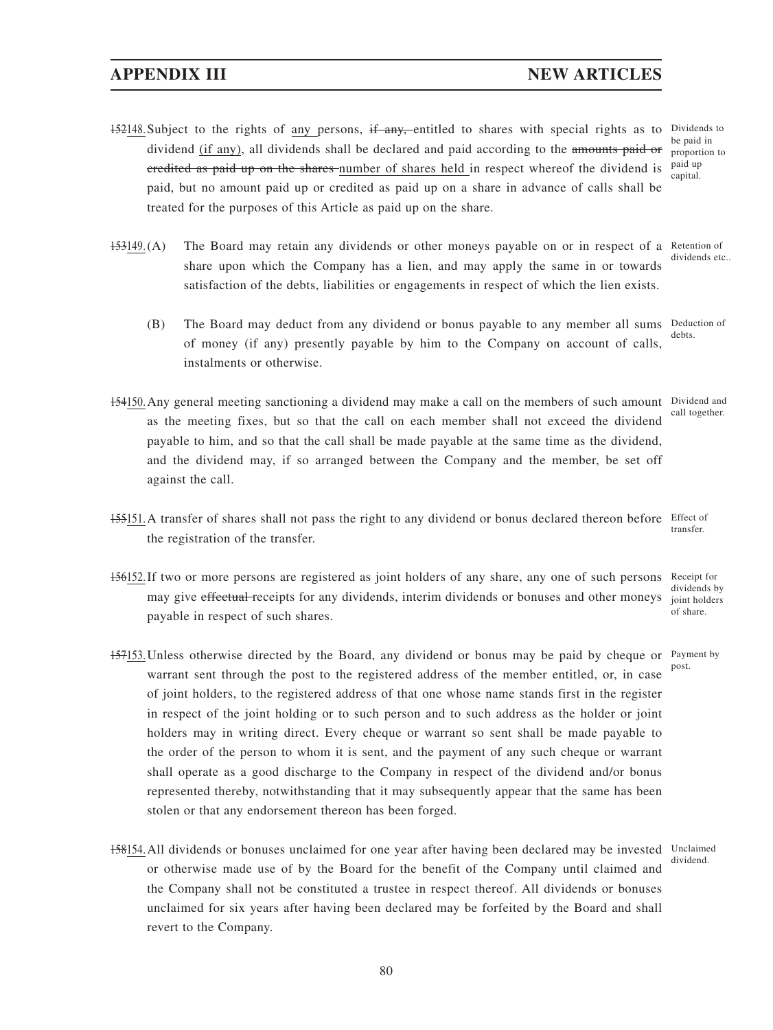152148. Subject to the rights of any persons, if any, entitled to shares with special rights as to dividend (if any), all dividends shall be declared and paid according to the amounts paid or credited as paid up on the shares number of shares held in respect whereof the dividend is paid, but no amount paid up or credited as paid up on a share in advance of calls shall be treated for the purposes of this Article as paid up on the share.

*Dividends to be paid in proportion to paid up capital.*

153149. (A) The Board may retain any dividends or other moneys payable on or in respect of a share upon which the Company has a lien, and may apply the same in or towards satisfaction of the debts, liabilities or engagements in respect of which the lien exists.

*Retention of dividends etc..*

(B) The Board may deduct from any dividend or bonus payable to any member all sums of money (if any) presently payable by him to the Company on account of calls, instalments or otherwise.

*Deduction of debts.*

154150. Any general meeting sanctioning a dividend may make a call on the members of such amount as the meeting fixes, but so that the call on each member shall not exceed the dividend payable to him, and so that the call shall be made payable at the same time as the dividend, and the dividend may, if so arranged between the Company and the member, be set off against the call.

*Dividend and call together.*

155151. A transfer of shares shall not pass the right to any dividend or bonus declared thereon before the registration of the transfer.

*Effect of transfer.*

156152. If two or more persons are registered as joint holders of any share, any one of such persons may give effectual receipts for any dividends, interim dividends or bonuses and other moneys payable in respect of such shares.

*Receipt for dividends by joint holders of share.*

157153. Unless otherwise directed by the Board, any dividend or bonus may be paid by cheque or warrant sent through the post to the registered address of the member entitled, or, in case of joint holders, to the registered address of that one whose name stands first in the register in respect of the joint holding or to such person and to such address as the holder or joint holders may in writing direct. Every cheque or warrant so sent shall be made payable to the order of the person to whom it is sent, and the payment of any such cheque or warrant shall operate as a good discharge to the Company in respect of the dividend and/or bonus represented thereby, notwithstanding that it may subsequently appear that the same has been stolen or that any endorsement thereon has been forged.

*Payment by post.*

158154. All dividends or bonuses unclaimed for one year after having been declared may be invested or otherwise made use of by the Board for the benefit of the Company until claimed and the Company shall not be constituted a trustee in respect thereof. All dividends or bonuses unclaimed for six years after having been declared may be forfeited by the Board and shall revert to the Company.

*Unclaimed dividend.*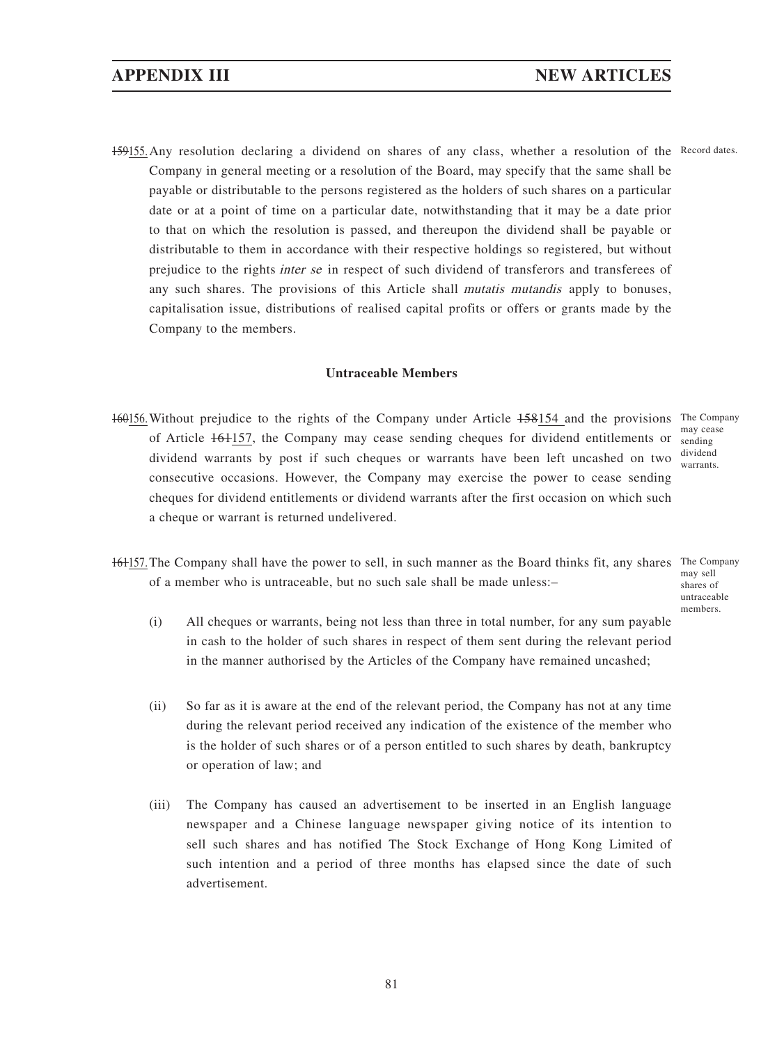~~159~~155. Any resolution declaring a dividend on shares of any class, whether a resolution of the Company in general meeting or a resolution of the Board, may specify that the same shall be payable or distributable to the persons registered as the holders of such shares on a particular date or at a point of time on a particular date, notwithstanding that it may be a date prior to that on which the resolution is passed, and thereupon the dividend shall be payable or distributable to them in accordance with their respective holdings so registered, but without prejudice to the rights *inter se* in respect of such dividend of transferors and transferees of any such shares. The provisions of this Article shall *mutatis mutandis* apply to bonuses, capitalisation issue, distributions of realised capital profits or offers or grants made by the Company to the members.

Record dates.

**Untraceable Members**

~~160~~156. Without prejudice to the rights of the Company under Article ~~158~~154 and the provisions of Article ~~161~~157, the Company may cease sending cheques for dividend entitlements or dividend warrants by post if such cheques or warrants have been left uncashed on two consecutive occasions. However, the Company may exercise the power to cease sending cheques for dividend entitlements or dividend warrants after the first occasion on which such a cheque or warrant is returned undelivered.

The Company may cease sending dividend warrants.

~~161~~157. The Company shall have the power to sell, in such manner as the Board thinks fit, any shares of a member who is untraceable, but no such sale shall be made unless:–

The Company may sell shares of untraceable members.

(i) All cheques or warrants, being not less than three in total number, for any sum payable in cash to the holder of such shares in respect of them sent during the relevant period in the manner authorised by the Articles of the Company have remained uncashed;

(ii) So far as it is aware at the end of the relevant period, the Company has not at any time during the relevant period received any indication of the existence of the member who is the holder of such shares or of a person entitled to such shares by death, bankruptcy or operation of law; and

(iii) The Company has caused an advertisement to be inserted in an English language newspaper and a Chinese language newspaper giving notice of its intention to sell such shares and has notified The Stock Exchange of Hong Kong Limited of such intention and a period of three months has elapsed since the date of such advertisement.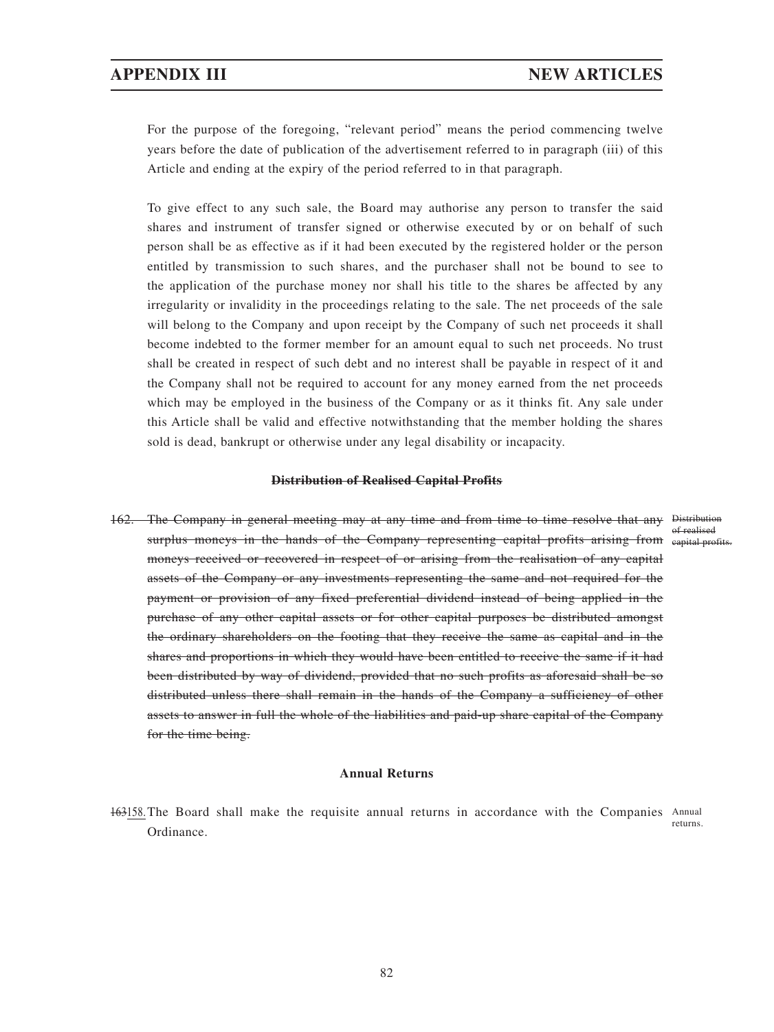For the purpose of the foregoing, "relevant period" means the period commencing twelve years before the date of publication of the advertisement referred to in paragraph (iii) of this Article and ending at the expiry of the period referred to in that paragraph.

To give effect to any such sale, the Board may authorise any person to transfer the said shares and instrument of transfer signed or otherwise executed by or on behalf of such person shall be as effective as if it had been executed by the registered holder or the person entitled by transmission to such shares, and the purchaser shall not be bound to see to the application of the purchase money nor shall his title to the shares be affected by any irregularity or invalidity in the proceedings relating to the sale. The net proceeds of the sale will belong to the Company and upon receipt by the Company of such net proceeds it shall become indebted to the former member for an amount equal to such net proceeds. No trust shall be created in respect of such debt and no interest shall be payable in respect of it and the Company shall not be required to account for any money earned from the net proceeds which may be employed in the business of the Company or as it thinks fit. Any sale under this Article shall be valid and effective notwithstanding that the member holding the shares sold is dead, bankrupt or otherwise under any legal disability or incapacity.

**~~Distribution of Realised Capital Profits~~**

~~162. The Company in general meeting may at any time and from time to time resolve that any surplus moneys in the hands of the Company representing capital profits arising from moneys received or recovered in respect of or arising from the realisation of any capital assets of the Company or any investments representing the same and not required for the payment or provision of any fixed preferential dividend instead of being applied in the purchase of any other capital assets or for other capital purposes be distributed amongst the ordinary shareholders on the footing that they receive the same as capital and in the shares and proportions in which they would have been entitled to receive the same if it had been distributed by way of dividend, provided that no such profits as aforesaid shall be so distributed unless there shall remain in the hands of the Company a sufficiency of other assets to answer in full the whole of the liabilities and paid-up share capital of the Company for the time being.~~

~~Distribution of realised capital profits.~~

**Annual Returns**

~~163~~158. The Board shall make the requisite annual returns in accordance with the Companies Ordinance.

Annual returns.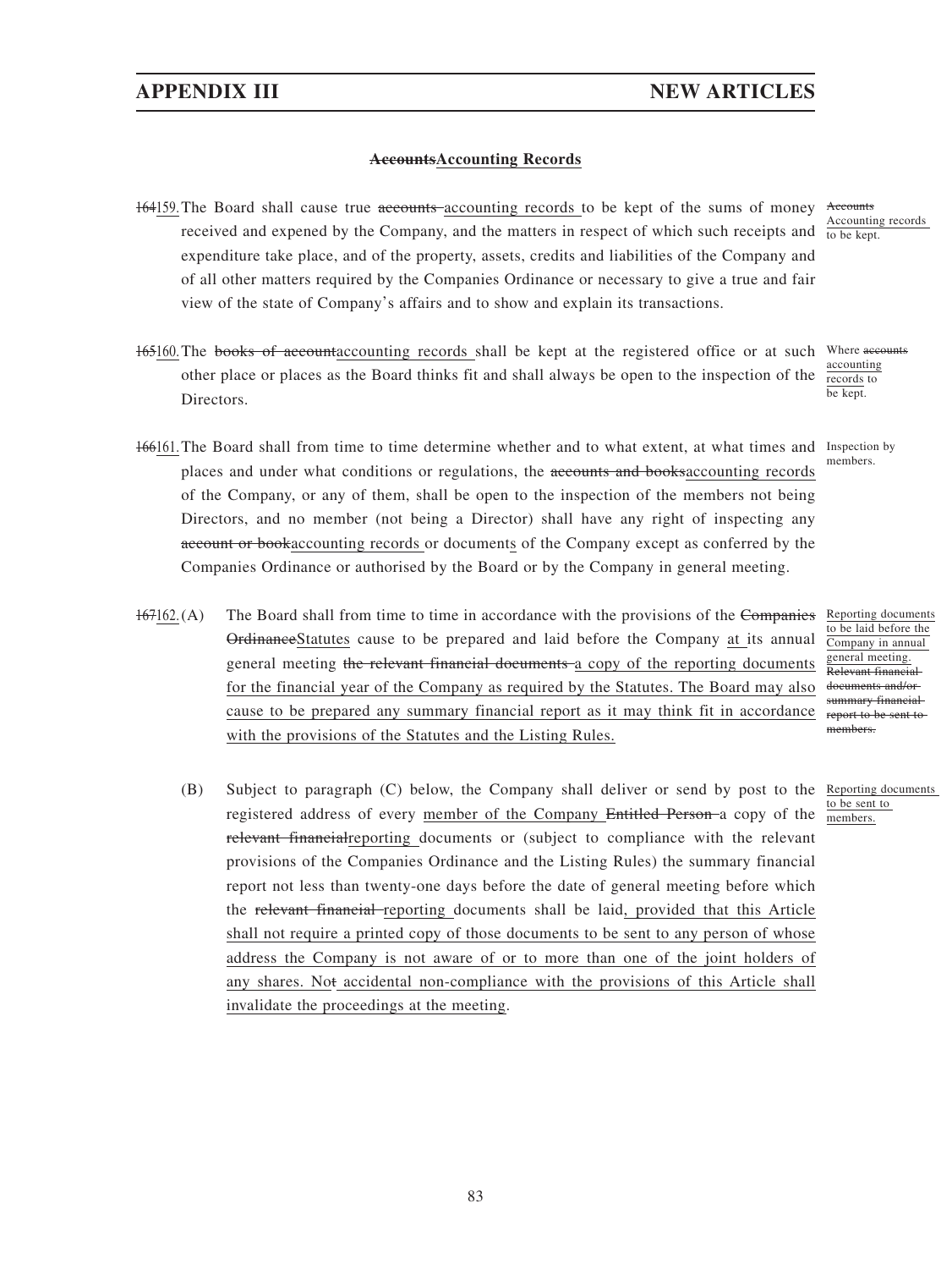### ~~Accounts~~Accounting Records

~~164~~159. The Board shall cause true ~~accounts~~ accounting records to be kept of the sums of money received and expened by the Company, and the matters in respect of which such receipts and expenditure take place, and of the property, assets, credits and liabilities of the Company and of all other matters required by the Companies Ordinance or necessary to give a true and fair view of the state of Company's affairs and to show and explain its transactions.

*~~Accounts~~ Accounting records to be kept.*

~~165~~160. The ~~books of account~~accounting records shall be kept at the registered office or at such other place or places as the Board thinks fit and shall always be open to the inspection of the Directors.

*Where ~~accounts~~ accounting records to be kept.*

~~166~~161. The Board shall from time to time determine whether and to what extent, at what times and places and under what conditions or regulations, the ~~accounts and books~~accounting records of the Company, or any of them, shall be open to the inspection of the members not being Directors, and no member (not being a Director) shall have any right of inspecting any ~~account or book~~accounting records or documents of the Company except as conferred by the Companies Ordinance or authorised by the Board or by the Company in general meeting.

*Inspection by members.*

~~167~~162. (A) The Board shall from time to time in accordance with the provisions of the ~~Companies Ordinance~~Statutes cause to be prepared and laid before the Company at its annual general meeting ~~the relevant financial documents~~ a copy of the reporting documents for the financial year of the Company as required by the Statutes. The Board may also cause to be prepared any summary financial report as it may think fit in accordance with the provisions of the Statutes and the Listing Rules.

*Reporting documents to be laid before the Company in annual general meeting. ~~Relevant financial documents and/or summary financial report to be sent to members.~~*

(B) Subject to paragraph (C) below, the Company shall deliver or send by post to the registered address of every member of the Company ~~Entitled Person~~ a copy of the ~~relevant financial~~reporting documents or (subject to compliance with the relevant provisions of the Companies Ordinance and the Listing Rules) the summary financial report not less than twenty-one days before the date of general meeting before which the ~~relevant financial~~ reporting documents shall be laid, provided that this Article shall not require a printed copy of those documents to be sent to any person of whose address the Company is not aware of or to more than one of the joint holders of any shares. No~~t~~ accidental non-compliance with the provisions of this Article shall invalidate the proceedings at the meeting.

*Reporting documents to be sent to members.*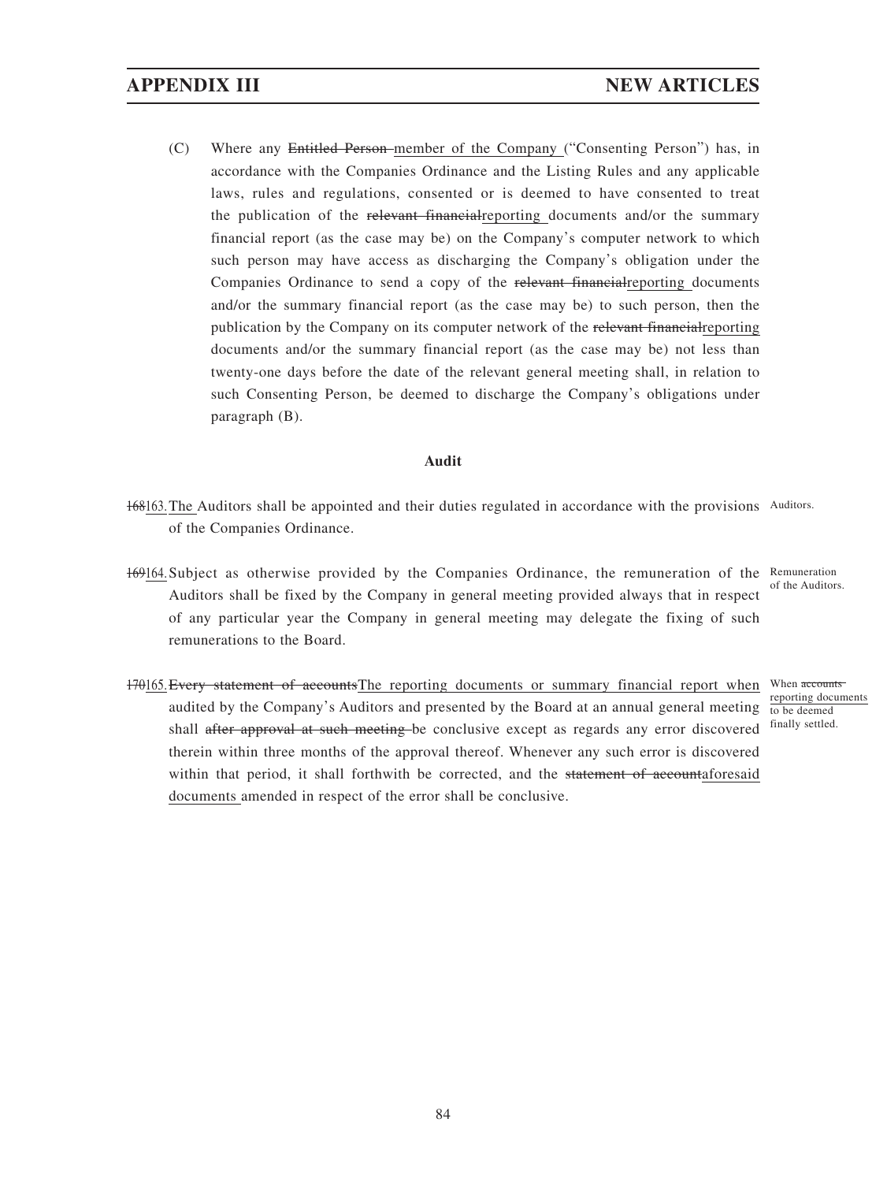(C) Where any ~~Entitled Person~~ member of the Company ("Consenting Person") has, in accordance with the Companies Ordinance and the Listing Rules and any applicable laws, rules and regulations, consented or is deemed to have consented to treat the publication of the ~~relevant financial~~reporting documents and/or the summary financial report (as the case may be) on the Company's computer network to which such person may have access as discharging the Company's obligation under the Companies Ordinance to send a copy of the ~~relevant financial~~reporting documents and/or the summary financial report (as the case may be) to such person, then the publication by the Company on its computer network of the ~~relevant financial~~reporting documents and/or the summary financial report (as the case may be) not less than twenty-one days before the date of the relevant general meeting shall, in relation to such Consenting Person, be deemed to discharge the Company's obligations under paragraph (B).

**Audit**

~~168~~163. The Auditors shall be appointed and their duties regulated in accordance with the provisions of the Companies Ordinance. *Auditors.*

~~169~~164. Subject as otherwise provided by the Companies Ordinance, the remuneration of the Auditors shall be fixed by the Company in general meeting provided always that in respect of any particular year the Company in general meeting may delegate the fixing of such remunerations to the Board. *Remuneration of the Auditors.*

~~170~~165. ~~Every statement of accounts~~The reporting documents or summary financial report when audited by the Company's Auditors and presented by the Board at an annual general meeting shall ~~after approval at such meeting~~ be conclusive except as regards any error discovered therein within three months of the approval thereof. Whenever any such error is discovered within that period, it shall forthwith be corrected, and the ~~statement of account~~aforesaid documents amended in respect of the error shall be conclusive. *When ~~accounts~~ reporting documents to be deemed finally settled.*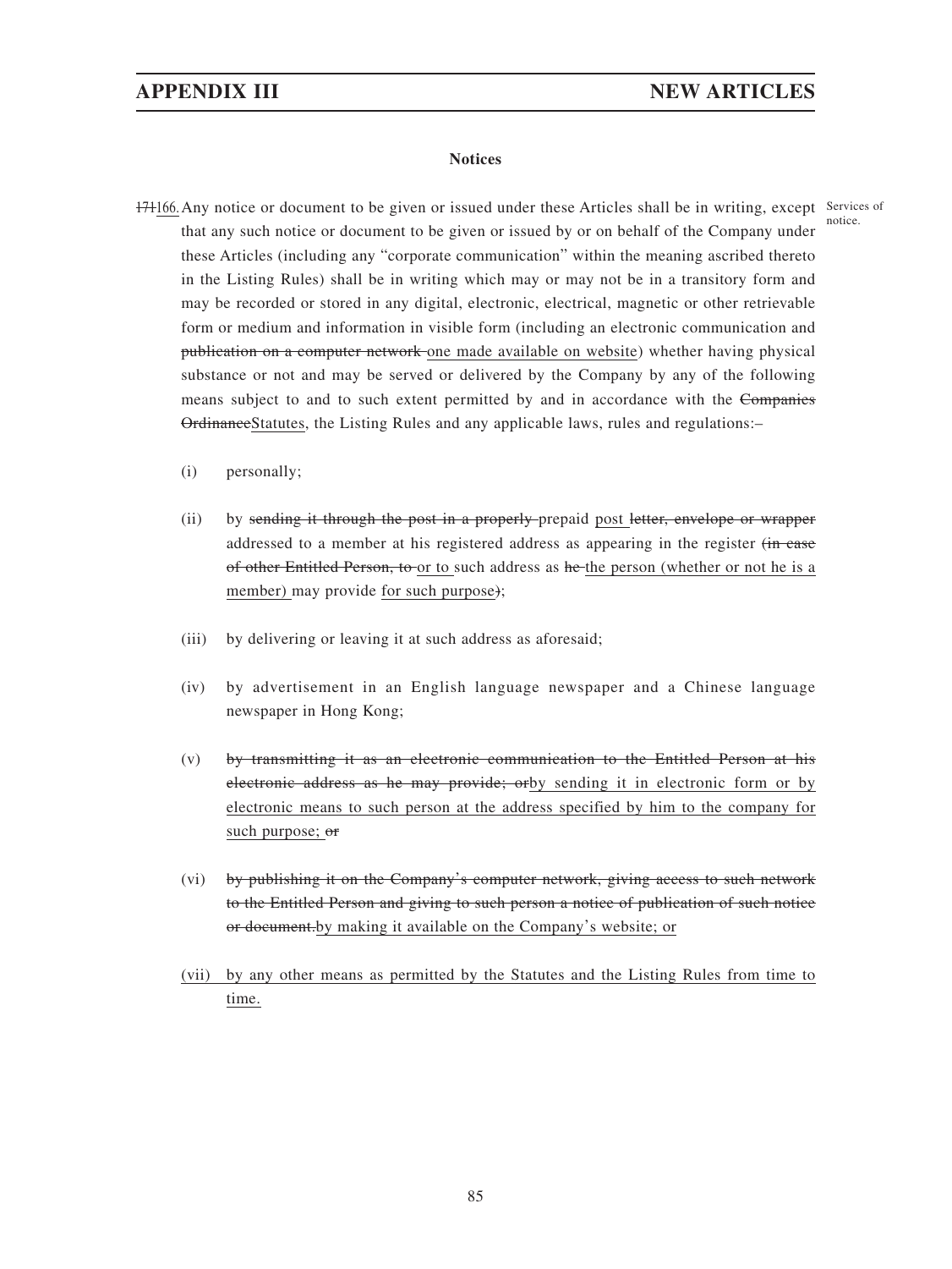**Notices**

~~171~~166. Any notice or document to be given or issued under these Articles shall be in writing, except that any such notice or document to be given or issued by or on behalf of the Company under these Articles (including any "corporate communication" within the meaning ascribed thereto in the Listing Rules) shall be in writing which may or may not be in a transitory form and may be recorded or stored in any digital, electronic, electrical, magnetic or other retrievable form or medium and information in visible form (including an electronic communication and ~~publication on a computer network~~ one made available on website) whether having physical substance or not and may be served or delivered by the Company by any of the following means subject to and to such extent permitted by and in accordance with the ~~Companies Ordinance~~Statutes, the Listing Rules and any applicable laws, rules and regulations:–

Services of notice.

(i) personally;

(ii) by ~~sending it through the post in a properly~~ prepaid post ~~letter, envelope or wrapper~~ addressed to a member at his registered address as appearing in the register ~~(in case of other Entitled Person, to~~ or to such address as ~~he~~ the person (whether or not he is a member) may provide for such purpose~~)~~;

(iii) by delivering or leaving it at such address as aforesaid;

(iv) by advertisement in an English language newspaper and a Chinese language newspaper in Hong Kong;

(v) ~~by transmitting it as an electronic communication to the Entitled Person at his electronic address as he may provide; or~~by sending it in electronic form or by electronic means to such person at the address specified by him to the company for such purpose; ~~or~~

(vi) ~~by publishing it on the Company's computer network, giving access to such network to the Entitled Person and giving to such person a notice of publication of such notice or document.~~by making it available on the Company's website; or

(vii) by any other means as permitted by the Statutes and the Listing Rules from time to time.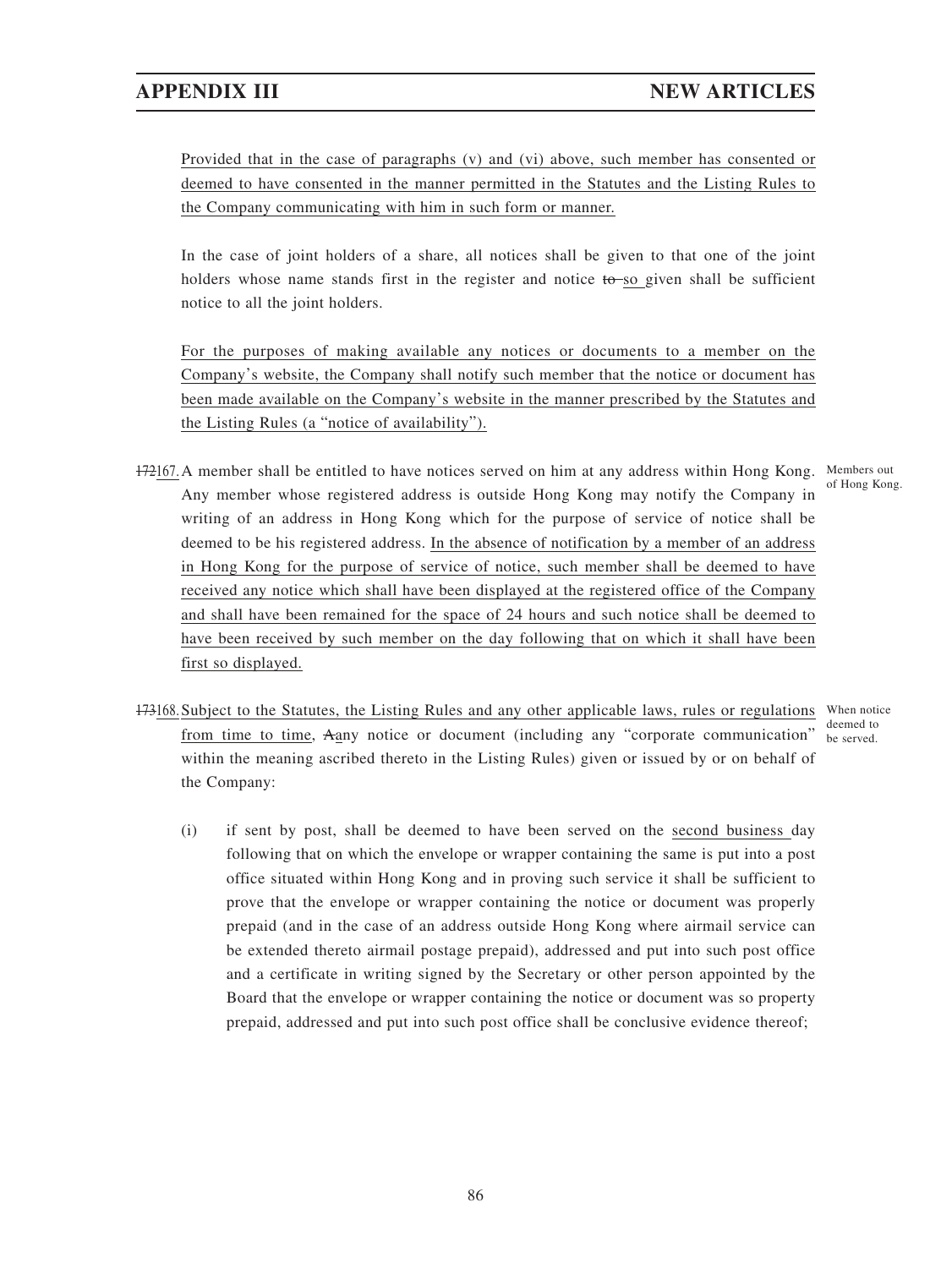Provided that in the case of paragraphs (v) and (vi) above, such member has consented or deemed to have consented in the manner permitted in the Statutes and the Listing Rules to the Company communicating with him in such form or manner.

In the case of joint holders of a share, all notices shall be given to that one of the joint holders whose name stands first in the register and notice ~~to~~ so given shall be sufficient notice to all the joint holders.

For the purposes of making available any notices or documents to a member on the Company's website, the Company shall notify such member that the notice or document has been made available on the Company's website in the manner prescribed by the Statutes and the Listing Rules (a "notice of availability").

~~172~~167. A member shall be entitled to have notices served on him at any address within Hong Kong. Any member whose registered address is outside Hong Kong may notify the Company in writing of an address in Hong Kong which for the purpose of service of notice shall be deemed to be his registered address. In the absence of notification by a member of an address in Hong Kong for the purpose of service of notice, such member shall be deemed to have received any notice which shall have been displayed at the registered office of the Company and shall have been remained for the space of 24 hours and such notice shall be deemed to have been received by such member on the day following that on which it shall have been first so displayed.

*Members out of Hong Kong.*

~~173~~168. Subject to the Statutes, the Listing Rules and any other applicable laws, rules or regulations from time to time, ~~A~~any notice or document (including any "corporate communication" within the meaning ascribed thereto in the Listing Rules) given or issued by or on behalf of the Company:

*When notice deemed to be served.*

(i) if sent by post, shall be deemed to have been served on the second business day following that on which the envelope or wrapper containing the same is put into a post office situated within Hong Kong and in proving such service it shall be sufficient to prove that the envelope or wrapper containing the notice or document was properly prepaid (and in the case of an address outside Hong Kong where airmail service can be extended thereto airmail postage prepaid), addressed and put into such post office and a certificate in writing signed by the Secretary or other person appointed by the Board that the envelope or wrapper containing the notice or document was so property prepaid, addressed and put into such post office shall be conclusive evidence thereof;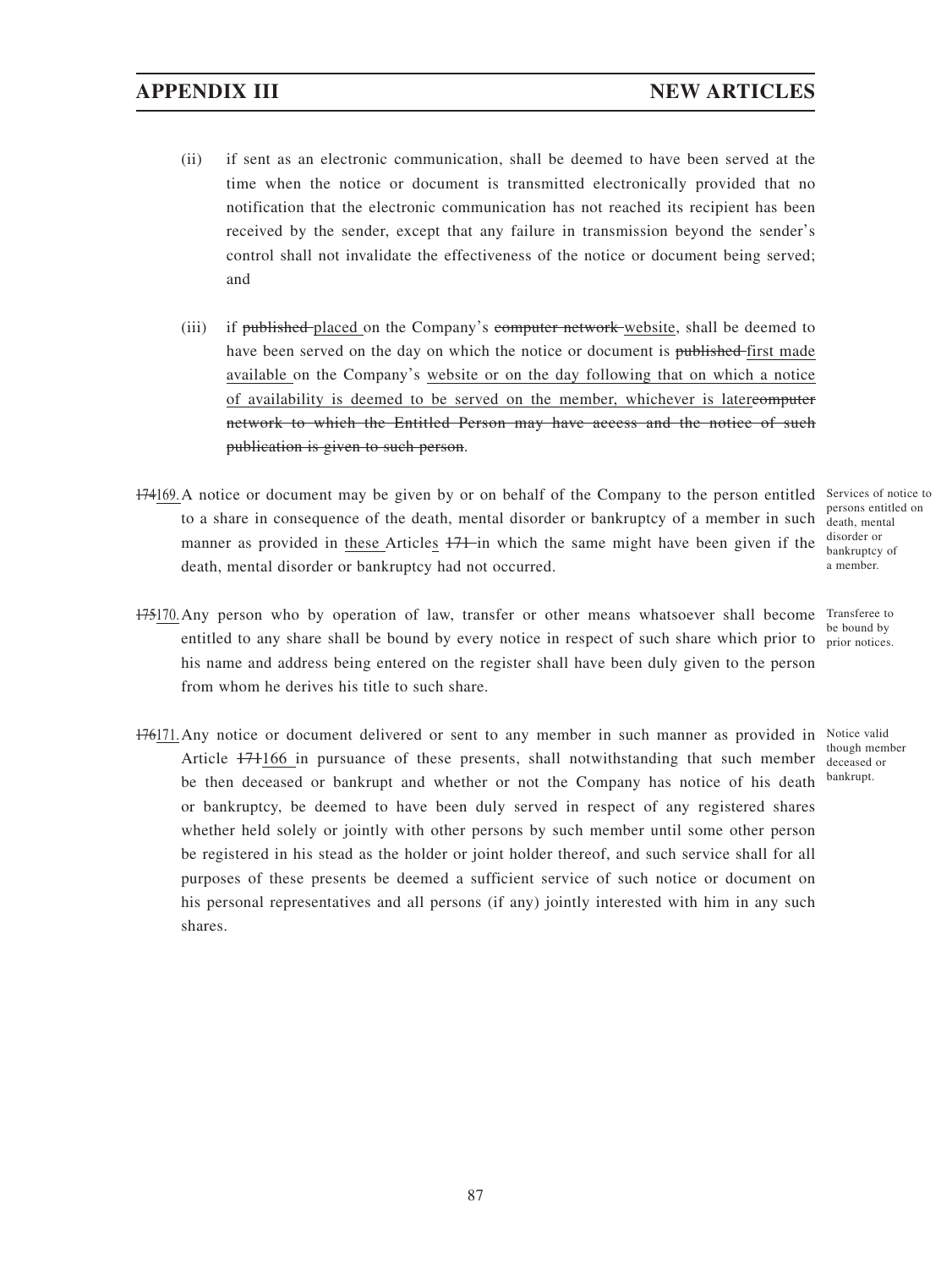(ii) if sent as an electronic communication, shall be deemed to have been served at the time when the notice or document is transmitted electronically provided that no notification that the electronic communication has not reached its recipient has been received by the sender, except that any failure in transmission beyond the sender's control shall not invalidate the effectiveness of the notice or document being served; and

(iii) if ~~published~~ placed on the Company's ~~computer network~~ website, shall be deemed to have been served on the day on which the notice or document is ~~published~~ first made available on the Company's website or on the day following that on which a notice of availability is deemed to be served on the member, whichever is later~~computer network to which the Entitled Person may have access and the notice of such publication is given to such person~~.

~~174~~169. A notice or document may be given by or on behalf of the Company to the person entitled to a share in consequence of the death, mental disorder or bankruptcy of a member in such manner as provided in these Articles ~~171~~ in which the same might have been given if the death, mental disorder or bankruptcy had not occurred.

*Services of notice to persons entitled on death, mental disorder or bankruptcy of a member.*

~~175~~170. Any person who by operation of law, transfer or other means whatsoever shall become entitled to any share shall be bound by every notice in respect of such share which prior to his name and address being entered on the register shall have been duly given to the person from whom he derives his title to such share.

*Transferee to be bound by prior notices.*

~~176~~171. Any notice or document delivered or sent to any member in such manner as provided in Article ~~171~~166 in pursuance of these presents, shall notwithstanding that such member be then deceased or bankrupt and whether or not the Company has notice of his death or bankruptcy, be deemed to have been duly served in respect of any registered shares whether held solely or jointly with other persons by such member until some other person be registered in his stead as the holder or joint holder thereof, and such service shall for all purposes of these presents be deemed a sufficient service of such notice or document on his personal representatives and all persons (if any) jointly interested with him in any such shares.

*Notice valid though member deceased or bankrupt.*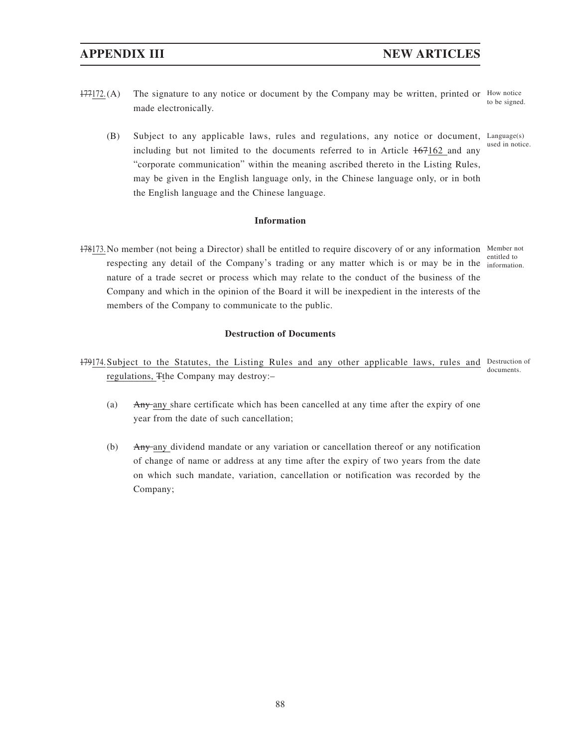177172.(A) The signature to any notice or document by the Company may be written, printed or made electronically.

How notice to be signed.

(B) Subject to any applicable laws, rules and regulations, any notice or document, including but not limited to the documents referred to in Article 167162 and any "corporate communication" within the meaning ascribed thereto in the Listing Rules, may be given in the English language only, in the Chinese language only, or in both the English language and the Chinese language.

Language(s) used in notice.

**Information**

178173. No member (not being a Director) shall be entitled to require discovery of or any information respecting any detail of the Company's trading or any matter which is or may be in the nature of a trade secret or process which may relate to the conduct of the business of the Company and which in the opinion of the Board it will be inexpedient in the interests of the members of the Company to communicate to the public.

Member not entitled to information.

**Destruction of Documents**

179174. Subject to the Statutes, the Listing Rules and any other applicable laws, rules and regulations, Tthe Company may destroy:–

Destruction of documents.

(a) Any any share certificate which has been cancelled at any time after the expiry of one year from the date of such cancellation;

(b) Any any dividend mandate or any variation or cancellation thereof or any notification of change of name or address at any time after the expiry of two years from the date on which such mandate, variation, cancellation or notification was recorded by the Company;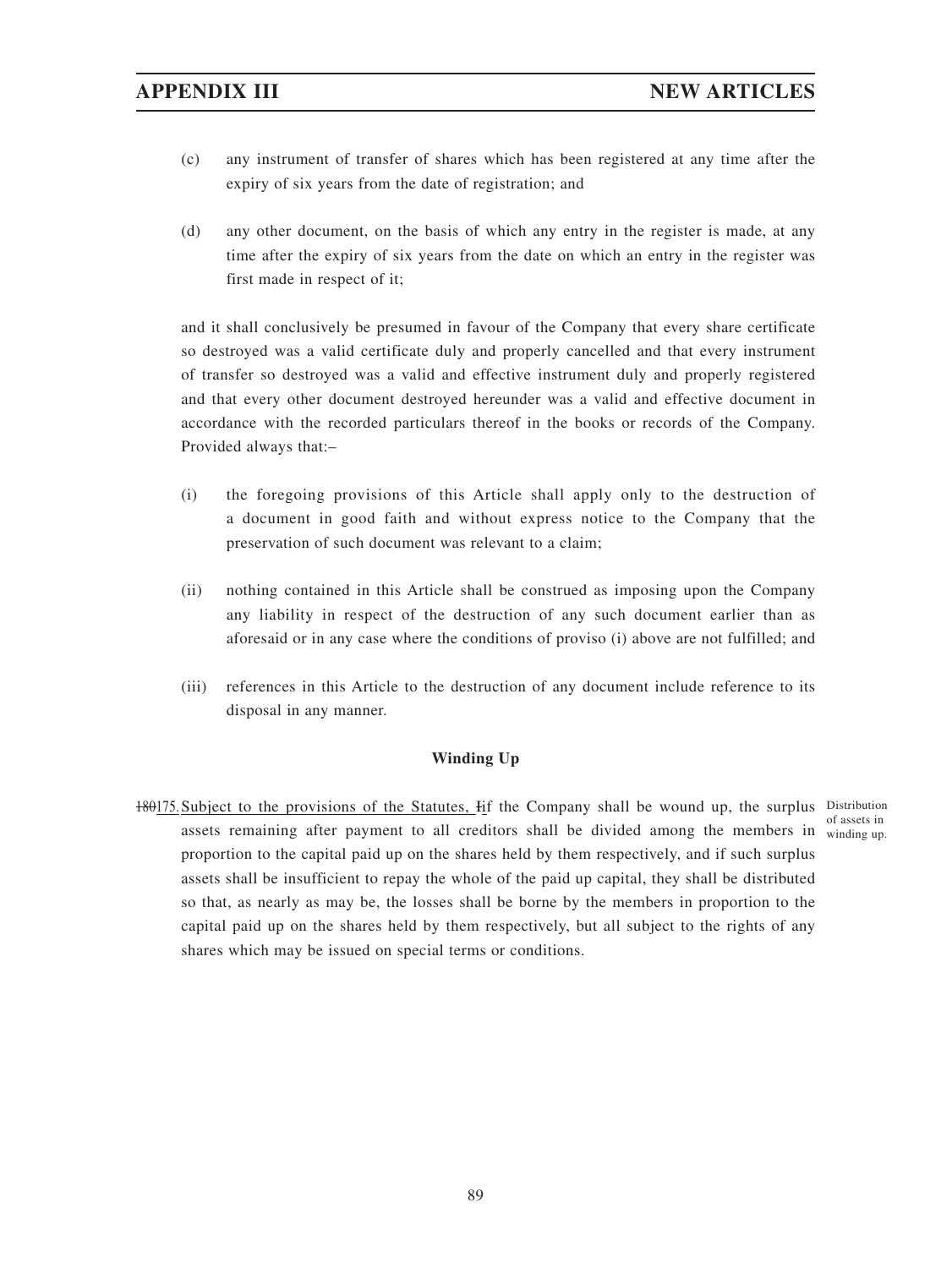(c) any instrument of transfer of shares which has been registered at any time after the expiry of six years from the date of registration; and

(d) any other document, on the basis of which any entry in the register is made, at any time after the expiry of six years from the date on which an entry in the register was first made in respect of it;

and it shall conclusively be presumed in favour of the Company that every share certificate so destroyed was a valid certificate duly and properly cancelled and that every instrument of transfer so destroyed was a valid and effective instrument duly and properly registered and that every other document destroyed hereunder was a valid and effective document in accordance with the recorded particulars thereof in the books or records of the Company. Provided always that:–

(i) the foregoing provisions of this Article shall apply only to the destruction of a document in good faith and without express notice to the Company that the preservation of such document was relevant to a claim;

(ii) nothing contained in this Article shall be construed as imposing upon the Company any liability in respect of the destruction of any such document earlier than as aforesaid or in any case where the conditions of proviso (i) above are not fulfilled; and

(iii) references in this Article to the destruction of any document include reference to its disposal in any manner.

**Winding Up**

~~180~~175. Subject to the provisions of the Statutes, ~~I~~if the Company shall be wound up, the surplus assets remaining after payment to all creditors shall be divided among the members in proportion to the capital paid up on the shares held by them respectively, and if such surplus assets shall be insufficient to repay the whole of the paid up capital, they shall be distributed so that, as nearly as may be, the losses shall be borne by the members in proportion to the capital paid up on the shares held by them respectively, but all subject to the rights of any shares which may be issued on special terms or conditions.

Distribution of assets in winding up.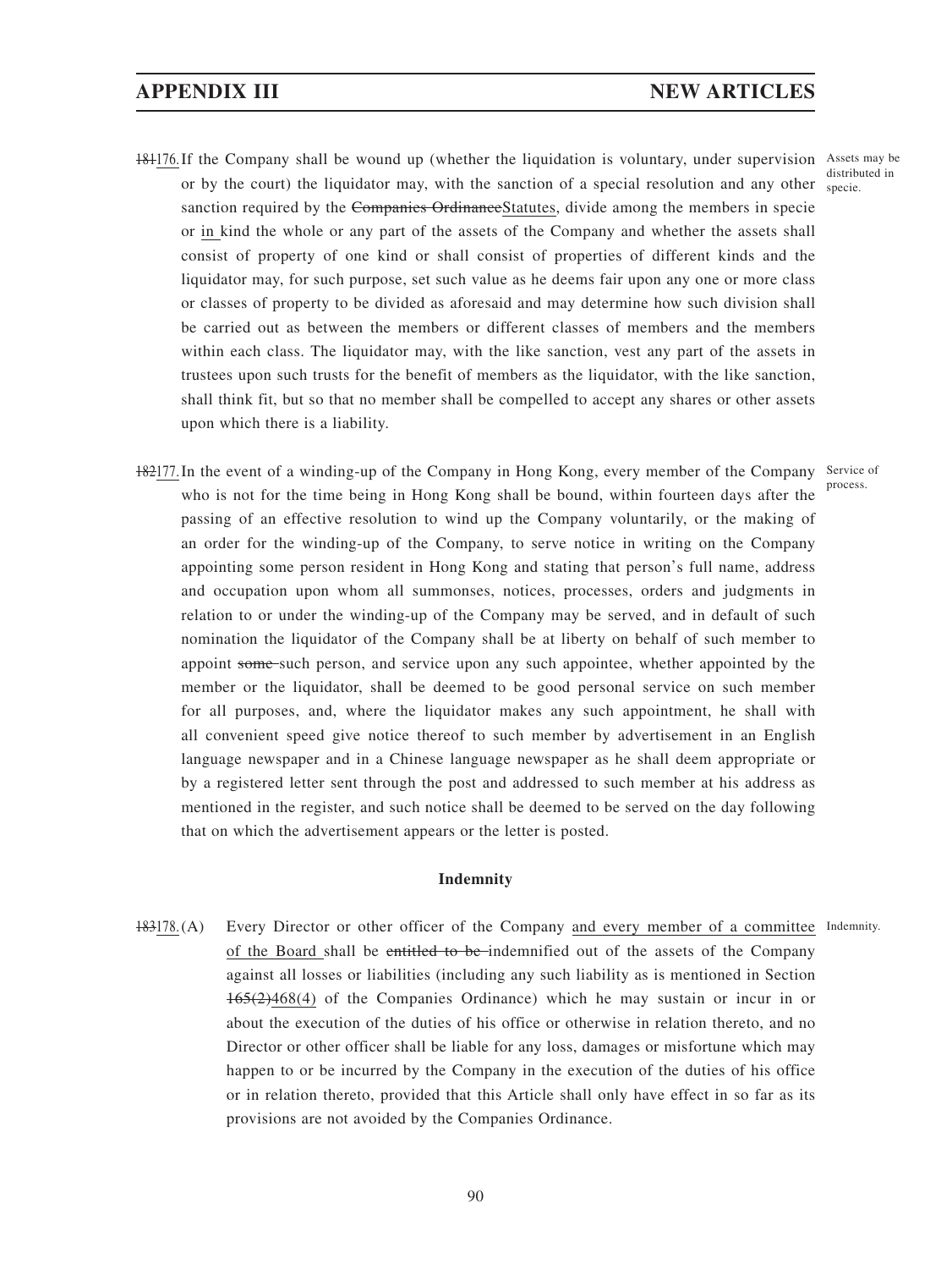~~181~~176. If the Company shall be wound up (whether the liquidation is voluntary, under supervision or by the court) the liquidator may, with the sanction of a special resolution and any other sanction required by the ~~Companies Ordinance~~Statutes, divide among the members in specie or in kind the whole or any part of the assets of the Company and whether the assets shall consist of property of one kind or shall consist of properties of different kinds and the liquidator may, for such purpose, set such value as he deems fair upon any one or more class or classes of property to be divided as aforesaid and may determine how such division shall be carried out as between the members or different classes of members and the members within each class. The liquidator may, with the like sanction, vest any part of the assets in trustees upon such trusts for the benefit of members as the liquidator, with the like sanction, shall think fit, but so that no member shall be compelled to accept any shares or other assets upon which there is a liability.

*Assets may be distributed in specie.*

~~182~~177. In the event of a winding-up of the Company in Hong Kong, every member of the Company who is not for the time being in Hong Kong shall be bound, within fourteen days after the passing of an effective resolution to wind up the Company voluntarily, or the making of an order for the winding-up of the Company, to serve notice in writing on the Company appointing some person resident in Hong Kong and stating that person's full name, address and occupation upon whom all summonses, notices, processes, orders and judgments in relation to or under the winding-up of the Company may be served, and in default of such nomination the liquidator of the Company shall be at liberty on behalf of such member to appoint ~~some~~ such person, and service upon any such appointee, whether appointed by the member or the liquidator, shall be deemed to be good personal service on such member for all purposes, and, where the liquidator makes any such appointment, he shall with all convenient speed give notice thereof to such member by advertisement in an English language newspaper and in a Chinese language newspaper as he shall deem appropriate or by a registered letter sent through the post and addressed to such member at his address as mentioned in the register, and such notice shall be deemed to be served on the day following that on which the advertisement appears or the letter is posted.

*Service of process.*

**Indemnity**

~~183~~178. (A) Every Director or other officer of the Company and every member of a committee of the Board shall be ~~entitled to be~~ indemnified out of the assets of the Company against all losses or liabilities (including any such liability as is mentioned in Section ~~165(2)~~468(4) of the Companies Ordinance) which he may sustain or incur in or about the execution of the duties of his office or otherwise in relation thereto, and no Director or other officer shall be liable for any loss, damages or misfortune which may happen to or be incurred by the Company in the execution of the duties of his office or in relation thereto, provided that this Article shall only have effect in so far as its provisions are not avoided by the Companies Ordinance.

*Indemnity.*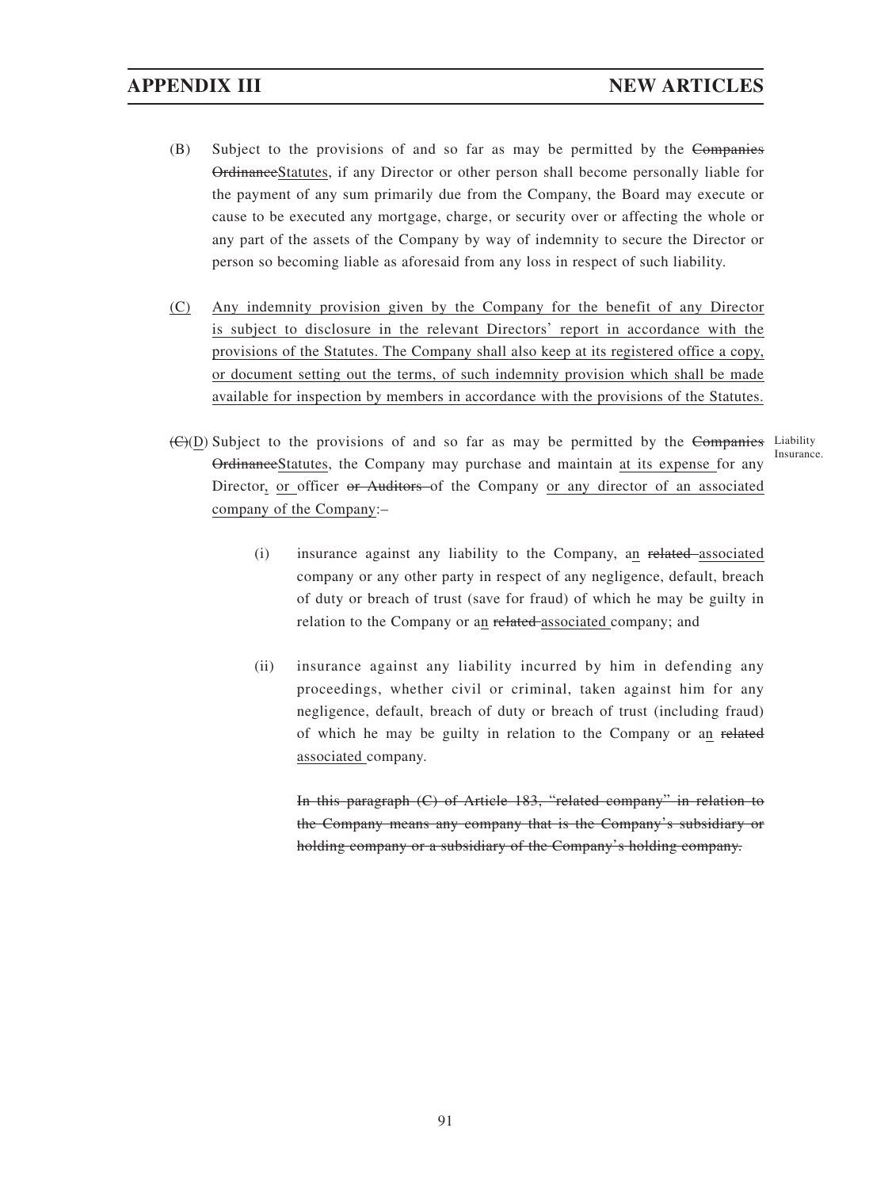(B) Subject to the provisions of and so far as may be permitted by the ~~Companies Ordinance~~Statutes, if any Director or other person shall become personally liable for the payment of any sum primarily due from the Company, the Board may execute or cause to be executed any mortgage, charge, or security over or affecting the whole or any part of the assets of the Company by way of indemnity to secure the Director or person so becoming liable as aforesaid from any loss in respect of such liability.

(C) Any indemnity provision given by the Company for the benefit of any Director is subject to disclosure in the relevant Directors' report in accordance with the provisions of the Statutes. The Company shall also keep at its registered office a copy, or document setting out the terms, of such indemnity provision which shall be made available for inspection by members in accordance with the provisions of the Statutes.

~~(C)~~(D) Subject to the provisions of and so far as may be permitted by the ~~Companies Ordinance~~Statutes, the Company may purchase and maintain at its expense for any Director, or officer ~~or Auditors~~ of the Company or any director of an associated company of the Company:–

Liability Insurance.

(i) insurance against any liability to the Company, an ~~related~~ associated company or any other party in respect of any negligence, default, breach of duty or breach of trust (save for fraud) of which he may be guilty in relation to the Company or an ~~related~~ associated company; and

(ii) insurance against any liability incurred by him in defending any proceedings, whether civil or criminal, taken against him for any negligence, default, breach of duty or breach of trust (including fraud) of which he may be guilty in relation to the Company or an ~~related~~ associated company.

~~In this paragraph (C) of Article 183, "related company" in relation to the Company means any company that is the Company's subsidiary or holding company or a subsidiary of the Company's holding company.~~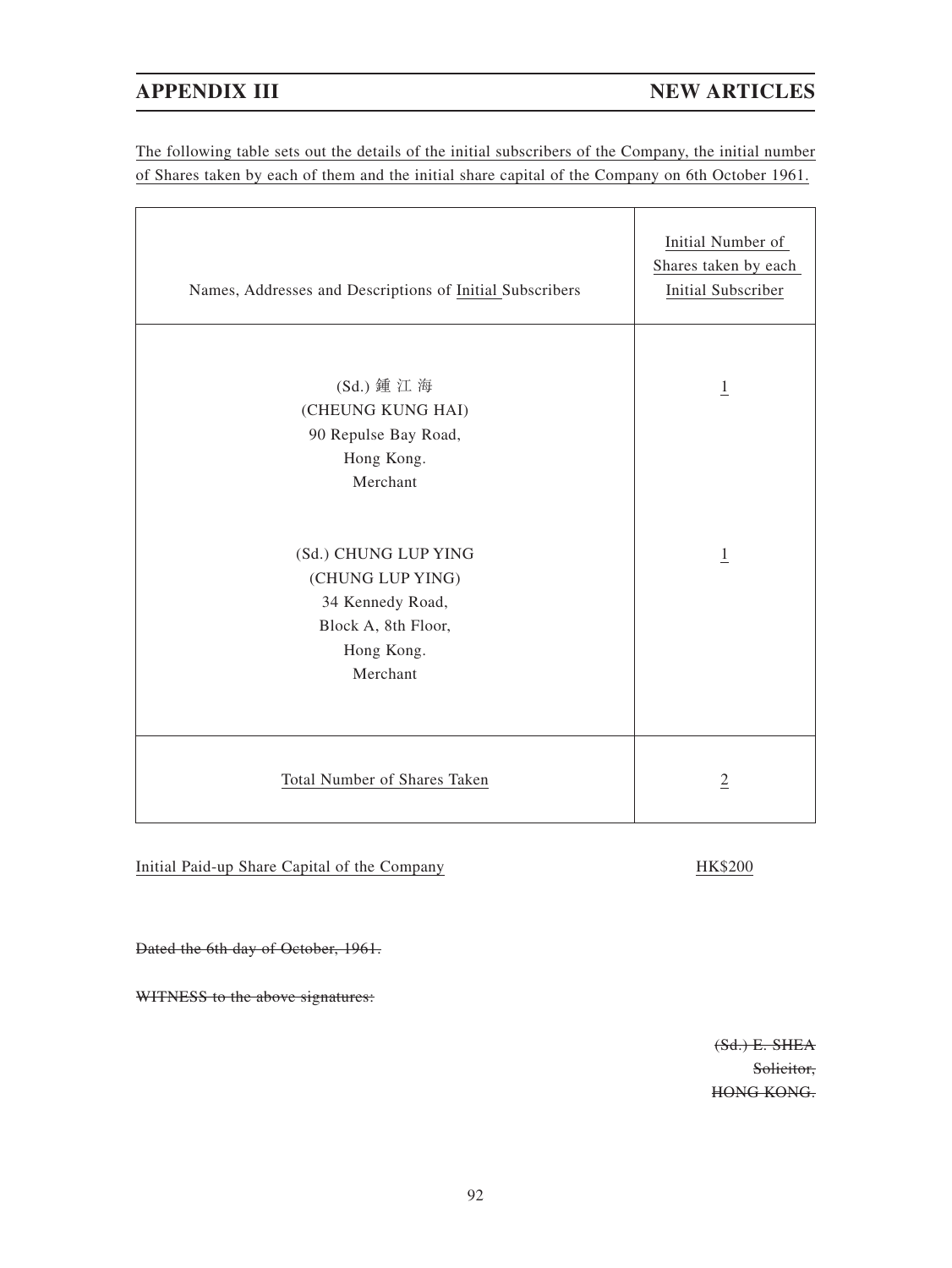The following table sets out the details of the initial subscribers of the Company, the initial number of Shares taken by each of them and the initial share capital of the Company on 6th October 1961.

| Names, Addresses and Descriptions of Initial Subscribers | Initial Number of Shares taken by each Initial Subscriber |
|---|---|
| (Sd.) 鍾 江 海<br>(CHEUNG KUNG HAI)<br>90 Repulse Bay Road,<br>Hong Kong.<br>Merchant | 1 |
| (Sd.) CHUNG LUP YING<br>(CHUNG LUP YING)<br>34 Kennedy Road,<br>Block A, 8th Floor,<br>Hong Kong.<br>Merchant | 1 |
| Total Number of Shares Taken | 2 |

Initial Paid-up Share Capital of the Company HK$200

~~Dated the 6th day of October, 1961.~~

~~WITNESS to the above signatures:~~

~~(Sd.) E. SHEA~~
~~Solicitor,~~
~~HONG KONG.~~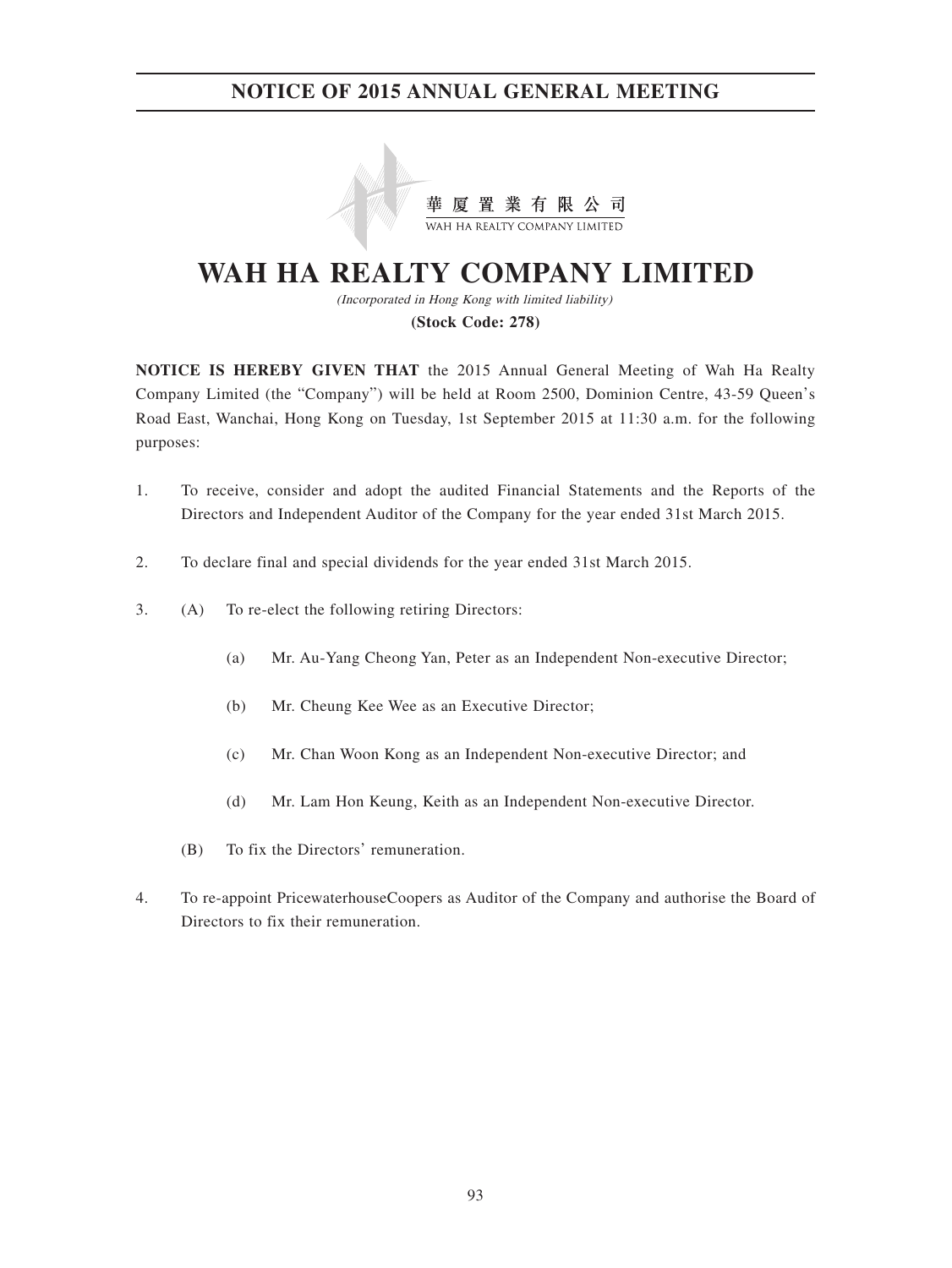# NOTICE OF 2015 ANNUAL GENERAL MEETING

華夏置業有限公司
WAH HA REALTY COMPANY LIMITED

# WAH HA REALTY COMPANY LIMITED

*(Incorporated in Hong Kong with limited liability)*

**(Stock Code: 278)**

**NOTICE IS HEREBY GIVEN THAT** the 2015 Annual General Meeting of Wah Ha Realty Company Limited (the "Company") will be held at Room 2500, Dominion Centre, 43-59 Queen's Road East, Wanchai, Hong Kong on Tuesday, 1st September 2015 at 11:30 a.m. for the following purposes:

1. To receive, consider and adopt the audited Financial Statements and the Reports of the Directors and Independent Auditor of the Company for the year ended 31st March 2015.

2. To declare final and special dividends for the year ended 31st March 2015.

3. (A) To re-elect the following retiring Directors:

   (a) Mr. Au-Yang Cheong Yan, Peter as an Independent Non-executive Director;

   (b) Mr. Cheung Kee Wee as an Executive Director;

   (c) Mr. Chan Woon Kong as an Independent Non-executive Director; and

   (d) Mr. Lam Hon Keung, Keith as an Independent Non-executive Director.

   (B) To fix the Directors' remuneration.

4. To re-appoint PricewaterhouseCoopers as Auditor of the Company and authorise the Board of Directors to fix their remuneration.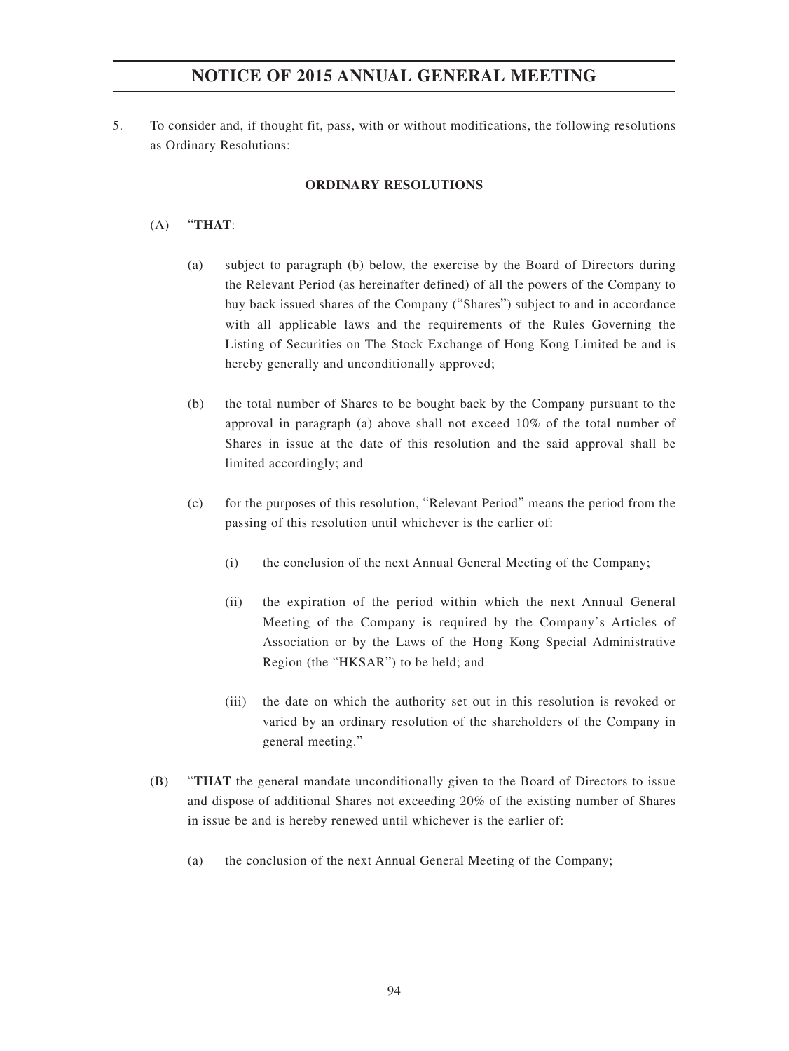# NOTICE OF 2015 ANNUAL GENERAL MEETING

5. To consider and, if thought fit, pass, with or without modifications, the following resolutions as Ordinary Resolutions:

**ORDINARY RESOLUTIONS**

(A) "**THAT**:

(a) subject to paragraph (b) below, the exercise by the Board of Directors during the Relevant Period (as hereinafter defined) of all the powers of the Company to buy back issued shares of the Company ("Shares") subject to and in accordance with all applicable laws and the requirements of the Rules Governing the Listing of Securities on The Stock Exchange of Hong Kong Limited be and is hereby generally and unconditionally approved;

(b) the total number of Shares to be bought back by the Company pursuant to the approval in paragraph (a) above shall not exceed 10% of the total number of Shares in issue at the date of this resolution and the said approval shall be limited accordingly; and

(c) for the purposes of this resolution, "Relevant Period" means the period from the passing of this resolution until whichever is the earlier of:

(i) the conclusion of the next Annual General Meeting of the Company;

(ii) the expiration of the period within which the next Annual General Meeting of the Company is required by the Company's Articles of Association or by the Laws of the Hong Kong Special Administrative Region (the "HKSAR") to be held; and

(iii) the date on which the authority set out in this resolution is revoked or varied by an ordinary resolution of the shareholders of the Company in general meeting."

(B) "**THAT** the general mandate unconditionally given to the Board of Directors to issue and dispose of additional Shares not exceeding 20% of the existing number of Shares in issue be and is hereby renewed until whichever is the earlier of:

(a) the conclusion of the next Annual General Meeting of the Company;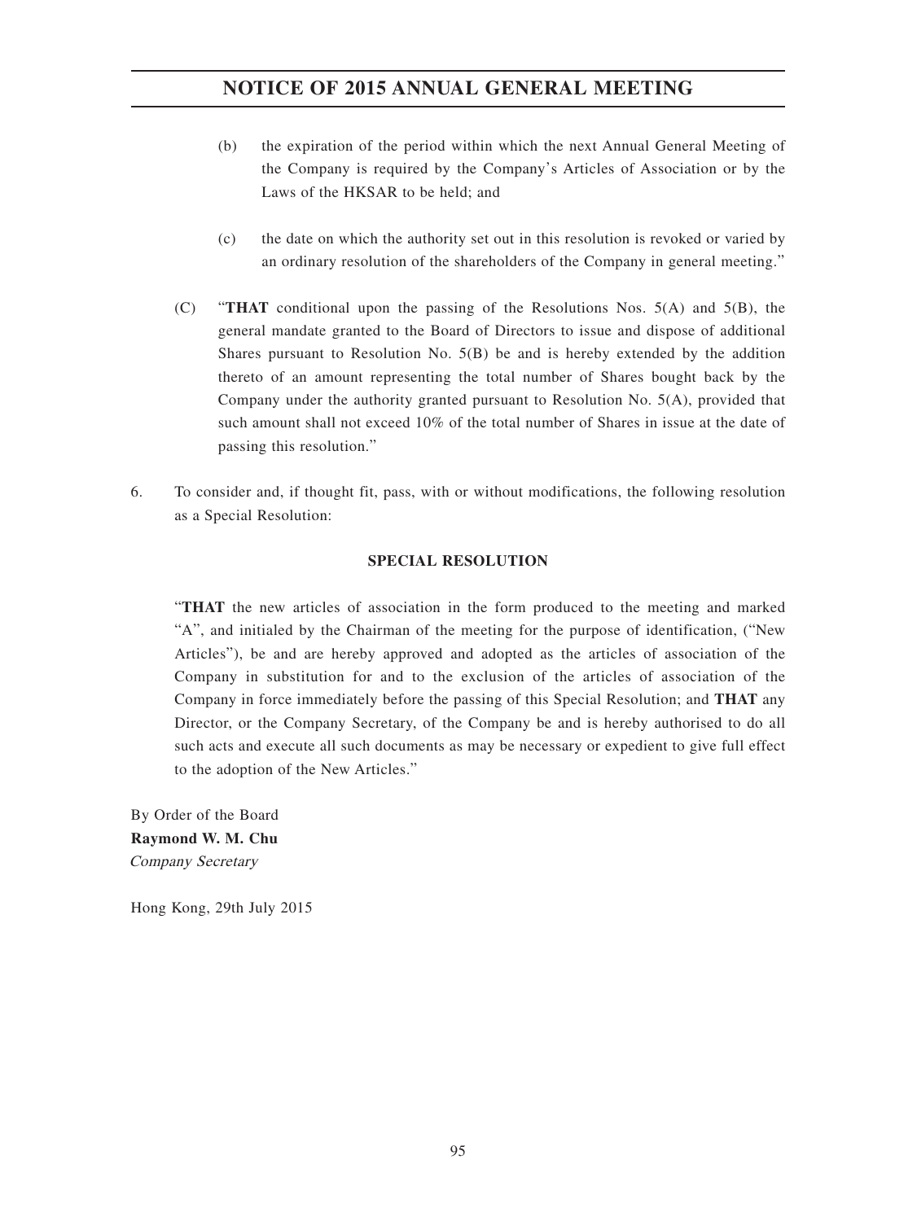(b) the expiration of the period within which the next Annual General Meeting of the Company is required by the Company's Articles of Association or by the Laws of the HKSAR to be held; and

(c) the date on which the authority set out in this resolution is revoked or varied by an ordinary resolution of the shareholders of the Company in general meeting."

(C) "**THAT** conditional upon the passing of the Resolutions Nos. 5(A) and 5(B), the general mandate granted to the Board of Directors to issue and dispose of additional Shares pursuant to Resolution No. 5(B) be and is hereby extended by the addition thereto of an amount representing the total number of Shares bought back by the Company under the authority granted pursuant to Resolution No. 5(A), provided that such amount shall not exceed 10% of the total number of Shares in issue at the date of passing this resolution."

6. To consider and, if thought fit, pass, with or without modifications, the following resolution as a Special Resolution:

**SPECIAL RESOLUTION**

"**THAT** the new articles of association in the form produced to the meeting and marked "A", and initialed by the Chairman of the meeting for the purpose of identification, ("New Articles"), be and are hereby approved and adopted as the articles of association of the Company in substitution for and to the exclusion of the articles of association of the Company in force immediately before the passing of this Special Resolution; and **THAT** any Director, or the Company Secretary, of the Company be and is hereby authorised to do all such acts and execute all such documents as may be necessary or expedient to give full effect to the adoption of the New Articles."

By Order of the Board
**Raymond W. M. Chu**
*Company Secretary*

Hong Kong, 29th July 2015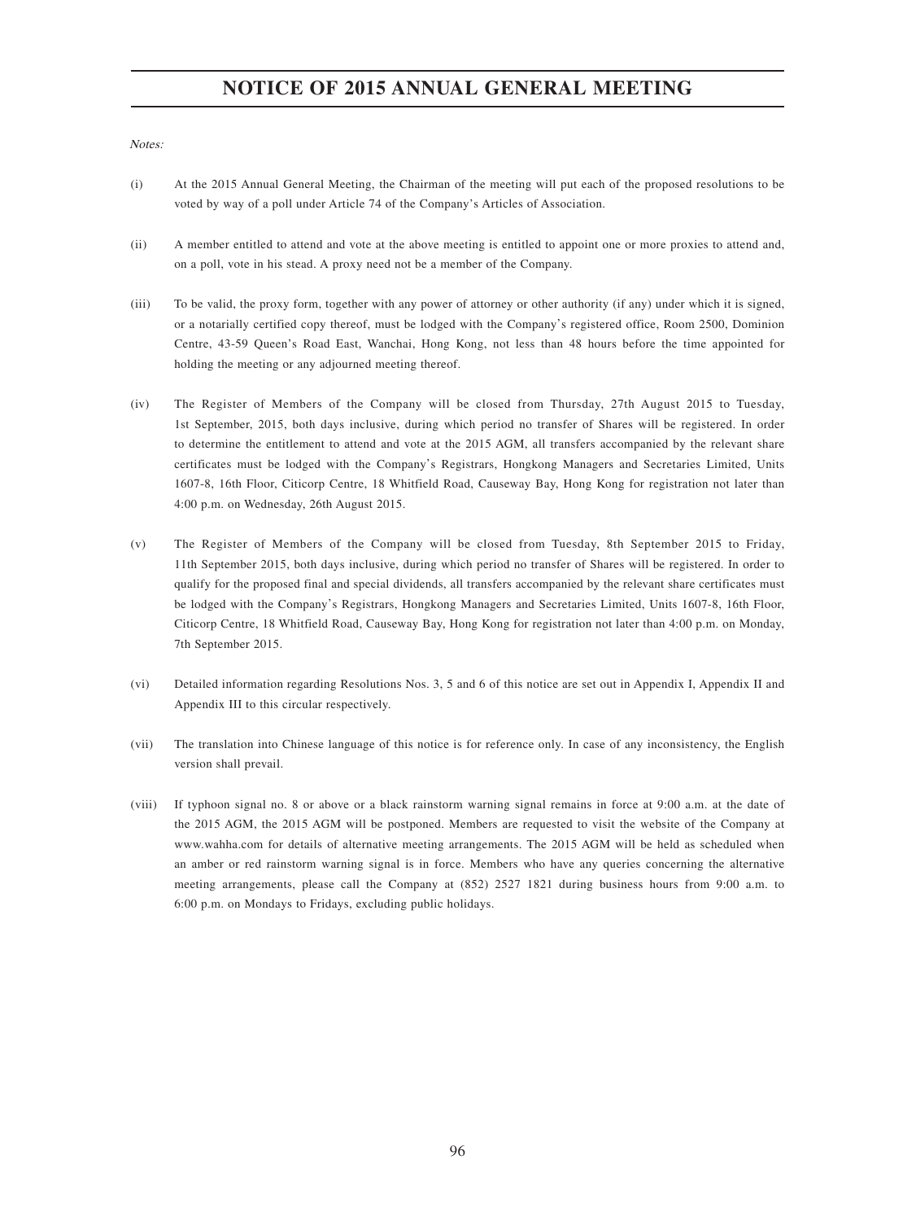# NOTICE OF 2015 ANNUAL GENERAL MEETING

*Notes:*

(i) At the 2015 Annual General Meeting, the Chairman of the meeting will put each of the proposed resolutions to be voted by way of a poll under Article 74 of the Company's Articles of Association.

(ii) A member entitled to attend and vote at the above meeting is entitled to appoint one or more proxies to attend and, on a poll, vote in his stead. A proxy need not be a member of the Company.

(iii) To be valid, the proxy form, together with any power of attorney or other authority (if any) under which it is signed, or a notarially certified copy thereof, must be lodged with the Company's registered office, Room 2500, Dominion Centre, 43-59 Queen's Road East, Wanchai, Hong Kong, not less than 48 hours before the time appointed for holding the meeting or any adjourned meeting thereof.

(iv) The Register of Members of the Company will be closed from Thursday, 27th August 2015 to Tuesday, 1st September, 2015, both days inclusive, during which period no transfer of Shares will be registered. In order to determine the entitlement to attend and vote at the 2015 AGM, all transfers accompanied by the relevant share certificates must be lodged with the Company's Registrars, Hongkong Managers and Secretaries Limited, Units 1607-8, 16th Floor, Citicorp Centre, 18 Whitfield Road, Causeway Bay, Hong Kong for registration not later than 4:00 p.m. on Wednesday, 26th August 2015.

(v) The Register of Members of the Company will be closed from Tuesday, 8th September 2015 to Friday, 11th September 2015, both days inclusive, during which period no transfer of Shares will be registered. In order to qualify for the proposed final and special dividends, all transfers accompanied by the relevant share certificates must be lodged with the Company's Registrars, Hongkong Managers and Secretaries Limited, Units 1607-8, 16th Floor, Citicorp Centre, 18 Whitfield Road, Causeway Bay, Hong Kong for registration not later than 4:00 p.m. on Monday, 7th September 2015.

(vi) Detailed information regarding Resolutions Nos. 3, 5 and 6 of this notice are set out in Appendix I, Appendix II and Appendix III to this circular respectively.

(vii) The translation into Chinese language of this notice is for reference only. In case of any inconsistency, the English version shall prevail.

(viii) If typhoon signal no. 8 or above or a black rainstorm warning signal remains in force at 9:00 a.m. at the date of the 2015 AGM, the 2015 AGM will be postponed. Members are requested to visit the website of the Company at www.wahha.com for details of alternative meeting arrangements. The 2015 AGM will be held as scheduled when an amber or red rainstorm warning signal is in force. Members who have any queries concerning the alternative meeting arrangements, please call the Company at (852) 2527 1821 during business hours from 9:00 a.m. to 6:00 p.m. on Mondays to Fridays, excluding public holidays.